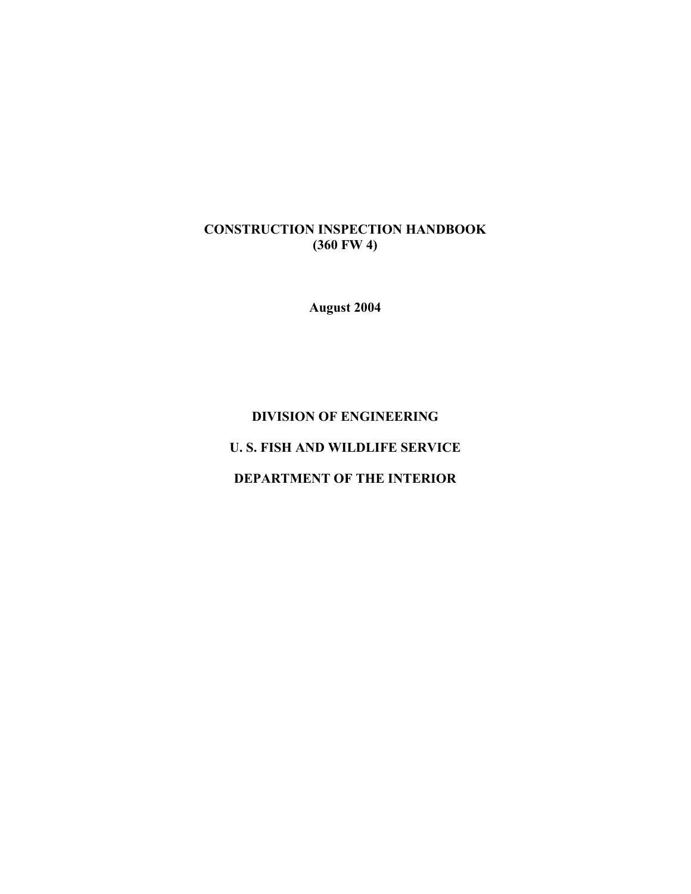# CONSTRUCTION INSPECTION HANDBOOK
# (360 FW 4)

**August 2004**

**DIVISION OF ENGINEERING**

**U. S. FISH AND WILDLIFE SERVICE**

**DEPARTMENT OF THE INTERIOR**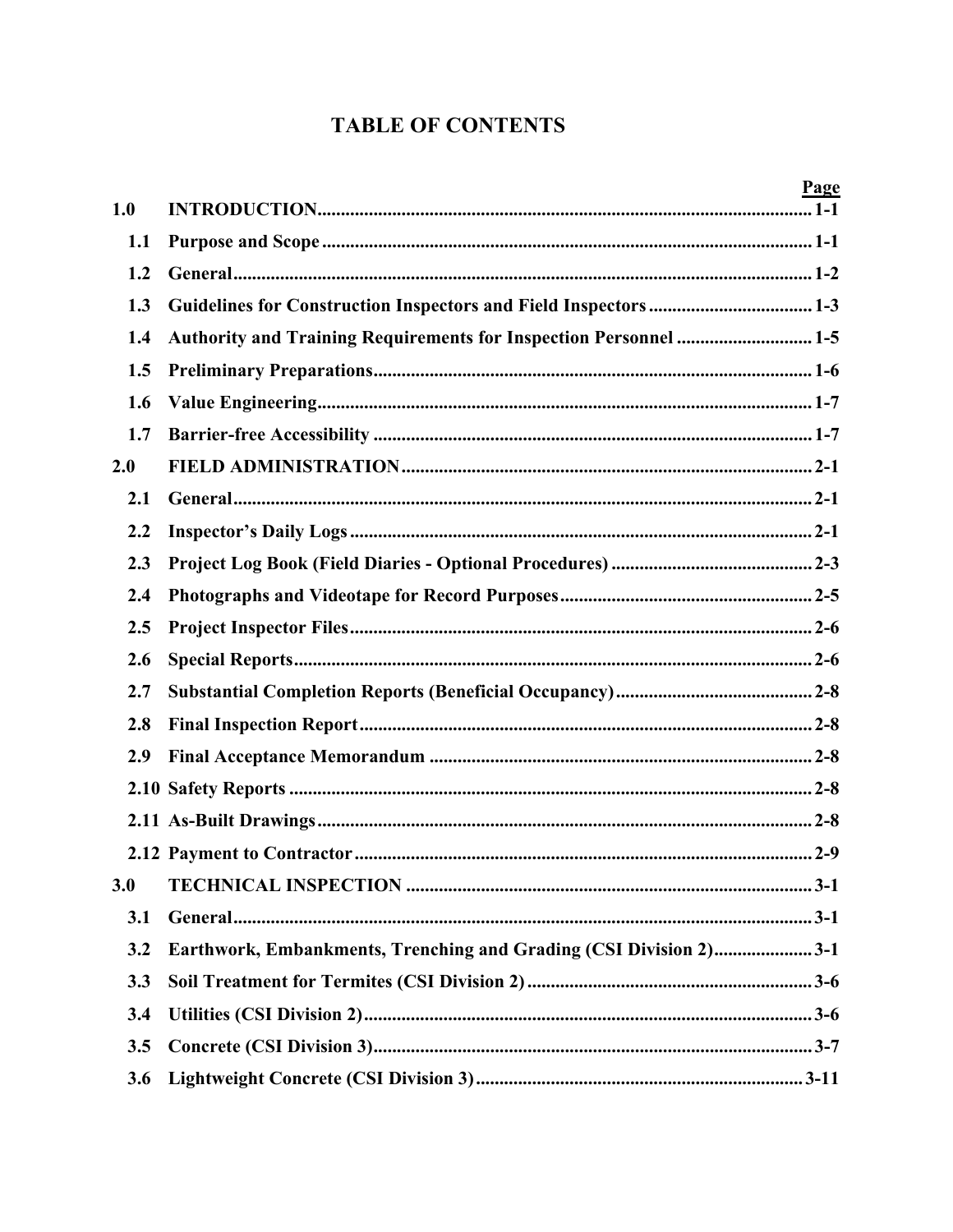# TABLE OF CONTENTS

| | | Page |
|---|---|---|
| **1.0** | **INTRODUCTION** | **1-1** |
| **1.1** | **Purpose and Scope** | **1-1** |
| **1.2** | **General** | **1-2** |
| **1.3** | **Guidelines for Construction Inspectors and Field Inspectors** | **1-3** |
| **1.4** | **Authority and Training Requirements for Inspection Personnel** | **1-5** |
| **1.5** | **Preliminary Preparations** | **1-6** |
| **1.6** | **Value Engineering** | **1-7** |
| **1.7** | **Barrier-free Accessibility** | **1-7** |
| **2.0** | **FIELD ADMINISTRATION** | **2-1** |
| **2.1** | **General** | **2-1** |
| **2.2** | **Inspector's Daily Logs** | **2-1** |
| **2.3** | **Project Log Book (Field Diaries - Optional Procedures)** | **2-3** |
| **2.4** | **Photographs and Videotape for Record Purposes** | **2-5** |
| **2.5** | **Project Inspector Files** | **2-6** |
| **2.6** | **Special Reports** | **2-6** |
| **2.7** | **Substantial Completion Reports (Beneficial Occupancy)** | **2-8** |
| **2.8** | **Final Inspection Report** | **2-8** |
| **2.9** | **Final Acceptance Memorandum** | **2-8** |
| **2.10** | **Safety Reports** | **2-8** |
| **2.11** | **As-Built Drawings** | **2-8** |
| **2.12** | **Payment to Contractor** | **2-9** |
| **3.0** | **TECHNICAL INSPECTION** | **3-1** |
| **3.1** | **General** | **3-1** |
| **3.2** | **Earthwork, Embankments, Trenching and Grading (CSI Division 2)** | **3-1** |
| **3.3** | **Soil Treatment for Termites (CSI Division 2)** | **3-6** |
| **3.4** | **Utilities (CSI Division 2)** | **3-6** |
| **3.5** | **Concrete (CSI Division 3)** | **3-7** |
| **3.6** | **Lightweight Concrete (CSI Division 3)** | **3-11** |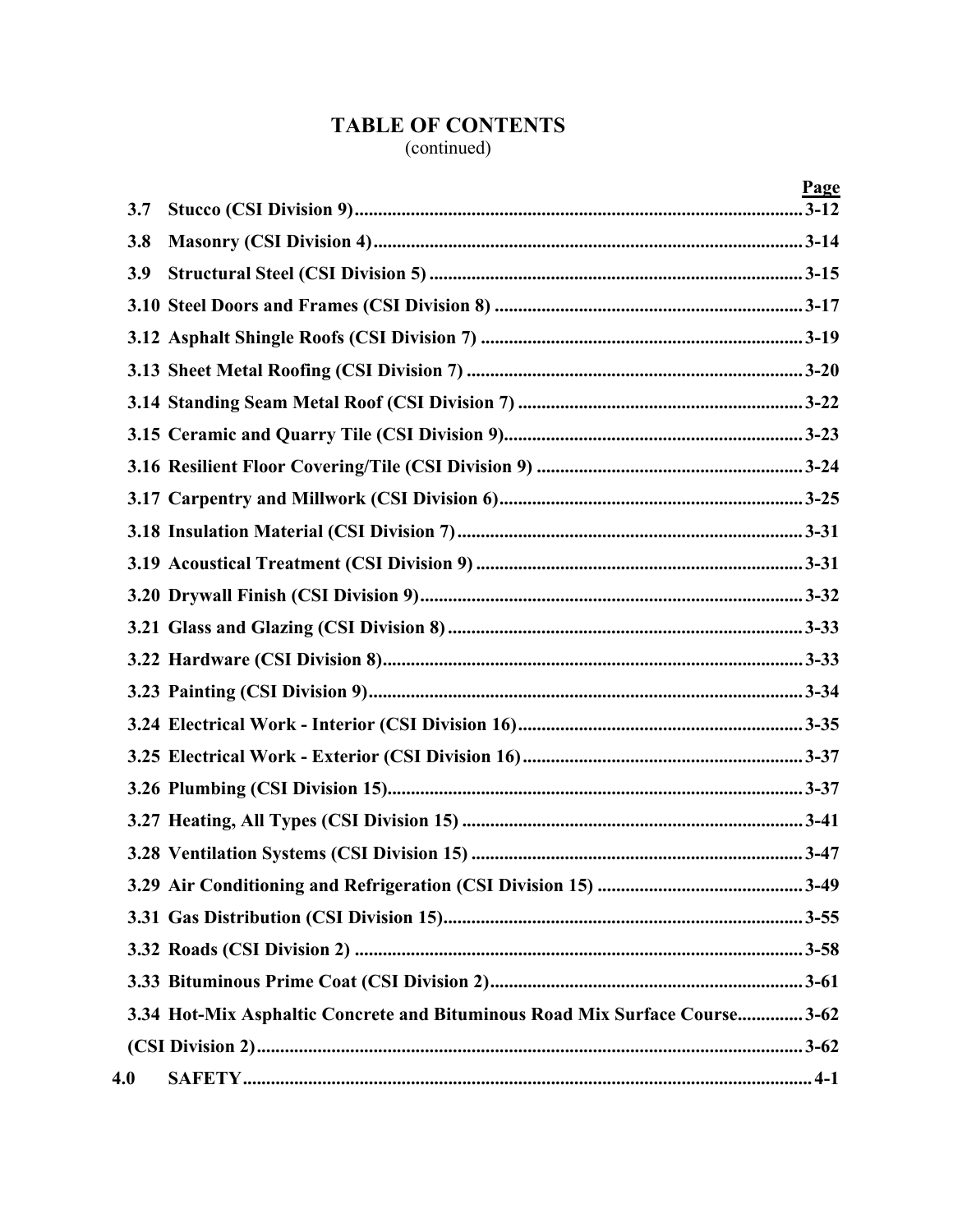# TABLE OF CONTENTS

(continued)

| | | Page |
|---|---|---|
| 3.7 | Stucco (CSI Division 9) | 3-12 |
| 3.8 | Masonry (CSI Division 4) | 3-14 |
| 3.9 | Structural Steel (CSI Division 5) | 3-15 |
| 3.10 | Steel Doors and Frames (CSI Division 8) | 3-17 |
| 3.12 | Asphalt Shingle Roofs (CSI Division 7) | 3-19 |
| 3.13 | Sheet Metal Roofing (CSI Division 7) | 3-20 |
| 3.14 | Standing Seam Metal Roof (CSI Division 7) | 3-22 |
| 3.15 | Ceramic and Quarry Tile (CSI Division 9) | 3-23 |
| 3.16 | Resilient Floor Covering/Tile (CSI Division 9) | 3-24 |
| 3.17 | Carpentry and Millwork (CSI Division 6) | 3-25 |
| 3.18 | Insulation Material (CSI Division 7) | 3-31 |
| 3.19 | Acoustical Treatment (CSI Division 9) | 3-31 |
| 3.20 | Drywall Finish (CSI Division 9) | 3-32 |
| 3.21 | Glass and Glazing (CSI Division 8) | 3-33 |
| 3.22 | Hardware (CSI Division 8) | 3-33 |
| 3.23 | Painting (CSI Division 9) | 3-34 |
| 3.24 | Electrical Work - Interior (CSI Division 16) | 3-35 |
| 3.25 | Electrical Work - Exterior (CSI Division 16) | 3-37 |
| 3.26 | Plumbing (CSI Division 15) | 3-37 |
| 3.27 | Heating, All Types (CSI Division 15) | 3-41 |
| 3.28 | Ventilation Systems (CSI Division 15) | 3-47 |
| 3.29 | Air Conditioning and Refrigeration (CSI Division 15) | 3-49 |
| 3.31 | Gas Distribution (CSI Division 15) | 3-55 |
| 3.32 | Roads (CSI Division 2) | 3-58 |
| 3.33 | Bituminous Prime Coat (CSI Division 2) | 3-61 |
| 3.34 | Hot-Mix Asphaltic Concrete and Bituminous Road Mix Surface Course | 3-62 |
| | (CSI Division 2) | 3-62 |
| 4.0 | SAFETY | 4-1 |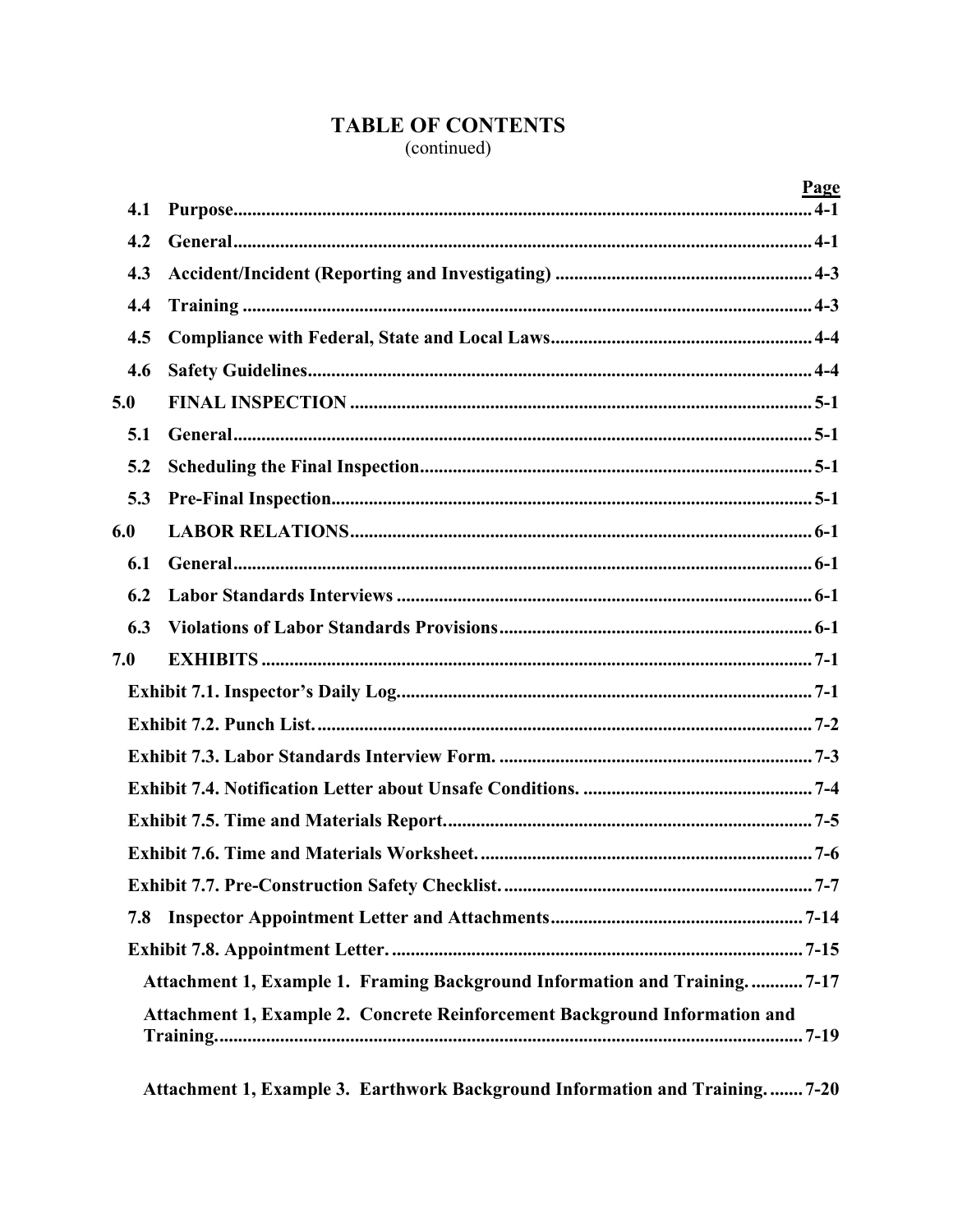# TABLE OF CONTENTS
(continued)

| | | Page |
|---|---|---|
| 4.1 | Purpose | 4-1 |
| 4.2 | General | 4-1 |
| 4.3 | Accident/Incident (Reporting and Investigating) | 4-3 |
| 4.4 | Training | 4-3 |
| 4.5 | Compliance with Federal, State and Local Laws | 4-4 |
| 4.6 | Safety Guidelines | 4-4 |
| 5.0 | FINAL INSPECTION | 5-1 |
| 5.1 | General | 5-1 |
| 5.2 | Scheduling the Final Inspection | 5-1 |
| 5.3 | Pre-Final Inspection | 5-1 |
| 6.0 | LABOR RELATIONS | 6-1 |
| 6.1 | General | 6-1 |
| 6.2 | Labor Standards Interviews | 6-1 |
| 6.3 | Violations of Labor Standards Provisions | 6-1 |
| 7.0 | EXHIBITS | 7-1 |
| | Exhibit 7.1. Inspector's Daily Log. | 7-1 |
| | Exhibit 7.2. Punch List. | 7-2 |
| | Exhibit 7.3. Labor Standards Interview Form. | 7-3 |
| | Exhibit 7.4. Notification Letter about Unsafe Conditions. | 7-4 |
| | Exhibit 7.5. Time and Materials Report. | 7-5 |
| | Exhibit 7.6. Time and Materials Worksheet. | 7-6 |
| | Exhibit 7.7. Pre-Construction Safety Checklist. | 7-7 |
| 7.8 | Inspector Appointment Letter and Attachments | 7-14 |
| | Exhibit 7.8. Appointment Letter. | 7-15 |
| | Attachment 1, Example 1. Framing Background Information and Training. | 7-17 |
| | Attachment 1, Example 2. Concrete Reinforcement Background Information and Training. | 7-19 |
| | Attachment 1, Example 3. Earthwork Background Information and Training. | 7-20 |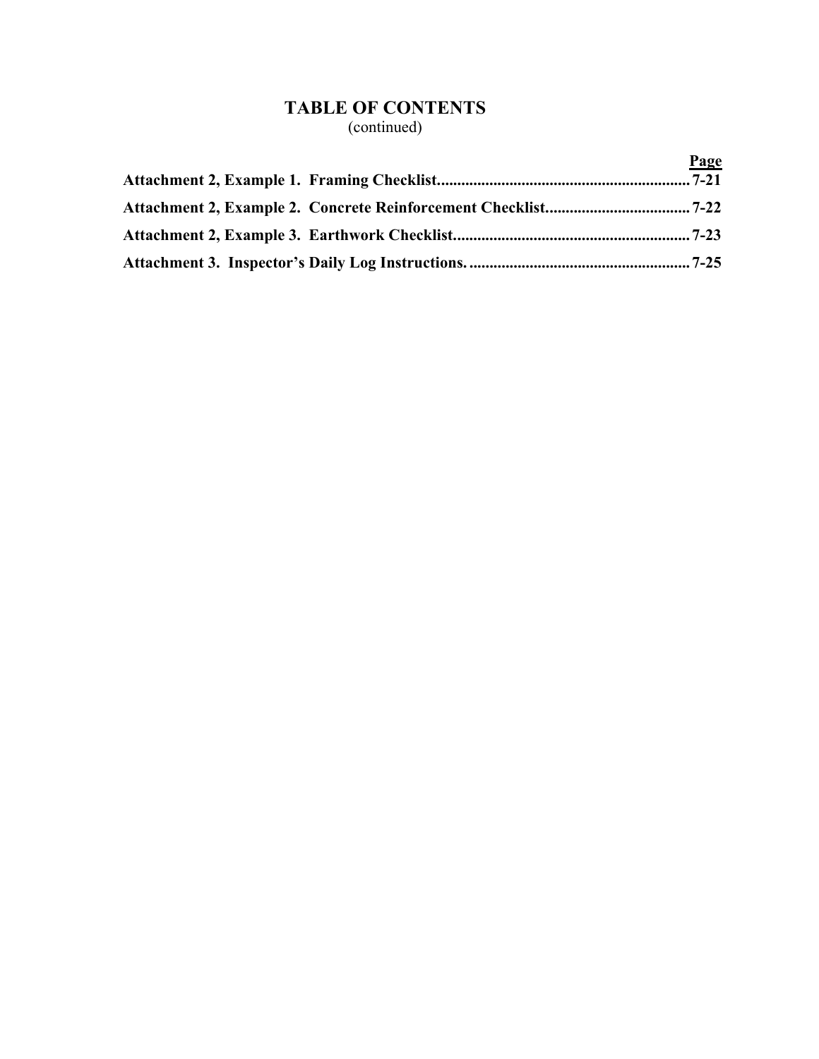# TABLE OF CONTENTS
(continued)

| | Page |
|---|---|
| **Attachment 2, Example 1. Framing Checklist** | **7-21** |
| **Attachment 2, Example 2. Concrete Reinforcement Checklist** | **7-22** |
| **Attachment 2, Example 3. Earthwork Checklist** | **7-23** |
| **Attachment 3. Inspector's Daily Log Instructions.** | **7-25** |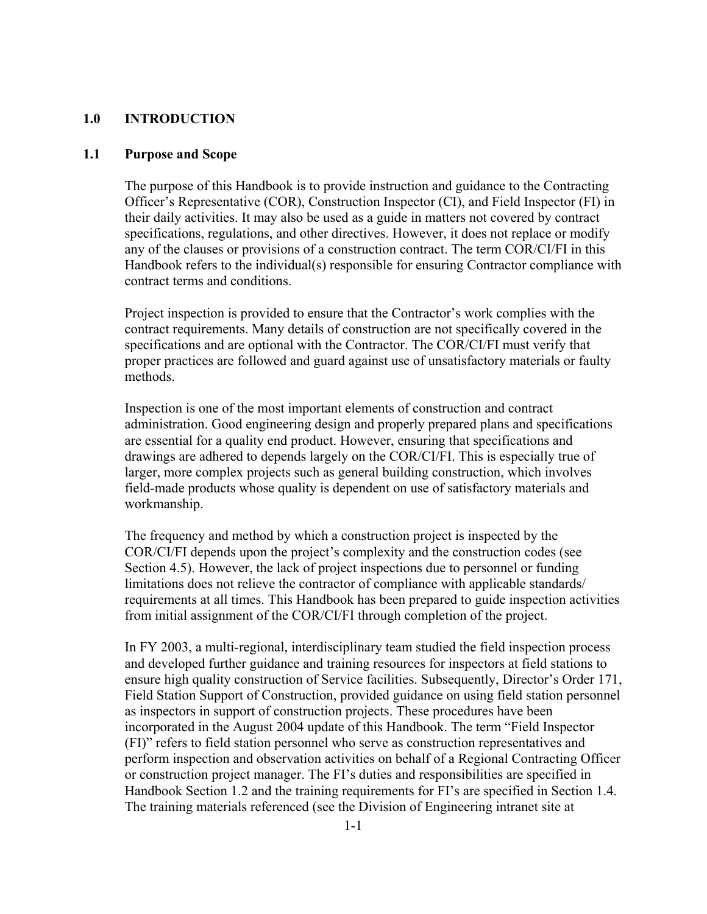# 1.0 INTRODUCTION

## 1.1 Purpose and Scope

The purpose of this Handbook is to provide instruction and guidance to the Contracting Officer's Representative (COR), Construction Inspector (CI), and Field Inspector (FI) in their daily activities. It may also be used as a guide in matters not covered by contract specifications, regulations, and other directives. However, it does not replace or modify any of the clauses or provisions of a construction contract. The term COR/CI/FI in this Handbook refers to the individual(s) responsible for ensuring Contractor compliance with contract terms and conditions.

Project inspection is provided to ensure that the Contractor's work complies with the contract requirements. Many details of construction are not specifically covered in the specifications and are optional with the Contractor. The COR/CI/FI must verify that proper practices are followed and guard against use of unsatisfactory materials or faulty methods.

Inspection is one of the most important elements of construction and contract administration. Good engineering design and properly prepared plans and specifications are essential for a quality end product. However, ensuring that specifications and drawings are adhered to depends largely on the COR/CI/FI. This is especially true of larger, more complex projects such as general building construction, which involves field-made products whose quality is dependent on use of satisfactory materials and workmanship.

The frequency and method by which a construction project is inspected by the COR/CI/FI depends upon the project's complexity and the construction codes (see Section 4.5). However, the lack of project inspections due to personnel or funding limitations does not relieve the contractor of compliance with applicable standards/ requirements at all times. This Handbook has been prepared to guide inspection activities from initial assignment of the COR/CI/FI through completion of the project.

In FY 2003, a multi-regional, interdisciplinary team studied the field inspection process and developed further guidance and training resources for inspectors at field stations to ensure high quality construction of Service facilities. Subsequently, Director's Order 171, Field Station Support of Construction, provided guidance on using field station personnel as inspectors in support of construction projects. These procedures have been incorporated in the August 2004 update of this Handbook. The term "Field Inspector (FI)" refers to field station personnel who serve as construction representatives and perform inspection and observation activities on behalf of a Regional Contracting Officer or construction project manager. The FI's duties and responsibilities are specified in Handbook Section 1.2 and the training requirements for FI's are specified in Section 1.4. The training materials referenced (see the Division of Engineering intranet site at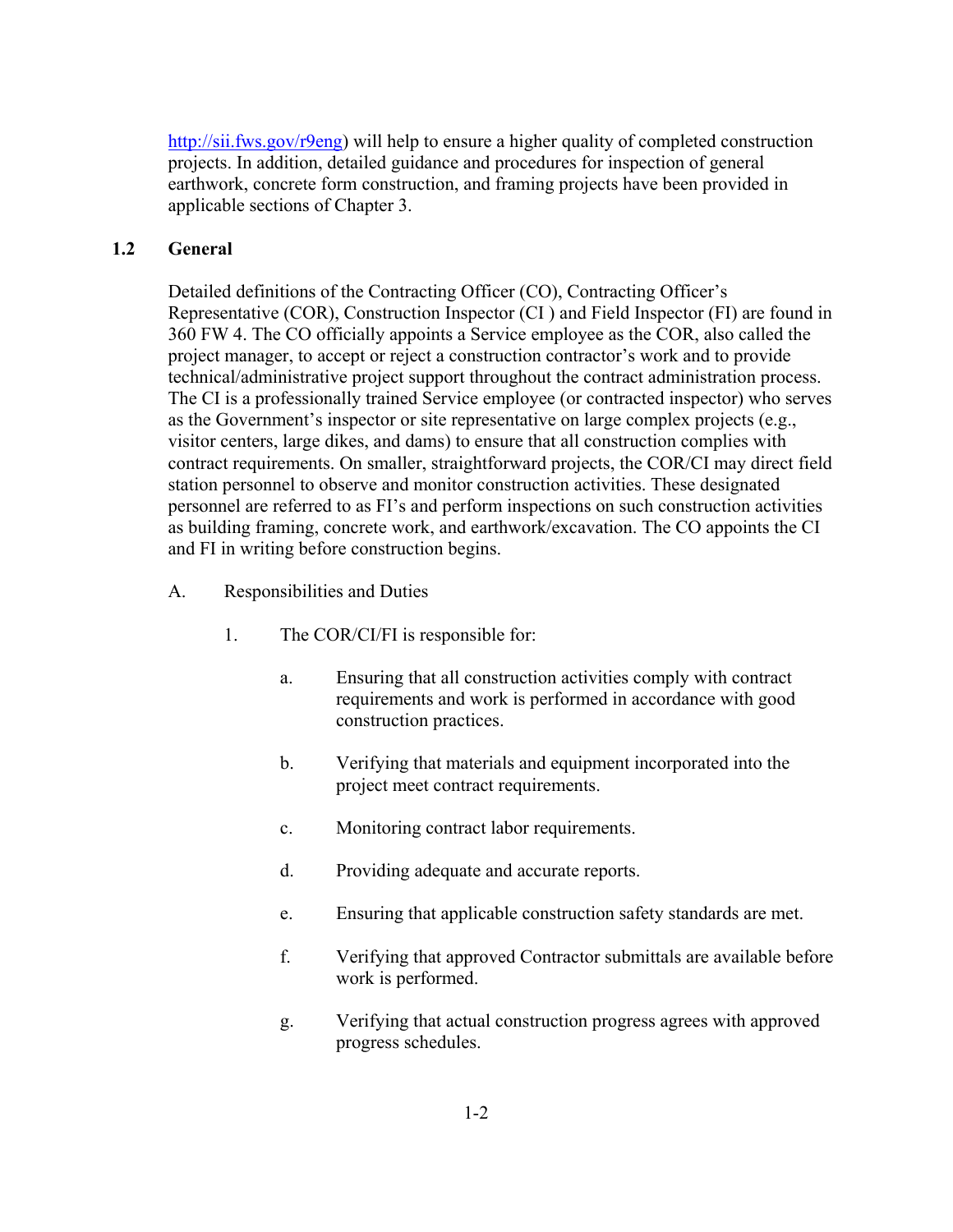http://sii.fws.gov/r9eng) will help to ensure a higher quality of completed construction projects. In addition, detailed guidance and procedures for inspection of general earthwork, concrete form construction, and framing projects have been provided in applicable sections of Chapter 3.

## 1.2 General

Detailed definitions of the Contracting Officer (CO), Contracting Officer's Representative (COR), Construction Inspector (CI ) and Field Inspector (FI) are found in 360 FW 4. The CO officially appoints a Service employee as the COR, also called the project manager, to accept or reject a construction contractor's work and to provide technical/administrative project support throughout the contract administration process. The CI is a professionally trained Service employee (or contracted inspector) who serves as the Government's inspector or site representative on large complex projects (e.g., visitor centers, large dikes, and dams) to ensure that all construction complies with contract requirements. On smaller, straightforward projects, the COR/CI may direct field station personnel to observe and monitor construction activities. These designated personnel are referred to as FI's and perform inspections on such construction activities as building framing, concrete work, and earthwork/excavation. The CO appoints the CI and FI in writing before construction begins.

A. Responsibilities and Duties

1. The COR/CI/FI is responsible for:

   a. Ensuring that all construction activities comply with contract requirements and work is performed in accordance with good construction practices.

   b. Verifying that materials and equipment incorporated into the project meet contract requirements.

   c. Monitoring contract labor requirements.

   d. Providing adequate and accurate reports.

   e. Ensuring that applicable construction safety standards are met.

   f. Verifying that approved Contractor submittals are available before work is performed.

   g. Verifying that actual construction progress agrees with approved progress schedules.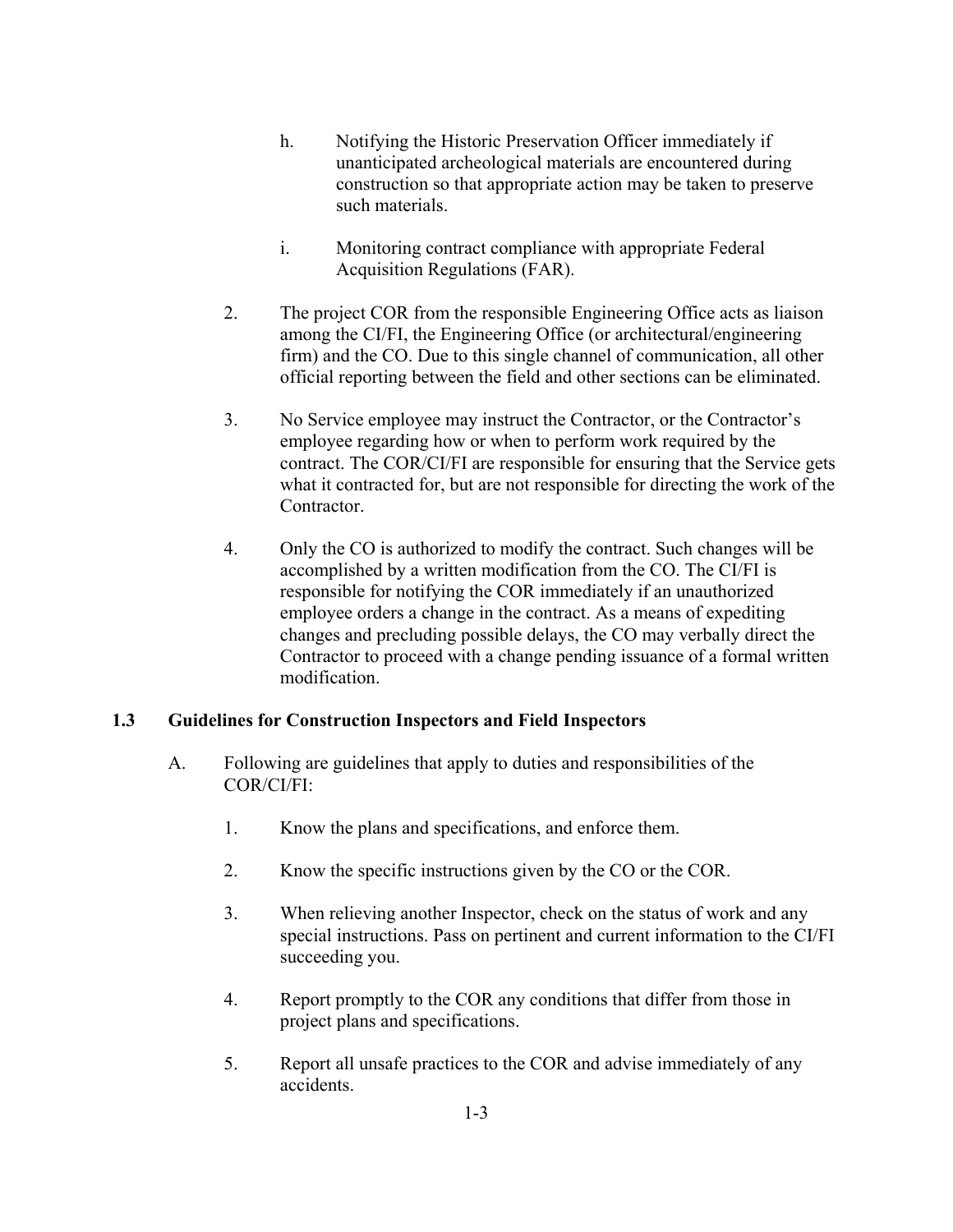h. Notifying the Historic Preservation Officer immediately if unanticipated archeological materials are encountered during construction so that appropriate action may be taken to preserve such materials.

i. Monitoring contract compliance with appropriate Federal Acquisition Regulations (FAR).

2. The project COR from the responsible Engineering Office acts as liaison among the CI/FI, the Engineering Office (or architectural/engineering firm) and the CO. Due to this single channel of communication, all other official reporting between the field and other sections can be eliminated.

3. No Service employee may instruct the Contractor, or the Contractor's employee regarding how or when to perform work required by the contract. The COR/CI/FI are responsible for ensuring that the Service gets what it contracted for, but are not responsible for directing the work of the Contractor.

4. Only the CO is authorized to modify the contract. Such changes will be accomplished by a written modification from the CO. The CI/FI is responsible for notifying the COR immediately if an unauthorized employee orders a change in the contract. As a means of expediting changes and precluding possible delays, the CO may verbally direct the Contractor to proceed with a change pending issuance of a formal written modification.

## 1.3 Guidelines for Construction Inspectors and Field Inspectors

A. Following are guidelines that apply to duties and responsibilities of the COR/CI/FI:

1. Know the plans and specifications, and enforce them.

2. Know the specific instructions given by the CO or the COR.

3. When relieving another Inspector, check on the status of work and any special instructions. Pass on pertinent and current information to the CI/FI succeeding you.

4. Report promptly to the COR any conditions that differ from those in project plans and specifications.

5. Report all unsafe practices to the COR and advise immediately of any accidents.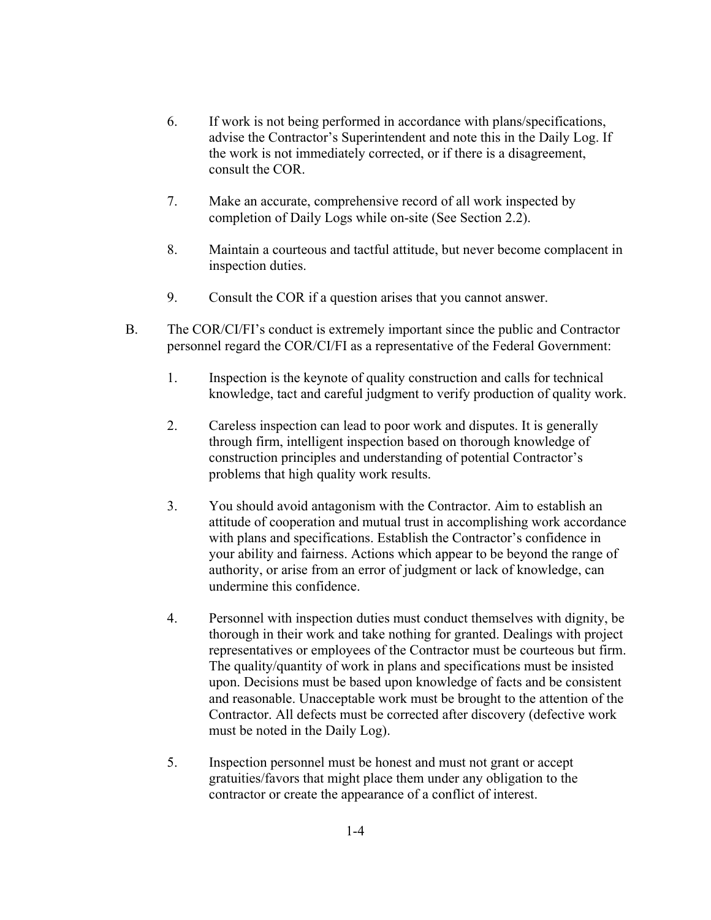6. If work is not being performed in accordance with plans/specifications, advise the Contractor's Superintendent and note this in the Daily Log. If the work is not immediately corrected, or if there is a disagreement, consult the COR.

7. Make an accurate, comprehensive record of all work inspected by completion of Daily Logs while on-site (See Section 2.2).

8. Maintain a courteous and tactful attitude, but never become complacent in inspection duties.

9. Consult the COR if a question arises that you cannot answer.

B. The COR/CI/FI's conduct is extremely important since the public and Contractor personnel regard the COR/CI/FI as a representative of the Federal Government:

1. Inspection is the keynote of quality construction and calls for technical knowledge, tact and careful judgment to verify production of quality work.

2. Careless inspection can lead to poor work and disputes. It is generally through firm, intelligent inspection based on thorough knowledge of construction principles and understanding of potential Contractor's problems that high quality work results.

3. You should avoid antagonism with the Contractor. Aim to establish an attitude of cooperation and mutual trust in accomplishing work accordance with plans and specifications. Establish the Contractor's confidence in your ability and fairness. Actions which appear to be beyond the range of authority, or arise from an error of judgment or lack of knowledge, can undermine this confidence.

4. Personnel with inspection duties must conduct themselves with dignity, be thorough in their work and take nothing for granted. Dealings with project representatives or employees of the Contractor must be courteous but firm. The quality/quantity of work in plans and specifications must be insisted upon. Decisions must be based upon knowledge of facts and be consistent and reasonable. Unacceptable work must be brought to the attention of the Contractor. All defects must be corrected after discovery (defective work must be noted in the Daily Log).

5. Inspection personnel must be honest and must not grant or accept gratuities/favors that might place them under any obligation to the contractor or create the appearance of a conflict of interest.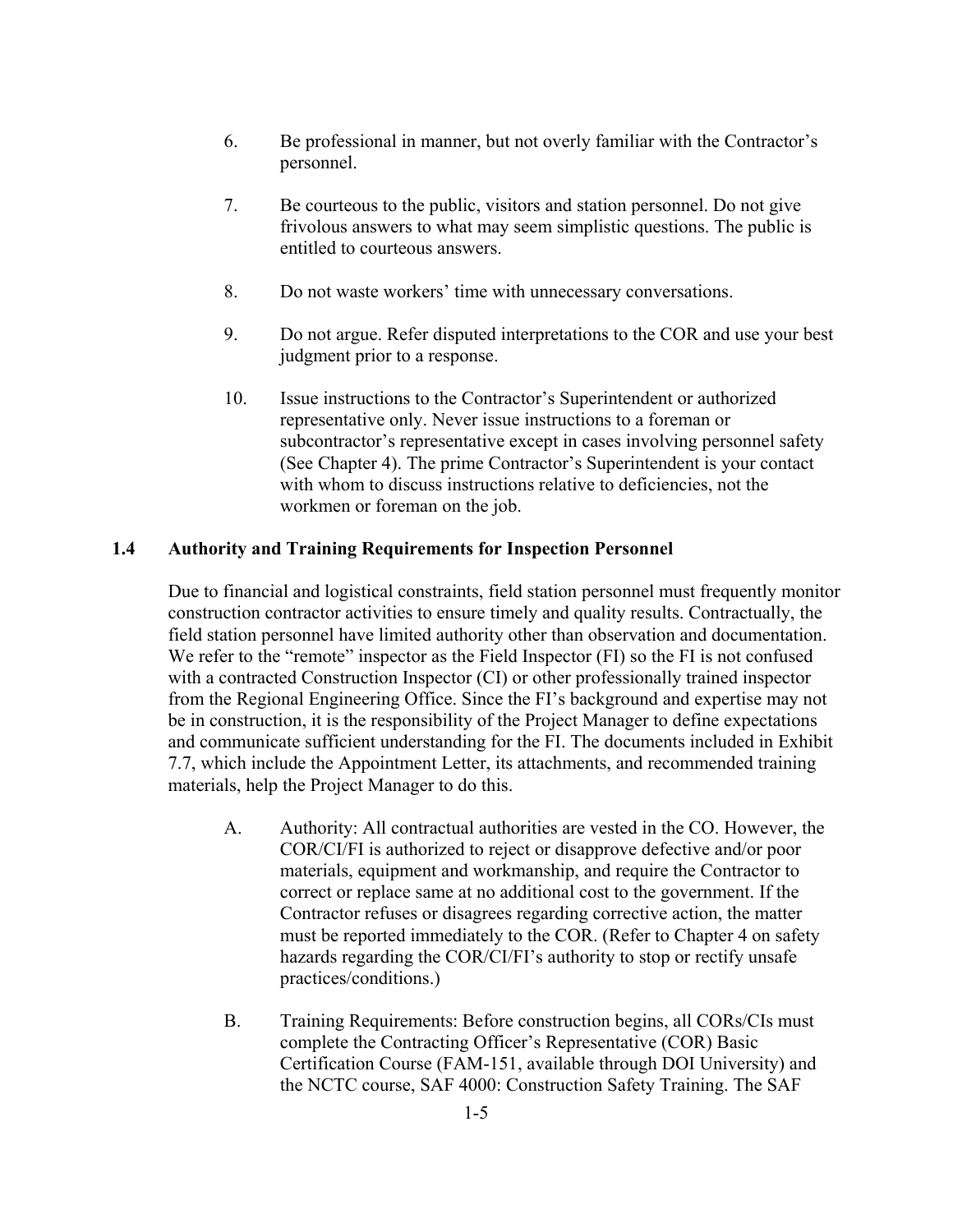6. Be professional in manner, but not overly familiar with the Contractor's personnel.

7. Be courteous to the public, visitors and station personnel. Do not give frivolous answers to what may seem simplistic questions. The public is entitled to courteous answers.

8. Do not waste workers' time with unnecessary conversations.

9. Do not argue. Refer disputed interpretations to the COR and use your best judgment prior to a response.

10. Issue instructions to the Contractor's Superintendent or authorized representative only. Never issue instructions to a foreman or subcontractor's representative except in cases involving personnel safety (See Chapter 4). The prime Contractor's Superintendent is your contact with whom to discuss instructions relative to deficiencies, not the workmen or foreman on the job.

## 1.4 Authority and Training Requirements for Inspection Personnel

Due to financial and logistical constraints, field station personnel must frequently monitor construction contractor activities to ensure timely and quality results. Contractually, the field station personnel have limited authority other than observation and documentation. We refer to the "remote" inspector as the Field Inspector (FI) so the FI is not confused with a contracted Construction Inspector (CI) or other professionally trained inspector from the Regional Engineering Office. Since the FI's background and expertise may not be in construction, it is the responsibility of the Project Manager to define expectations and communicate sufficient understanding for the FI. The documents included in Exhibit 7.7, which include the Appointment Letter, its attachments, and recommended training materials, help the Project Manager to do this.

A. Authority: All contractual authorities are vested in the CO. However, the COR/CI/FI is authorized to reject or disapprove defective and/or poor materials, equipment and workmanship, and require the Contractor to correct or replace same at no additional cost to the government. If the Contractor refuses or disagrees regarding corrective action, the matter must be reported immediately to the COR. (Refer to Chapter 4 on safety hazards regarding the COR/CI/FI's authority to stop or rectify unsafe practices/conditions.)

B. Training Requirements: Before construction begins, all CORs/CIs must complete the Contracting Officer's Representative (COR) Basic Certification Course (FAM-151, available through DOI University) and the NCTC course, SAF 4000: Construction Safety Training. The SAF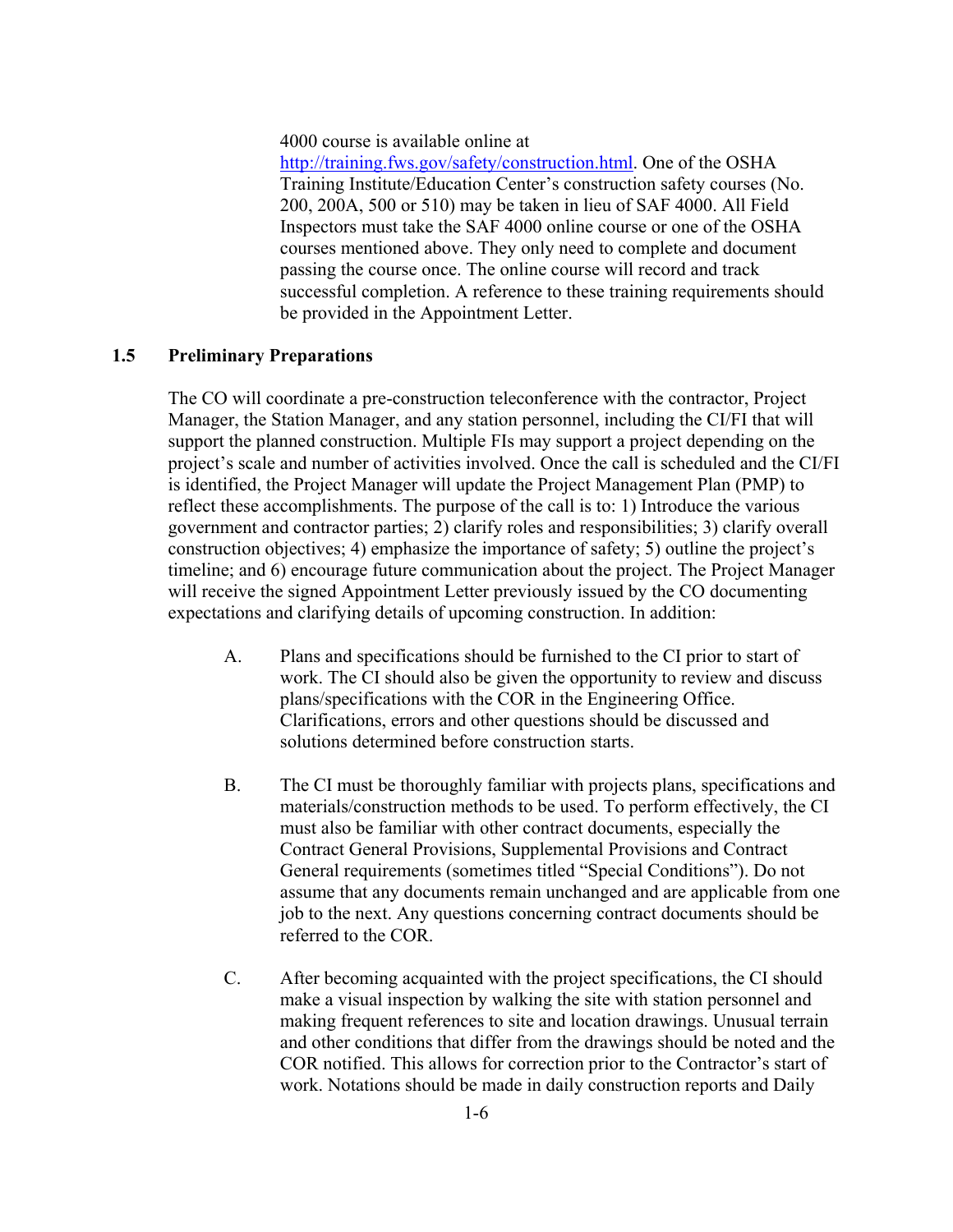4000 course is available online at http://training.fws.gov/safety/construction.html. One of the OSHA Training Institute/Education Center's construction safety courses (No. 200, 200A, 500 or 510) may be taken in lieu of SAF 4000. All Field Inspectors must take the SAF 4000 online course or one of the OSHA courses mentioned above. They only need to complete and document passing the course once. The online course will record and track successful completion. A reference to these training requirements should be provided in the Appointment Letter.

## 1.5 Preliminary Preparations

The CO will coordinate a pre-construction teleconference with the contractor, Project Manager, the Station Manager, and any station personnel, including the CI/FI that will support the planned construction. Multiple FIs may support a project depending on the project's scale and number of activities involved. Once the call is scheduled and the CI/FI is identified, the Project Manager will update the Project Management Plan (PMP) to reflect these accomplishments. The purpose of the call is to: 1) Introduce the various government and contractor parties; 2) clarify roles and responsibilities; 3) clarify overall construction objectives; 4) emphasize the importance of safety; 5) outline the project's timeline; and 6) encourage future communication about the project. The Project Manager will receive the signed Appointment Letter previously issued by the CO documenting expectations and clarifying details of upcoming construction. In addition:

A. Plans and specifications should be furnished to the CI prior to start of work. The CI should also be given the opportunity to review and discuss plans/specifications with the COR in the Engineering Office. Clarifications, errors and other questions should be discussed and solutions determined before construction starts.

B. The CI must be thoroughly familiar with projects plans, specifications and materials/construction methods to be used. To perform effectively, the CI must also be familiar with other contract documents, especially the Contract General Provisions, Supplemental Provisions and Contract General requirements (sometimes titled "Special Conditions"). Do not assume that any documents remain unchanged and are applicable from one job to the next. Any questions concerning contract documents should be referred to the COR.

C. After becoming acquainted with the project specifications, the CI should make a visual inspection by walking the site with station personnel and making frequent references to site and location drawings. Unusual terrain and other conditions that differ from the drawings should be noted and the COR notified. This allows for correction prior to the Contractor's start of work. Notations should be made in daily construction reports and Daily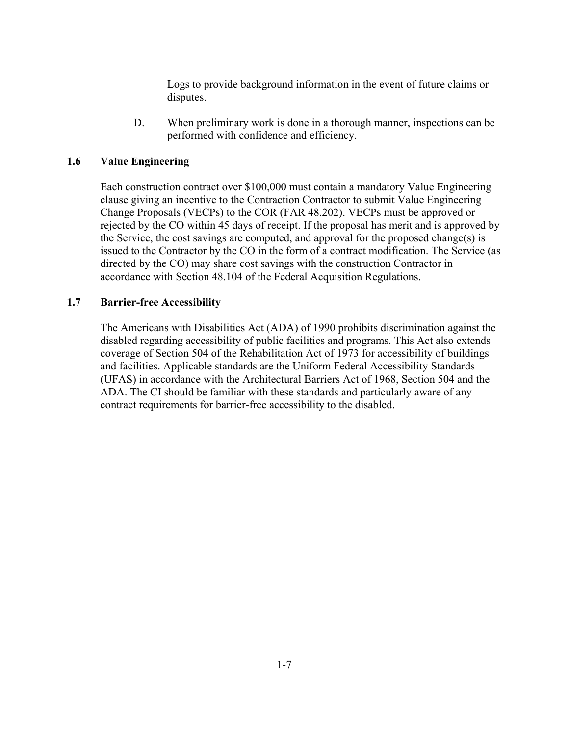Logs to provide background information in the event of future claims or disputes.

D. When preliminary work is done in a thorough manner, inspections can be performed with confidence and efficiency.

## 1.6 Value Engineering

Each construction contract over $100,000 must contain a mandatory Value Engineering clause giving an incentive to the Contraction Contractor to submit Value Engineering Change Proposals (VECPs) to the COR (FAR 48.202). VECPs must be approved or rejected by the CO within 45 days of receipt. If the proposal has merit and is approved by the Service, the cost savings are computed, and approval for the proposed change(s) is issued to the Contractor by the CO in the form of a contract modification. The Service (as directed by the CO) may share cost savings with the construction Contractor in accordance with Section 48.104 of the Federal Acquisition Regulations.

## 1.7 Barrier-free Accessibility

The Americans with Disabilities Act (ADA) of 1990 prohibits discrimination against the disabled regarding accessibility of public facilities and programs. This Act also extends coverage of Section 504 of the Rehabilitation Act of 1973 for accessibility of buildings and facilities. Applicable standards are the Uniform Federal Accessibility Standards (UFAS) in accordance with the Architectural Barriers Act of 1968, Section 504 and the ADA. The CI should be familiar with these standards and particularly aware of any contract requirements for barrier-free accessibility to the disabled.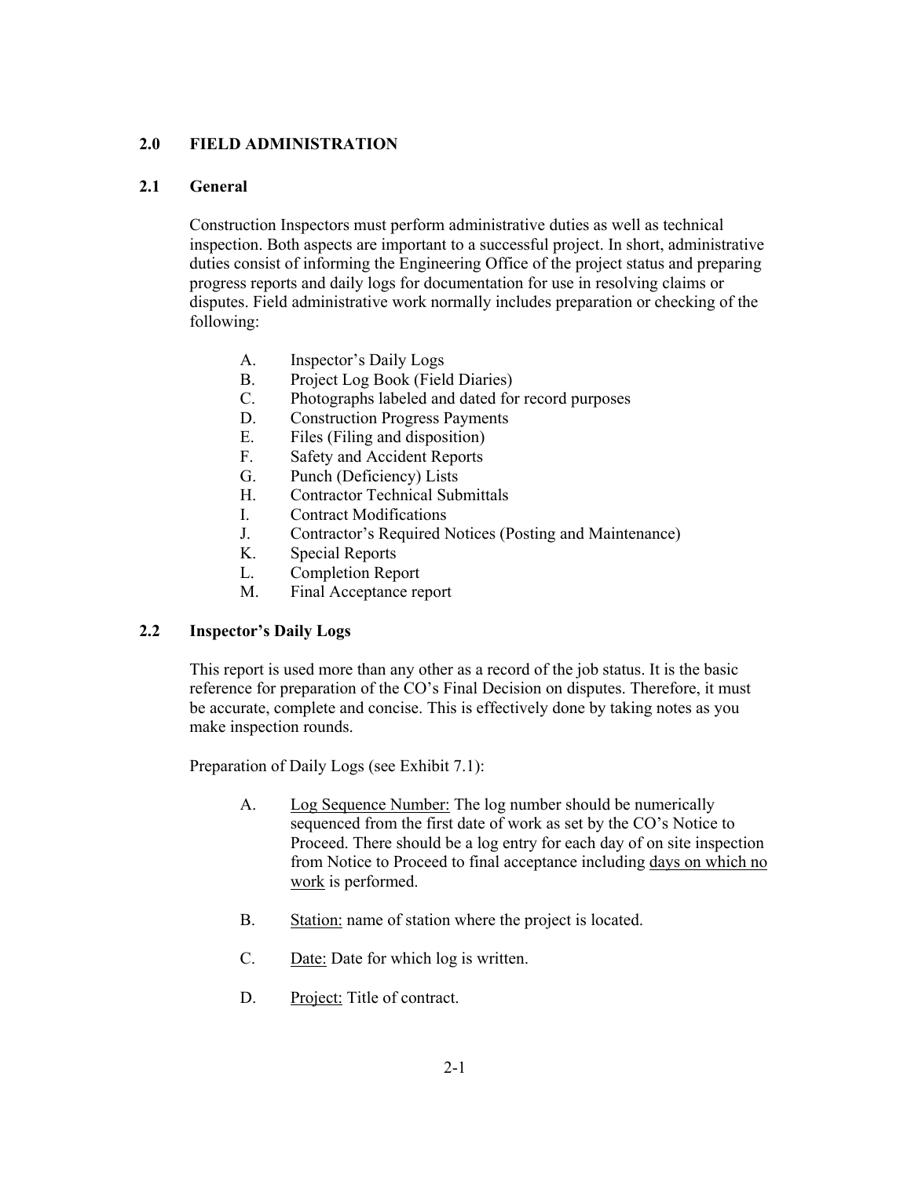## 2.0 FIELD ADMINISTRATION

### 2.1 General

Construction Inspectors must perform administrative duties as well as technical inspection. Both aspects are important to a successful project. In short, administrative duties consist of informing the Engineering Office of the project status and preparing progress reports and daily logs for documentation for use in resolving claims or disputes. Field administrative work normally includes preparation or checking of the following:

A. Inspector's Daily Logs
B. Project Log Book (Field Diaries)
C. Photographs labeled and dated for record purposes
D. Construction Progress Payments
E. Files (Filing and disposition)
F. Safety and Accident Reports
G. Punch (Deficiency) Lists
H. Contractor Technical Submittals
I. Contract Modifications
J. Contractor's Required Notices (Posting and Maintenance)
K. Special Reports
L. Completion Report
M. Final Acceptance report

### 2.2 Inspector's Daily Logs

This report is used more than any other as a record of the job status. It is the basic reference for preparation of the CO's Final Decision on disputes. Therefore, it must be accurate, complete and concise. This is effectively done by taking notes as you make inspection rounds.

Preparation of Daily Logs (see Exhibit 7.1):

A. <u>Log Sequence Number:</u> The log number should be numerically sequenced from the first date of work as set by the CO's Notice to Proceed. There should be a log entry for each day of on site inspection from Notice to Proceed to final acceptance including <u>days on which no work</u> is performed.

B. <u>Station:</u> name of station where the project is located.

C. <u>Date:</u> Date for which log is written.

D. <u>Project:</u> Title of contract.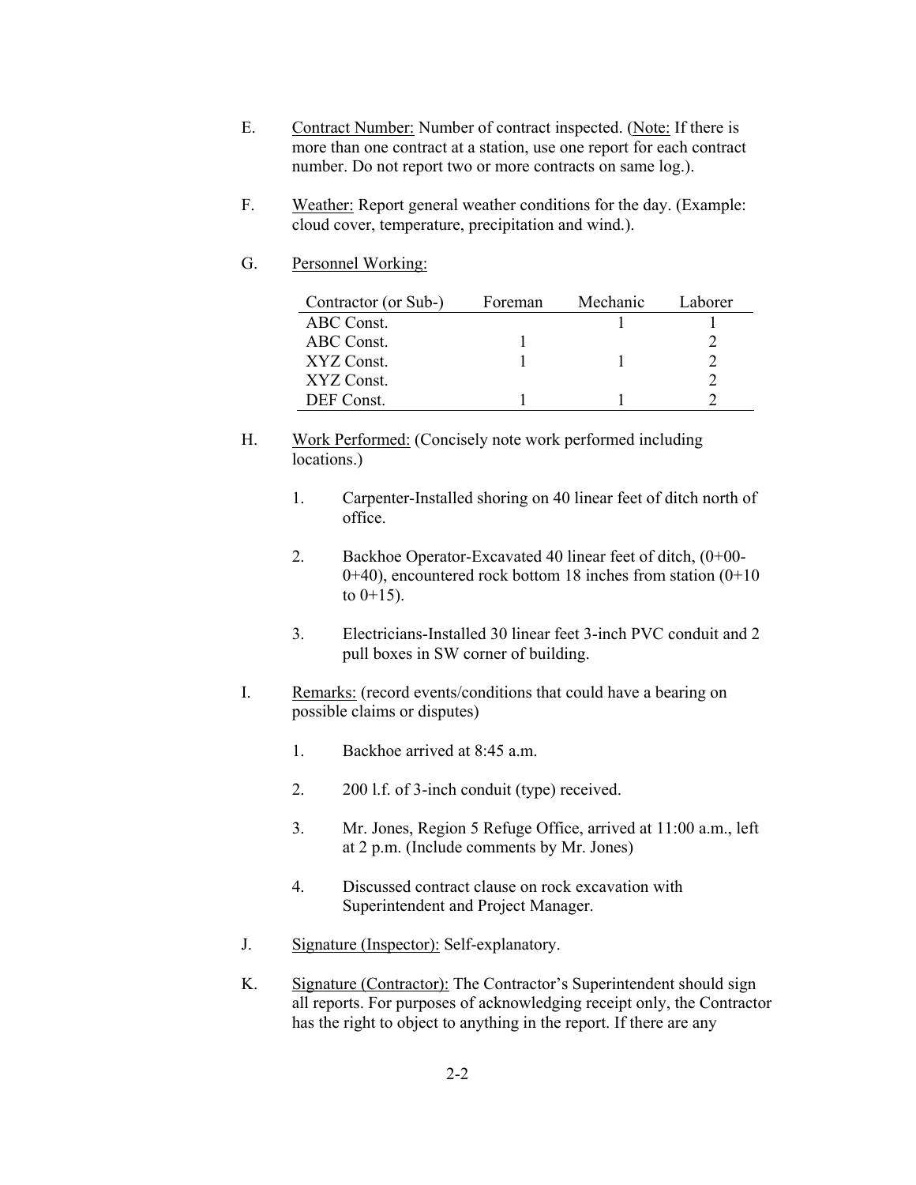E. <u>Contract Number:</u> Number of contract inspected. (<u>Note:</u> If there is more than one contract at a station, use one report for each contract number. Do not report two or more contracts on same log.).

F. <u>Weather:</u> Report general weather conditions for the day. (Example: cloud cover, temperature, precipitation and wind.).

G. <u>Personnel Working:</u>

| Contractor (or Sub-) | Foreman | Mechanic | Laborer |
|---|---|---|---|
| ABC Const. | | 1 | 1 |
| ABC Const. | 1 | | 2 |
| XYZ Const. | 1 | 1 | 2 |
| XYZ Const. | | | 2 |
| DEF Const. | 1 | 1 | 2 |

H. <u>Work Performed:</u> (Concisely note work performed including locations.)

1. Carpenter-Installed shoring on 40 linear feet of ditch north of office.

2. Backhoe Operator-Excavated 40 linear feet of ditch, (0+00-0+40), encountered rock bottom 18 inches from station (0+10 to 0+15).

3. Electricians-Installed 30 linear feet 3-inch PVC conduit and 2 pull boxes in SW corner of building.

I. <u>Remarks:</u> (record events/conditions that could have a bearing on possible claims or disputes)

1. Backhoe arrived at 8:45 a.m.

2. 200 l.f. of 3-inch conduit (type) received.

3. Mr. Jones, Region 5 Refuge Office, arrived at 11:00 a.m., left at 2 p.m. (Include comments by Mr. Jones)

4. Discussed contract clause on rock excavation with Superintendent and Project Manager.

J. <u>Signature (Inspector):</u> Self-explanatory.

K. <u>Signature (Contractor):</u> The Contractor's Superintendent should sign all reports. For purposes of acknowledging receipt only, the Contractor has the right to object to anything in the report. If there are any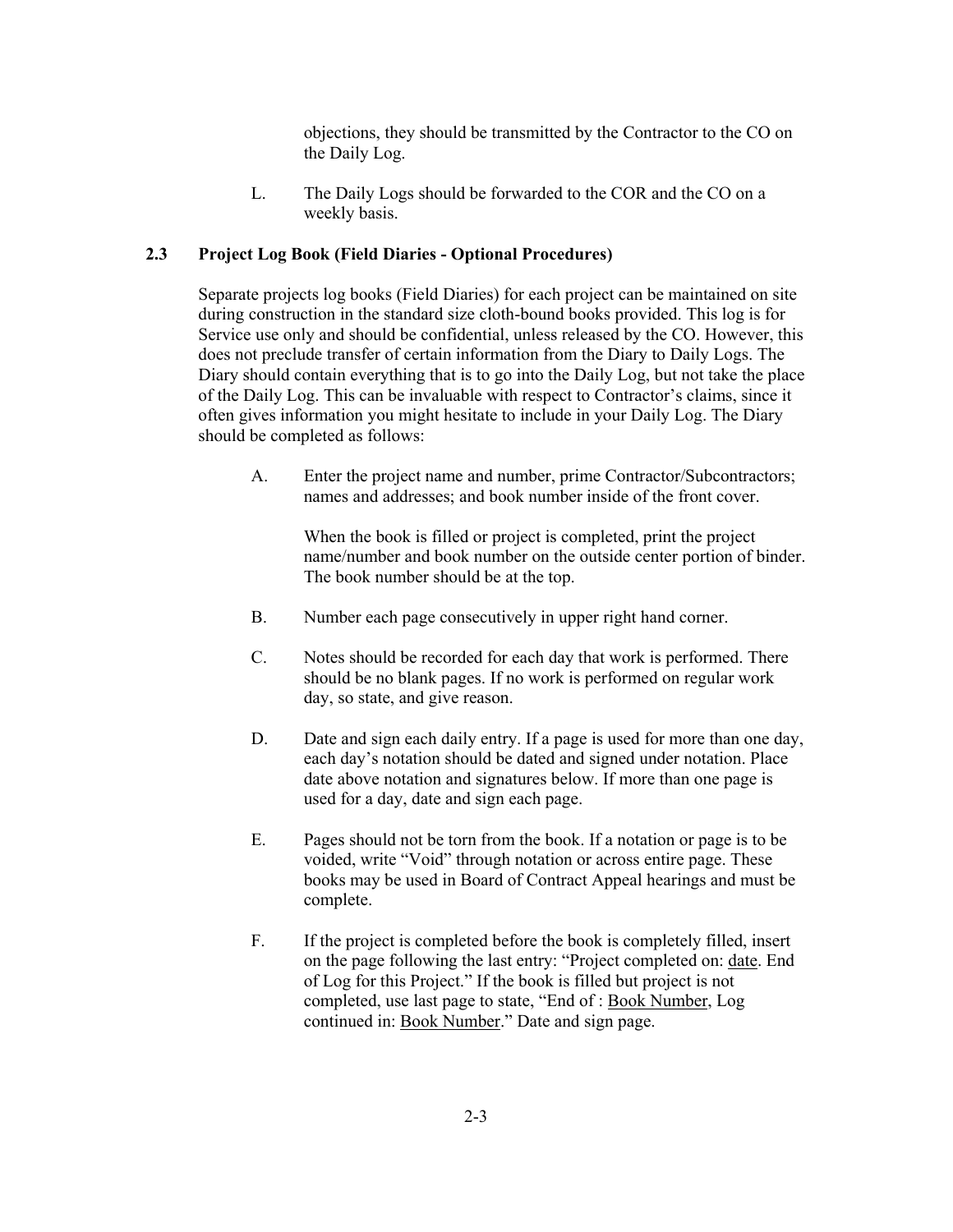objections, they should be transmitted by the Contractor to the CO on the Daily Log.

L. The Daily Logs should be forwarded to the COR and the CO on a weekly basis.

### 2.3 Project Log Book (Field Diaries - Optional Procedures)

Separate projects log books (Field Diaries) for each project can be maintained on site during construction in the standard size cloth-bound books provided. This log is for Service use only and should be confidential, unless released by the CO. However, this does not preclude transfer of certain information from the Diary to Daily Logs. The Diary should contain everything that is to go into the Daily Log, but not take the place of the Daily Log. This can be invaluable with respect to Contractor's claims, since it often gives information you might hesitate to include in your Daily Log. The Diary should be completed as follows:

A. Enter the project name and number, prime Contractor/Subcontractors; names and addresses; and book number inside of the front cover.

   When the book is filled or project is completed, print the project name/number and book number on the outside center portion of binder. The book number should be at the top.

B. Number each page consecutively in upper right hand corner.

C. Notes should be recorded for each day that work is performed. There should be no blank pages. If no work is performed on regular work day, so state, and give reason.

D. Date and sign each daily entry. If a page is used for more than one day, each day's notation should be dated and signed under notation. Place date above notation and signatures below. If more than one page is used for a day, date and sign each page.

E. Pages should not be torn from the book. If a notation or page is to be voided, write "Void" through notation or across entire page. These books may be used in Board of Contract Appeal hearings and must be complete.

F. If the project is completed before the book is completely filled, insert on the page following the last entry: "Project completed on: <u>date</u>. End of Log for this Project." If the book is filled but project is not completed, use last page to state, "End of : <u>Book Number</u>, Log continued in: <u>Book Number</u>." Date and sign page.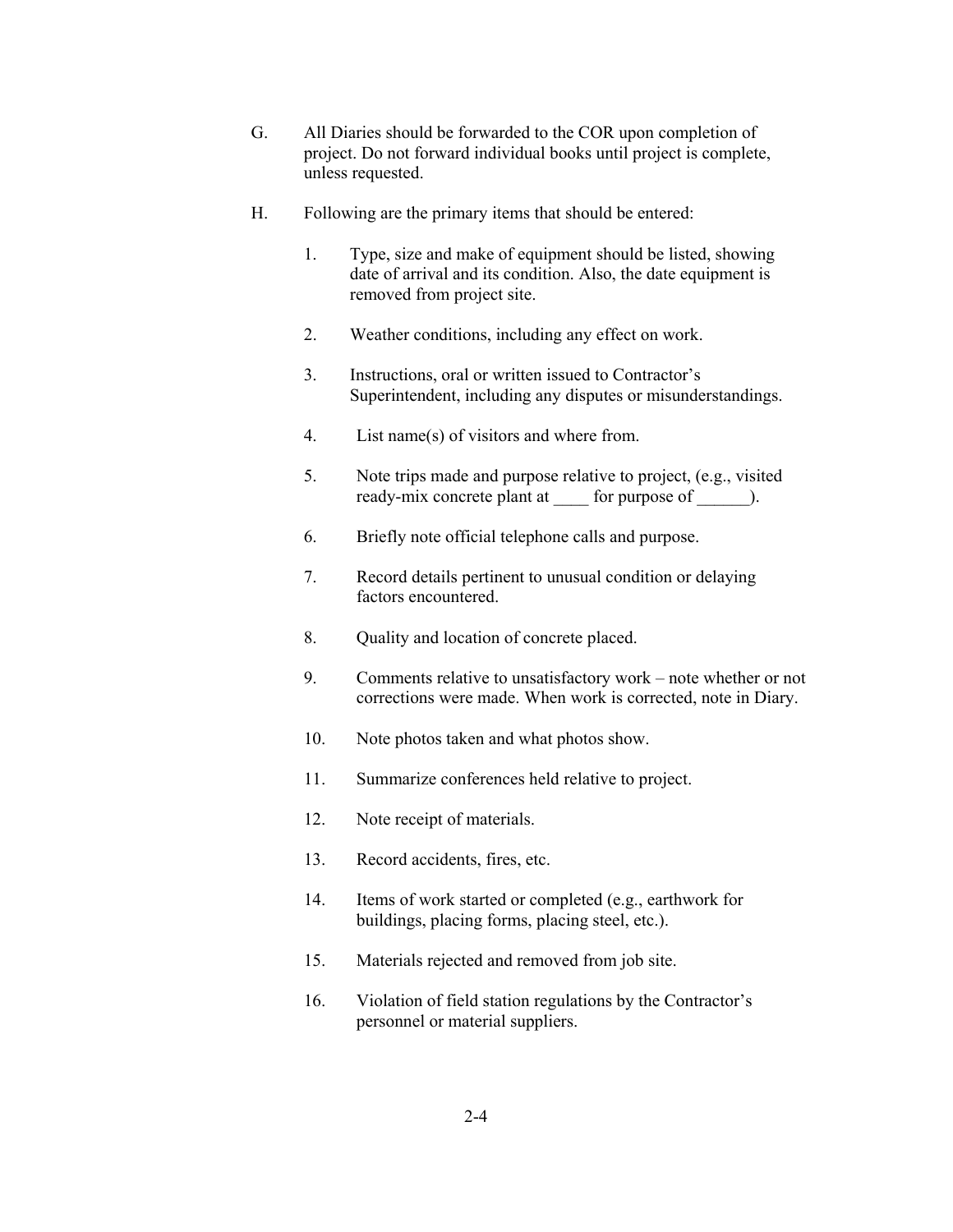G. All Diaries should be forwarded to the COR upon completion of project. Do not forward individual books until project is complete, unless requested.

H. Following are the primary items that should be entered:

1. Type, size and make of equipment should be listed, showing date of arrival and its condition. Also, the date equipment is removed from project site.

2. Weather conditions, including any effect on work.

3. Instructions, oral or written issued to Contractor's Superintendent, including any disputes or misunderstandings.

4. List name(s) of visitors and where from.

5. Note trips made and purpose relative to project, (e.g., visited ready-mix concrete plant at ____ for purpose of ______).

6. Briefly note official telephone calls and purpose.

7. Record details pertinent to unusual condition or delaying factors encountered.

8. Quality and location of concrete placed.

9. Comments relative to unsatisfactory work – note whether or not corrections were made. When work is corrected, note in Diary.

10. Note photos taken and what photos show.

11. Summarize conferences held relative to project.

12. Note receipt of materials.

13. Record accidents, fires, etc.

14. Items of work started or completed (e.g., earthwork for buildings, placing forms, placing steel, etc.).

15. Materials rejected and removed from job site.

16. Violation of field station regulations by the Contractor's personnel or material suppliers.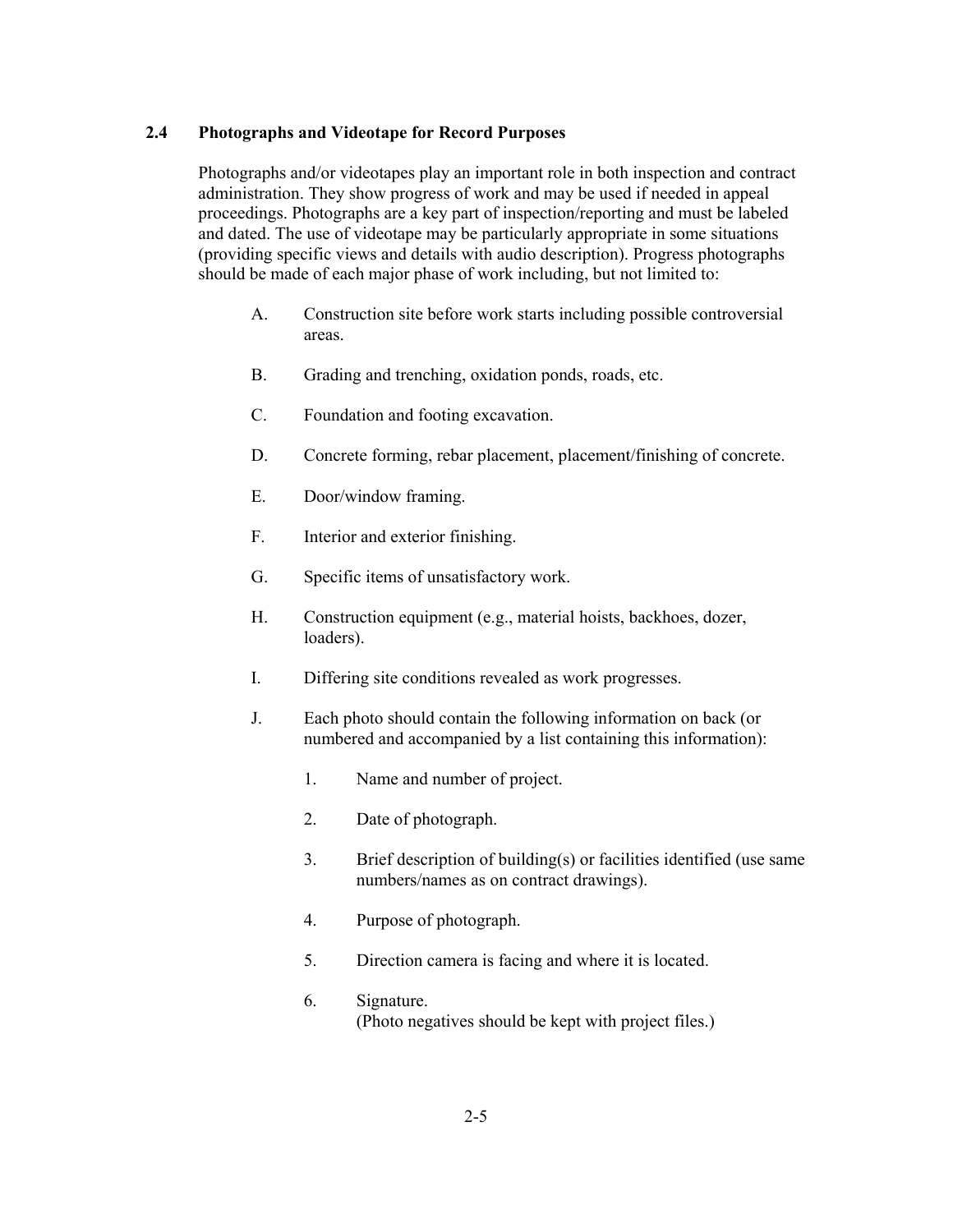## 2.4 Photographs and Videotape for Record Purposes

Photographs and/or videotapes play an important role in both inspection and contract administration. They show progress of work and may be used if needed in appeal proceedings. Photographs are a key part of inspection/reporting and must be labeled and dated. The use of videotape may be particularly appropriate in some situations (providing specific views and details with audio description). Progress photographs should be made of each major phase of work including, but not limited to:

A. Construction site before work starts including possible controversial areas.

B. Grading and trenching, oxidation ponds, roads, etc.

C. Foundation and footing excavation.

D. Concrete forming, rebar placement, placement/finishing of concrete.

E. Door/window framing.

F. Interior and exterior finishing.

G. Specific items of unsatisfactory work.

H. Construction equipment (e.g., material hoists, backhoes, dozer, loaders).

I. Differing site conditions revealed as work progresses.

J. Each photo should contain the following information on back (or numbered and accompanied by a list containing this information):

   1. Name and number of project.

   2. Date of photograph.

   3. Brief description of building(s) or facilities identified (use same numbers/names as on contract drawings).

   4. Purpose of photograph.

   5. Direction camera is facing and where it is located.

   6. Signature.
      (Photo negatives should be kept with project files.)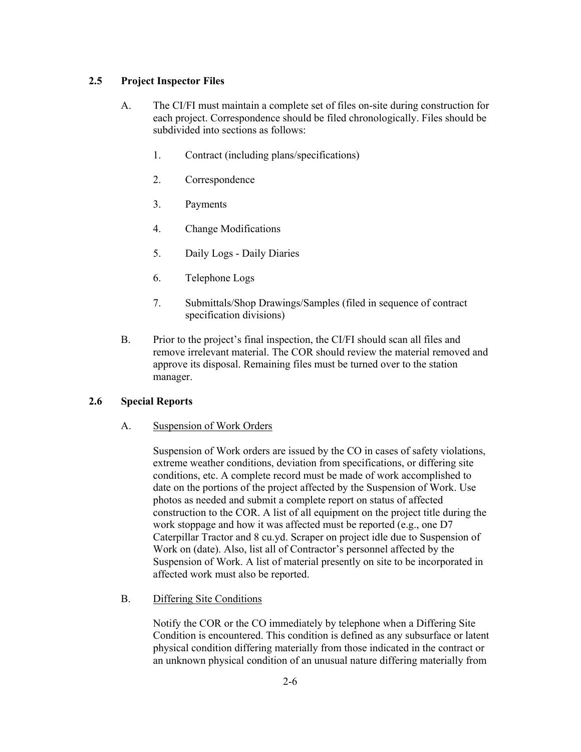## 2.5 Project Inspector Files

A. The CI/FI must maintain a complete set of files on-site during construction for each project. Correspondence should be filed chronologically. Files should be subdivided into sections as follows:

1. Contract (including plans/specifications)

2. Correspondence

3. Payments

4. Change Modifications

5. Daily Logs - Daily Diaries

6. Telephone Logs

7. Submittals/Shop Drawings/Samples (filed in sequence of contract specification divisions)

B. Prior to the project's final inspection, the CI/FI should scan all files and remove irrelevant material. The COR should review the material removed and approve its disposal. Remaining files must be turned over to the station manager.

## 2.6 Special Reports

A. Suspension of Work Orders

Suspension of Work orders are issued by the CO in cases of safety violations, extreme weather conditions, deviation from specifications, or differing site conditions, etc. A complete record must be made of work accomplished to date on the portions of the project affected by the Suspension of Work. Use photos as needed and submit a complete report on status of affected construction to the COR. A list of all equipment on the project title during the work stoppage and how it was affected must be reported (e.g., one D7 Caterpillar Tractor and 8 cu.yd. Scraper on project idle due to Suspension of Work on (date). Also, list all of Contractor's personnel affected by the Suspension of Work. A list of material presently on site to be incorporated in affected work must also be reported.

B. Differing Site Conditions

Notify the COR or the CO immediately by telephone when a Differing Site Condition is encountered. This condition is defined as any subsurface or latent physical condition differing materially from those indicated in the contract or an unknown physical condition of an unusual nature differing materially from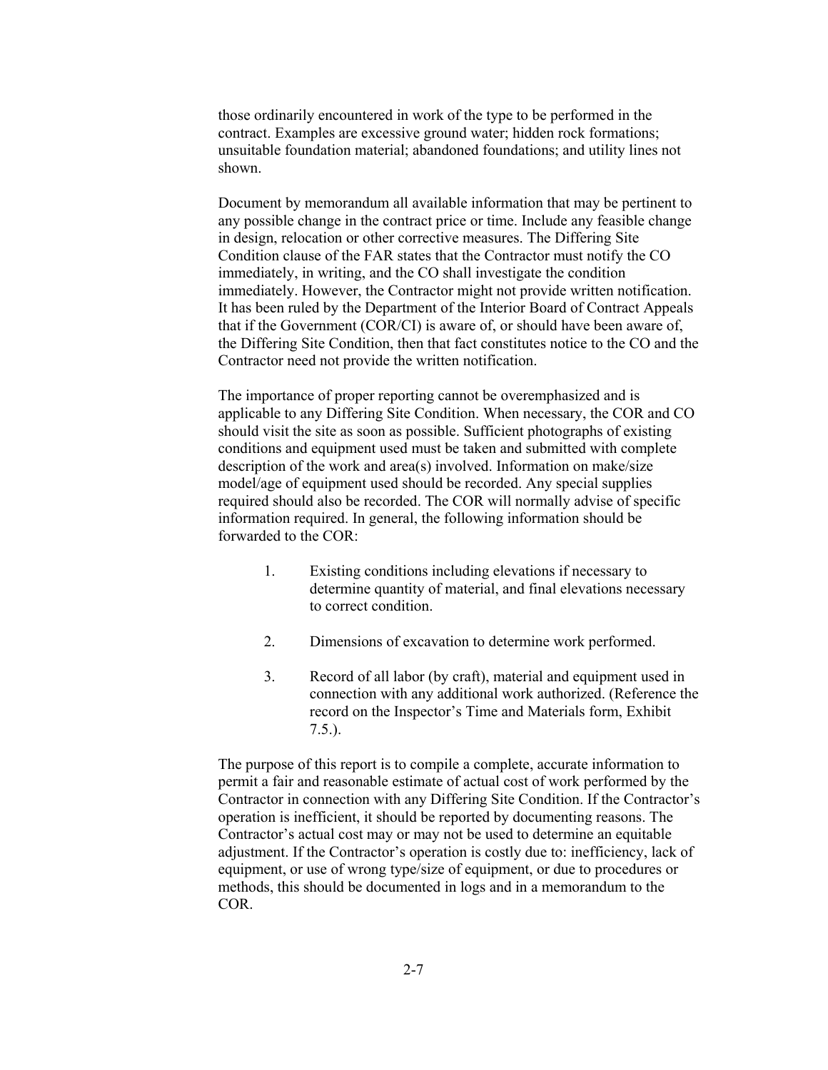those ordinarily encountered in work of the type to be performed in the contract. Examples are excessive ground water; hidden rock formations; unsuitable foundation material; abandoned foundations; and utility lines not shown.

Document by memorandum all available information that may be pertinent to any possible change in the contract price or time. Include any feasible change in design, relocation or other corrective measures. The Differing Site Condition clause of the FAR states that the Contractor must notify the CO immediately, in writing, and the CO shall investigate the condition immediately. However, the Contractor might not provide written notification. It has been ruled by the Department of the Interior Board of Contract Appeals that if the Government (COR/CI) is aware of, or should have been aware of, the Differing Site Condition, then that fact constitutes notice to the CO and the Contractor need not provide the written notification.

The importance of proper reporting cannot be overemphasized and is applicable to any Differing Site Condition. When necessary, the COR and CO should visit the site as soon as possible. Sufficient photographs of existing conditions and equipment used must be taken and submitted with complete description of the work and area(s) involved. Information on make/size model/age of equipment used should be recorded. Any special supplies required should also be recorded. The COR will normally advise of specific information required. In general, the following information should be forwarded to the COR:

1. Existing conditions including elevations if necessary to determine quantity of material, and final elevations necessary to correct condition.

2. Dimensions of excavation to determine work performed.

3. Record of all labor (by craft), material and equipment used in connection with any additional work authorized. (Reference the record on the Inspector's Time and Materials form, Exhibit 7.5.).

The purpose of this report is to compile a complete, accurate information to permit a fair and reasonable estimate of actual cost of work performed by the Contractor in connection with any Differing Site Condition. If the Contractor's operation is inefficient, it should be reported by documenting reasons. The Contractor's actual cost may or may not be used to determine an equitable adjustment. If the Contractor's operation is costly due to: inefficiency, lack of equipment, or use of wrong type/size of equipment, or due to procedures or methods, this should be documented in logs and in a memorandum to the COR.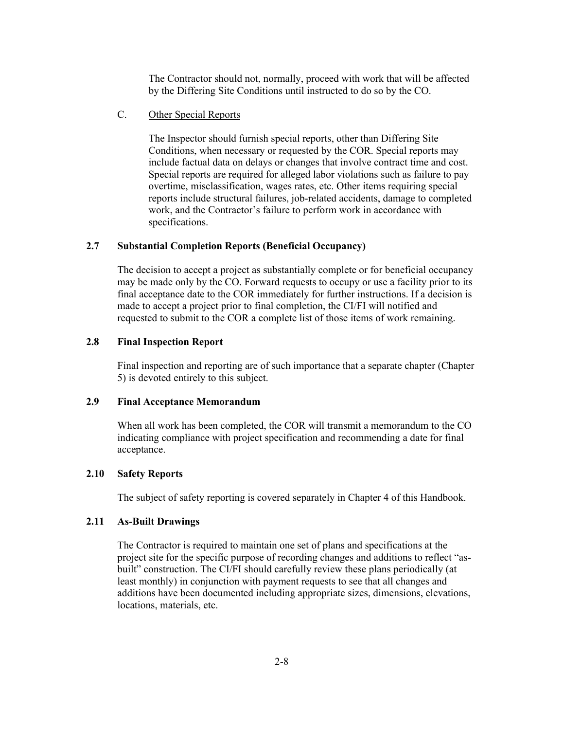The Contractor should not, normally, proceed with work that will be affected by the Differing Site Conditions until instructed to do so by the CO.

C. Other Special Reports

The Inspector should furnish special reports, other than Differing Site Conditions, when necessary or requested by the COR. Special reports may include factual data on delays or changes that involve contract time and cost. Special reports are required for alleged labor violations such as failure to pay overtime, misclassification, wages rates, etc. Other items requiring special reports include structural failures, job-related accidents, damage to completed work, and the Contractor's failure to perform work in accordance with specifications.

### 2.7 Substantial Completion Reports (Beneficial Occupancy)

The decision to accept a project as substantially complete or for beneficial occupancy may be made only by the CO. Forward requests to occupy or use a facility prior to its final acceptance date to the COR immediately for further instructions. If a decision is made to accept a project prior to final completion, the CI/FI will notified and requested to submit to the COR a complete list of those items of work remaining.

### 2.8 Final Inspection Report

Final inspection and reporting are of such importance that a separate chapter (Chapter 5) is devoted entirely to this subject.

### 2.9 Final Acceptance Memorandum

When all work has been completed, the COR will transmit a memorandum to the CO indicating compliance with project specification and recommending a date for final acceptance.

### 2.10 Safety Reports

The subject of safety reporting is covered separately in Chapter 4 of this Handbook.

### 2.11 As-Built Drawings

The Contractor is required to maintain one set of plans and specifications at the project site for the specific purpose of recording changes and additions to reflect "as-built" construction. The CI/FI should carefully review these plans periodically (at least monthly) in conjunction with payment requests to see that all changes and additions have been documented including appropriate sizes, dimensions, elevations, locations, materials, etc.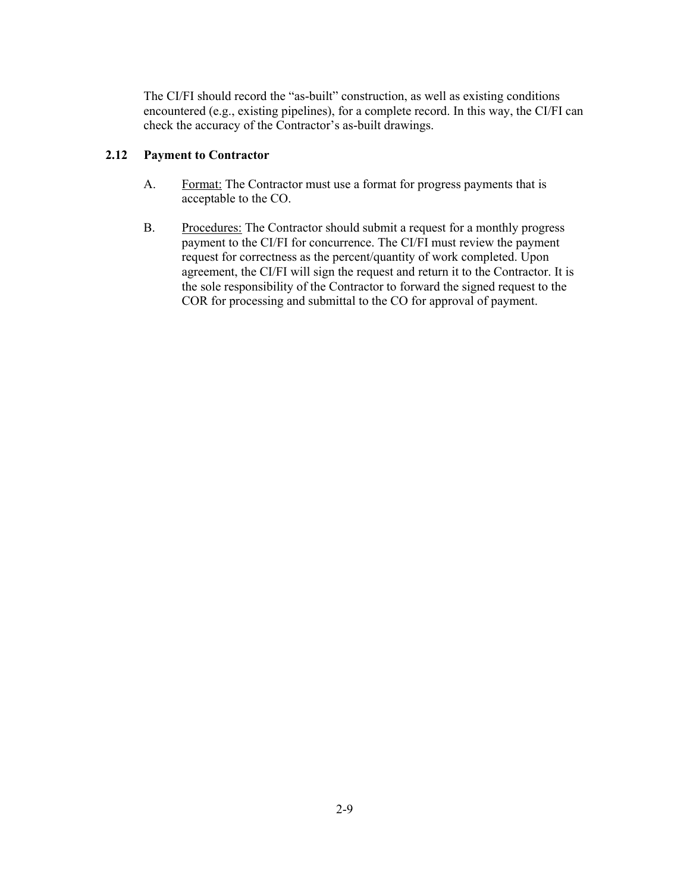The CI/FI should record the "as-built" construction, as well as existing conditions encountered (e.g., existing pipelines), for a complete record. In this way, the CI/FI can check the accuracy of the Contractor's as-built drawings.

### 2.12 Payment to Contractor

A. <u>Format:</u> The Contractor must use a format for progress payments that is acceptable to the CO.

B. <u>Procedures:</u> The Contractor should submit a request for a monthly progress payment to the CI/FI for concurrence. The CI/FI must review the payment request for correctness as the percent/quantity of work completed. Upon agreement, the CI/FI will sign the request and return it to the Contractor. It is the sole responsibility of the Contractor to forward the signed request to the COR for processing and submittal to the CO for approval of payment.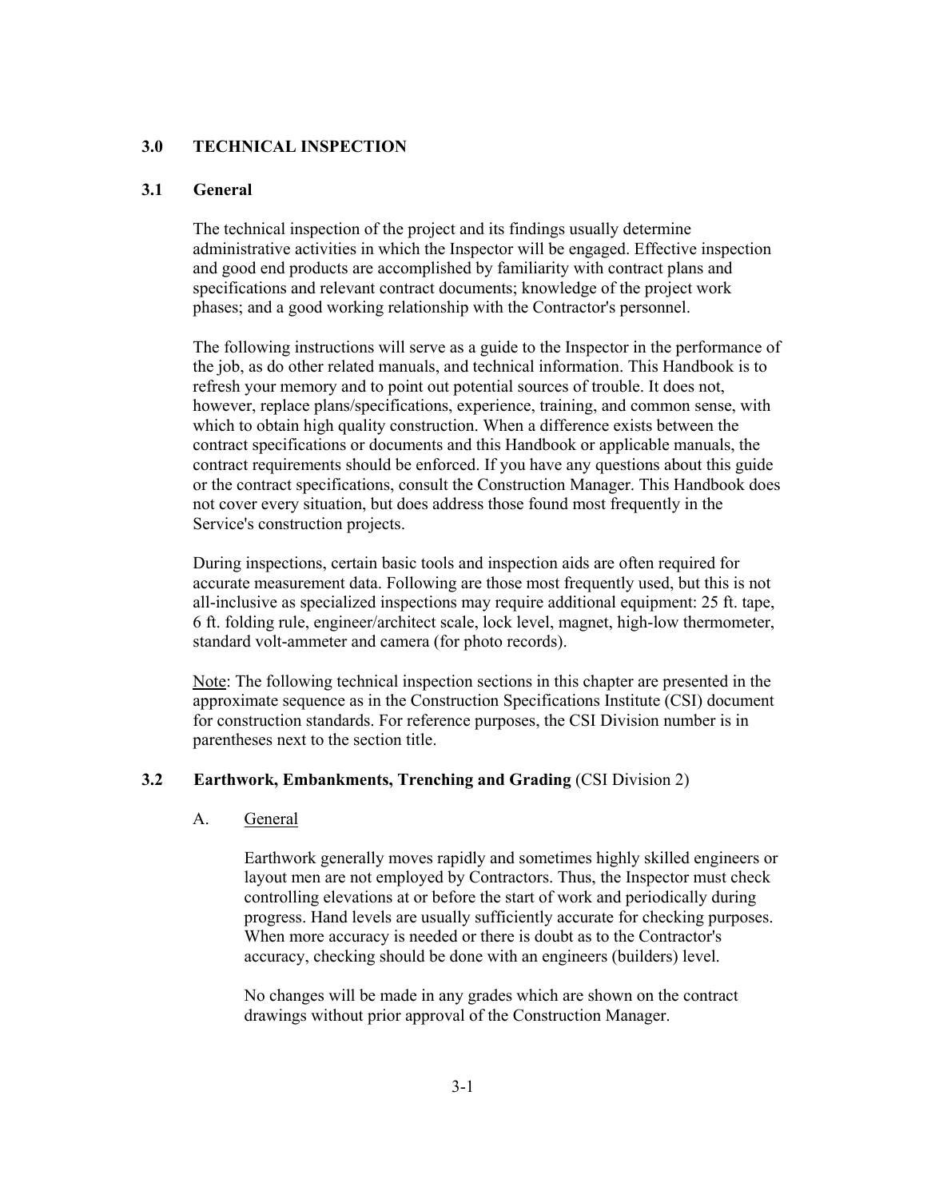## 3.0 TECHNICAL INSPECTION

### 3.1 General

The technical inspection of the project and its findings usually determine administrative activities in which the Inspector will be engaged. Effective inspection and good end products are accomplished by familiarity with contract plans and specifications and relevant contract documents; knowledge of the project work phases; and a good working relationship with the Contractor's personnel.

The following instructions will serve as a guide to the Inspector in the performance of the job, as do other related manuals, and technical information. This Handbook is to refresh your memory and to point out potential sources of trouble. It does not, however, replace plans/specifications, experience, training, and common sense, with which to obtain high quality construction. When a difference exists between the contract specifications or documents and this Handbook or applicable manuals, the contract requirements should be enforced. If you have any questions about this guide or the contract specifications, consult the Construction Manager. This Handbook does not cover every situation, but does address those found most frequently in the Service's construction projects.

During inspections, certain basic tools and inspection aids are often required for accurate measurement data. Following are those most frequently used, but this is not all-inclusive as specialized inspections may require additional equipment: 25 ft. tape, 6 ft. folding rule, engineer/architect scale, lock level, magnet, high-low thermometer, standard volt-ammeter and camera (for photo records).

Note: The following technical inspection sections in this chapter are presented in the approximate sequence as in the Construction Specifications Institute (CSI) document for construction standards. For reference purposes, the CSI Division number is in parentheses next to the section title.

### 3.2 Earthwork, Embankments, Trenching and Grading (CSI Division 2)

A. General

Earthwork generally moves rapidly and sometimes highly skilled engineers or layout men are not employed by Contractors. Thus, the Inspector must check controlling elevations at or before the start of work and periodically during progress. Hand levels are usually sufficiently accurate for checking purposes. When more accuracy is needed or there is doubt as to the Contractor's accuracy, checking should be done with an engineers (builders) level.

No changes will be made in any grades which are shown on the contract drawings without prior approval of the Construction Manager.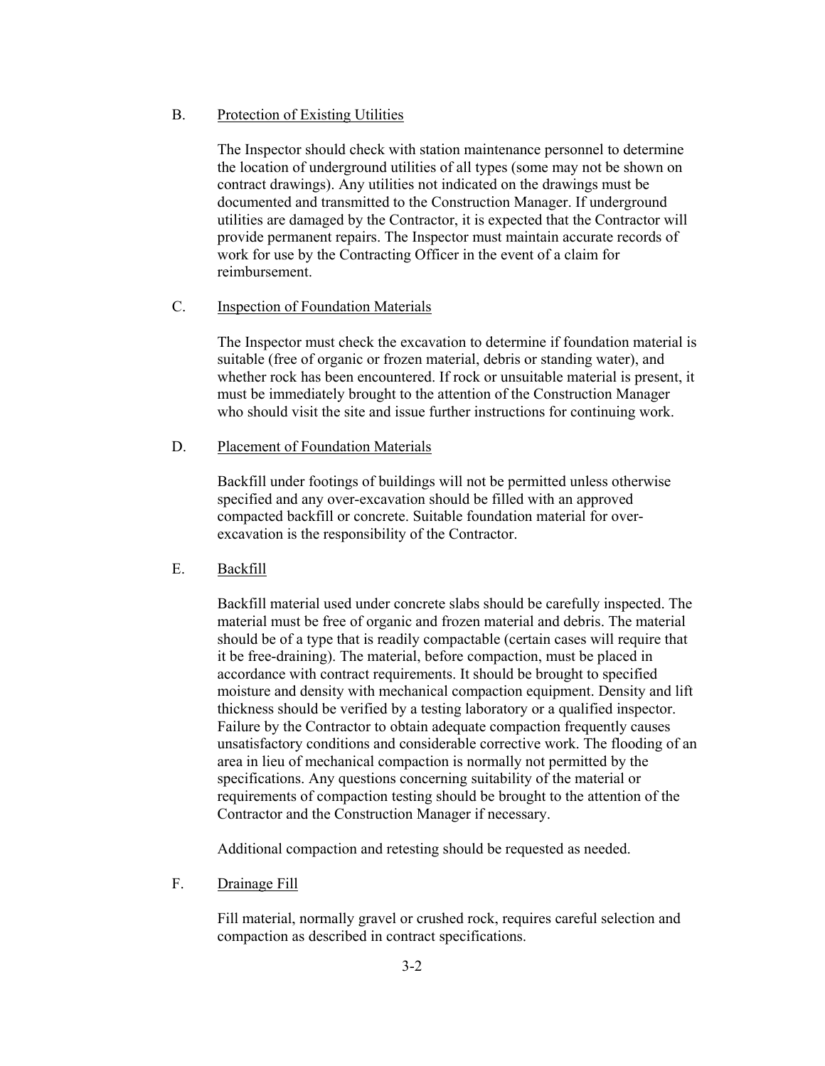B. Protection of Existing Utilities

The Inspector should check with station maintenance personnel to determine the location of underground utilities of all types (some may not be shown on contract drawings). Any utilities not indicated on the drawings must be documented and transmitted to the Construction Manager. If underground utilities are damaged by the Contractor, it is expected that the Contractor will provide permanent repairs. The Inspector must maintain accurate records of work for use by the Contracting Officer in the event of a claim for reimbursement.

C. Inspection of Foundation Materials

The Inspector must check the excavation to determine if foundation material is suitable (free of organic or frozen material, debris or standing water), and whether rock has been encountered. If rock or unsuitable material is present, it must be immediately brought to the attention of the Construction Manager who should visit the site and issue further instructions for continuing work.

D. Placement of Foundation Materials

Backfill under footings of buildings will not be permitted unless otherwise specified and any over-excavation should be filled with an approved compacted backfill or concrete. Suitable foundation material for over-excavation is the responsibility of the Contractor.

E. Backfill

Backfill material used under concrete slabs should be carefully inspected. The material must be free of organic and frozen material and debris. The material should be of a type that is readily compactable (certain cases will require that it be free-draining). The material, before compaction, must be placed in accordance with contract requirements. It should be brought to specified moisture and density with mechanical compaction equipment. Density and lift thickness should be verified by a testing laboratory or a qualified inspector. Failure by the Contractor to obtain adequate compaction frequently causes unsatisfactory conditions and considerable corrective work. The flooding of an area in lieu of mechanical compaction is normally not permitted by the specifications. Any questions concerning suitability of the material or requirements of compaction testing should be brought to the attention of the Contractor and the Construction Manager if necessary.

Additional compaction and retesting should be requested as needed.

F. Drainage Fill

Fill material, normally gravel or crushed rock, requires careful selection and compaction as described in contract specifications.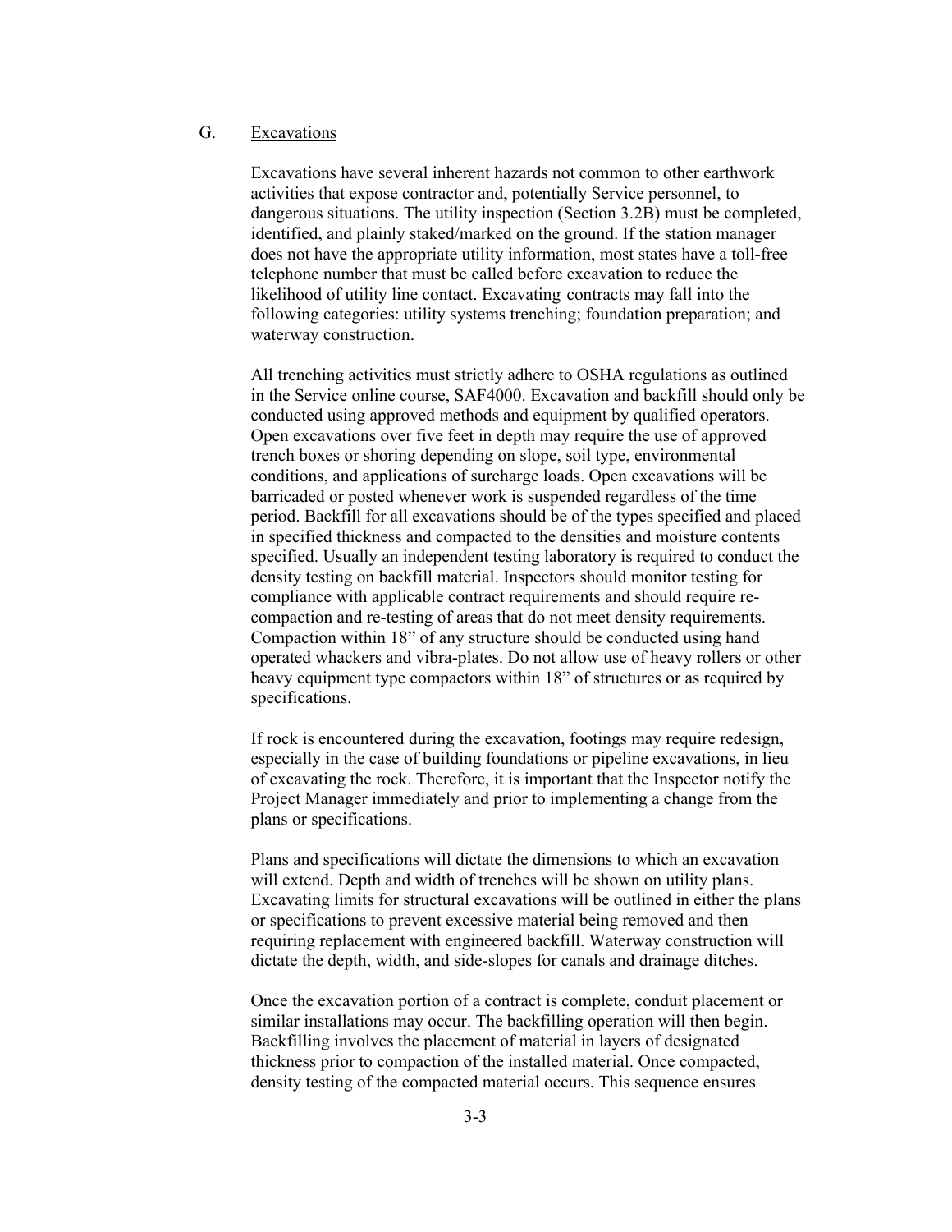## G. Excavations

Excavations have several inherent hazards not common to other earthwork activities that expose contractor and, potentially Service personnel, to dangerous situations. The utility inspection (Section 3.2B) must be completed, identified, and plainly staked/marked on the ground. If the station manager does not have the appropriate utility information, most states have a toll-free telephone number that must be called before excavation to reduce the likelihood of utility line contact. Excavating contracts may fall into the following categories: utility systems trenching; foundation preparation; and waterway construction.

All trenching activities must strictly adhere to OSHA regulations as outlined in the Service online course, SAF4000. Excavation and backfill should only be conducted using approved methods and equipment by qualified operators. Open excavations over five feet in depth may require the use of approved trench boxes or shoring depending on slope, soil type, environmental conditions, and applications of surcharge loads. Open excavations will be barricaded or posted whenever work is suspended regardless of the time period. Backfill for all excavations should be of the types specified and placed in specified thickness and compacted to the densities and moisture contents specified. Usually an independent testing laboratory is required to conduct the density testing on backfill material. Inspectors should monitor testing for compliance with applicable contract requirements and should require re-compaction and re-testing of areas that do not meet density requirements. Compaction within 18" of any structure should be conducted using hand operated whackers and vibra-plates. Do not allow use of heavy rollers or other heavy equipment type compactors within 18" of structures or as required by specifications.

If rock is encountered during the excavation, footings may require redesign, especially in the case of building foundations or pipeline excavations, in lieu of excavating the rock. Therefore, it is important that the Inspector notify the Project Manager immediately and prior to implementing a change from the plans or specifications.

Plans and specifications will dictate the dimensions to which an excavation will extend. Depth and width of trenches will be shown on utility plans. Excavating limits for structural excavations will be outlined in either the plans or specifications to prevent excessive material being removed and then requiring replacement with engineered backfill. Waterway construction will dictate the depth, width, and side-slopes for canals and drainage ditches.

Once the excavation portion of a contract is complete, conduit placement or similar installations may occur. The backfilling operation will then begin. Backfilling involves the placement of material in layers of designated thickness prior to compaction of the installed material. Once compacted, density testing of the compacted material occurs. This sequence ensures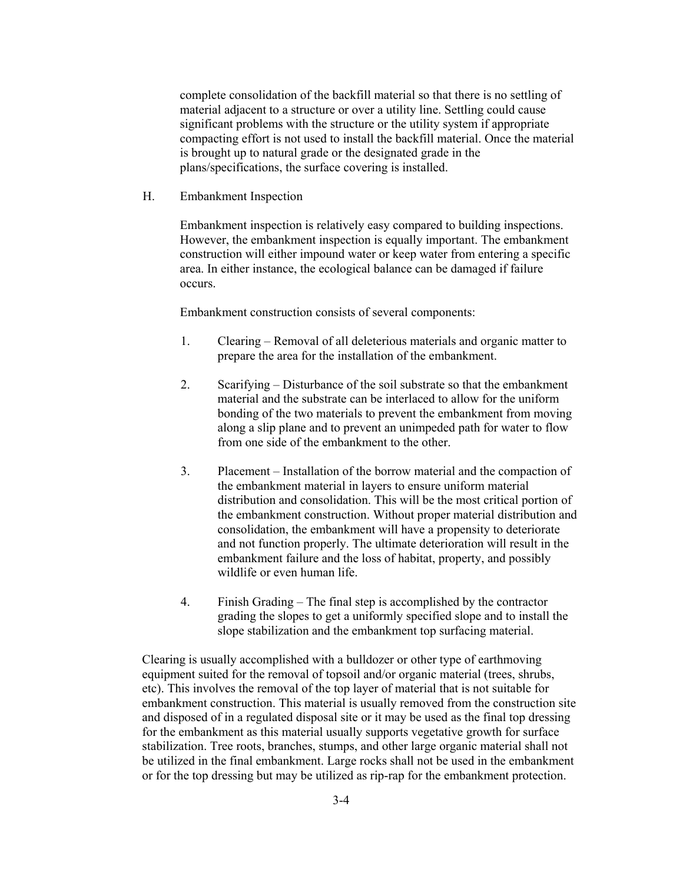complete consolidation of the backfill material so that there is no settling of material adjacent to a structure or over a utility line. Settling could cause significant problems with the structure or the utility system if appropriate compacting effort is not used to install the backfill material. Once the material is brought up to natural grade or the designated grade in the plans/specifications, the surface covering is installed.

### H. Embankment Inspection

Embankment inspection is relatively easy compared to building inspections. However, the embankment inspection is equally important. The embankment construction will either impound water or keep water from entering a specific area. In either instance, the ecological balance can be damaged if failure occurs.

Embankment construction consists of several components:

1. Clearing – Removal of all deleterious materials and organic matter to prepare the area for the installation of the embankment.

2. Scarifying – Disturbance of the soil substrate so that the embankment material and the substrate can be interlaced to allow for the uniform bonding of the two materials to prevent the embankment from moving along a slip plane and to prevent an unimpeded path for water to flow from one side of the embankment to the other.

3. Placement – Installation of the borrow material and the compaction of the embankment material in layers to ensure uniform material distribution and consolidation. This will be the most critical portion of the embankment construction. Without proper material distribution and consolidation, the embankment will have a propensity to deteriorate and not function properly. The ultimate deterioration will result in the embankment failure and the loss of habitat, property, and possibly wildlife or even human life.

4. Finish Grading – The final step is accomplished by the contractor grading the slopes to get a uniformly specified slope and to install the slope stabilization and the embankment top surfacing material.

Clearing is usually accomplished with a bulldozer or other type of earthmoving equipment suited for the removal of topsoil and/or organic material (trees, shrubs, etc). This involves the removal of the top layer of material that is not suitable for embankment construction. This material is usually removed from the construction site and disposed of in a regulated disposal site or it may be used as the final top dressing for the embankment as this material usually supports vegetative growth for surface stabilization. Tree roots, branches, stumps, and other large organic material shall not be utilized in the final embankment. Large rocks shall not be used in the embankment or for the top dressing but may be utilized as rip-rap for the embankment protection.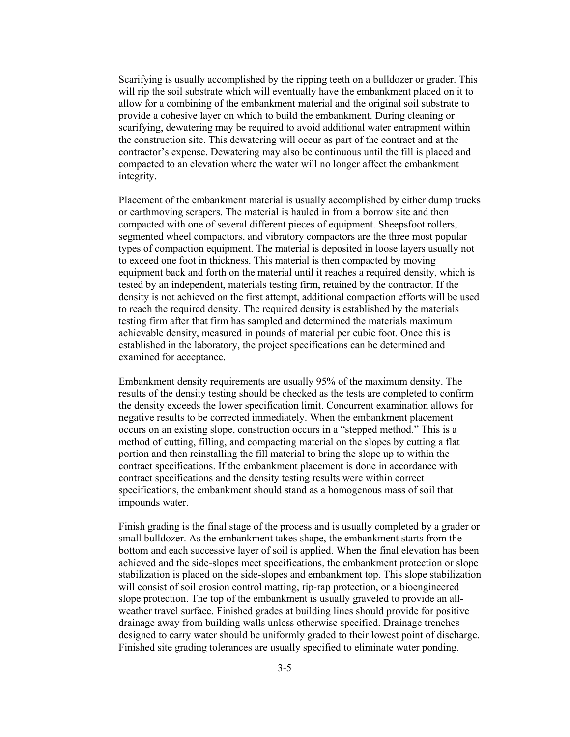Scarifying is usually accomplished by the ripping teeth on a bulldozer or grader. This will rip the soil substrate which will eventually have the embankment placed on it to allow for a combining of the embankment material and the original soil substrate to provide a cohesive layer on which to build the embankment. During cleaning or scarifying, dewatering may be required to avoid additional water entrapment within the construction site. This dewatering will occur as part of the contract and at the contractor's expense. Dewatering may also be continuous until the fill is placed and compacted to an elevation where the water will no longer affect the embankment integrity.

Placement of the embankment material is usually accomplished by either dump trucks or earthmoving scrapers. The material is hauled in from a borrow site and then compacted with one of several different pieces of equipment. Sheepsfoot rollers, segmented wheel compactors, and vibratory compactors are the three most popular types of compaction equipment. The material is deposited in loose layers usually not to exceed one foot in thickness. This material is then compacted by moving equipment back and forth on the material until it reaches a required density, which is tested by an independent, materials testing firm, retained by the contractor. If the density is not achieved on the first attempt, additional compaction efforts will be used to reach the required density. The required density is established by the materials testing firm after that firm has sampled and determined the materials maximum achievable density, measured in pounds of material per cubic foot. Once this is established in the laboratory, the project specifications can be determined and examined for acceptance.

Embankment density requirements are usually 95% of the maximum density. The results of the density testing should be checked as the tests are completed to confirm the density exceeds the lower specification limit. Concurrent examination allows for negative results to be corrected immediately. When the embankment placement occurs on an existing slope, construction occurs in a "stepped method." This is a method of cutting, filling, and compacting material on the slopes by cutting a flat portion and then reinstalling the fill material to bring the slope up to within the contract specifications. If the embankment placement is done in accordance with contract specifications and the density testing results were within correct specifications, the embankment should stand as a homogenous mass of soil that impounds water.

Finish grading is the final stage of the process and is usually completed by a grader or small bulldozer. As the embankment takes shape, the embankment starts from the bottom and each successive layer of soil is applied. When the final elevation has been achieved and the side-slopes meet specifications, the embankment protection or slope stabilization is placed on the side-slopes and embankment top. This slope stabilization will consist of soil erosion control matting, rip-rap protection, or a bioengineered slope protection. The top of the embankment is usually graveled to provide an all-weather travel surface. Finished grades at building lines should provide for positive drainage away from building walls unless otherwise specified. Drainage trenches designed to carry water should be uniformly graded to their lowest point of discharge. Finished site grading tolerances are usually specified to eliminate water ponding.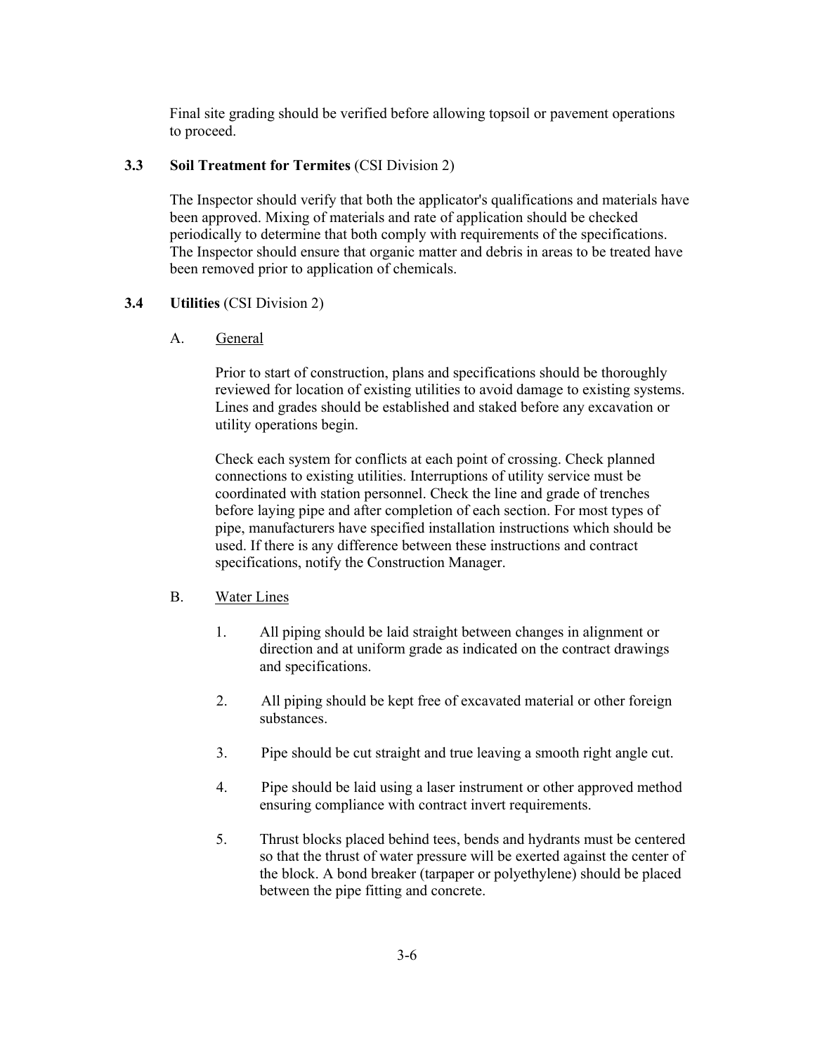Final site grading should be verified before allowing topsoil or pavement operations to proceed.

### 3.3 **Soil Treatment for Termites** (CSI Division 2)

The Inspector should verify that both the applicator's qualifications and materials have been approved. Mixing of materials and rate of application should be checked periodically to determine that both comply with requirements of the specifications. The Inspector should ensure that organic matter and debris in areas to be treated have been removed prior to application of chemicals.

### 3.4 **Utilities** (CSI Division 2)

A. General

Prior to start of construction, plans and specifications should be thoroughly reviewed for location of existing utilities to avoid damage to existing systems. Lines and grades should be established and staked before any excavation or utility operations begin.

Check each system for conflicts at each point of crossing. Check planned connections to existing utilities. Interruptions of utility service must be coordinated with station personnel. Check the line and grade of trenches before laying pipe and after completion of each section. For most types of pipe, manufacturers have specified installation instructions which should be used. If there is any difference between these instructions and contract specifications, notify the Construction Manager.

B. Water Lines

1. All piping should be laid straight between changes in alignment or direction and at uniform grade as indicated on the contract drawings and specifications.

2. All piping should be kept free of excavated material or other foreign substances.

3. Pipe should be cut straight and true leaving a smooth right angle cut.

4. Pipe should be laid using a laser instrument or other approved method ensuring compliance with contract invert requirements.

5. Thrust blocks placed behind tees, bends and hydrants must be centered so that the thrust of water pressure will be exerted against the center of the block. A bond breaker (tarpaper or polyethylene) should be placed between the pipe fitting and concrete.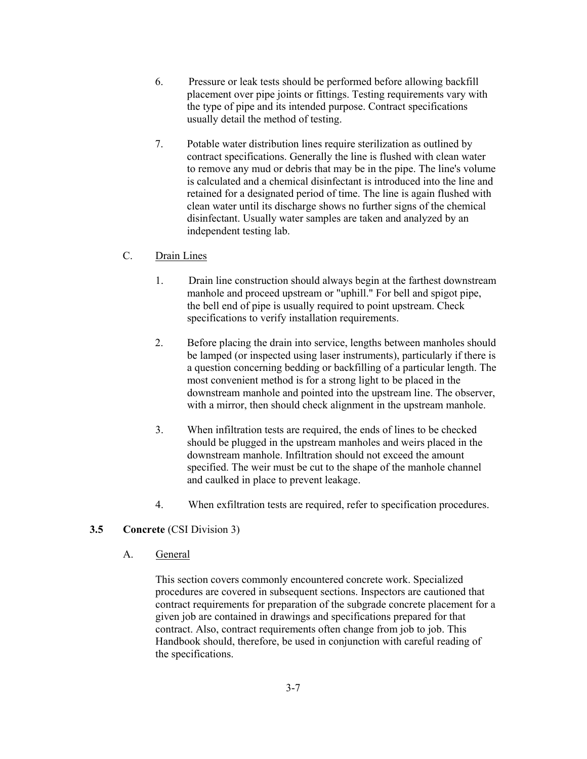6. Pressure or leak tests should be performed before allowing backfill placement over pipe joints or fittings. Testing requirements vary with the type of pipe and its intended purpose. Contract specifications usually detail the method of testing.

7. Potable water distribution lines require sterilization as outlined by contract specifications. Generally the line is flushed with clean water to remove any mud or debris that may be in the pipe. The line's volume is calculated and a chemical disinfectant is introduced into the line and retained for a designated period of time. The line is again flushed with clean water until its discharge shows no further signs of the chemical disinfectant. Usually water samples are taken and analyzed by an independent testing lab.

C. Drain Lines

1. Drain line construction should always begin at the farthest downstream manhole and proceed upstream or "uphill." For bell and spigot pipe, the bell end of pipe is usually required to point upstream. Check specifications to verify installation requirements.

2. Before placing the drain into service, lengths between manholes should be lamped (or inspected using laser instruments), particularly if there is a question concerning bedding or backfilling of a particular length. The most convenient method is for a strong light to be placed in the downstream manhole and pointed into the upstream line. The observer, with a mirror, then should check alignment in the upstream manhole.

3. When infiltration tests are required, the ends of lines to be checked should be plugged in the upstream manholes and weirs placed in the downstream manhole. Infiltration should not exceed the amount specified. The weir must be cut to the shape of the manhole channel and caulked in place to prevent leakage.

4. When exfiltration tests are required, refer to specification procedures.

## 3.5 Concrete (CSI Division 3)

A. General

This section covers commonly encountered concrete work. Specialized procedures are covered in subsequent sections. Inspectors are cautioned that contract requirements for preparation of the subgrade concrete placement for a given job are contained in drawings and specifications prepared for that contract. Also, contract requirements often change from job to job. This Handbook should, therefore, be used in conjunction with careful reading of the specifications.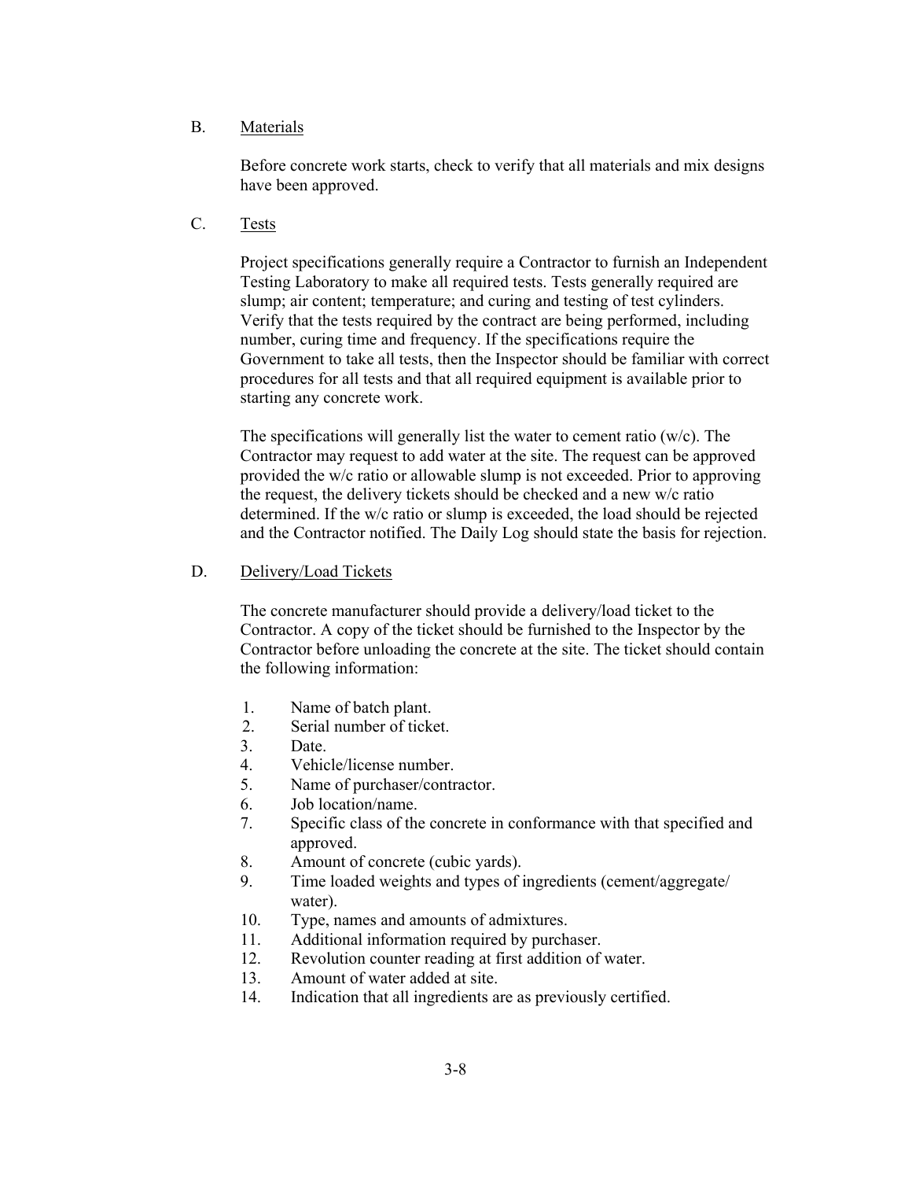B. Materials

Before concrete work starts, check to verify that all materials and mix designs have been approved.

C. Tests

Project specifications generally require a Contractor to furnish an Independent Testing Laboratory to make all required tests. Tests generally required are slump; air content; temperature; and curing and testing of test cylinders. Verify that the tests required by the contract are being performed, including number, curing time and frequency. If the specifications require the Government to take all tests, then the Inspector should be familiar with correct procedures for all tests and that all required equipment is available prior to starting any concrete work.

The specifications will generally list the water to cement ratio (w/c). The Contractor may request to add water at the site. The request can be approved provided the w/c ratio or allowable slump is not exceeded. Prior to approving the request, the delivery tickets should be checked and a new w/c ratio determined. If the w/c ratio or slump is exceeded, the load should be rejected and the Contractor notified. The Daily Log should state the basis for rejection.

D. Delivery/Load Tickets

The concrete manufacturer should provide a delivery/load ticket to the Contractor. A copy of the ticket should be furnished to the Inspector by the Contractor before unloading the concrete at the site. The ticket should contain the following information:

1. Name of batch plant.
2. Serial number of ticket.
3. Date.
4. Vehicle/license number.
5. Name of purchaser/contractor.
6. Job location/name.
7. Specific class of the concrete in conformance with that specified and approved.
8. Amount of concrete (cubic yards).
9. Time loaded weights and types of ingredients (cement/aggregate/ water).
10. Type, names and amounts of admixtures.
11. Additional information required by purchaser.
12. Revolution counter reading at first addition of water.
13. Amount of water added at site.
14. Indication that all ingredients are as previously certified.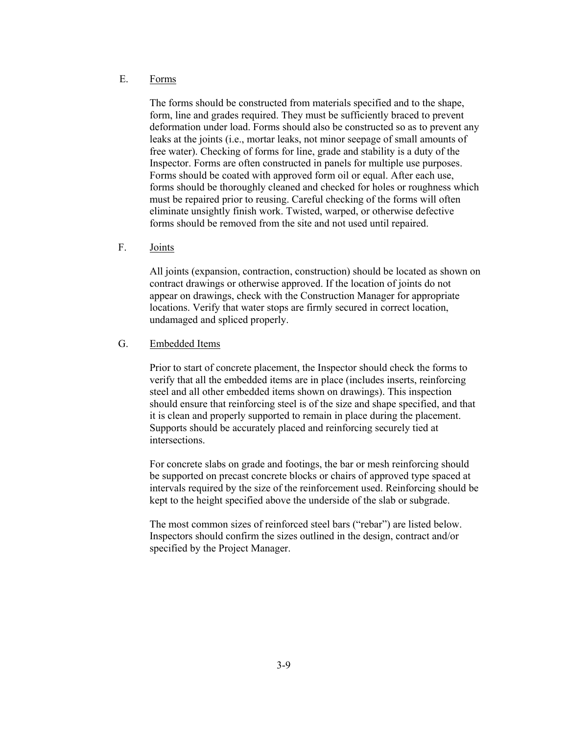E. Forms

The forms should be constructed from materials specified and to the shape, form, line and grades required. They must be sufficiently braced to prevent deformation under load. Forms should also be constructed so as to prevent any leaks at the joints (i.e., mortar leaks, not minor seepage of small amounts of free water). Checking of forms for line, grade and stability is a duty of the Inspector. Forms are often constructed in panels for multiple use purposes. Forms should be coated with approved form oil or equal. After each use, forms should be thoroughly cleaned and checked for holes or roughness which must be repaired prior to reusing. Careful checking of the forms will often eliminate unsightly finish work. Twisted, warped, or otherwise defective forms should be removed from the site and not used until repaired.

F. Joints

All joints (expansion, contraction, construction) should be located as shown on contract drawings or otherwise approved. If the location of joints do not appear on drawings, check with the Construction Manager for appropriate locations. Verify that water stops are firmly secured in correct location, undamaged and spliced properly.

G. Embedded Items

Prior to start of concrete placement, the Inspector should check the forms to verify that all the embedded items are in place (includes inserts, reinforcing steel and all other embedded items shown on drawings). This inspection should ensure that reinforcing steel is of the size and shape specified, and that it is clean and properly supported to remain in place during the placement. Supports should be accurately placed and reinforcing securely tied at intersections.

For concrete slabs on grade and footings, the bar or mesh reinforcing should be supported on precast concrete blocks or chairs of approved type spaced at intervals required by the size of the reinforcement used. Reinforcing should be kept to the height specified above the underside of the slab or subgrade.

The most common sizes of reinforced steel bars ("rebar") are listed below. Inspectors should confirm the sizes outlined in the design, contract and/or specified by the Project Manager.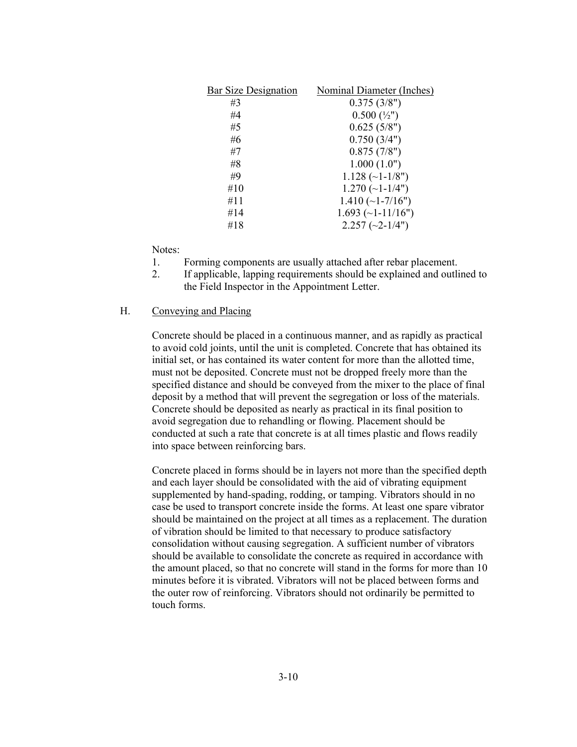| Bar Size Designation | Nominal Diameter (Inches) |
|---|---|
| #3 | 0.375 (3/8") |
| #4 | 0.500 (½") |
| #5 | 0.625 (5/8") |
| #6 | 0.750 (3/4") |
| #7 | 0.875 (7/8") |
| #8 | 1.000 (1.0") |
| #9 | 1.128 (~1-1/8") |
| #10 | 1.270 (~1-1/4") |
| #11 | 1.410 (~1-7/16") |
| #14 | 1.693 (~1-11/16") |
| #18 | 2.257 (~2-1/4") |

Notes:

1. Forming components are usually attached after rebar placement.
2. If applicable, lapping requirements should be explained and outlined to the Field Inspector in the Appointment Letter.

### H. Conveying and Placing

Concrete should be placed in a continuous manner, and as rapidly as practical to avoid cold joints, until the unit is completed. Concrete that has obtained its initial set, or has contained its water content for more than the allotted time, must not be deposited. Concrete must not be dropped freely more than the specified distance and should be conveyed from the mixer to the place of final deposit by a method that will prevent the segregation or loss of the materials. Concrete should be deposited as nearly as practical in its final position to avoid segregation due to rehandling or flowing. Placement should be conducted at such a rate that concrete is at all times plastic and flows readily into space between reinforcing bars.

Concrete placed in forms should be in layers not more than the specified depth and each layer should be consolidated with the aid of vibrating equipment supplemented by hand-spading, rodding, or tamping. Vibrators should in no case be used to transport concrete inside the forms. At least one spare vibrator should be maintained on the project at all times as a replacement. The duration of vibration should be limited to that necessary to produce satisfactory consolidation without causing segregation. A sufficient number of vibrators should be available to consolidate the concrete as required in accordance with the amount placed, so that no concrete will stand in the forms for more than 10 minutes before it is vibrated. Vibrators will not be placed between forms and the outer row of reinforcing. Vibrators should not ordinarily be permitted to touch forms.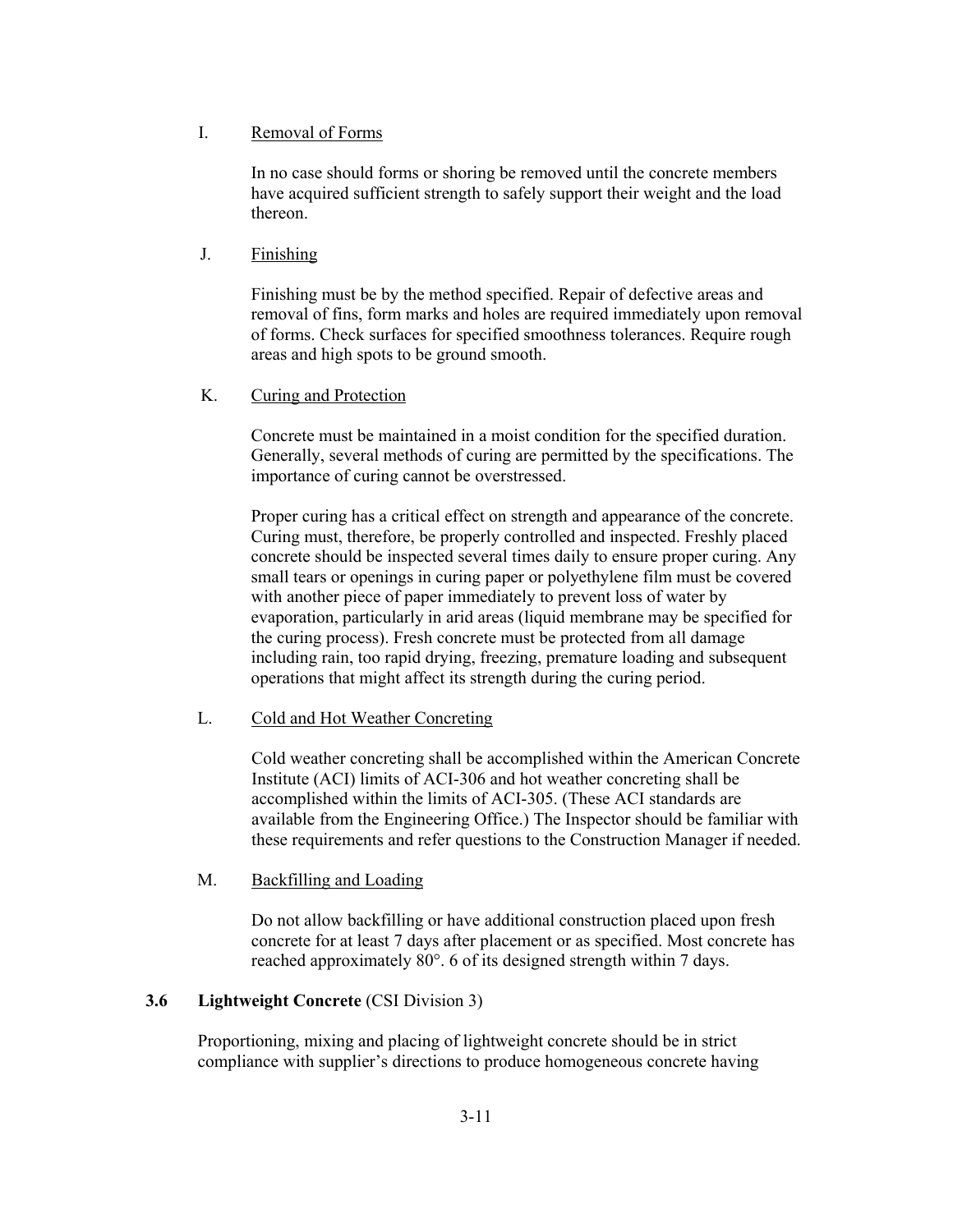I. Removal of Forms

In no case should forms or shoring be removed until the concrete members have acquired sufficient strength to safely support their weight and the load thereon.

J. Finishing

Finishing must be by the method specified. Repair of defective areas and removal of fins, form marks and holes are required immediately upon removal of forms. Check surfaces for specified smoothness tolerances. Require rough areas and high spots to be ground smooth.

K. Curing and Protection

Concrete must be maintained in a moist condition for the specified duration. Generally, several methods of curing are permitted by the specifications. The importance of curing cannot be overstressed.

Proper curing has a critical effect on strength and appearance of the concrete. Curing must, therefore, be properly controlled and inspected. Freshly placed concrete should be inspected several times daily to ensure proper curing. Any small tears or openings in curing paper or polyethylene film must be covered with another piece of paper immediately to prevent loss of water by evaporation, particularly in arid areas (liquid membrane may be specified for the curing process). Fresh concrete must be protected from all damage including rain, too rapid drying, freezing, premature loading and subsequent operations that might affect its strength during the curing period.

L. Cold and Hot Weather Concreting

Cold weather concreting shall be accomplished within the American Concrete Institute (ACI) limits of ACI-306 and hot weather concreting shall be accomplished within the limits of ACI-305. (These ACI standards are available from the Engineering Office.) The Inspector should be familiar with these requirements and refer questions to the Construction Manager if needed.

M. Backfilling and Loading

Do not allow backfilling or have additional construction placed upon fresh concrete for at least 7 days after placement or as specified. Most concrete has reached approximately 80°. 6 of its designed strength within 7 days.

## 3.6 Lightweight Concrete (CSI Division 3)

Proportioning, mixing and placing of lightweight concrete should be in strict compliance with supplier's directions to produce homogeneous concrete having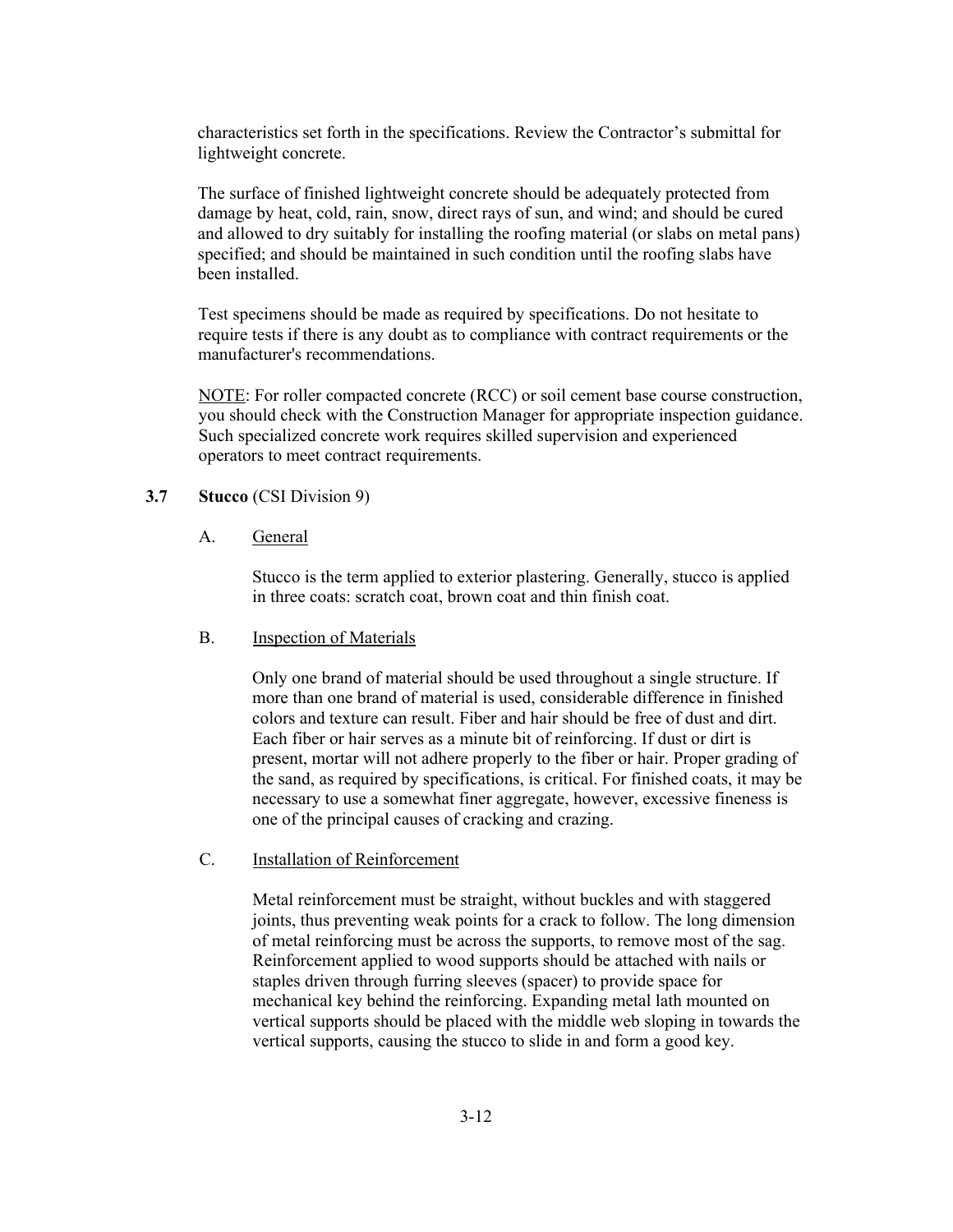characteristics set forth in the specifications. Review the Contractor's submittal for lightweight concrete.

The surface of finished lightweight concrete should be adequately protected from damage by heat, cold, rain, snow, direct rays of sun, and wind; and should be cured and allowed to dry suitably for installing the roofing material (or slabs on metal pans) specified; and should be maintained in such condition until the roofing slabs have been installed.

Test specimens should be made as required by specifications. Do not hesitate to require tests if there is any doubt as to compliance with contract requirements or the manufacturer's recommendations.

NOTE: For roller compacted concrete (RCC) or soil cement base course construction, you should check with the Construction Manager for appropriate inspection guidance. Such specialized concrete work requires skilled supervision and experienced operators to meet contract requirements.

### 3.7 **Stucco** (CSI Division 9)

#### A. General

Stucco is the term applied to exterior plastering. Generally, stucco is applied in three coats: scratch coat, brown coat and thin finish coat.

#### B. Inspection of Materials

Only one brand of material should be used throughout a single structure. If more than one brand of material is used, considerable difference in finished colors and texture can result. Fiber and hair should be free of dust and dirt. Each fiber or hair serves as a minute bit of reinforcing. If dust or dirt is present, mortar will not adhere properly to the fiber or hair. Proper grading of the sand, as required by specifications, is critical. For finished coats, it may be necessary to use a somewhat finer aggregate, however, excessive fineness is one of the principal causes of cracking and crazing.

#### C. Installation of Reinforcement

Metal reinforcement must be straight, without buckles and with staggered joints, thus preventing weak points for a crack to follow. The long dimension of metal reinforcing must be across the supports, to remove most of the sag. Reinforcement applied to wood supports should be attached with nails or staples driven through furring sleeves (spacer) to provide space for mechanical key behind the reinforcing. Expanding metal lath mounted on vertical supports should be placed with the middle web sloping in towards the vertical supports, causing the stucco to slide in and form a good key.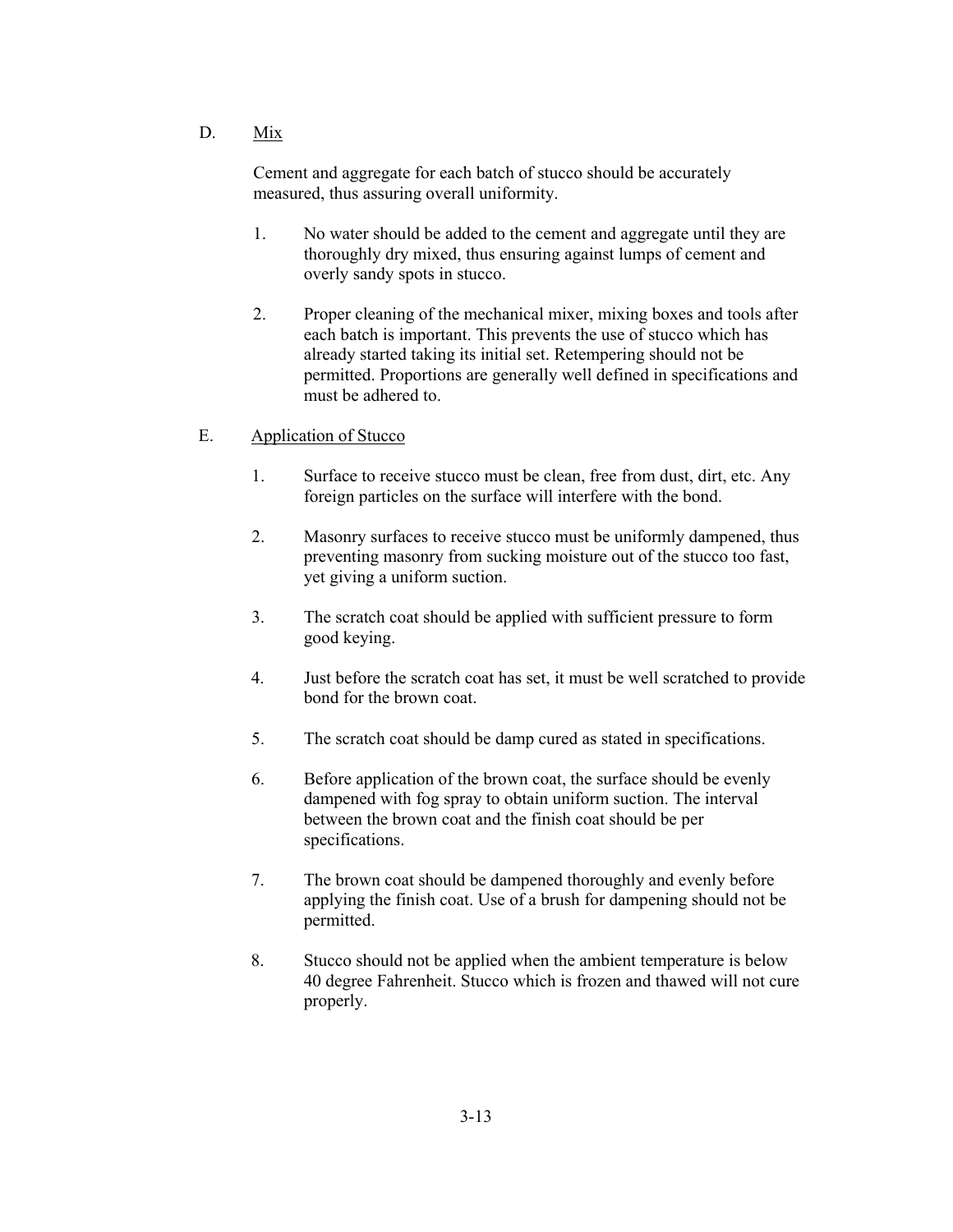D. Mix

Cement and aggregate for each batch of stucco should be accurately measured, thus assuring overall uniformity.

1. No water should be added to the cement and aggregate until they are thoroughly dry mixed, thus ensuring against lumps of cement and overly sandy spots in stucco.

2. Proper cleaning of the mechanical mixer, mixing boxes and tools after each batch is important. This prevents the use of stucco which has already started taking its initial set. Retempering should not be permitted. Proportions are generally well defined in specifications and must be adhered to.

E. Application of Stucco

1. Surface to receive stucco must be clean, free from dust, dirt, etc. Any foreign particles on the surface will interfere with the bond.

2. Masonry surfaces to receive stucco must be uniformly dampened, thus preventing masonry from sucking moisture out of the stucco too fast, yet giving a uniform suction.

3. The scratch coat should be applied with sufficient pressure to form good keying.

4. Just before the scratch coat has set, it must be well scratched to provide bond for the brown coat.

5. The scratch coat should be damp cured as stated in specifications.

6. Before application of the brown coat, the surface should be evenly dampened with fog spray to obtain uniform suction. The interval between the brown coat and the finish coat should be per specifications.

7. The brown coat should be dampened thoroughly and evenly before applying the finish coat. Use of a brush for dampening should not be permitted.

8. Stucco should not be applied when the ambient temperature is below 40 degree Fahrenheit. Stucco which is frozen and thawed will not cure properly.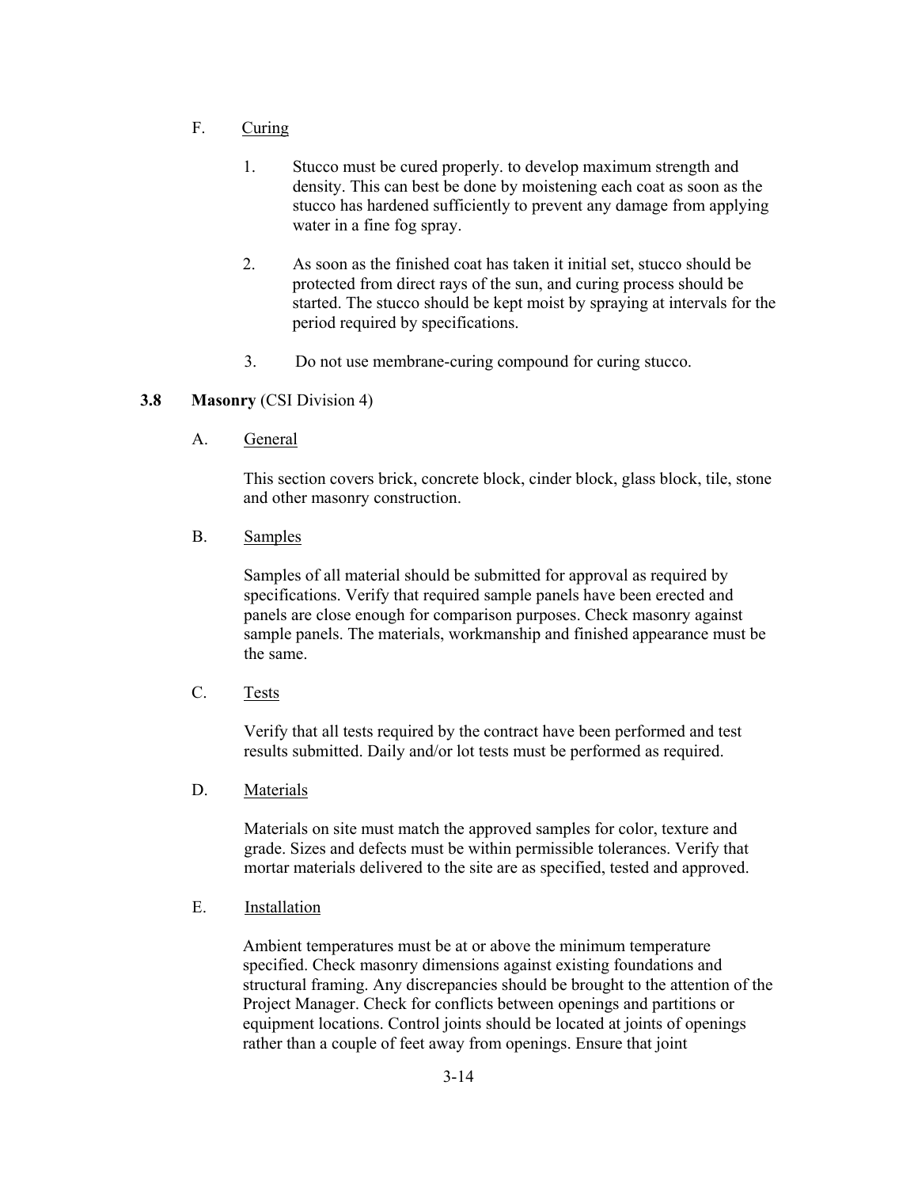F. Curing

1. Stucco must be cured properly. to develop maximum strength and density. This can best be done by moistening each coat as soon as the stucco has hardened sufficiently to prevent any damage from applying water in a fine fog spray.

2. As soon as the finished coat has taken it initial set, stucco should be protected from direct rays of the sun, and curing process should be started. The stucco should be kept moist by spraying at intervals for the period required by specifications.

3. Do not use membrane-curing compound for curing stucco.

## 3.8 **Masonry** (CSI Division 4)

A. General

This section covers brick, concrete block, cinder block, glass block, tile, stone and other masonry construction.

B. Samples

Samples of all material should be submitted for approval as required by specifications. Verify that required sample panels have been erected and panels are close enough for comparison purposes. Check masonry against sample panels. The materials, workmanship and finished appearance must be the same.

C. Tests

Verify that all tests required by the contract have been performed and test results submitted. Daily and/or lot tests must be performed as required.

D. Materials

Materials on site must match the approved samples for color, texture and grade. Sizes and defects must be within permissible tolerances. Verify that mortar materials delivered to the site are as specified, tested and approved.

E. Installation

Ambient temperatures must be at or above the minimum temperature specified. Check masonry dimensions against existing foundations and structural framing. Any discrepancies should be brought to the attention of the Project Manager. Check for conflicts between openings and partitions or equipment locations. Control joints should be located at joints of openings rather than a couple of feet away from openings. Ensure that joint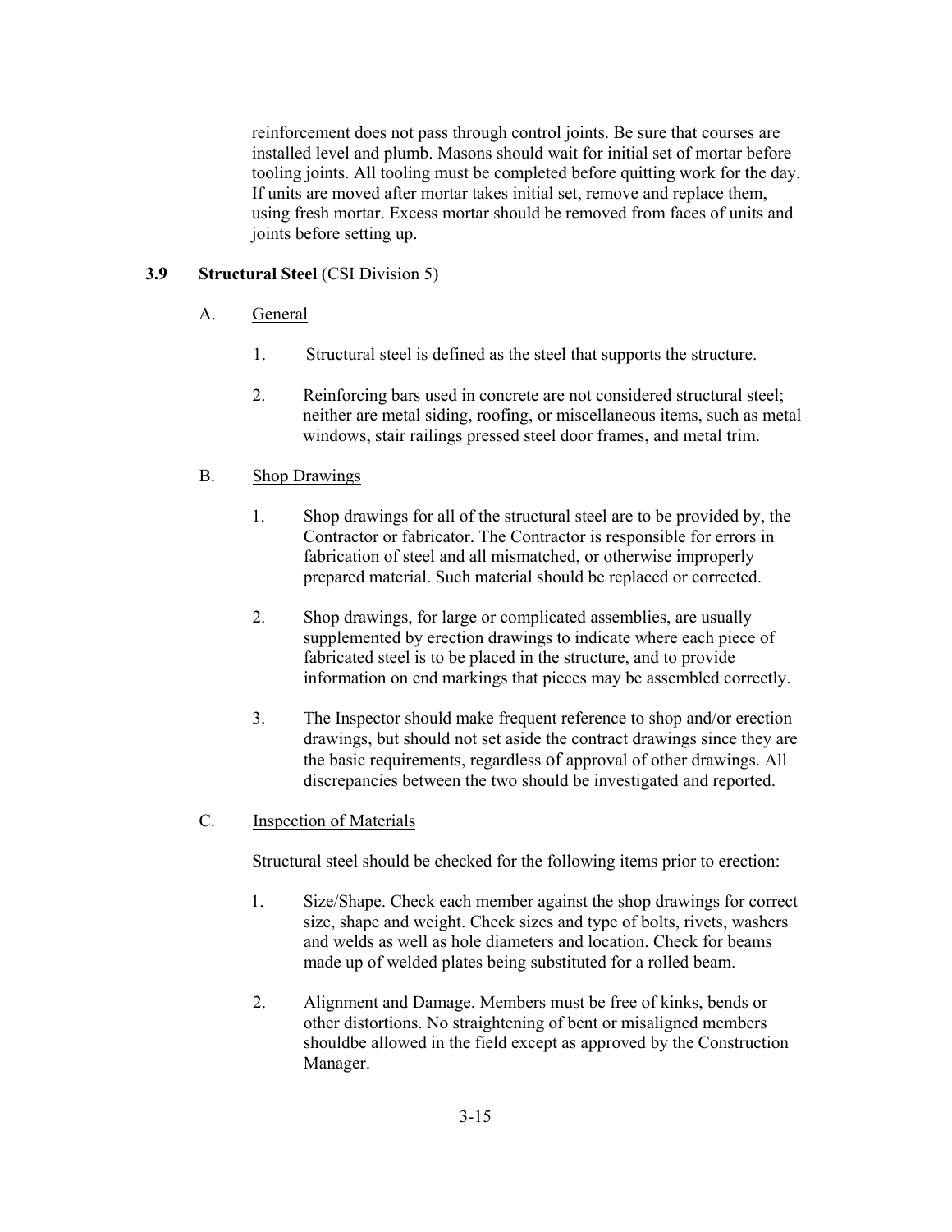reinforcement does not pass through control joints. Be sure that courses are installed level and plumb. Masons should wait for initial set of mortar before tooling joints. All tooling must be completed before quitting work for the day. If units are moved after mortar takes initial set, remove and replace them, using fresh mortar. Excess mortar should be removed from faces of units and joints before setting up.

### 3.9 **Structural Steel** (CSI Division 5)

A. General

1. Structural steel is defined as the steel that supports the structure.

2. Reinforcing bars used in concrete are not considered structural steel; neither are metal siding, roofing, or miscellaneous items, such as metal windows, stair railings pressed steel door frames, and metal trim.

B. Shop Drawings

1. Shop drawings for all of the structural steel are to be provided by, the Contractor or fabricator. The Contractor is responsible for errors in fabrication of steel and all mismatched, or otherwise improperly prepared material. Such material should be replaced or corrected.

2. Shop drawings, for large or complicated assemblies, are usually supplemented by erection drawings to indicate where each piece of fabricated steel is to be placed in the structure, and to provide information on end markings that pieces may be assembled correctly.

3. The Inspector should make frequent reference to shop and/or erection drawings, but should not set aside the contract drawings since they are the basic requirements, regardless of approval of other drawings. All discrepancies between the two should be investigated and reported.

C. Inspection of Materials

Structural steel should be checked for the following items prior to erection:

1. Size/Shape. Check each member against the shop drawings for correct size, shape and weight. Check sizes and type of bolts, rivets, washers and welds as well as hole diameters and location. Check for beams made up of welded plates being substituted for a rolled beam.

2. Alignment and Damage. Members must be free of kinks, bends or other distortions. No straightening of bent or misaligned members shouldbe allowed in the field except as approved by the Construction Manager.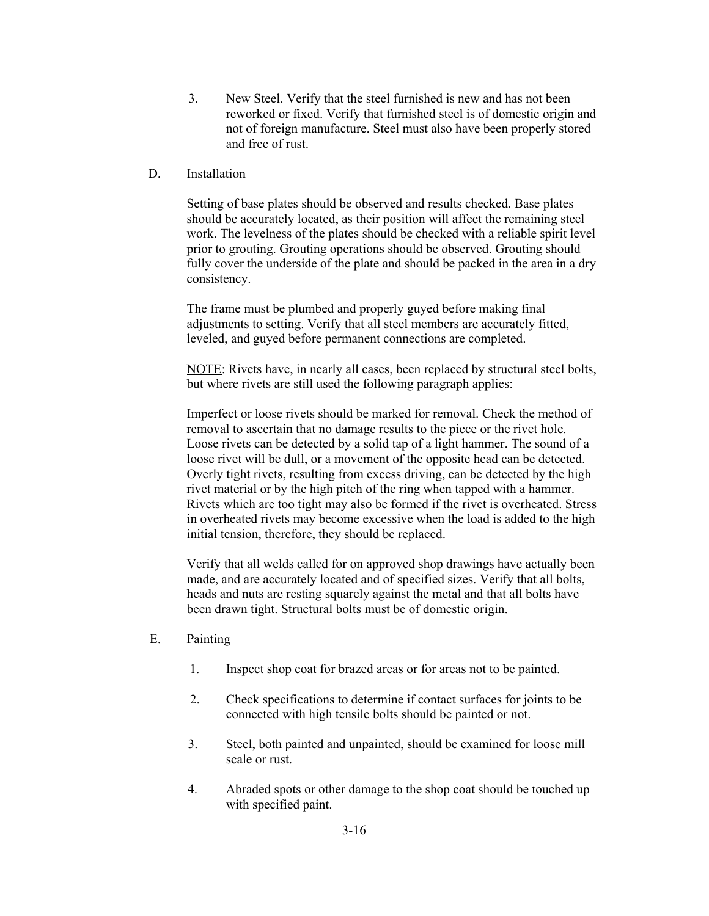3. New Steel. Verify that the steel furnished is new and has not been reworked or fixed. Verify that furnished steel is of domestic origin and not of foreign manufacture. Steel must also have been properly stored and free of rust.

D. Installation

Setting of base plates should be observed and results checked. Base plates should be accurately located, as their position will affect the remaining steel work. The levelness of the plates should be checked with a reliable spirit level prior to grouting. Grouting operations should be observed. Grouting should fully cover the underside of the plate and should be packed in the area in a dry consistency.

The frame must be plumbed and properly guyed before making final adjustments to setting. Verify that all steel members are accurately fitted, leveled, and guyed before permanent connections are completed.

NOTE: Rivets have, in nearly all cases, been replaced by structural steel bolts, but where rivets are still used the following paragraph applies:

Imperfect or loose rivets should be marked for removal. Check the method of removal to ascertain that no damage results to the piece or the rivet hole. Loose rivets can be detected by a solid tap of a light hammer. The sound of a loose rivet will be dull, or a movement of the opposite head can be detected. Overly tight rivets, resulting from excess driving, can be detected by the high rivet material or by the high pitch of the ring when tapped with a hammer. Rivets which are too tight may also be formed if the rivet is overheated. Stress in overheated rivets may become excessive when the load is added to the high initial tension, therefore, they should be replaced.

Verify that all welds called for on approved shop drawings have actually been made, and are accurately located and of specified sizes. Verify that all bolts, heads and nuts are resting squarely against the metal and that all bolts have been drawn tight. Structural bolts must be of domestic origin.

E. Painting

1. Inspect shop coat for brazed areas or for areas not to be painted.

2. Check specifications to determine if contact surfaces for joints to be connected with high tensile bolts should be painted or not.

3. Steel, both painted and unpainted, should be examined for loose mill scale or rust.

4. Abraded spots or other damage to the shop coat should be touched up with specified paint.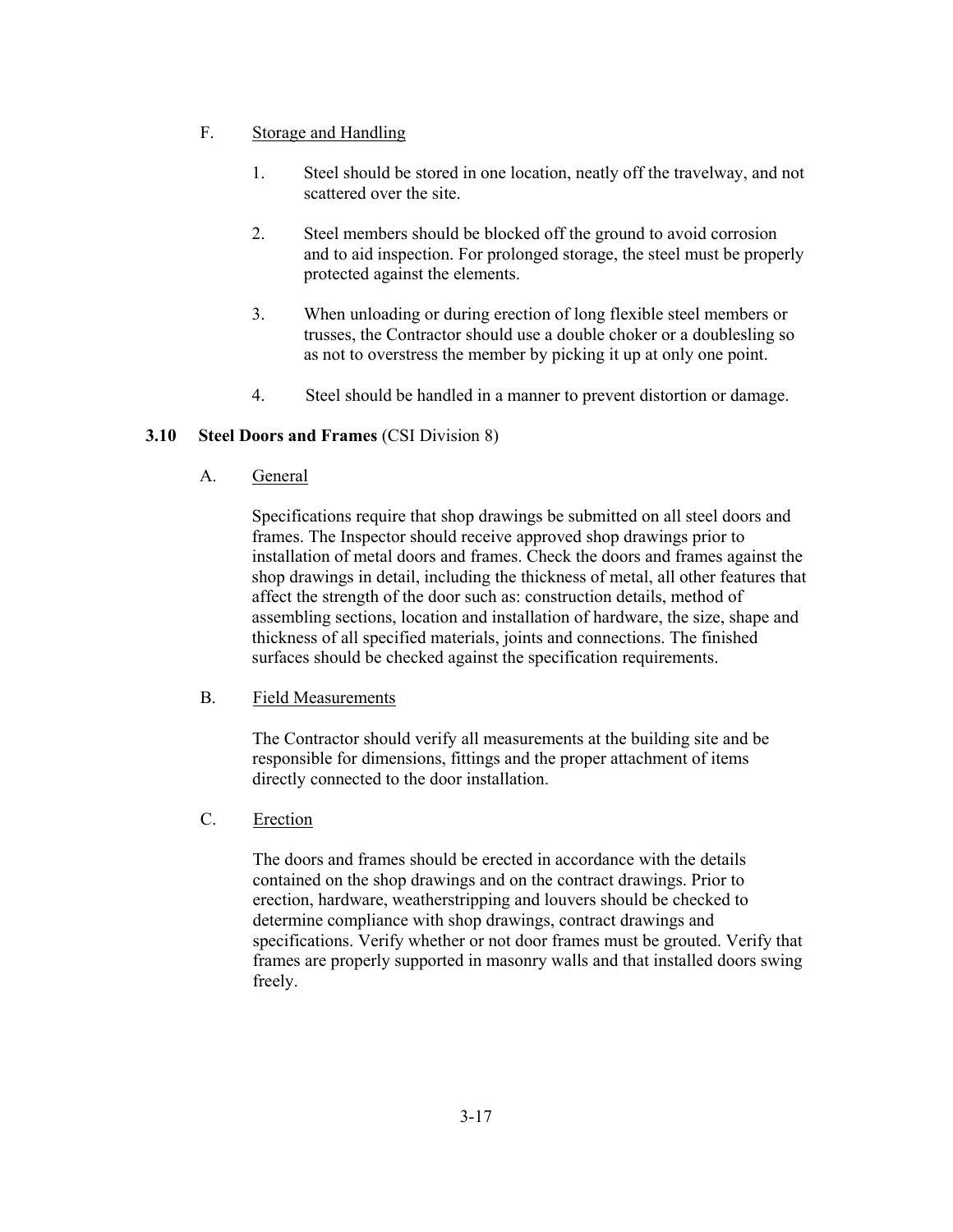F. Storage and Handling

1. Steel should be stored in one location, neatly off the travelway, and not scattered over the site.

2. Steel members should be blocked off the ground to avoid corrosion and to aid inspection. For prolonged storage, the steel must be properly protected against the elements.

3. When unloading or during erection of long flexible steel members or trusses, the Contractor should use a double choker or a doublesling so as not to overstress the member by picking it up at only one point.

4. Steel should be handled in a manner to prevent distortion or damage.

### 3.10 Steel Doors and Frames (CSI Division 8)

A. General

Specifications require that shop drawings be submitted on all steel doors and frames. The Inspector should receive approved shop drawings prior to installation of metal doors and frames. Check the doors and frames against the shop drawings in detail, including the thickness of metal, all other features that affect the strength of the door such as: construction details, method of assembling sections, location and installation of hardware, the size, shape and thickness of all specified materials, joints and connections. The finished surfaces should be checked against the specification requirements.

B. Field Measurements

The Contractor should verify all measurements at the building site and be responsible for dimensions, fittings and the proper attachment of items directly connected to the door installation.

C. Erection

The doors and frames should be erected in accordance with the details contained on the shop drawings and on the contract drawings. Prior to erection, hardware, weatherstripping and louvers should be checked to determine compliance with shop drawings, contract drawings and specifications. Verify whether or not door frames must be grouted. Verify that frames are properly supported in masonry walls and that installed doors swing freely.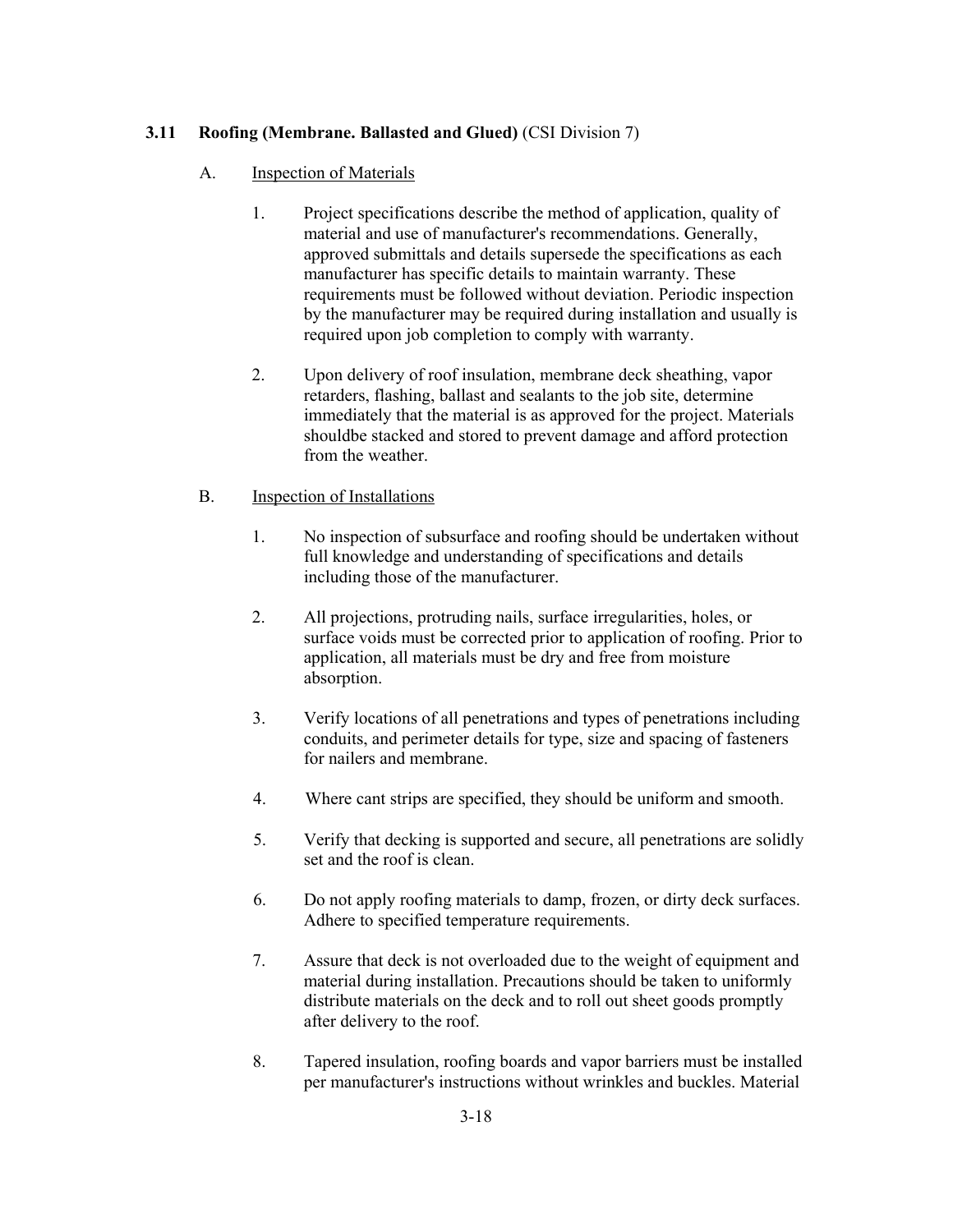### 3.11 Roofing (Membrane. Ballasted and Glued) (CSI Division 7)

A. Inspection of Materials

1. Project specifications describe the method of application, quality of material and use of manufacturer's recommendations. Generally, approved submittals and details supersede the specifications as each manufacturer has specific details to maintain warranty. These requirements must be followed without deviation. Periodic inspection by the manufacturer may be required during installation and usually is required upon job completion to comply with warranty.

2. Upon delivery of roof insulation, membrane deck sheathing, vapor retarders, flashing, ballast and sealants to the job site, determine immediately that the material is as approved for the project. Materials shouldbe stacked and stored to prevent damage and afford protection from the weather.

B. Inspection of Installations

1. No inspection of subsurface and roofing should be undertaken without full knowledge and understanding of specifications and details including those of the manufacturer.

2. All projections, protruding nails, surface irregularities, holes, or surface voids must be corrected prior to application of roofing. Prior to application, all materials must be dry and free from moisture absorption.

3. Verify locations of all penetrations and types of penetrations including conduits, and perimeter details for type, size and spacing of fasteners for nailers and membrane.

4. Where cant strips are specified, they should be uniform and smooth.

5. Verify that decking is supported and secure, all penetrations are solidly set and the roof is clean.

6. Do not apply roofing materials to damp, frozen, or dirty deck surfaces. Adhere to specified temperature requirements.

7. Assure that deck is not overloaded due to the weight of equipment and material during installation. Precautions should be taken to uniformly distribute materials on the deck and to roll out sheet goods promptly after delivery to the roof.

8. Tapered insulation, roofing boards and vapor barriers must be installed per manufacturer's instructions without wrinkles and buckles. Material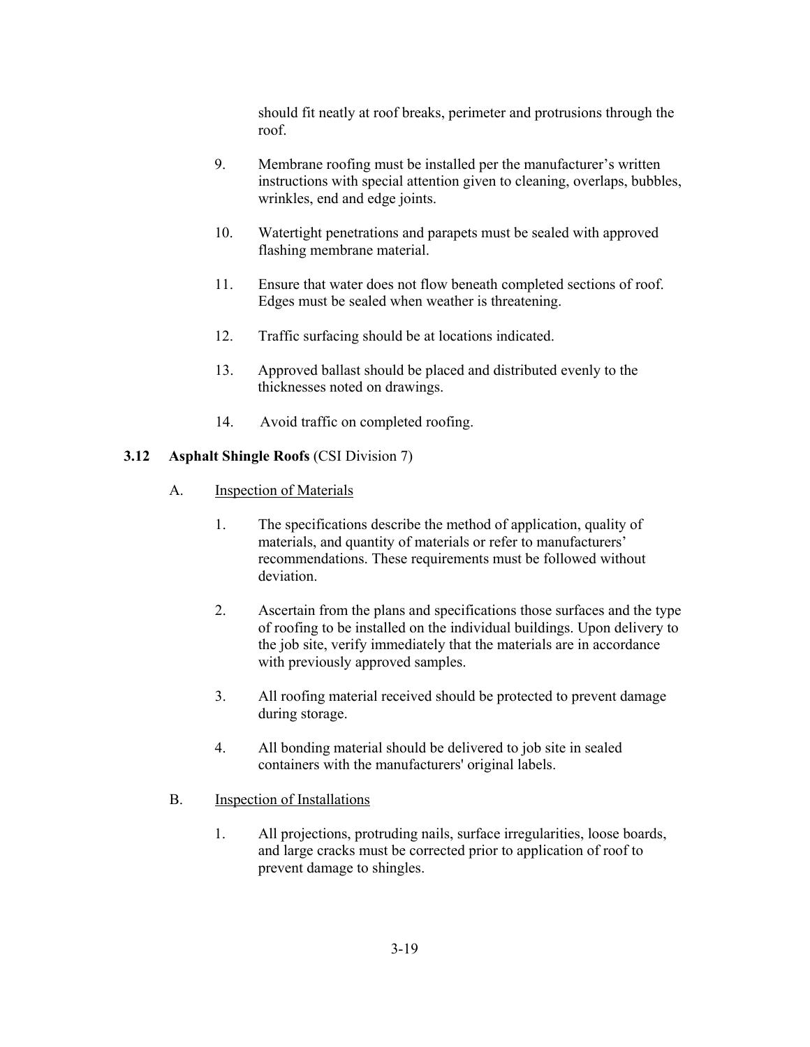should fit neatly at roof breaks, perimeter and protrusions through the roof.

9. Membrane roofing must be installed per the manufacturer's written instructions with special attention given to cleaning, overlaps, bubbles, wrinkles, end and edge joints.

10. Watertight penetrations and parapets must be sealed with approved flashing membrane material.

11. Ensure that water does not flow beneath completed sections of roof. Edges must be sealed when weather is threatening.

12. Traffic surfacing should be at locations indicated.

13. Approved ballast should be placed and distributed evenly to the thicknesses noted on drawings.

14. Avoid traffic on completed roofing.

### 3.12 **Asphalt Shingle Roofs** (CSI Division 7)

A. <u>Inspection of Materials</u>

1. The specifications describe the method of application, quality of materials, and quantity of materials or refer to manufacturers' recommendations. These requirements must be followed without deviation.

2. Ascertain from the plans and specifications those surfaces and the type of roofing to be installed on the individual buildings. Upon delivery to the job site, verify immediately that the materials are in accordance with previously approved samples.

3. All roofing material received should be protected to prevent damage during storage.

4. All bonding material should be delivered to job site in sealed containers with the manufacturers' original labels.

B. <u>Inspection of Installations</u>

1. All projections, protruding nails, surface irregularities, loose boards, and large cracks must be corrected prior to application of roof to prevent damage to shingles.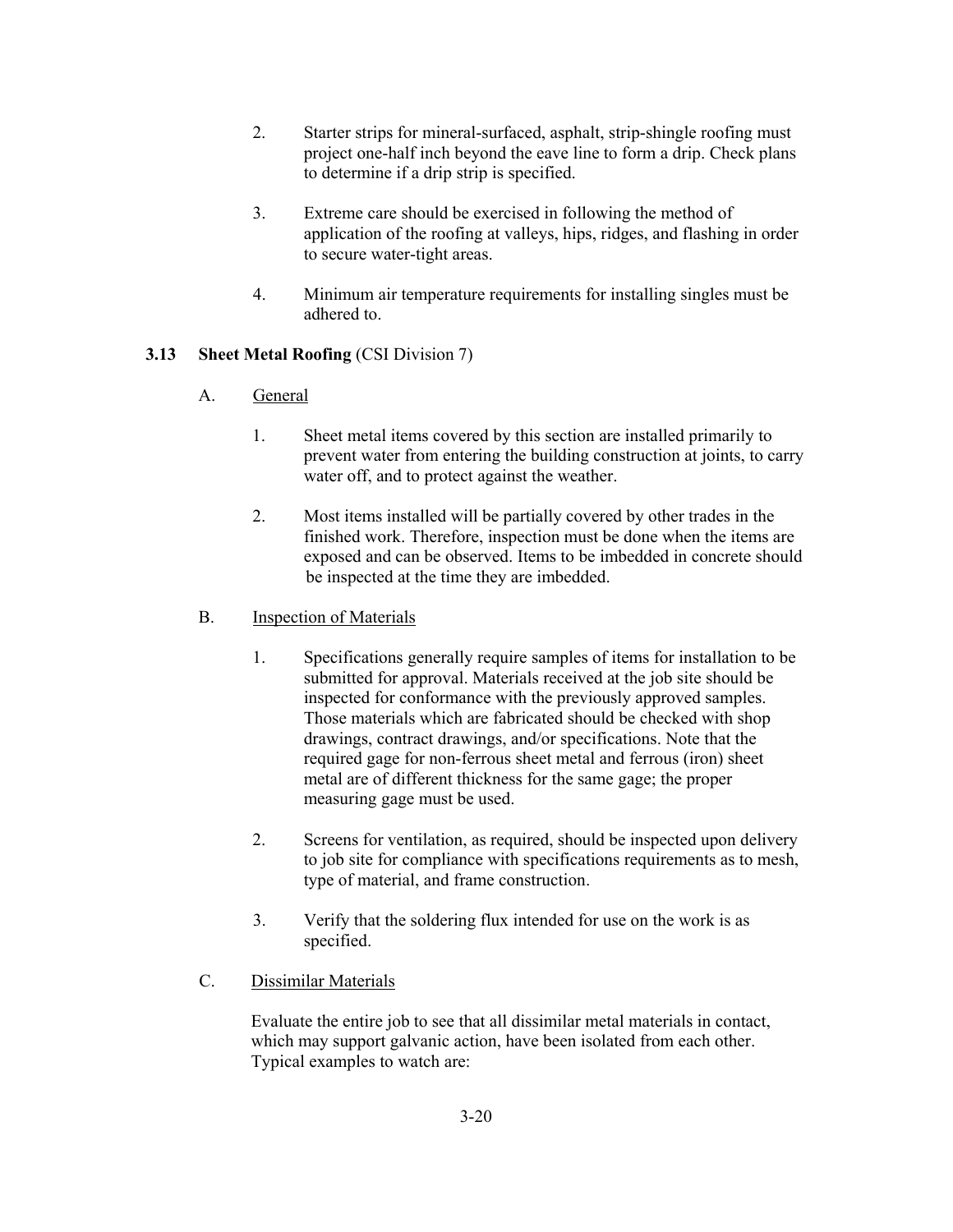2. Starter strips for mineral-surfaced, asphalt, strip-shingle roofing must project one-half inch beyond the eave line to form a drip. Check plans to determine if a drip strip is specified.

3. Extreme care should be exercised in following the method of application of the roofing at valleys, hips, ridges, and flashing in order to secure water-tight areas.

4. Minimum air temperature requirements for installing singles must be adhered to.

### 3.13 **Sheet Metal Roofing** (CSI Division 7)

A. General

1. Sheet metal items covered by this section are installed primarily to prevent water from entering the building construction at joints, to carry water off, and to protect against the weather.

2. Most items installed will be partially covered by other trades in the finished work. Therefore, inspection must be done when the items are exposed and can be observed. Items to be imbedded in concrete should be inspected at the time they are imbedded.

B. Inspection of Materials

1. Specifications generally require samples of items for installation to be submitted for approval. Materials received at the job site should be inspected for conformance with the previously approved samples. Those materials which are fabricated should be checked with shop drawings, contract drawings, and/or specifications. Note that the required gage for non-ferrous sheet metal and ferrous (iron) sheet metal are of different thickness for the same gage; the proper measuring gage must be used.

2. Screens for ventilation, as required, should be inspected upon delivery to job site for compliance with specifications requirements as to mesh, type of material, and frame construction.

3. Verify that the soldering flux intended for use on the work is as specified.

C. Dissimilar Materials

Evaluate the entire job to see that all dissimilar metal materials in contact, which may support galvanic action, have been isolated from each other. Typical examples to watch are: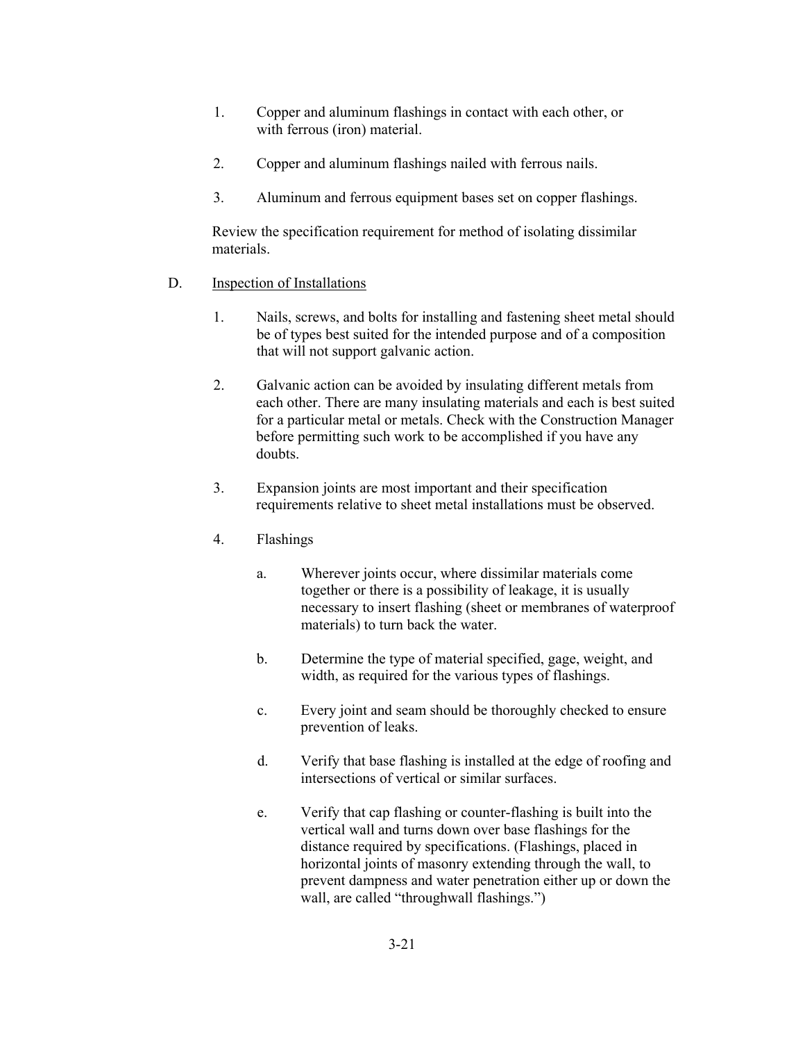1. Copper and aluminum flashings in contact with each other, or with ferrous (iron) material.

2. Copper and aluminum flashings nailed with ferrous nails.

3. Aluminum and ferrous equipment bases set on copper flashings.

Review the specification requirement for method of isolating dissimilar materials.

D. Inspection of Installations

1. Nails, screws, and bolts for installing and fastening sheet metal should be of types best suited for the intended purpose and of a composition that will not support galvanic action.

2. Galvanic action can be avoided by insulating different metals from each other. There are many insulating materials and each is best suited for a particular metal or metals. Check with the Construction Manager before permitting such work to be accomplished if you have any doubts.

3. Expansion joints are most important and their specification requirements relative to sheet metal installations must be observed.

4. Flashings

   a. Wherever joints occur, where dissimilar materials come together or there is a possibility of leakage, it is usually necessary to insert flashing (sheet or membranes of waterproof materials) to turn back the water.

   b. Determine the type of material specified, gage, weight, and width, as required for the various types of flashings.

   c. Every joint and seam should be thoroughly checked to ensure prevention of leaks.

   d. Verify that base flashing is installed at the edge of roofing and intersections of vertical or similar surfaces.

   e. Verify that cap flashing or counter-flashing is built into the vertical wall and turns down over base flashings for the distance required by specifications. (Flashings, placed in horizontal joints of masonry extending through the wall, to prevent dampness and water penetration either up or down the wall, are called "throughwall flashings.")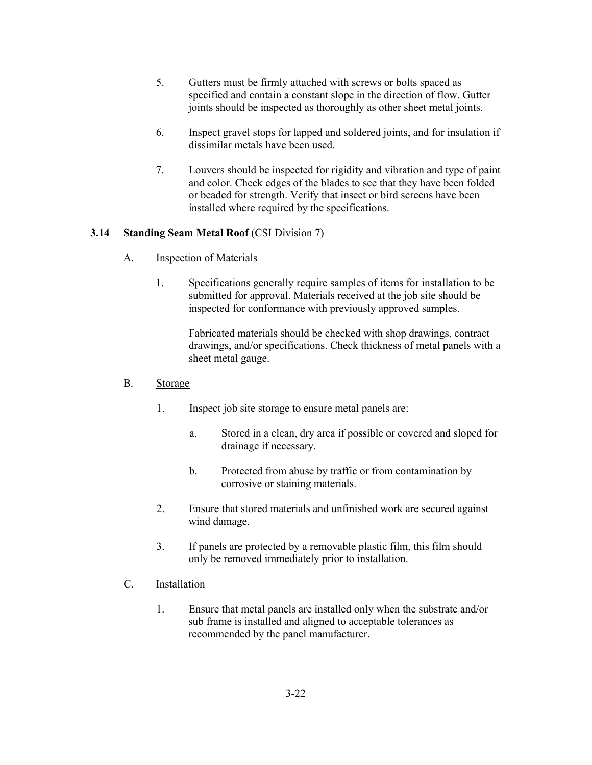5. Gutters must be firmly attached with screws or bolts spaced as specified and contain a constant slope in the direction of flow. Gutter joints should be inspected as thoroughly as other sheet metal joints.

6. Inspect gravel stops for lapped and soldered joints, and for insulation if dissimilar metals have been used.

7. Louvers should be inspected for rigidity and vibration and type of paint and color. Check edges of the blades to see that they have been folded or beaded for strength. Verify that insect or bird screens have been installed where required by the specifications.

### 3.14 Standing Seam Metal Roof (CSI Division 7)

A. Inspection of Materials

1. Specifications generally require samples of items for installation to be submitted for approval. Materials received at the job site should be inspected for conformance with previously approved samples.

   Fabricated materials should be checked with shop drawings, contract drawings, and/or specifications. Check thickness of metal panels with a sheet metal gauge.

B. Storage

1. Inspect job site storage to ensure metal panels are:

   a. Stored in a clean, dry area if possible or covered and sloped for drainage if necessary.

   b. Protected from abuse by traffic or from contamination by corrosive or staining materials.

2. Ensure that stored materials and unfinished work are secured against wind damage.

3. If panels are protected by a removable plastic film, this film should only be removed immediately prior to installation.

C. Installation

1. Ensure that metal panels are installed only when the substrate and/or sub frame is installed and aligned to acceptable tolerances as recommended by the panel manufacturer.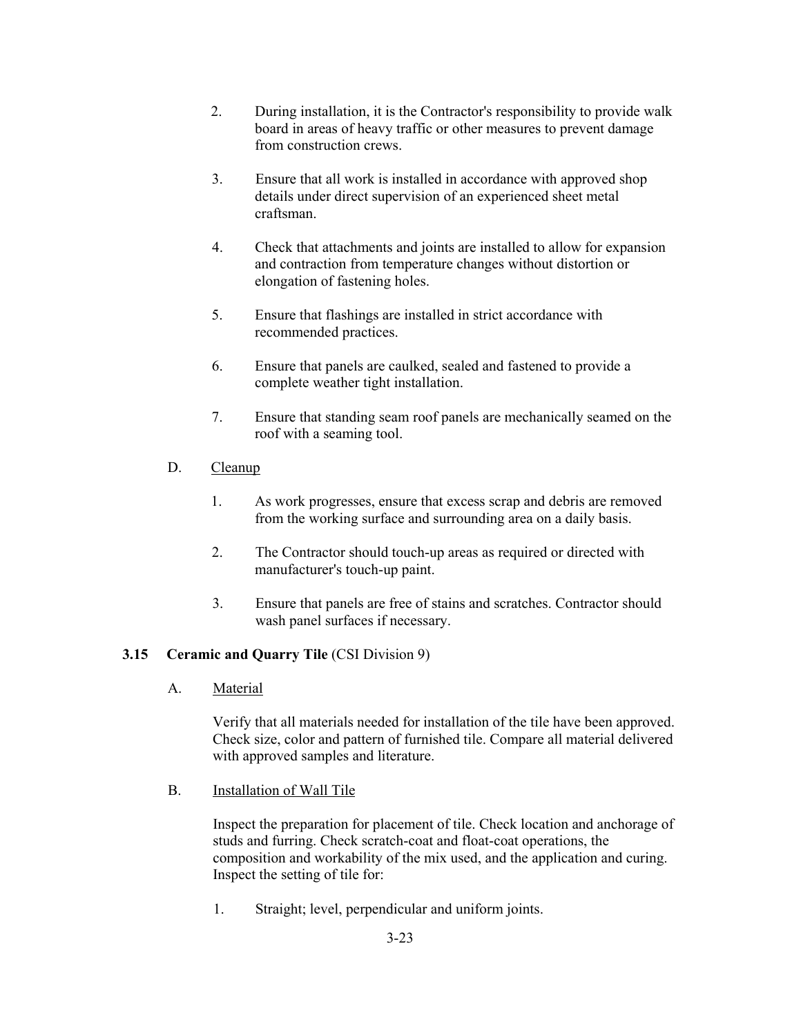2. During installation, it is the Contractor's responsibility to provide walk board in areas of heavy traffic or other measures to prevent damage from construction crews.

3. Ensure that all work is installed in accordance with approved shop details under direct supervision of an experienced sheet metal craftsman.

4. Check that attachments and joints are installed to allow for expansion and contraction from temperature changes without distortion or elongation of fastening holes.

5. Ensure that flashings are installed in strict accordance with recommended practices.

6. Ensure that panels are caulked, sealed and fastened to provide a complete weather tight installation.

7. Ensure that standing seam roof panels are mechanically seamed on the roof with a seaming tool.

D. <u>Cleanup</u>

1. As work progresses, ensure that excess scrap and debris are removed from the working surface and surrounding area on a daily basis.

2. The Contractor should touch-up areas as required or directed with manufacturer's touch-up paint.

3. Ensure that panels are free of stains and scratches. Contractor should wash panel surfaces if necessary.

### 3.15 **Ceramic and Quarry Tile** (CSI Division 9)

A. <u>Material</u>

Verify that all materials needed for installation of the tile have been approved. Check size, color and pattern of furnished tile. Compare all material delivered with approved samples and literature.

B. <u>Installation of Wall Tile</u>

Inspect the preparation for placement of tile. Check location and anchorage of studs and furring. Check scratch-coat and float-coat operations, the composition and workability of the mix used, and the application and curing. Inspect the setting of tile for:

1. Straight; level, perpendicular and uniform joints.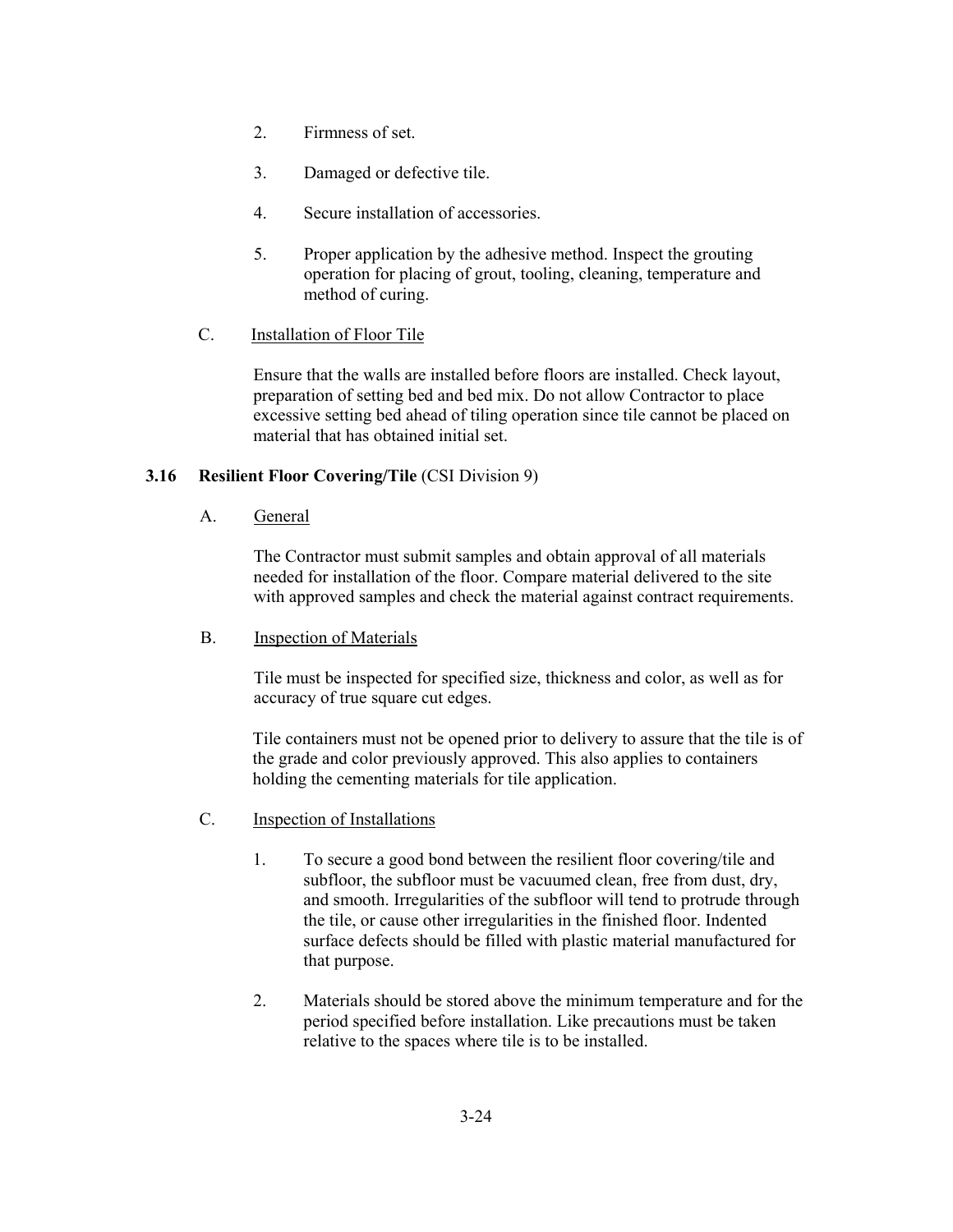2. Firmness of set.

3. Damaged or defective tile.

4. Secure installation of accessories.

5. Proper application by the adhesive method. Inspect the grouting operation for placing of grout, tooling, cleaning, temperature and method of curing.

C. Installation of Floor Tile

Ensure that the walls are installed before floors are installed. Check layout, preparation of setting bed and bed mix. Do not allow Contractor to place excessive setting bed ahead of tiling operation since tile cannot be placed on material that has obtained initial set.

### 3.16 Resilient Floor Covering/Tile (CSI Division 9)

A. General

The Contractor must submit samples and obtain approval of all materials needed for installation of the floor. Compare material delivered to the site with approved samples and check the material against contract requirements.

B. Inspection of Materials

Tile must be inspected for specified size, thickness and color, as well as for accuracy of true square cut edges.

Tile containers must not be opened prior to delivery to assure that the tile is of the grade and color previously approved. This also applies to containers holding the cementing materials for tile application.

C. Inspection of Installations

1. To secure a good bond between the resilient floor covering/tile and subfloor, the subfloor must be vacuumed clean, free from dust, dry, and smooth. Irregularities of the subfloor will tend to protrude through the tile, or cause other irregularities in the finished floor. Indented surface defects should be filled with plastic material manufactured for that purpose.

2. Materials should be stored above the minimum temperature and for the period specified before installation. Like precautions must be taken relative to the spaces where tile is to be installed.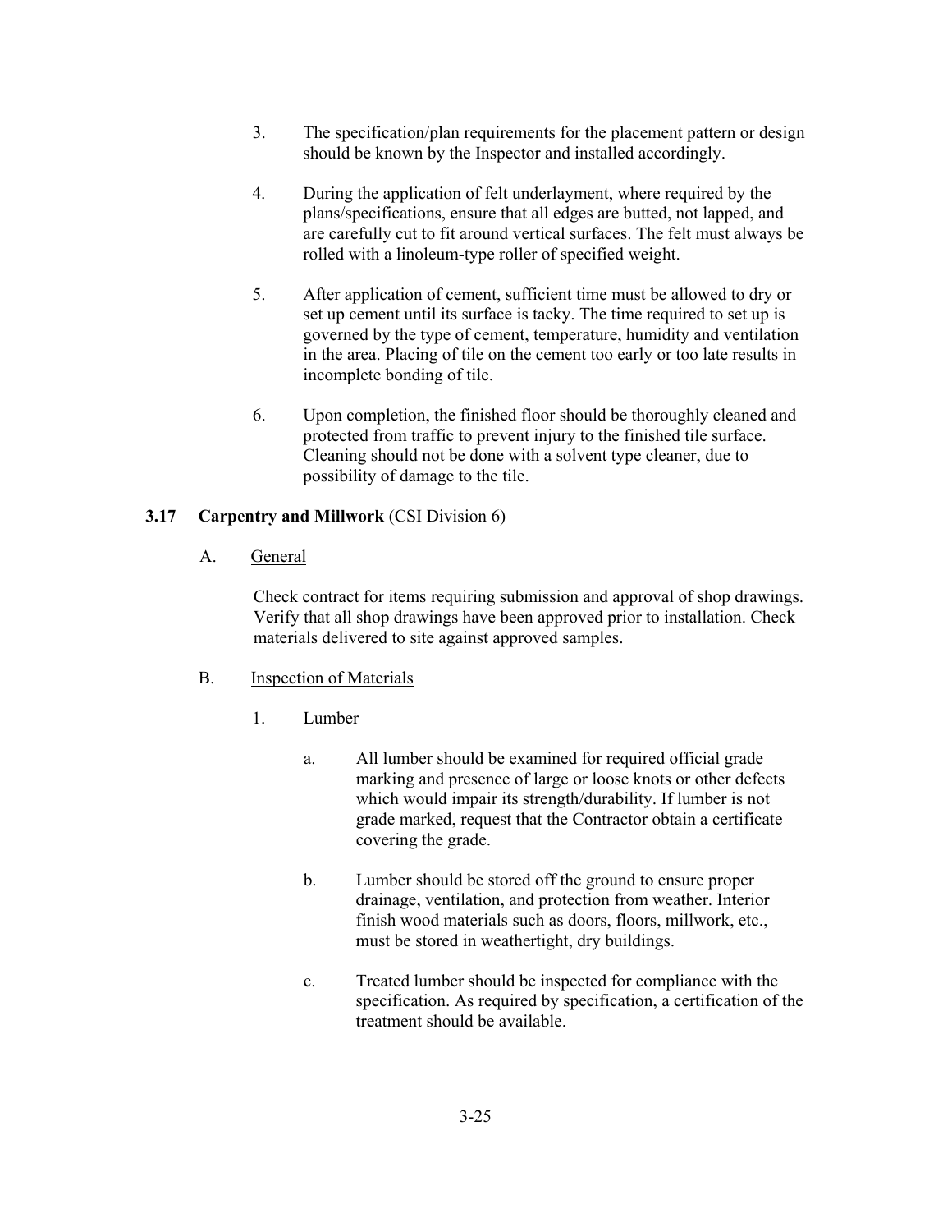3. The specification/plan requirements for the placement pattern or design should be known by the Inspector and installed accordingly.

4. During the application of felt underlayment, where required by the plans/specifications, ensure that all edges are butted, not lapped, and are carefully cut to fit around vertical surfaces. The felt must always be rolled with a linoleum-type roller of specified weight.

5. After application of cement, sufficient time must be allowed to dry or set up cement until its surface is tacky. The time required to set up is governed by the type of cement, temperature, humidity and ventilation in the area. Placing of tile on the cement too early or too late results in incomplete bonding of tile.

6. Upon completion, the finished floor should be thoroughly cleaned and protected from traffic to prevent injury to the finished tile surface. Cleaning should not be done with a solvent type cleaner, due to possibility of damage to the tile.

### 3.17 **Carpentry and Millwork** (CSI Division 6)

A. General

Check contract for items requiring submission and approval of shop drawings. Verify that all shop drawings have been approved prior to installation. Check materials delivered to site against approved samples.

B. Inspection of Materials

1. Lumber

   a. All lumber should be examined for required official grade marking and presence of large or loose knots or other defects which would impair its strength/durability. If lumber is not grade marked, request that the Contractor obtain a certificate covering the grade.

   b. Lumber should be stored off the ground to ensure proper drainage, ventilation, and protection from weather. Interior finish wood materials such as doors, floors, millwork, etc., must be stored in weathertight, dry buildings.

   c. Treated lumber should be inspected for compliance with the specification. As required by specification, a certification of the treatment should be available.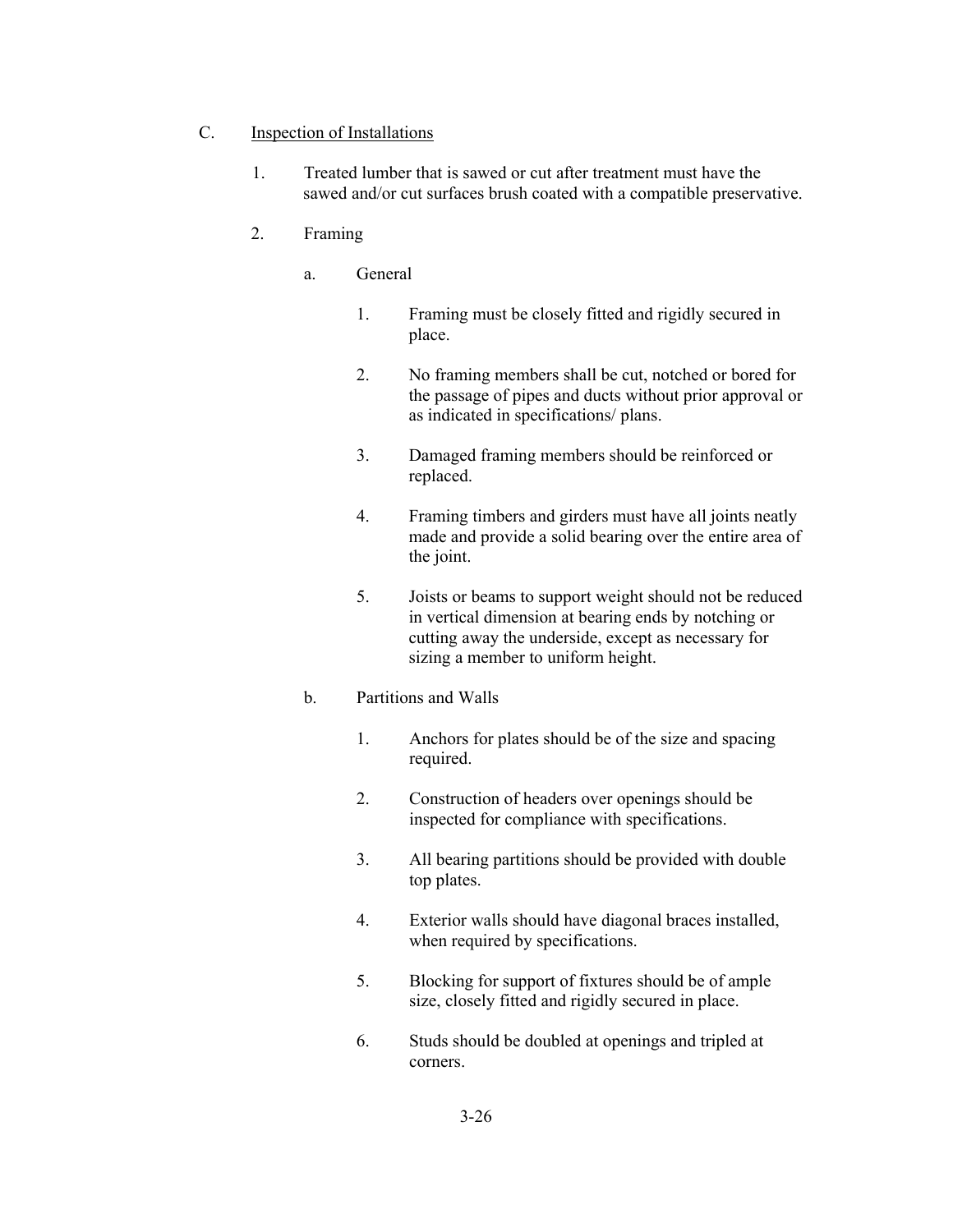C. Inspection of Installations

1. Treated lumber that is sawed or cut after treatment must have the sawed and/or cut surfaces brush coated with a compatible preservative.

2. Framing

   a. General

      1. Framing must be closely fitted and rigidly secured in place.

      2. No framing members shall be cut, notched or bored for the passage of pipes and ducts without prior approval or as indicated in specifications/ plans.

      3. Damaged framing members should be reinforced or replaced.

      4. Framing timbers and girders must have all joints neatly made and provide a solid bearing over the entire area of the joint.

      5. Joists or beams to support weight should not be reduced in vertical dimension at bearing ends by notching or cutting away the underside, except as necessary for sizing a member to uniform height.

   b. Partitions and Walls

      1. Anchors for plates should be of the size and spacing required.

      2. Construction of headers over openings should be inspected for compliance with specifications.

      3. All bearing partitions should be provided with double top plates.

      4. Exterior walls should have diagonal braces installed, when required by specifications.

      5. Blocking for support of fixtures should be of ample size, closely fitted and rigidly secured in place.

      6. Studs should be doubled at openings and tripled at corners.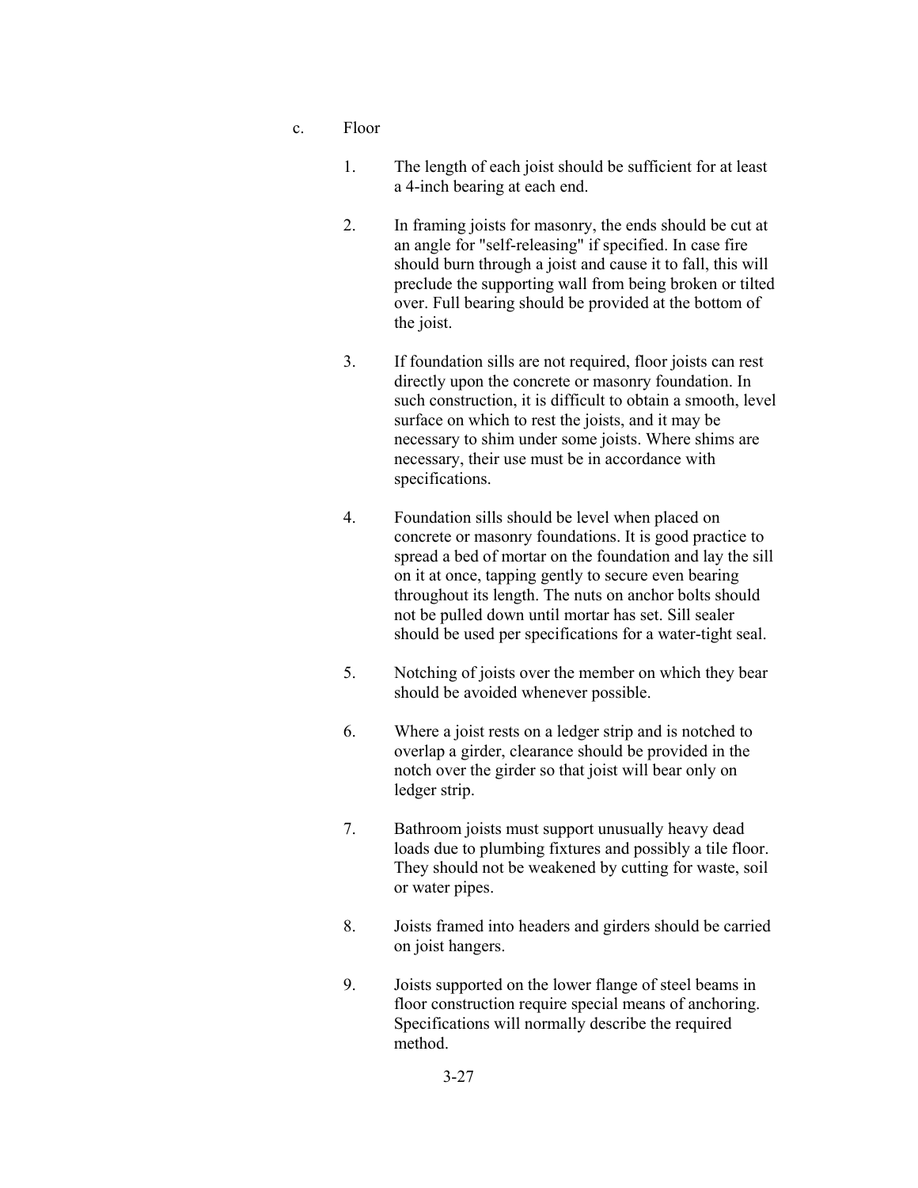c. Floor

1. The length of each joist should be sufficient for at least a 4-inch bearing at each end.

2. In framing joists for masonry, the ends should be cut at an angle for "self-releasing" if specified. In case fire should burn through a joist and cause it to fall, this will preclude the supporting wall from being broken or tilted over. Full bearing should be provided at the bottom of the joist.

3. If foundation sills are not required, floor joists can rest directly upon the concrete or masonry foundation. In such construction, it is difficult to obtain a smooth, level surface on which to rest the joists, and it may be necessary to shim under some joists. Where shims are necessary, their use must be in accordance with specifications.

4. Foundation sills should be level when placed on concrete or masonry foundations. It is good practice to spread a bed of mortar on the foundation and lay the sill on it at once, tapping gently to secure even bearing throughout its length. The nuts on anchor bolts should not be pulled down until mortar has set. Sill sealer should be used per specifications for a water-tight seal.

5. Notching of joists over the member on which they bear should be avoided whenever possible.

6. Where a joist rests on a ledger strip and is notched to overlap a girder, clearance should be provided in the notch over the girder so that joist will bear only on ledger strip.

7. Bathroom joists must support unusually heavy dead loads due to plumbing fixtures and possibly a tile floor. They should not be weakened by cutting for waste, soil or water pipes.

8. Joists framed into headers and girders should be carried on joist hangers.

9. Joists supported on the lower flange of steel beams in floor construction require special means of anchoring. Specifications will normally describe the required method.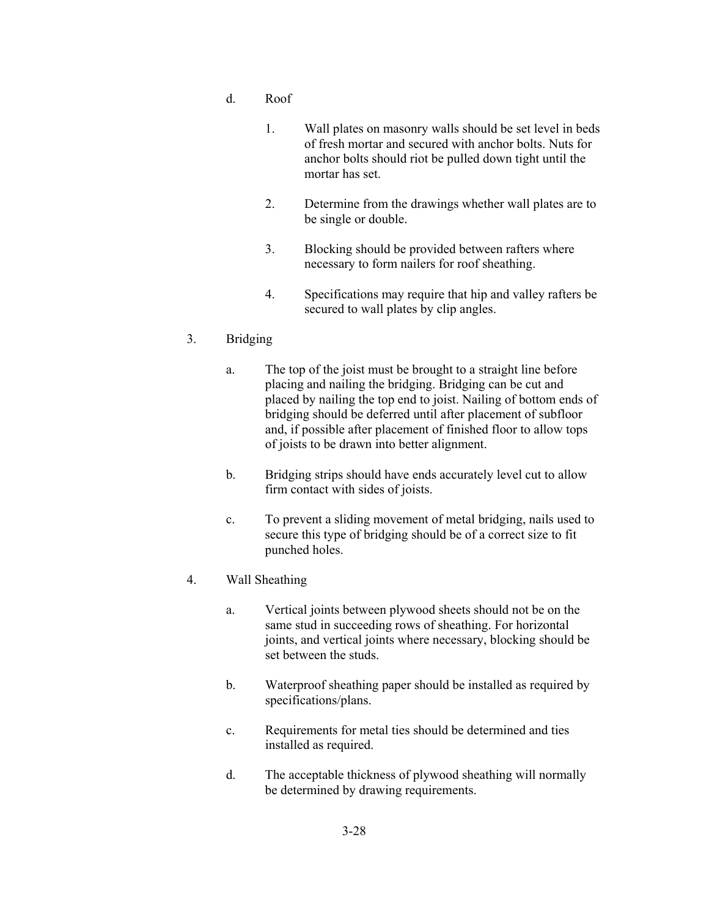d. Roof

1. Wall plates on masonry walls should be set level in beds of fresh mortar and secured with anchor bolts. Nuts for anchor bolts should riot be pulled down tight until the mortar has set.

2. Determine from the drawings whether wall plates are to be single or double.

3. Blocking should be provided between rafters where necessary to form nailers for roof sheathing.

4. Specifications may require that hip and valley rafters be secured to wall plates by clip angles.

3. Bridging

a. The top of the joist must be brought to a straight line before placing and nailing the bridging. Bridging can be cut and placed by nailing the top end to joist. Nailing of bottom ends of bridging should be deferred until after placement of subfloor and, if possible after placement of finished floor to allow tops of joists to be drawn into better alignment.

b. Bridging strips should have ends accurately level cut to allow firm contact with sides of joists.

c. To prevent a sliding movement of metal bridging, nails used to secure this type of bridging should be of a correct size to fit punched holes.

4. Wall Sheathing

a. Vertical joints between plywood sheets should not be on the same stud in succeeding rows of sheathing. For horizontal joints, and vertical joints where necessary, blocking should be set between the studs.

b. Waterproof sheathing paper should be installed as required by specifications/plans.

c. Requirements for metal ties should be determined and ties installed as required.

d. The acceptable thickness of plywood sheathing will normally be determined by drawing requirements.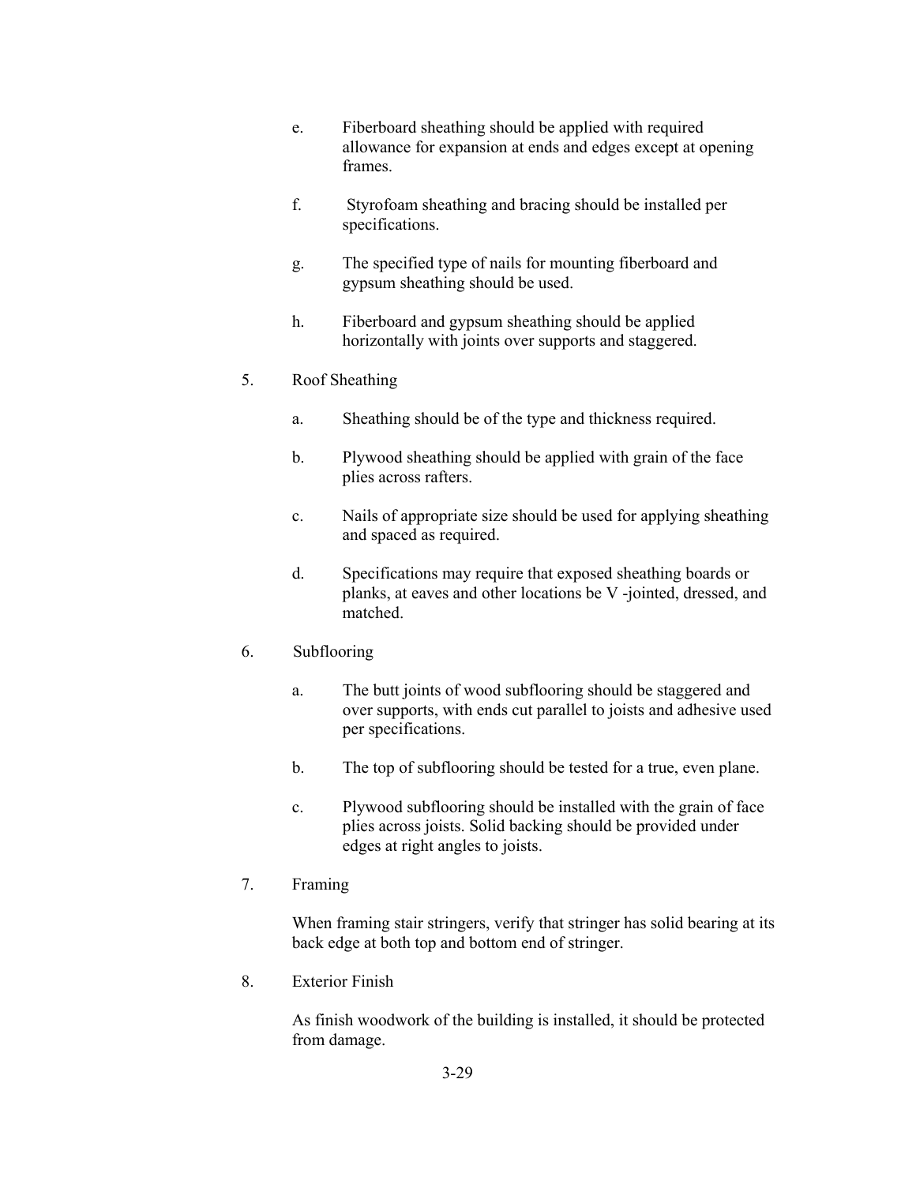e. Fiberboard sheathing should be applied with required allowance for expansion at ends and edges except at opening frames.

f. Styrofoam sheathing and bracing should be installed per specifications.

g. The specified type of nails for mounting fiberboard and gypsum sheathing should be used.

h. Fiberboard and gypsum sheathing should be applied horizontally with joints over supports and staggered.

5. Roof Sheathing

   a. Sheathing should be of the type and thickness required.

   b. Plywood sheathing should be applied with grain of the face plies across rafters.

   c. Nails of appropriate size should be used for applying sheathing and spaced as required.

   d. Specifications may require that exposed sheathing boards or planks, at eaves and other locations be V -jointed, dressed, and matched.

6. Subflooring

   a. The butt joints of wood subflooring should be staggered and over supports, with ends cut parallel to joists and adhesive used per specifications.

   b. The top of subflooring should be tested for a true, even plane.

   c. Plywood subflooring should be installed with the grain of face plies across joists. Solid backing should be provided under edges at right angles to joists.

7. Framing

   When framing stair stringers, verify that stringer has solid bearing at its back edge at both top and bottom end of stringer.

8. Exterior Finish

   As finish woodwork of the building is installed, it should be protected from damage.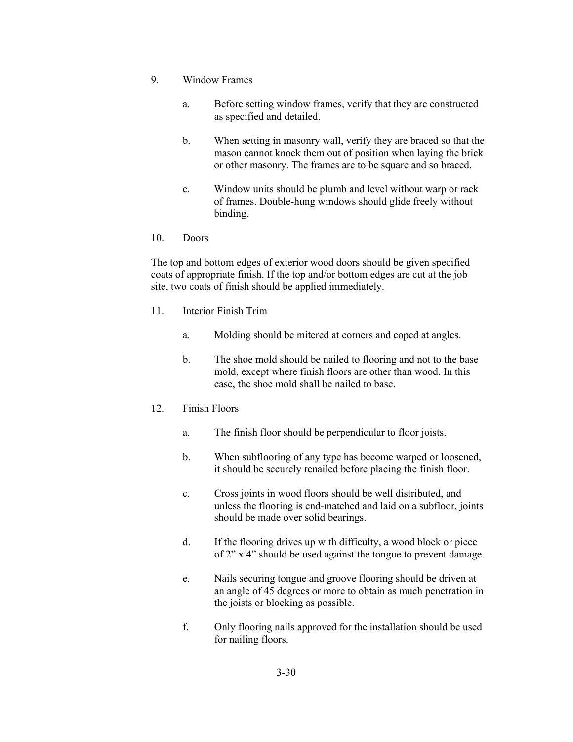9. Window Frames

   a. Before setting window frames, verify that they are constructed as specified and detailed.

   b. When setting in masonry wall, verify they are braced so that the mason cannot knock them out of position when laying the brick or other masonry. The frames are to be square and so braced.

   c. Window units should be plumb and level without warp or rack of frames. Double-hung windows should glide freely without binding.

10. Doors

The top and bottom edges of exterior wood doors should be given specified coats of appropriate finish. If the top and/or bottom edges are cut at the job site, two coats of finish should be applied immediately.

11. Interior Finish Trim

   a. Molding should be mitered at corners and coped at angles.

   b. The shoe mold should be nailed to flooring and not to the base mold, except where finish floors are other than wood. In this case, the shoe mold shall be nailed to base.

12. Finish Floors

   a. The finish floor should be perpendicular to floor joists.

   b. When subflooring of any type has become warped or loosened, it should be securely renailed before placing the finish floor.

   c. Cross joints in wood floors should be well distributed, and unless the flooring is end-matched and laid on a subfloor, joints should be made over solid bearings.

   d. If the flooring drives up with difficulty, a wood block or piece of 2” x 4” should be used against the tongue to prevent damage.

   e. Nails securing tongue and groove flooring should be driven at an angle of 45 degrees or more to obtain as much penetration in the joists or blocking as possible.

   f. Only flooring nails approved for the installation should be used for nailing floors.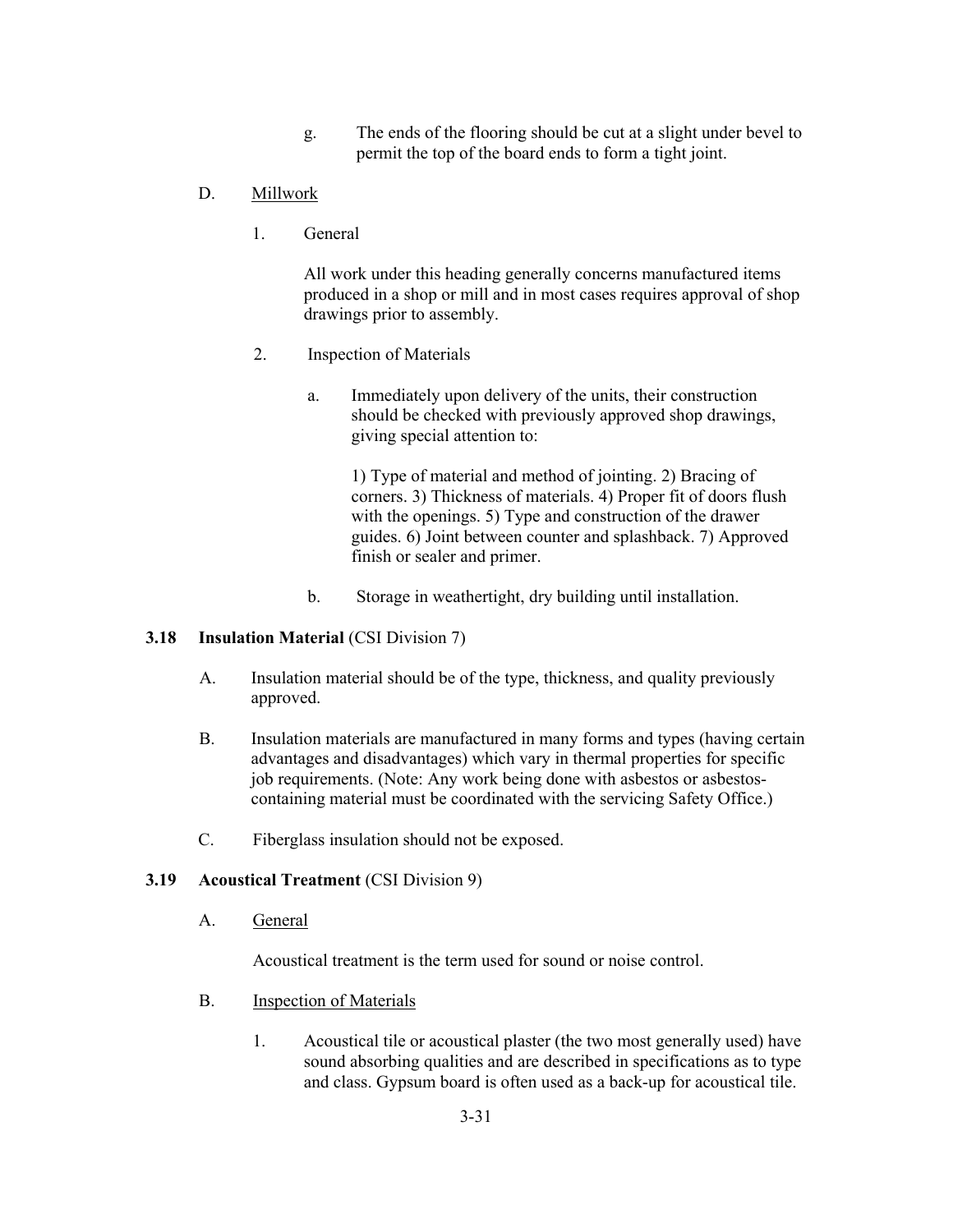g. The ends of the flooring should be cut at a slight under bevel to permit the top of the board ends to form a tight joint.

D. Millwork

1. General

All work under this heading generally concerns manufactured items produced in a shop or mill and in most cases requires approval of shop drawings prior to assembly.

2. Inspection of Materials

a. Immediately upon delivery of the units, their construction should be checked with previously approved shop drawings, giving special attention to:

1) Type of material and method of jointing. 2) Bracing of corners. 3) Thickness of materials. 4) Proper fit of doors flush with the openings. 5) Type and construction of the drawer guides. 6) Joint between counter and splashback. 7) Approved finish or sealer and primer.

b. Storage in weathertight, dry building until installation.

### 3.18 Insulation Material (CSI Division 7)

A. Insulation material should be of the type, thickness, and quality previously approved.

B. Insulation materials are manufactured in many forms and types (having certain advantages and disadvantages) which vary in thermal properties for specific job requirements. (Note: Any work being done with asbestos or asbestos-containing material must be coordinated with the servicing Safety Office.)

C. Fiberglass insulation should not be exposed.

### 3.19 Acoustical Treatment (CSI Division 9)

A. General

Acoustical treatment is the term used for sound or noise control.

B. Inspection of Materials

1. Acoustical tile or acoustical plaster (the two most generally used) have sound absorbing qualities and are described in specifications as to type and class. Gypsum board is often used as a back-up for acoustical tile.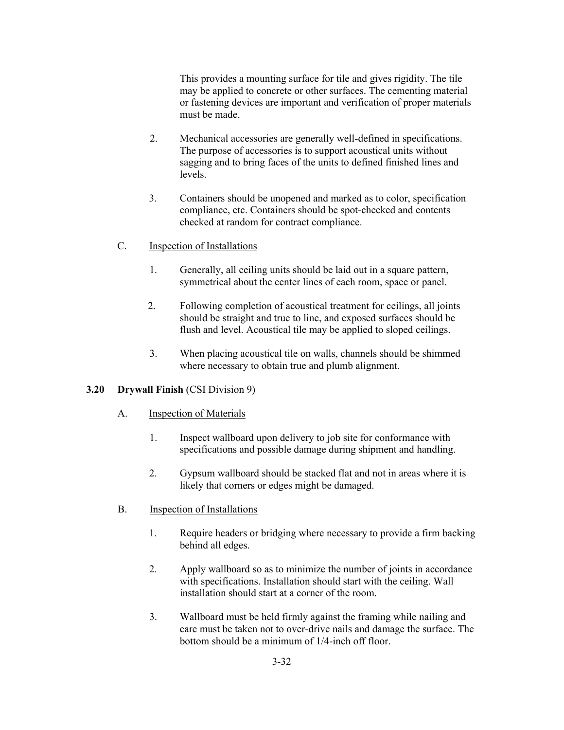This provides a mounting surface for tile and gives rigidity. The tile may be applied to concrete or other surfaces. The cementing material or fastening devices are important and verification of proper materials must be made.

2. Mechanical accessories are generally well-defined in specifications. The purpose of accessories is to support acoustical units without sagging and to bring faces of the units to defined finished lines and levels.

3. Containers should be unopened and marked as to color, specification compliance, etc. Containers should be spot-checked and contents checked at random for contract compliance.

C. Inspection of Installations

1. Generally, all ceiling units should be laid out in a square pattern, symmetrical about the center lines of each room, space or panel.

2. Following completion of acoustical treatment for ceilings, all joints should be straight and true to line, and exposed surfaces should be flush and level. Acoustical tile may be applied to sloped ceilings.

3. When placing acoustical tile on walls, channels should be shimmed where necessary to obtain true and plumb alignment.

### 3.20 **Drywall Finish** (CSI Division 9)

A. Inspection of Materials

1. Inspect wallboard upon delivery to job site for conformance with specifications and possible damage during shipment and handling.

2. Gypsum wallboard should be stacked flat and not in areas where it is likely that corners or edges might be damaged.

B. Inspection of Installations

1. Require headers or bridging where necessary to provide a firm backing behind all edges.

2. Apply wallboard so as to minimize the number of joints in accordance with specifications. Installation should start with the ceiling. Wall installation should start at a corner of the room.

3. Wallboard must be held firmly against the framing while nailing and care must be taken not to over-drive nails and damage the surface. The bottom should be a minimum of 1/4-inch off floor.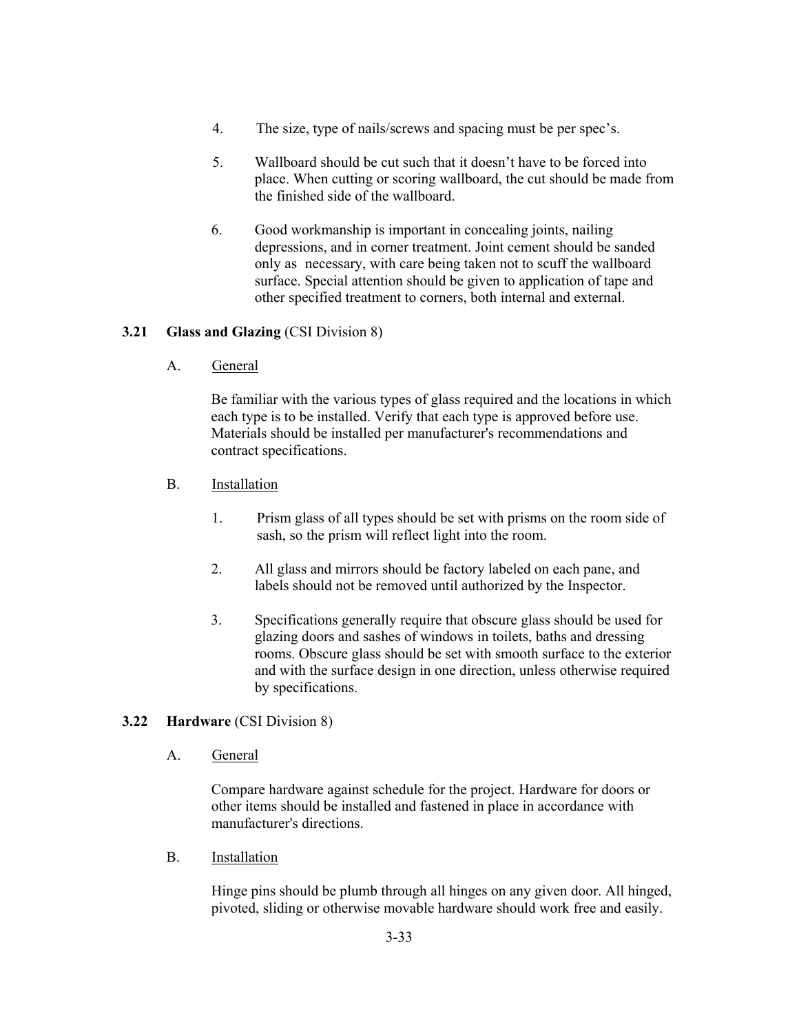4. The size, type of nails/screws and spacing must be per spec's.

5. Wallboard should be cut such that it doesn't have to be forced into place. When cutting or scoring wallboard, the cut should be made from the finished side of the wallboard.

6. Good workmanship is important in concealing joints, nailing depressions, and in corner treatment. Joint cement should be sanded only as necessary, with care being taken not to scuff the wallboard surface. Special attention should be given to application of tape and other specified treatment to corners, both internal and external.

### 3.21 **Glass and Glazing** (CSI Division 8)

A. General

Be familiar with the various types of glass required and the locations in which each type is to be installed. Verify that each type is approved before use. Materials should be installed per manufacturer's recommendations and contract specifications.

B. Installation

1. Prism glass of all types should be set with prisms on the room side of sash, so the prism will reflect light into the room.

2. All glass and mirrors should be factory labeled on each pane, and labels should not be removed until authorized by the Inspector.

3. Specifications generally require that obscure glass should be used for glazing doors and sashes of windows in toilets, baths and dressing rooms. Obscure glass should be set with smooth surface to the exterior and with the surface design in one direction, unless otherwise required by specifications.

### 3.22 **Hardware** (CSI Division 8)

A. General

Compare hardware against schedule for the project. Hardware for doors or other items should be installed and fastened in place in accordance with manufacturer's directions.

B. Installation

Hinge pins should be plumb through all hinges on any given door. All hinged, pivoted, sliding or otherwise movable hardware should work free and easily.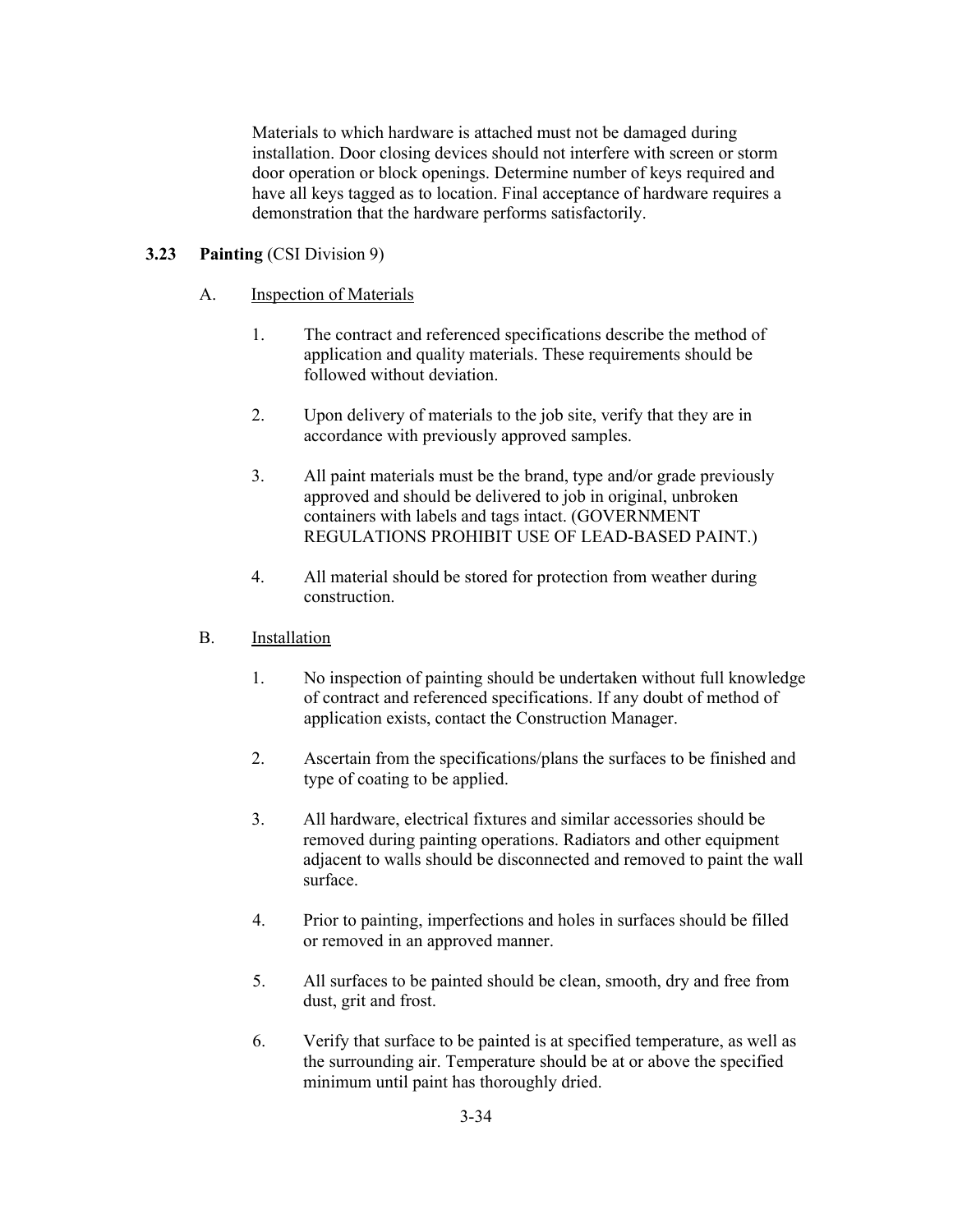Materials to which hardware is attached must not be damaged during installation. Door closing devices should not interfere with screen or storm door operation or block openings. Determine number of keys required and have all keys tagged as to location. Final acceptance of hardware requires a demonstration that the hardware performs satisfactorily.

### 3.23 **Painting** (CSI Division 9)

A. Inspection of Materials

1. The contract and referenced specifications describe the method of application and quality materials. These requirements should be followed without deviation.

2. Upon delivery of materials to the job site, verify that they are in accordance with previously approved samples.

3. All paint materials must be the brand, type and/or grade previously approved and should be delivered to job in original, unbroken containers with labels and tags intact. (GOVERNMENT REGULATIONS PROHIBIT USE OF LEAD-BASED PAINT.)

4. All material should be stored for protection from weather during construction.

B. Installation

1. No inspection of painting should be undertaken without full knowledge of contract and referenced specifications. If any doubt of method of application exists, contact the Construction Manager.

2. Ascertain from the specifications/plans the surfaces to be finished and type of coating to be applied.

3. All hardware, electrical fixtures and similar accessories should be removed during painting operations. Radiators and other equipment adjacent to walls should be disconnected and removed to paint the wall surface.

4. Prior to painting, imperfections and holes in surfaces should be filled or removed in an approved manner.

5. All surfaces to be painted should be clean, smooth, dry and free from dust, grit and frost.

6. Verify that surface to be painted is at specified temperature, as well as the surrounding air. Temperature should be at or above the specified minimum until paint has thoroughly dried.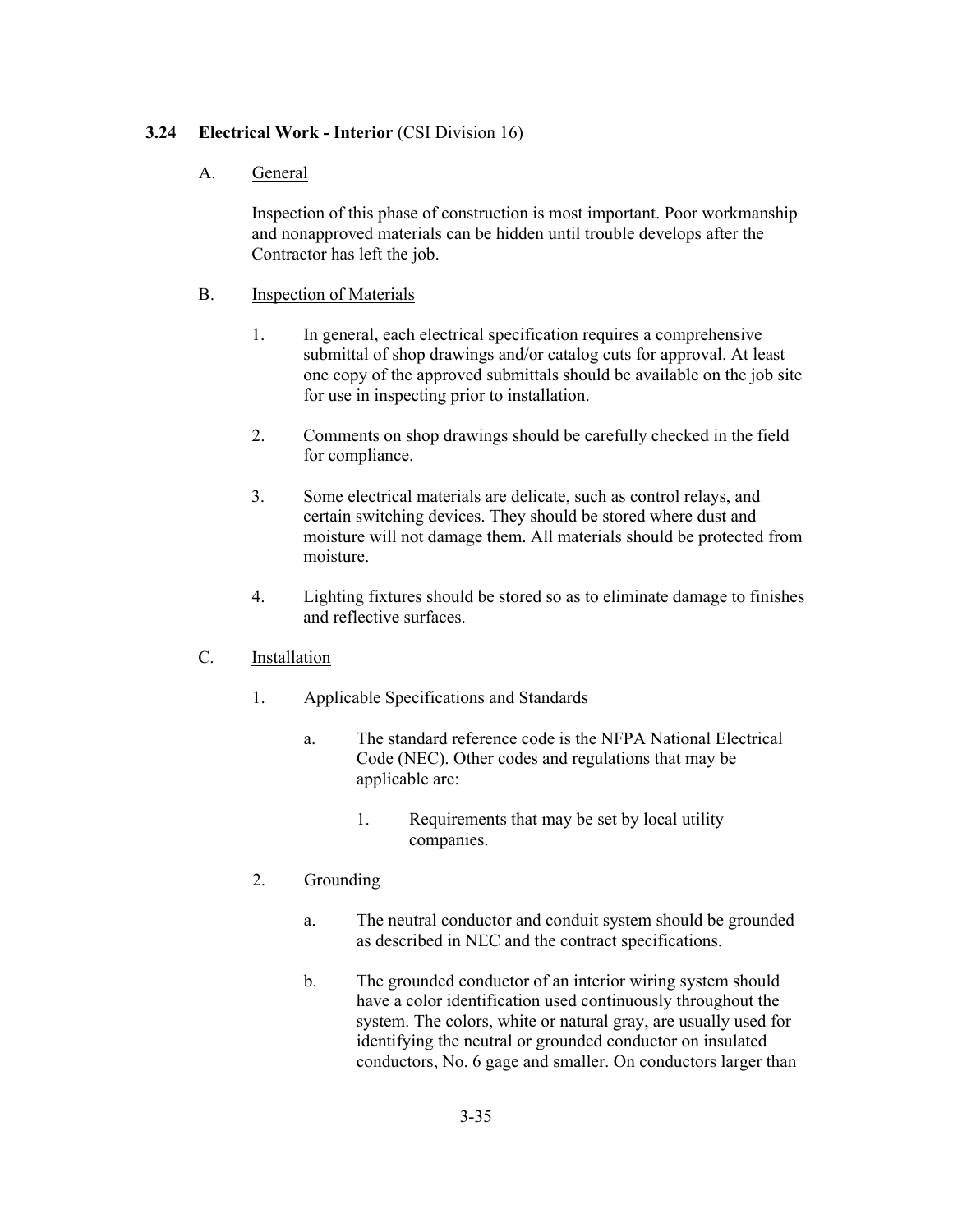### 3.24 Electrical Work - Interior (CSI Division 16)

A. General

Inspection of this phase of construction is most important. Poor workmanship and nonapproved materials can be hidden until trouble develops after the Contractor has left the job.

B. Inspection of Materials

1. In general, each electrical specification requires a comprehensive submittal of shop drawings and/or catalog cuts for approval. At least one copy of the approved submittals should be available on the job site for use in inspecting prior to installation.

2. Comments on shop drawings should be carefully checked in the field for compliance.

3. Some electrical materials are delicate, such as control relays, and certain switching devices. They should be stored where dust and moisture will not damage them. All materials should be protected from moisture.

4. Lighting fixtures should be stored so as to eliminate damage to finishes and reflective surfaces.

C. Installation

1. Applicable Specifications and Standards

   a. The standard reference code is the NFPA National Electrical Code (NEC). Other codes and regulations that may be applicable are:

      1. Requirements that may be set by local utility companies.

2. Grounding

   a. The neutral conductor and conduit system should be grounded as described in NEC and the contract specifications.

   b. The grounded conductor of an interior wiring system should have a color identification used continuously throughout the system. The colors, white or natural gray, are usually used for identifying the neutral or grounded conductor on insulated conductors, No. 6 gage and smaller. On conductors larger than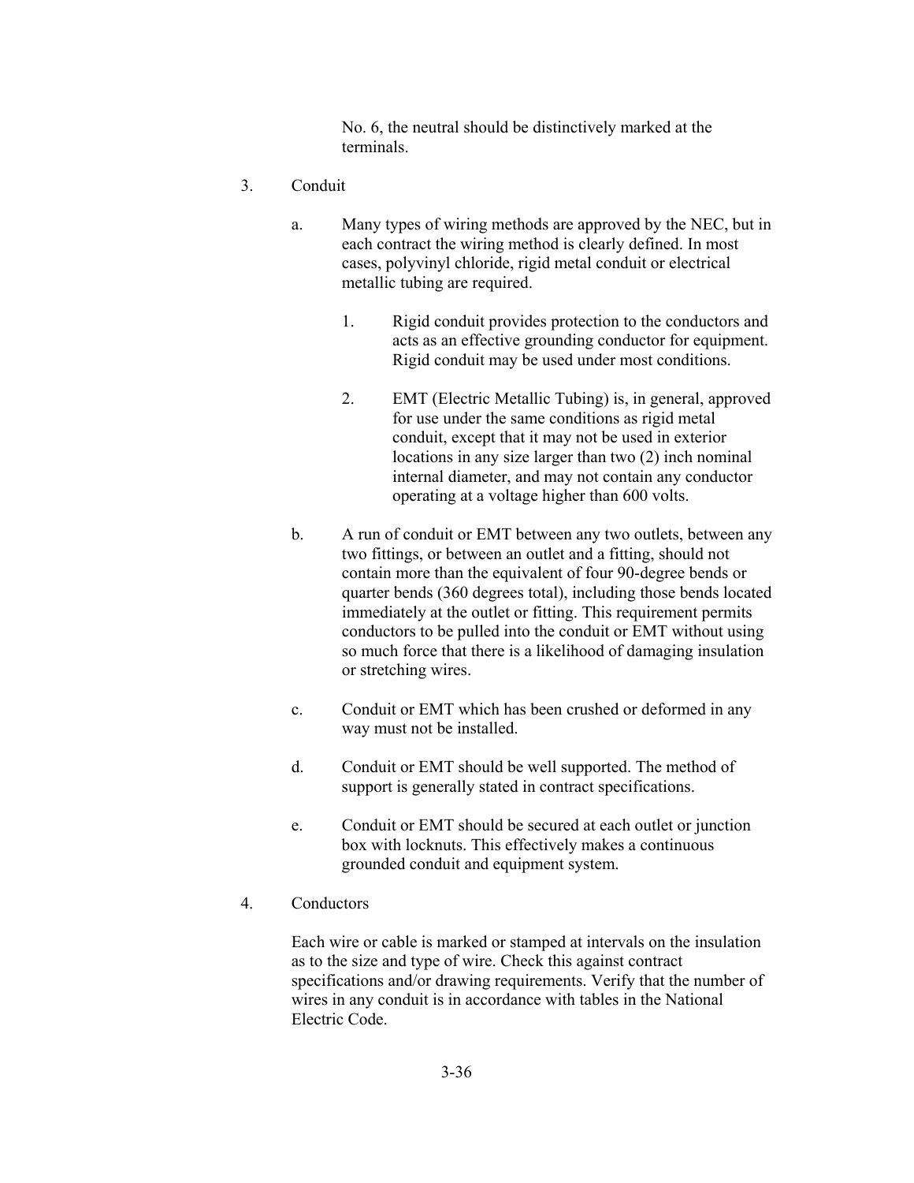No. 6, the neutral should be distinctively marked at the terminals.

3. Conduit

   a. Many types of wiring methods are approved by the NEC, but in each contract the wiring method is clearly defined. In most cases, polyvinyl chloride, rigid metal conduit or electrical metallic tubing are required.

      1. Rigid conduit provides protection to the conductors and acts as an effective grounding conductor for equipment. Rigid conduit may be used under most conditions.

      2. EMT (Electric Metallic Tubing) is, in general, approved for use under the same conditions as rigid metal conduit, except that it may not be used in exterior locations in any size larger than two (2) inch nominal internal diameter, and may not contain any conductor operating at a voltage higher than 600 volts.

   b. A run of conduit or EMT between any two outlets, between any two fittings, or between an outlet and a fitting, should not contain more than the equivalent of four 90-degree bends or quarter bends (360 degrees total), including those bends located immediately at the outlet or fitting. This requirement permits conductors to be pulled into the conduit or EMT without using so much force that there is a likelihood of damaging insulation or stretching wires.

   c. Conduit or EMT which has been crushed or deformed in any way must not be installed.

   d. Conduit or EMT should be well supported. The method of support is generally stated in contract specifications.

   e. Conduit or EMT should be secured at each outlet or junction box with locknuts. This effectively makes a continuous grounded conduit and equipment system.

4. Conductors

   Each wire or cable is marked or stamped at intervals on the insulation as to the size and type of wire. Check this against contract specifications and/or drawing requirements. Verify that the number of wires in any conduit is in accordance with tables in the National Electric Code.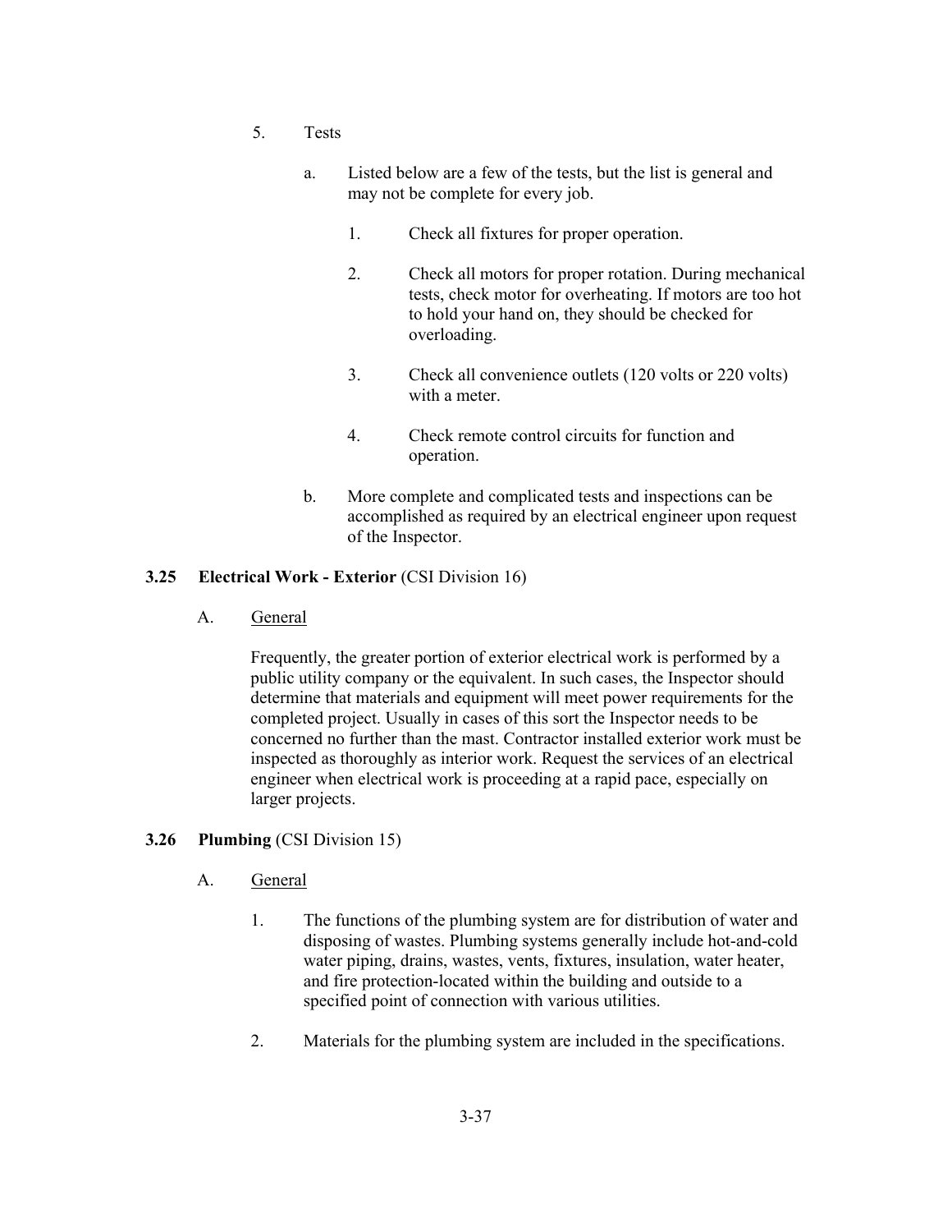5. Tests

    a. Listed below are a few of the tests, but the list is general and may not be complete for every job.

        1. Check all fixtures for proper operation.

        2. Check all motors for proper rotation. During mechanical tests, check motor for overheating. If motors are too hot to hold your hand on, they should be checked for overloading.

        3. Check all convenience outlets (120 volts or 220 volts) with a meter.

        4. Check remote control circuits for function and operation.

    b. More complete and complicated tests and inspections can be accomplished as required by an electrical engineer upon request of the Inspector.

### 3.25 Electrical Work - Exterior (CSI Division 16)

A. General

Frequently, the greater portion of exterior electrical work is performed by a public utility company or the equivalent. In such cases, the Inspector should determine that materials and equipment will meet power requirements for the completed project. Usually in cases of this sort the Inspector needs to be concerned no further than the mast. Contractor installed exterior work must be inspected as thoroughly as interior work. Request the services of an electrical engineer when electrical work is proceeding at a rapid pace, especially on larger projects.

### 3.26 Plumbing (CSI Division 15)

A. General

1. The functions of the plumbing system are for distribution of water and disposing of wastes. Plumbing systems generally include hot-and-cold water piping, drains, wastes, vents, fixtures, insulation, water heater, and fire protection-located within the building and outside to a specified point of connection with various utilities.

2. Materials for the plumbing system are included in the specifications.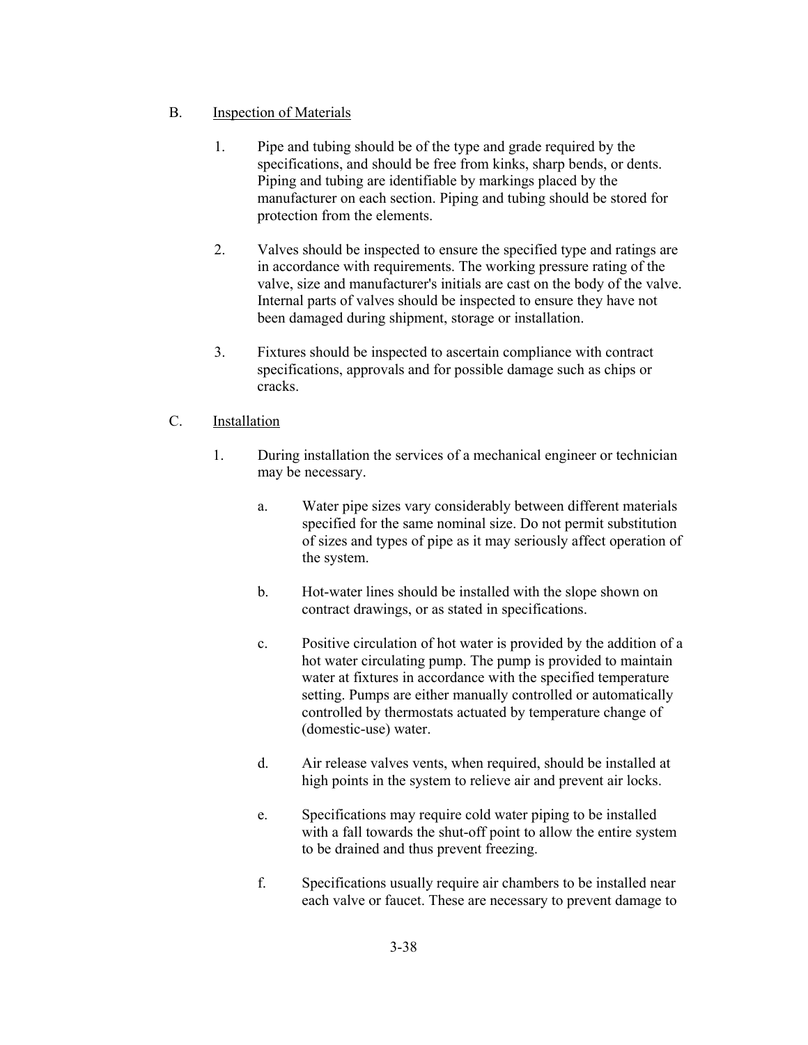B. Inspection of Materials

1. Pipe and tubing should be of the type and grade required by the specifications, and should be free from kinks, sharp bends, or dents. Piping and tubing are identifiable by markings placed by the manufacturer on each section. Piping and tubing should be stored for protection from the elements.

2. Valves should be inspected to ensure the specified type and ratings are in accordance with requirements. The working pressure rating of the valve, size and manufacturer's initials are cast on the body of the valve. Internal parts of valves should be inspected to ensure they have not been damaged during shipment, storage or installation.

3. Fixtures should be inspected to ascertain compliance with contract specifications, approvals and for possible damage such as chips or cracks.

C. Installation

1. During installation the services of a mechanical engineer or technician may be necessary.

   a. Water pipe sizes vary considerably between different materials specified for the same nominal size. Do not permit substitution of sizes and types of pipe as it may seriously affect operation of the system.

   b. Hot-water lines should be installed with the slope shown on contract drawings, or as stated in specifications.

   c. Positive circulation of hot water is provided by the addition of a hot water circulating pump. The pump is provided to maintain water at fixtures in accordance with the specified temperature setting. Pumps are either manually controlled or automatically controlled by thermostats actuated by temperature change of (domestic-use) water.

   d. Air release valves vents, when required, should be installed at high points in the system to relieve air and prevent air locks.

   e. Specifications may require cold water piping to be installed with a fall towards the shut-off point to allow the entire system to be drained and thus prevent freezing.

   f. Specifications usually require air chambers to be installed near each valve or faucet. These are necessary to prevent damage to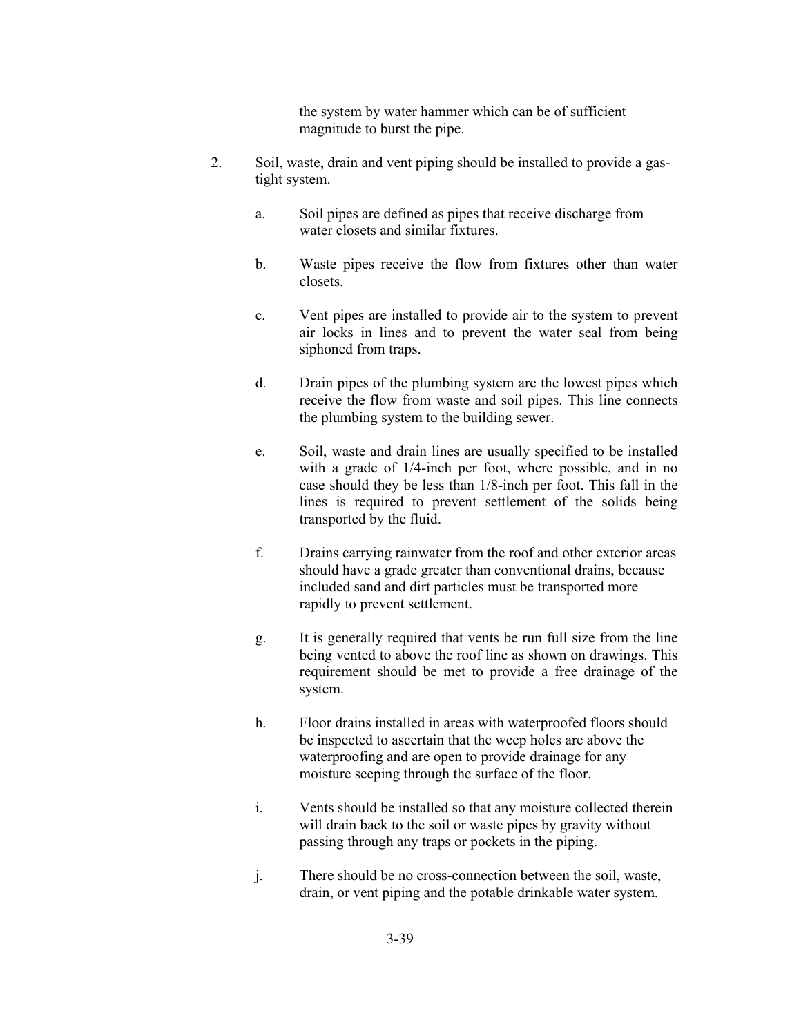the system by water hammer which can be of sufficient magnitude to burst the pipe.

2. Soil, waste, drain and vent piping should be installed to provide a gas-tight system.

   a. Soil pipes are defined as pipes that receive discharge from water closets and similar fixtures.

   b. Waste pipes receive the flow from fixtures other than water closets.

   c. Vent pipes are installed to provide air to the system to prevent air locks in lines and to prevent the water seal from being siphoned from traps.

   d. Drain pipes of the plumbing system are the lowest pipes which receive the flow from waste and soil pipes. This line connects the plumbing system to the building sewer.

   e. Soil, waste and drain lines are usually specified to be installed with a grade of 1/4-inch per foot, where possible, and in no case should they be less than 1/8-inch per foot. This fall in the lines is required to prevent settlement of the solids being transported by the fluid.

   f. Drains carrying rainwater from the roof and other exterior areas should have a grade greater than conventional drains, because included sand and dirt particles must be transported more rapidly to prevent settlement.

   g. It is generally required that vents be run full size from the line being vented to above the roof line as shown on drawings. This requirement should be met to provide a free drainage of the system.

   h. Floor drains installed in areas with waterproofed floors should be inspected to ascertain that the weep holes are above the waterproofing and are open to provide drainage for any moisture seeping through the surface of the floor.

   i. Vents should be installed so that any moisture collected therein will drain back to the soil or waste pipes by gravity without passing through any traps or pockets in the piping.

   j. There should be no cross-connection between the soil, waste, drain, or vent piping and the potable drinkable water system.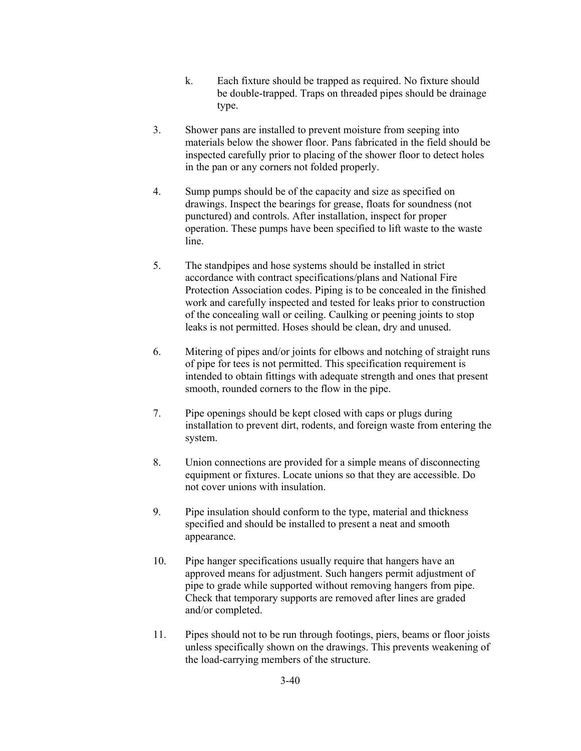k. Each fixture should be trapped as required. No fixture should be double-trapped. Traps on threaded pipes should be drainage type.

3. Shower pans are installed to prevent moisture from seeping into materials below the shower floor. Pans fabricated in the field should be inspected carefully prior to placing of the shower floor to detect holes in the pan or any corners not folded properly.

4. Sump pumps should be of the capacity and size as specified on drawings. Inspect the bearings for grease, floats for soundness (not punctured) and controls. After installation, inspect for proper operation. These pumps have been specified to lift waste to the waste line.

5. The standpipes and hose systems should be installed in strict accordance with contract specifications/plans and National Fire Protection Association codes. Piping is to be concealed in the finished work and carefully inspected and tested for leaks prior to construction of the concealing wall or ceiling. Caulking or peening joints to stop leaks is not permitted. Hoses should be clean, dry and unused.

6. Mitering of pipes and/or joints for elbows and notching of straight runs of pipe for tees is not permitted. This specification requirement is intended to obtain fittings with adequate strength and ones that present smooth, rounded corners to the flow in the pipe.

7. Pipe openings should be kept closed with caps or plugs during installation to prevent dirt, rodents, and foreign waste from entering the system.

8. Union connections are provided for a simple means of disconnecting equipment or fixtures. Locate unions so that they are accessible. Do not cover unions with insulation.

9. Pipe insulation should conform to the type, material and thickness specified and should be installed to present a neat and smooth appearance.

10. Pipe hanger specifications usually require that hangers have an approved means for adjustment. Such hangers permit adjustment of pipe to grade while supported without removing hangers from pipe. Check that temporary supports are removed after lines are graded and/or completed.

11. Pipes should not to be run through footings, piers, beams or floor joists unless specifically shown on the drawings. This prevents weakening of the load-carrying members of the structure.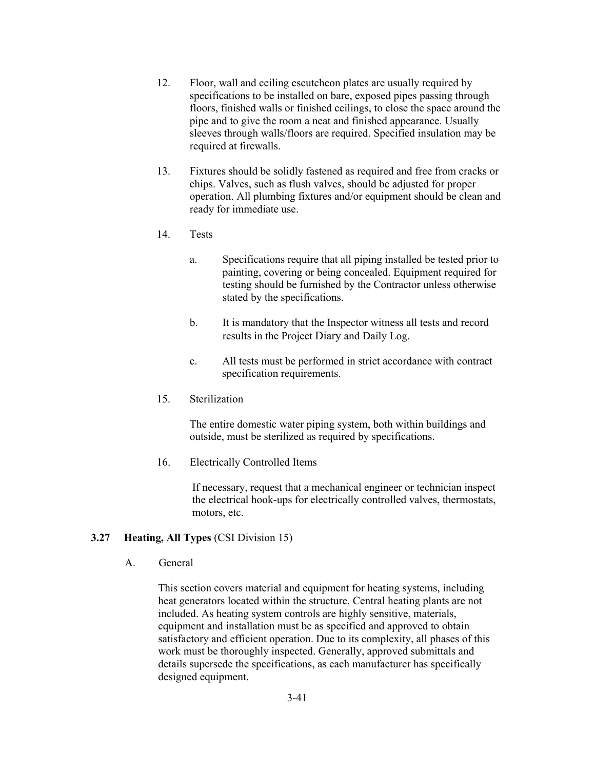12. Floor, wall and ceiling escutcheon plates are usually required by specifications to be installed on bare, exposed pipes passing through floors, finished walls or finished ceilings, to close the space around the pipe and to give the room a neat and finished appearance. Usually sleeves through walls/floors are required. Specified insulation may be required at firewalls.

13. Fixtures should be solidly fastened as required and free from cracks or chips. Valves, such as flush valves, should be adjusted for proper operation. All plumbing fixtures and/or equipment should be clean and ready for immediate use.

14. Tests

    a. Specifications require that all piping installed be tested prior to painting, covering or being concealed. Equipment required for testing should be furnished by the Contractor unless otherwise stated by the specifications.

    b. It is mandatory that the Inspector witness all tests and record results in the Project Diary and Daily Log.

    c. All tests must be performed in strict accordance with contract specification requirements.

15. Sterilization

    The entire domestic water piping system, both within buildings and outside, must be sterilized as required by specifications.

16. Electrically Controlled Items

    If necessary, request that a mechanical engineer or technician inspect the electrical hook-ups for electrically controlled valves, thermostats, motors, etc.

### 3.27 **Heating, All Types** (CSI Division 15)

A. General

This section covers material and equipment for heating systems, including heat generators located within the structure. Central heating plants are not included. As heating system controls are highly sensitive, materials, equipment and installation must be as specified and approved to obtain satisfactory and efficient operation. Due to its complexity, all phases of this work must be thoroughly inspected. Generally, approved submittals and details supersede the specifications, as each manufacturer has specifically designed equipment.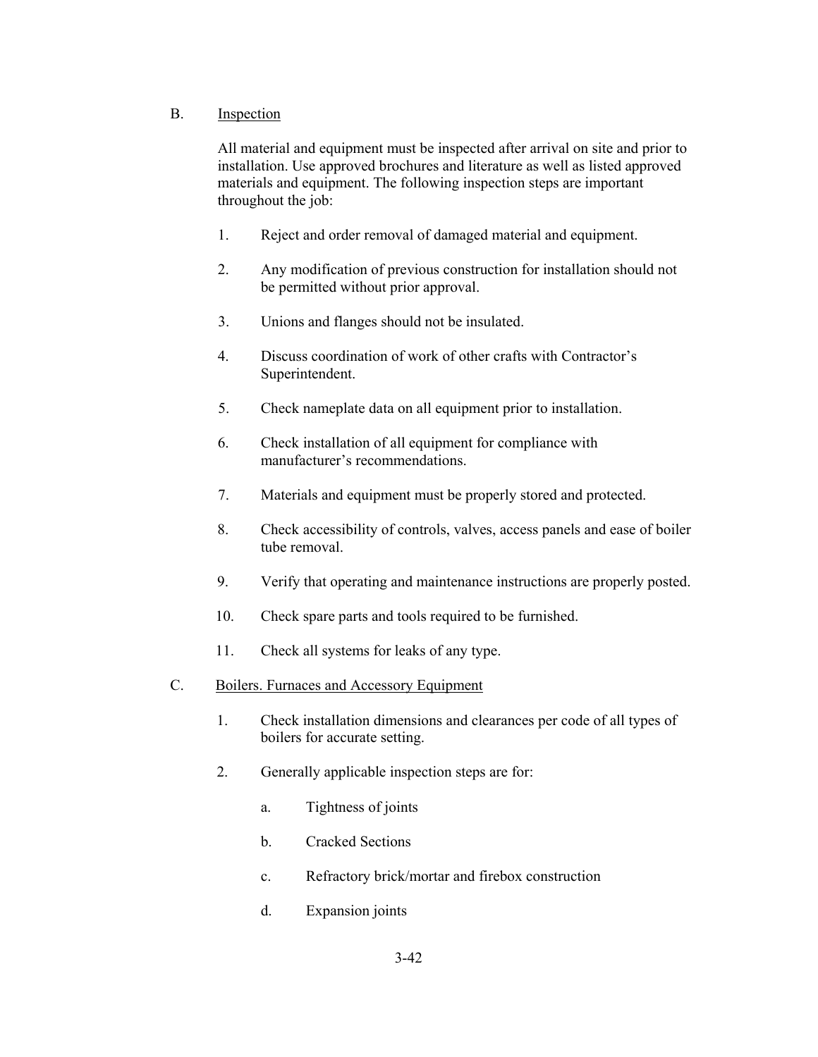B. Inspection

All material and equipment must be inspected after arrival on site and prior to installation. Use approved brochures and literature as well as listed approved materials and equipment. The following inspection steps are important throughout the job:

1. Reject and order removal of damaged material and equipment.

2. Any modification of previous construction for installation should not be permitted without prior approval.

3. Unions and flanges should not be insulated.

4. Discuss coordination of work of other crafts with Contractor's Superintendent.

5. Check nameplate data on all equipment prior to installation.

6. Check installation of all equipment for compliance with manufacturer's recommendations.

7. Materials and equipment must be properly stored and protected.

8. Check accessibility of controls, valves, access panels and ease of boiler tube removal.

9. Verify that operating and maintenance instructions are properly posted.

10. Check spare parts and tools required to be furnished.

11. Check all systems for leaks of any type.

C. Boilers. Furnaces and Accessory Equipment

1. Check installation dimensions and clearances per code of all types of boilers for accurate setting.

2. Generally applicable inspection steps are for:

   a. Tightness of joints

   b. Cracked Sections

   c. Refractory brick/mortar and firebox construction

   d. Expansion joints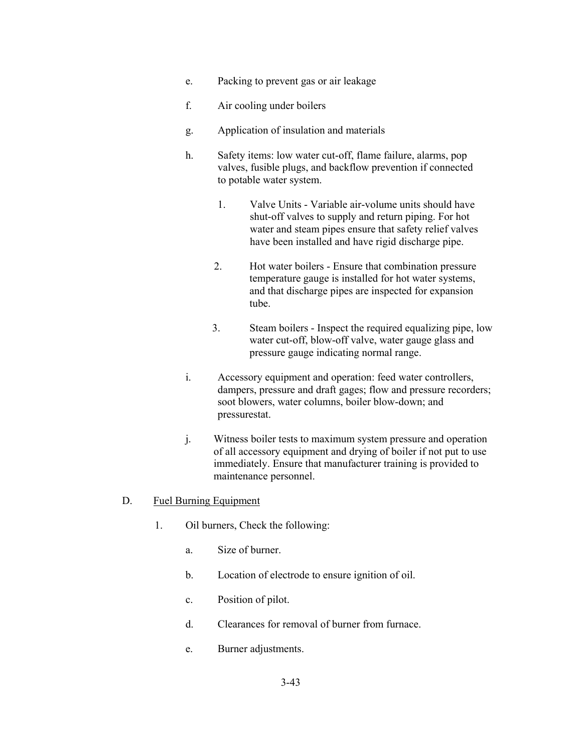e. Packing to prevent gas or air leakage

f. Air cooling under boilers

g. Application of insulation and materials

h. Safety items: low water cut-off, flame failure, alarms, pop valves, fusible plugs, and backflow prevention if connected to potable water system.

   1. Valve Units - Variable air-volume units should have shut-off valves to supply and return piping. For hot water and steam pipes ensure that safety relief valves have been installed and have rigid discharge pipe.

   2. Hot water boilers - Ensure that combination pressure temperature gauge is installed for hot water systems, and that discharge pipes are inspected for expansion tube.

   3. Steam boilers - Inspect the required equalizing pipe, low water cut-off, blow-off valve, water gauge glass and pressure gauge indicating normal range.

i. Accessory equipment and operation: feed water controllers, dampers, pressure and draft gages; flow and pressure recorders; soot blowers, water columns, boiler blow-down; and pressurestat.

j. Witness boiler tests to maximum system pressure and operation of all accessory equipment and drying of boiler if not put to use immediately. Ensure that manufacturer training is provided to maintenance personnel.

D. <u>Fuel Burning Equipment</u>

1. Oil burners, Check the following:

   a. Size of burner.

   b. Location of electrode to ensure ignition of oil.

   c. Position of pilot.

   d. Clearances for removal of burner from furnace.

   e. Burner adjustments.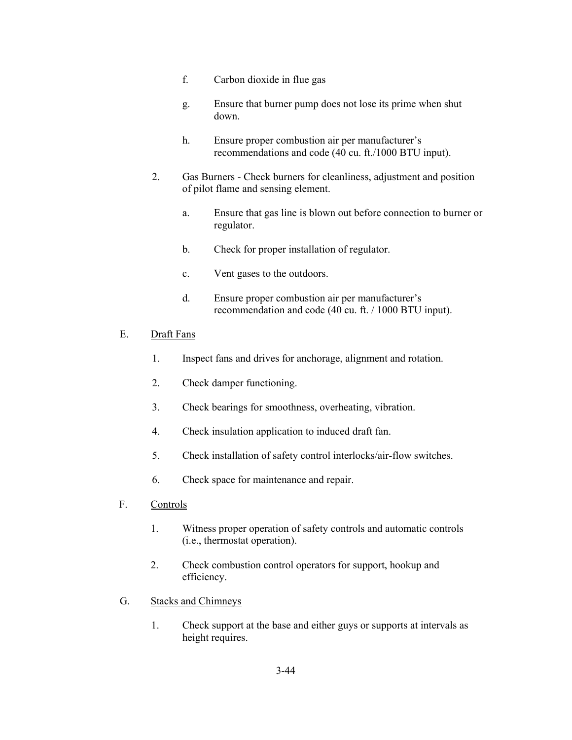f. Carbon dioxide in flue gas

g. Ensure that burner pump does not lose its prime when shut down.

h. Ensure proper combustion air per manufacturer's recommendations and code (40 cu. ft./1000 BTU input).

2. Gas Burners - Check burners for cleanliness, adjustment and position of pilot flame and sensing element.

   a. Ensure that gas line is blown out before connection to burner or regulator.

   b. Check for proper installation of regulator.

   c. Vent gases to the outdoors.

   d. Ensure proper combustion air per manufacturer's recommendation and code (40 cu. ft. / 1000 BTU input).

E. Draft Fans

1. Inspect fans and drives for anchorage, alignment and rotation.

2. Check damper functioning.

3. Check bearings for smoothness, overheating, vibration.

4. Check insulation application to induced draft fan.

5. Check installation of safety control interlocks/air-flow switches.

6. Check space for maintenance and repair.

F. Controls

1. Witness proper operation of safety controls and automatic controls (i.e., thermostat operation).

2. Check combustion control operators for support, hookup and efficiency.

G. Stacks and Chimneys

1. Check support at the base and either guys or supports at intervals as height requires.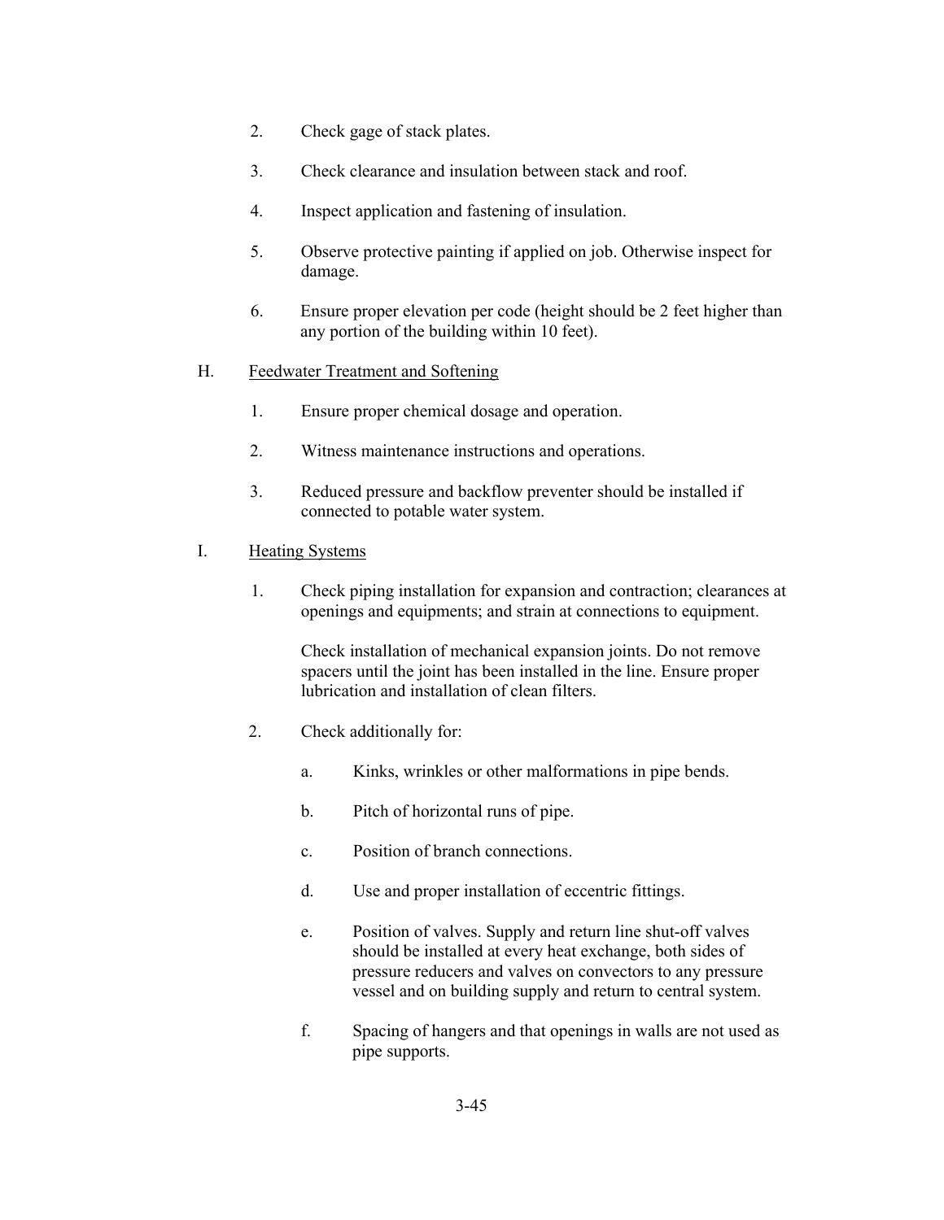2. Check gage of stack plates.

3. Check clearance and insulation between stack and roof.

4. Inspect application and fastening of insulation.

5. Observe protective painting if applied on job. Otherwise inspect for damage.

6. Ensure proper elevation per code (height should be 2 feet higher than any portion of the building within 10 feet).

H. <u>Feedwater Treatment and Softening</u>

1. Ensure proper chemical dosage and operation.

2. Witness maintenance instructions and operations.

3. Reduced pressure and backflow preventer should be installed if connected to potable water system.

I. <u>Heating Systems</u>

1. Check piping installation for expansion and contraction; clearances at openings and equipments; and strain at connections to equipment.

   Check installation of mechanical expansion joints. Do not remove spacers until the joint has been installed in the line. Ensure proper lubrication and installation of clean filters.

2. Check additionally for:

   a. Kinks, wrinkles or other malformations in pipe bends.

   b. Pitch of horizontal runs of pipe.

   c. Position of branch connections.

   d. Use and proper installation of eccentric fittings.

   e. Position of valves. Supply and return line shut-off valves should be installed at every heat exchange, both sides of pressure reducers and valves on convectors to any pressure vessel and on building supply and return to central system.

   f. Spacing of hangers and that openings in walls are not used as pipe supports.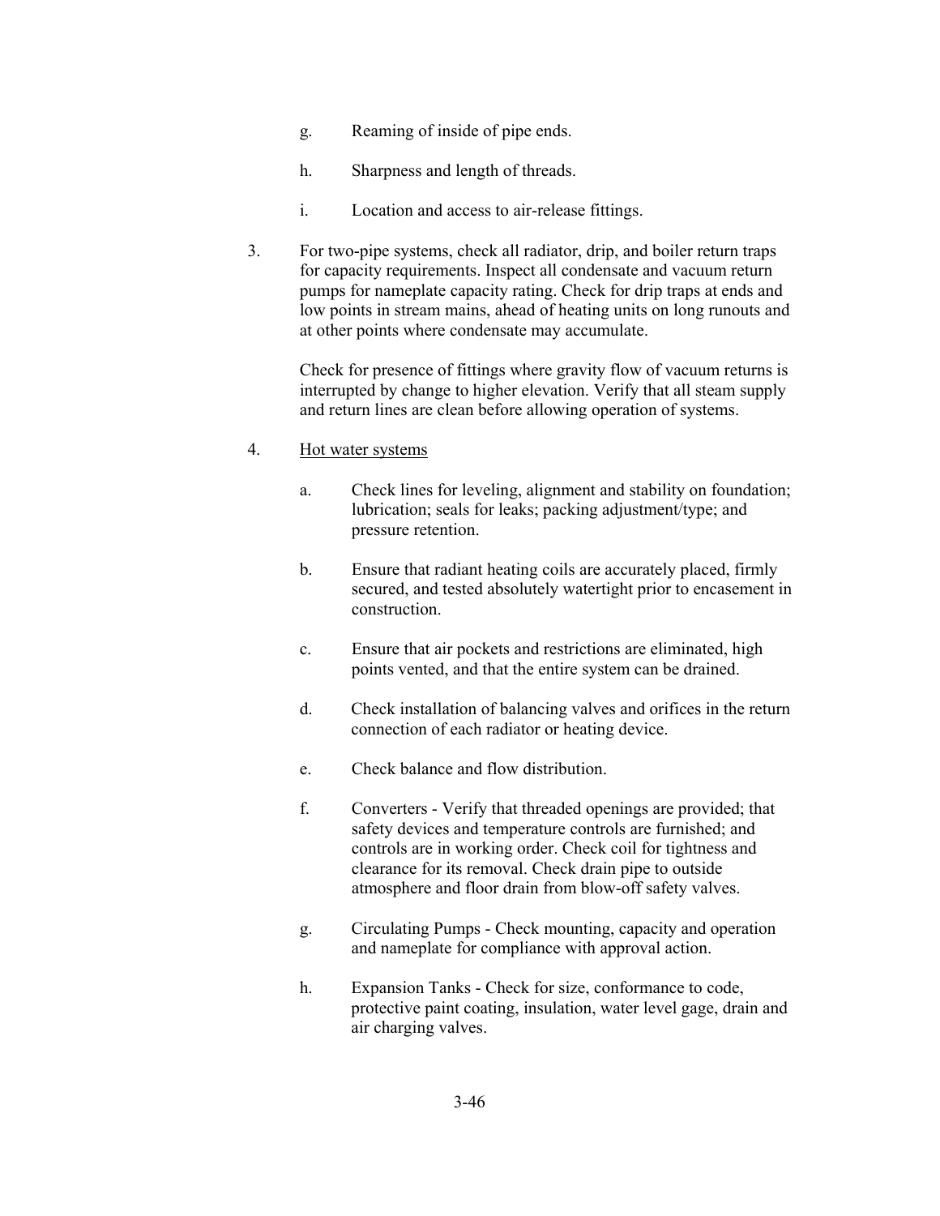g. Reaming of inside of pipe ends.

h. Sharpness and length of threads.

i. Location and access to air-release fittings.

3. For two-pipe systems, check all radiator, drip, and boiler return traps for capacity requirements. Inspect all condensate and vacuum return pumps for nameplate capacity rating. Check for drip traps at ends and low points in stream mains, ahead of heating units on long runouts and at other points where condensate may accumulate.

   Check for presence of fittings where gravity flow of vacuum returns is interrupted by change to higher elevation. Verify that all steam supply and return lines are clean before allowing operation of systems.

4. Hot water systems

   a. Check lines for leveling, alignment and stability on foundation; lubrication; seals for leaks; packing adjustment/type; and pressure retention.

   b. Ensure that radiant heating coils are accurately placed, firmly secured, and tested absolutely watertight prior to encasement in construction.

   c. Ensure that air pockets and restrictions are eliminated, high points vented, and that the entire system can be drained.

   d. Check installation of balancing valves and orifices in the return connection of each radiator or heating device.

   e. Check balance and flow distribution.

   f. Converters - Verify that threaded openings are provided; that safety devices and temperature controls are furnished; and controls are in working order. Check coil for tightness and clearance for its removal. Check drain pipe to outside atmosphere and floor drain from blow-off safety valves.

   g. Circulating Pumps - Check mounting, capacity and operation and nameplate for compliance with approval action.

   h. Expansion Tanks - Check for size, conformance to code, protective paint coating, insulation, water level gage, drain and air charging valves.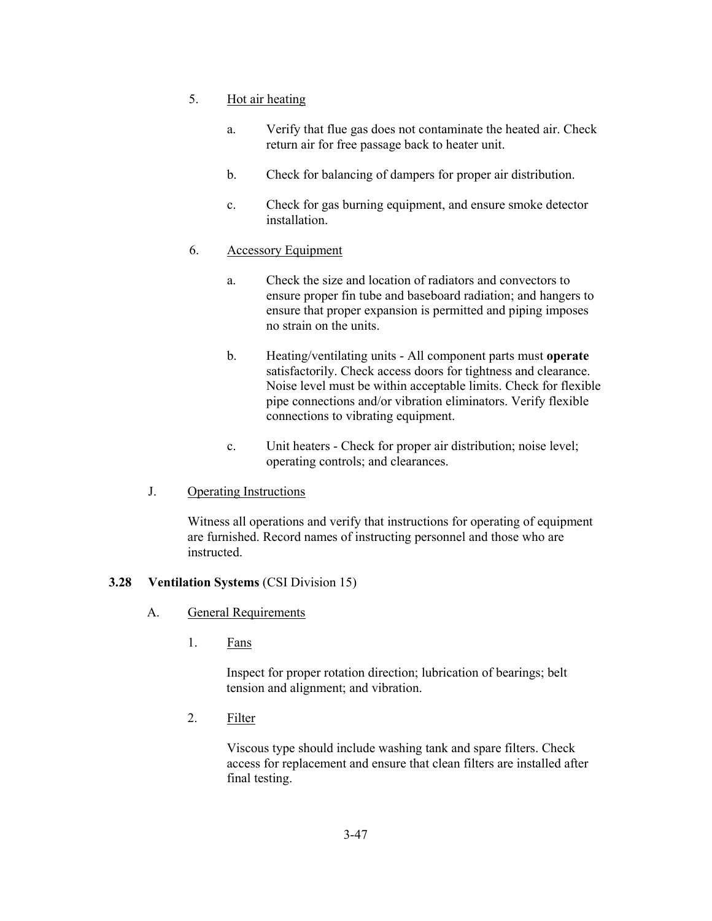5. <u>Hot air heating</u>

   a. Verify that flue gas does not contaminate the heated air. Check return air for free passage back to heater unit.

   b. Check for balancing of dampers for proper air distribution.

   c. Check for gas burning equipment, and ensure smoke detector installation.

6. <u>Accessory Equipment</u>

   a. Check the size and location of radiators and convectors to ensure proper fin tube and baseboard radiation; and hangers to ensure that proper expansion is permitted and piping imposes no strain on the units.

   b. Heating/ventilating units - All component parts must **operate** satisfactorily. Check access doors for tightness and clearance. Noise level must be within acceptable limits. Check for flexible pipe connections and/or vibration eliminators. Verify flexible connections to vibrating equipment.

   c. Unit heaters - Check for proper air distribution; noise level; operating controls; and clearances.

J. <u>Operating Instructions</u>

   Witness all operations and verify that instructions for operating of equipment are furnished. Record names of instructing personnel and those who are instructed.

### 3.28 **Ventilation Systems** (CSI Division 15)

A. <u>General Requirements</u>

   1. <u>Fans</u>

      Inspect for proper rotation direction; lubrication of bearings; belt tension and alignment; and vibration.

   2. <u>Filter</u>

      Viscous type should include washing tank and spare filters. Check access for replacement and ensure that clean filters are installed after final testing.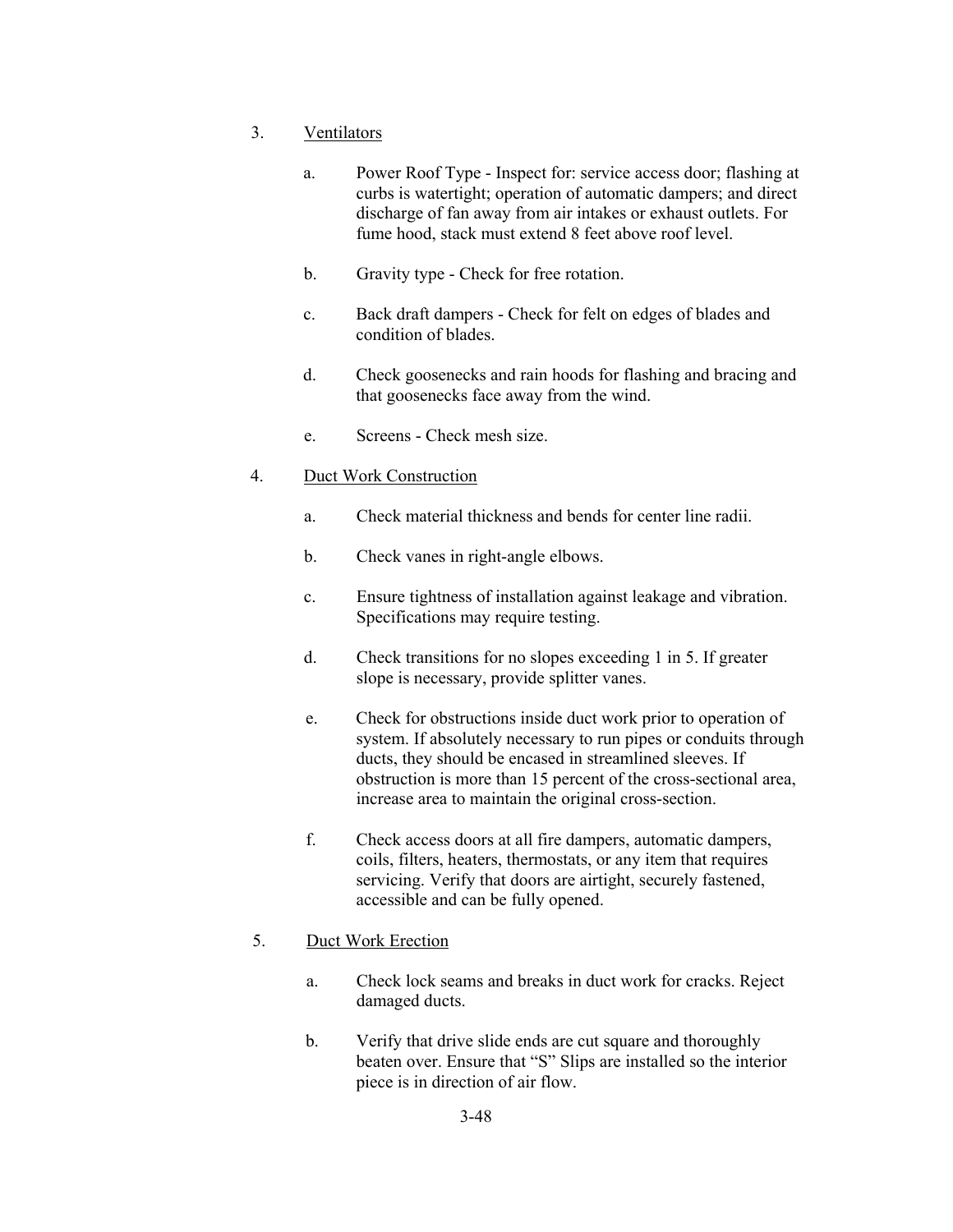3. <u>Ventilators</u>

   a. Power Roof Type - Inspect for: service access door; flashing at curbs is watertight; operation of automatic dampers; and direct discharge of fan away from air intakes or exhaust outlets. For fume hood, stack must extend 8 feet above roof level.

   b. Gravity type - Check for free rotation.

   c. Back draft dampers - Check for felt on edges of blades and condition of blades.

   d. Check goosenecks and rain hoods for flashing and bracing and that goosenecks face away from the wind.

   e. Screens - Check mesh size.

4. <u>Duct Work Construction</u>

   a. Check material thickness and bends for center line radii.

   b. Check vanes in right-angle elbows.

   c. Ensure tightness of installation against leakage and vibration. Specifications may require testing.

   d. Check transitions for no slopes exceeding 1 in 5. If greater slope is necessary, provide splitter vanes.

   e. Check for obstructions inside duct work prior to operation of system. If absolutely necessary to run pipes or conduits through ducts, they should be encased in streamlined sleeves. If obstruction is more than 15 percent of the cross-sectional area, increase area to maintain the original cross-section.

   f. Check access doors at all fire dampers, automatic dampers, coils, filters, heaters, thermostats, or any item that requires servicing. Verify that doors are airtight, securely fastened, accessible and can be fully opened.

5. <u>Duct Work Erection</u>

   a. Check lock seams and breaks in duct work for cracks. Reject damaged ducts.

   b. Verify that drive slide ends are cut square and thoroughly beaten over. Ensure that "S" Slips are installed so the interior piece is in direction of air flow.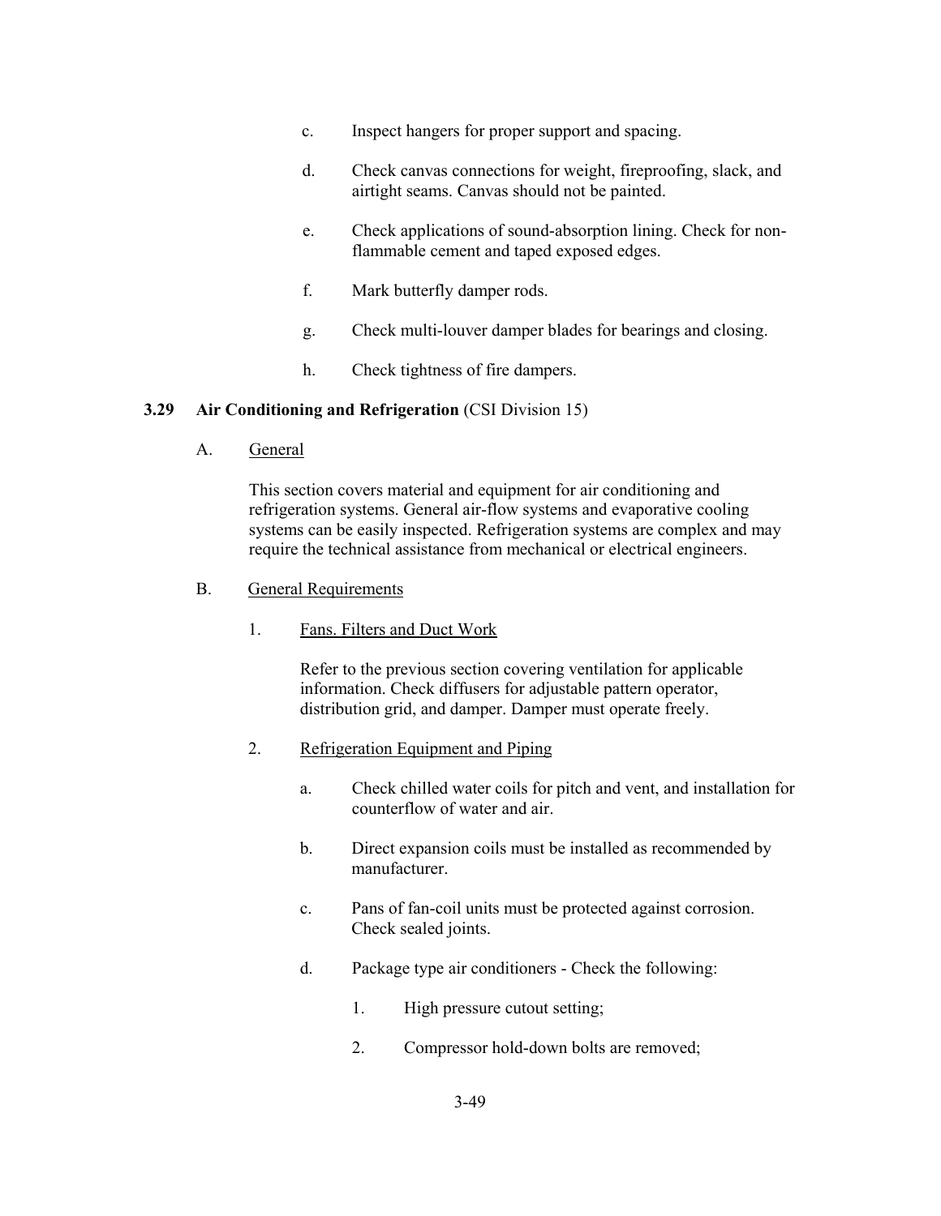c. Inspect hangers for proper support and spacing.

d. Check canvas connections for weight, fireproofing, slack, and airtight seams. Canvas should not be painted.

e. Check applications of sound-absorption lining. Check for non-flammable cement and taped exposed edges.

f. Mark butterfly damper rods.

g. Check multi-louver damper blades for bearings and closing.

h. Check tightness of fire dampers.

### 3.29 Air Conditioning and Refrigeration (CSI Division 15)

A. <u>General</u>

This section covers material and equipment for air conditioning and refrigeration systems. General air-flow systems and evaporative cooling systems can be easily inspected. Refrigeration systems are complex and may require the technical assistance from mechanical or electrical engineers.

B. <u>General Requirements</u>

1. <u>Fans. Filters and Duct Work</u>

Refer to the previous section covering ventilation for applicable information. Check diffusers for adjustable pattern operator, distribution grid, and damper. Damper must operate freely.

2. <u>Refrigeration Equipment and Piping</u>

a. Check chilled water coils for pitch and vent, and installation for counterflow of water and air.

b. Direct expansion coils must be installed as recommended by manufacturer.

c. Pans of fan-coil units must be protected against corrosion. Check sealed joints.

d. Package type air conditioners - Check the following:

1. High pressure cutout setting;

2. Compressor hold-down bolts are removed;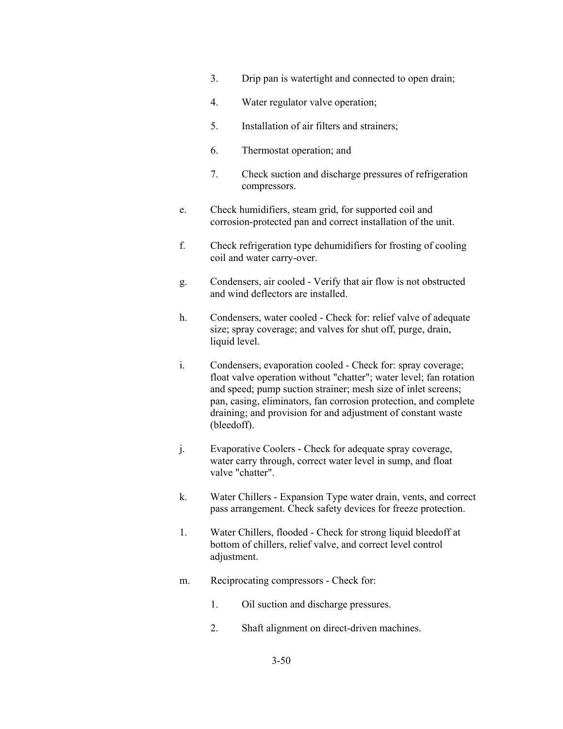3. Drip pan is watertight and connected to open drain;

4. Water regulator valve operation;

5. Installation of air filters and strainers;

6. Thermostat operation; and

7. Check suction and discharge pressures of refrigeration compressors.

e. Check humidifiers, steam grid, for supported coil and corrosion-protected pan and correct installation of the unit.

f. Check refrigeration type dehumidifiers for frosting of cooling coil and water carry-over.

g. Condensers, air cooled - Verify that air flow is not obstructed and wind deflectors are installed.

h. Condensers, water cooled - Check for: relief valve of adequate size; spray coverage; and valves for shut off, purge, drain, liquid level.

i. Condensers, evaporation cooled - Check for: spray coverage; float valve operation without "chatter"; water level; fan rotation and speed; pump suction strainer; mesh size of inlet screens; pan, casing, eliminators, fan corrosion protection, and complete draining; and provision for and adjustment of constant waste (bleedoff).

j. Evaporative Coolers - Check for adequate spray coverage, water carry through, correct water level in sump, and float valve "chatter".

k. Water Chillers - Expansion Type water drain, vents, and correct pass arrangement. Check safety devices for freeze protection.

1. Water Chillers, flooded - Check for strong liquid bleedoff at bottom of chillers, relief valve, and correct level control adjustment.

m. Reciprocating compressors - Check for:

1. Oil suction and discharge pressures.

2. Shaft alignment on direct-driven machines.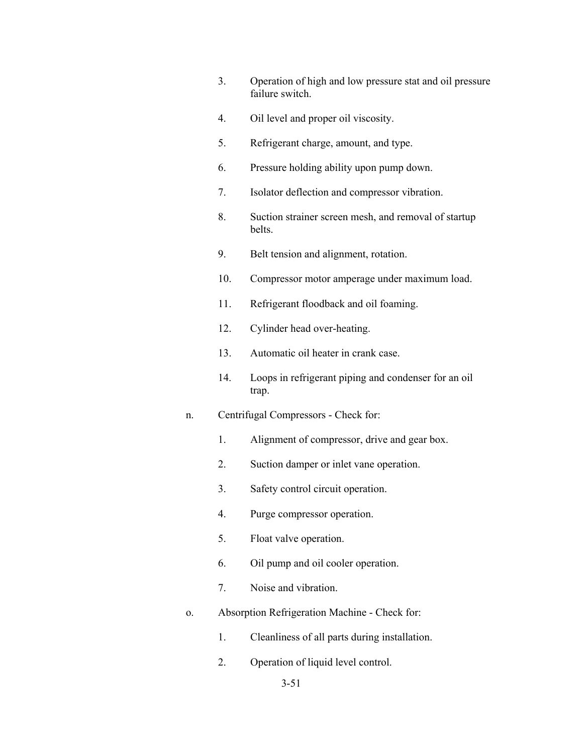3. Operation of high and low pressure stat and oil pressure failure switch.

4. Oil level and proper oil viscosity.

5. Refrigerant charge, amount, and type.

6. Pressure holding ability upon pump down.

7. Isolator deflection and compressor vibration.

8. Suction strainer screen mesh, and removal of startup belts.

9. Belt tension and alignment, rotation.

10. Compressor motor amperage under maximum load.

11. Refrigerant floodback and oil foaming.

12. Cylinder head over-heating.

13. Automatic oil heater in crank case.

14. Loops in refrigerant piping and condenser for an oil trap.

n. Centrifugal Compressors - Check for:

1. Alignment of compressor, drive and gear box.

2. Suction damper or inlet vane operation.

3. Safety control circuit operation.

4. Purge compressor operation.

5. Float valve operation.

6. Oil pump and oil cooler operation.

7. Noise and vibration.

o. Absorption Refrigeration Machine - Check for:

1. Cleanliness of all parts during installation.

2. Operation of liquid level control.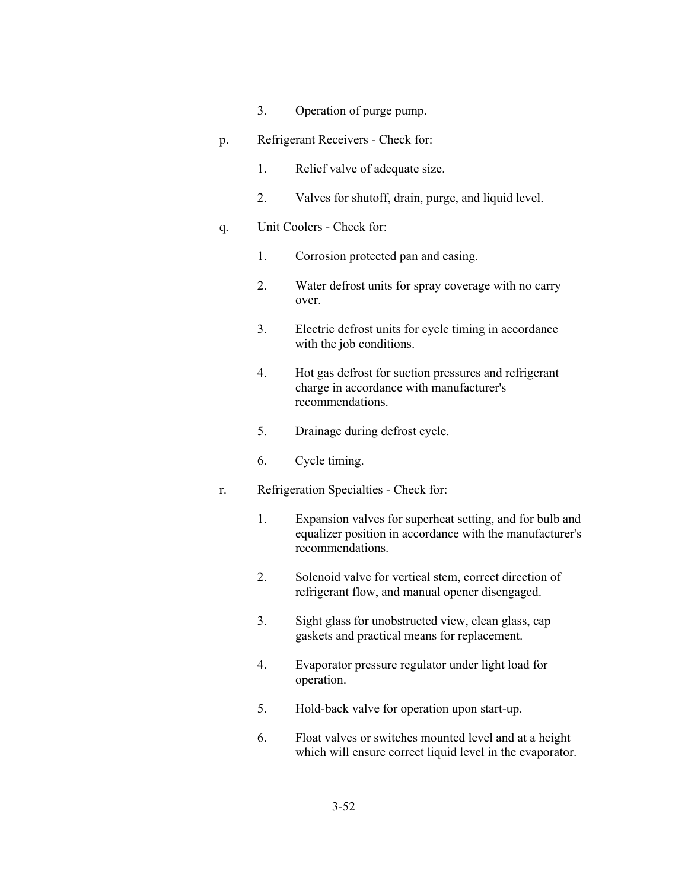3. Operation of purge pump.

p. Refrigerant Receivers - Check for:

1. Relief valve of adequate size.

2. Valves for shutoff, drain, purge, and liquid level.

q. Unit Coolers - Check for:

1. Corrosion protected pan and casing.

2. Water defrost units for spray coverage with no carry over.

3. Electric defrost units for cycle timing in accordance with the job conditions.

4. Hot gas defrost for suction pressures and refrigerant charge in accordance with manufacturer's recommendations.

5. Drainage during defrost cycle.

6. Cycle timing.

r. Refrigeration Specialties - Check for:

1. Expansion valves for superheat setting, and for bulb and equalizer position in accordance with the manufacturer's recommendations.

2. Solenoid valve for vertical stem, correct direction of refrigerant flow, and manual opener disengaged.

3. Sight glass for unobstructed view, clean glass, cap gaskets and practical means for replacement.

4. Evaporator pressure regulator under light load for operation.

5. Hold-back valve for operation upon start-up.

6. Float valves or switches mounted level and at a height which will ensure correct liquid level in the evaporator.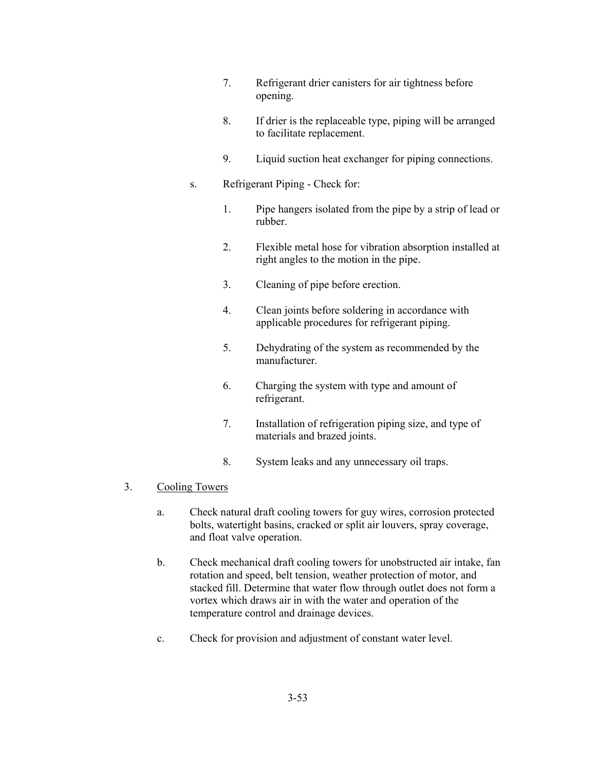7. Refrigerant drier canisters for air tightness before opening.

8. If drier is the replaceable type, piping will be arranged to facilitate replacement.

9. Liquid suction heat exchanger for piping connections.

s. Refrigerant Piping - Check for:

1. Pipe hangers isolated from the pipe by a strip of lead or rubber.

2. Flexible metal hose for vibration absorption installed at right angles to the motion in the pipe.

3. Cleaning of pipe before erection.

4. Clean joints before soldering in accordance with applicable procedures for refrigerant piping.

5. Dehydrating of the system as recommended by the manufacturer.

6. Charging the system with type and amount of refrigerant.

7. Installation of refrigeration piping size, and type of materials and brazed joints.

8. System leaks and any unnecessary oil traps.

3. <u>Cooling Towers</u>

a. Check natural draft cooling towers for guy wires, corrosion protected bolts, watertight basins, cracked or split air louvers, spray coverage, and float valve operation.

b. Check mechanical draft cooling towers for unobstructed air intake, fan rotation and speed, belt tension, weather protection of motor, and stacked fill. Determine that water flow through outlet does not form a vortex which draws air in with the water and operation of the temperature control and drainage devices.

c. Check for provision and adjustment of constant water level.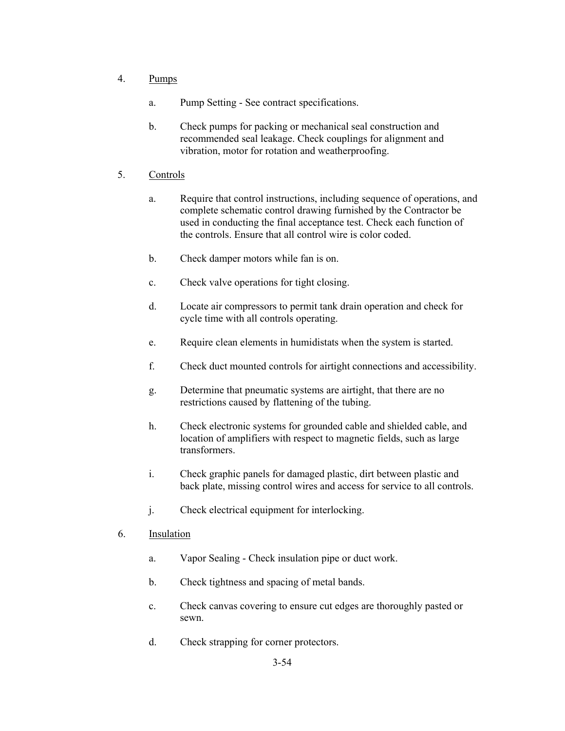4. <u>Pumps</u>

   a. Pump Setting - See contract specifications.

   b. Check pumps for packing or mechanical seal construction and recommended seal leakage. Check couplings for alignment and vibration, motor for rotation and weatherproofing.

5. <u>Controls</u>

   a. Require that control instructions, including sequence of operations, and complete schematic control drawing furnished by the Contractor be used in conducting the final acceptance test. Check each function of the controls. Ensure that all control wire is color coded.

   b. Check damper motors while fan is on.

   c. Check valve operations for tight closing.

   d. Locate air compressors to permit tank drain operation and check for cycle time with all controls operating.

   e. Require clean elements in humidistats when the system is started.

   f. Check duct mounted controls for airtight connections and accessibility.

   g. Determine that pneumatic systems are airtight, that there are no restrictions caused by flattening of the tubing.

   h. Check electronic systems for grounded cable and shielded cable, and location of amplifiers with respect to magnetic fields, such as large transformers.

   i. Check graphic panels for damaged plastic, dirt between plastic and back plate, missing control wires and access for service to all controls.

   j. Check electrical equipment for interlocking.

6. <u>Insulation</u>

   a. Vapor Sealing - Check insulation pipe or duct work.

   b. Check tightness and spacing of metal bands.

   c. Check canvas covering to ensure cut edges are thoroughly pasted or sewn.

   d. Check strapping for corner protectors.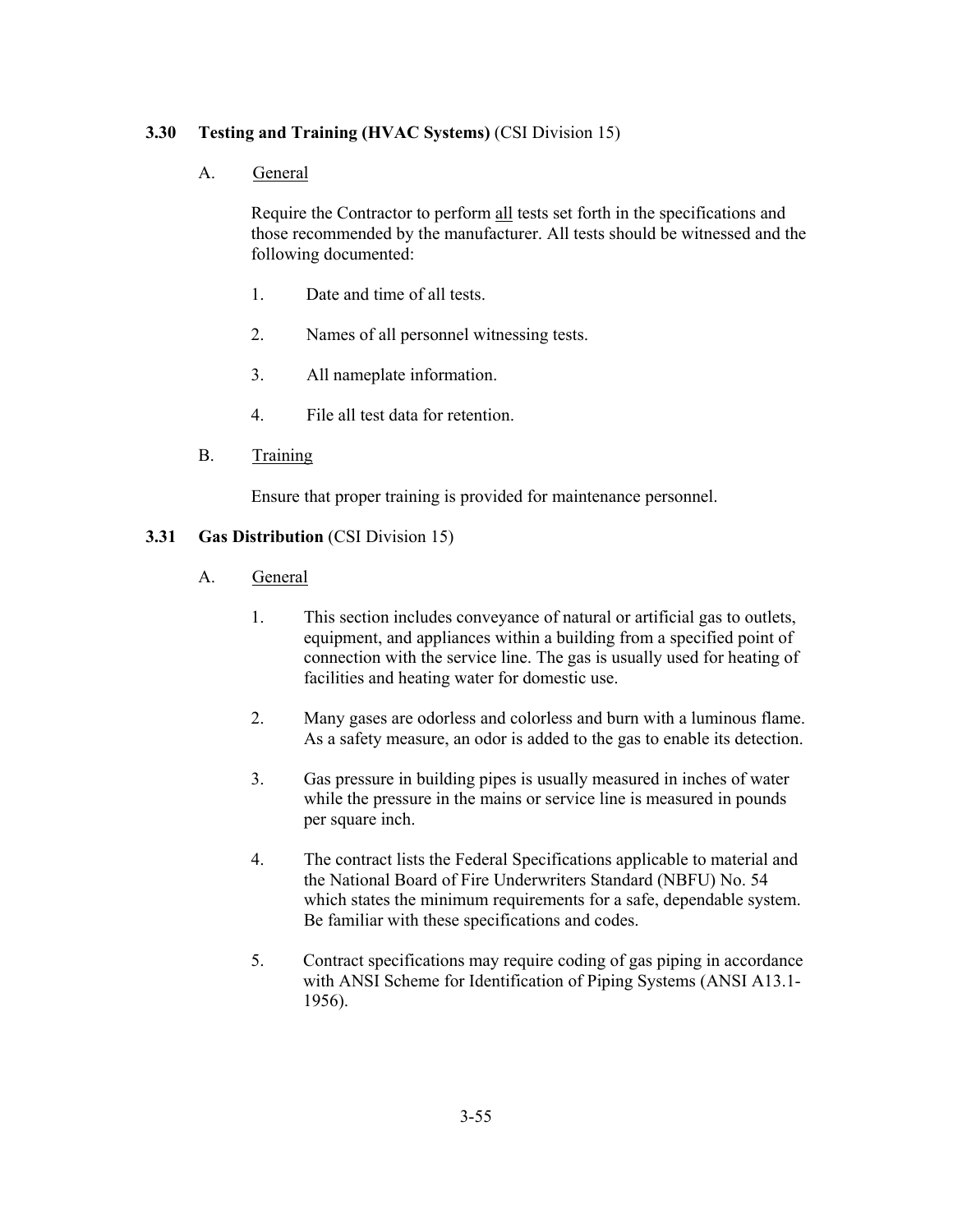### 3.30 Testing and Training (HVAC Systems) (CSI Division 15)

A. General

Require the Contractor to perform all tests set forth in the specifications and those recommended by the manufacturer. All tests should be witnessed and the following documented:

1. Date and time of all tests.

2. Names of all personnel witnessing tests.

3. All nameplate information.

4. File all test data for retention.

B. Training

Ensure that proper training is provided for maintenance personnel.

### 3.31 Gas Distribution (CSI Division 15)

A. General

1. This section includes conveyance of natural or artificial gas to outlets, equipment, and appliances within a building from a specified point of connection with the service line. The gas is usually used for heating of facilities and heating water for domestic use.

2. Many gases are odorless and colorless and burn with a luminous flame. As a safety measure, an odor is added to the gas to enable its detection.

3. Gas pressure in building pipes is usually measured in inches of water while the pressure in the mains or service line is measured in pounds per square inch.

4. The contract lists the Federal Specifications applicable to material and the National Board of Fire Underwriters Standard (NBFU) No. 54 which states the minimum requirements for a safe, dependable system. Be familiar with these specifications and codes.

5. Contract specifications may require coding of gas piping in accordance with ANSI Scheme for Identification of Piping Systems (ANSI A13.1-1956).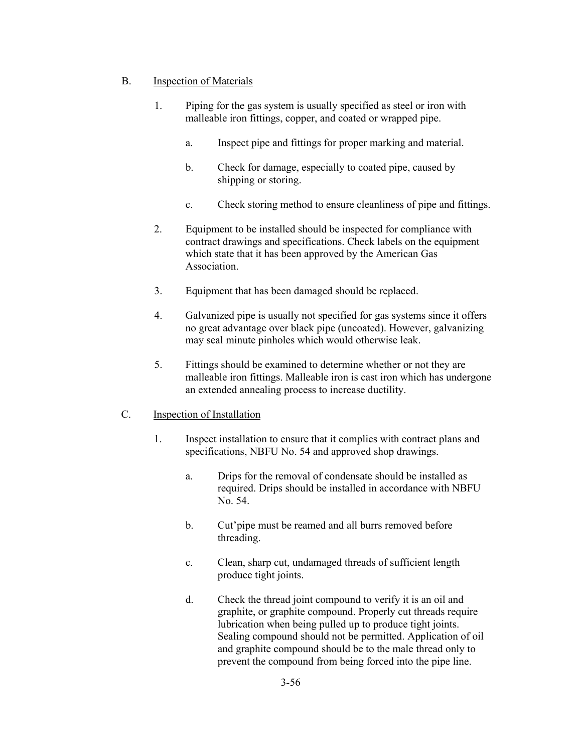B. Inspection of Materials

1. Piping for the gas system is usually specified as steel or iron with malleable iron fittings, copper, and coated or wrapped pipe.

    a. Inspect pipe and fittings for proper marking and material.

    b. Check for damage, especially to coated pipe, caused by shipping or storing.

    c. Check storing method to ensure cleanliness of pipe and fittings.

2. Equipment to be installed should be inspected for compliance with contract drawings and specifications. Check labels on the equipment which state that it has been approved by the American Gas Association.

3. Equipment that has been damaged should be replaced.

4. Galvanized pipe is usually not specified for gas systems since it offers no great advantage over black pipe (uncoated). However, galvanizing may seal minute pinholes which would otherwise leak.

5. Fittings should be examined to determine whether or not they are malleable iron fittings. Malleable iron is cast iron which has undergone an extended annealing process to increase ductility.

C. Inspection of Installation

1. Inspect installation to ensure that it complies with contract plans and specifications, NBFU No. 54 and approved shop drawings.

    a. Drips for the removal of condensate should be installed as required. Drips should be installed in accordance with NBFU No. 54.

    b. Cut'pipe must be reamed and all burrs removed before threading.

    c. Clean, sharp cut, undamaged threads of sufficient length produce tight joints.

    d. Check the thread joint compound to verify it is an oil and graphite, or graphite compound. Properly cut threads require lubrication when being pulled up to produce tight joints. Sealing compound should not be permitted. Application of oil and graphite compound should be to the male thread only to prevent the compound from being forced into the pipe line.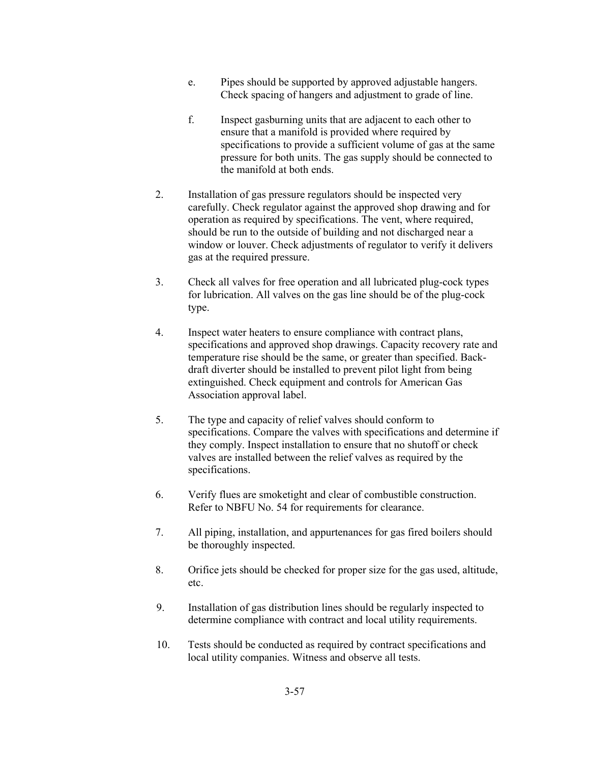e. Pipes should be supported by approved adjustable hangers. Check spacing of hangers and adjustment to grade of line.

   f. Inspect gasburning units that are adjacent to each other to ensure that a manifold is provided where required by specifications to provide a sufficient volume of gas at the same pressure for both units. The gas supply should be connected to the manifold at both ends.

2. Installation of gas pressure regulators should be inspected very carefully. Check regulator against the approved shop drawing and for operation as required by specifications. The vent, where required, should be run to the outside of building and not discharged near a window or louver. Check adjustments of regulator to verify it delivers gas at the required pressure.

3. Check all valves for free operation and all lubricated plug-cock types for lubrication. All valves on the gas line should be of the plug-cock type.

4. Inspect water heaters to ensure compliance with contract plans, specifications and approved shop drawings. Capacity recovery rate and temperature rise should be the same, or greater than specified. Back-draft diverter should be installed to prevent pilot light from being extinguished. Check equipment and controls for American Gas Association approval label.

5. The type and capacity of relief valves should conform to specifications. Compare the valves with specifications and determine if they comply. Inspect installation to ensure that no shutoff or check valves are installed between the relief valves as required by the specifications.

6. Verify flues are smoketight and clear of combustible construction. Refer to NBFU No. 54 for requirements for clearance.

7. All piping, installation, and appurtenances for gas fired boilers should be thoroughly inspected.

8. Orifice jets should be checked for proper size for the gas used, altitude, etc.

9. Installation of gas distribution lines should be regularly inspected to determine compliance with contract and local utility requirements.

10. Tests should be conducted as required by contract specifications and local utility companies. Witness and observe all tests.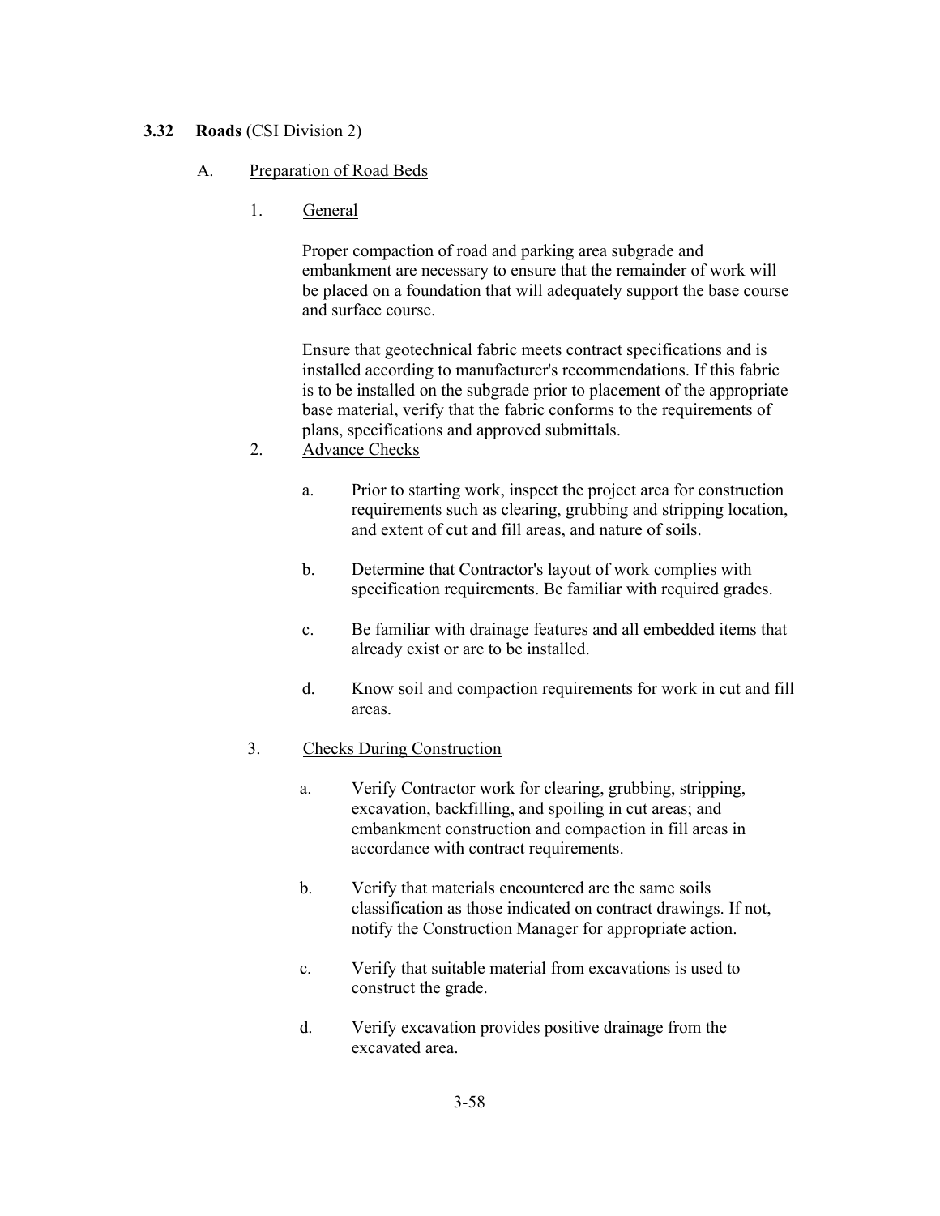### 3.32 **Roads** (CSI Division 2)

A. Preparation of Road Beds

1. General

Proper compaction of road and parking area subgrade and embankment are necessary to ensure that the remainder of work will be placed on a foundation that will adequately support the base course and surface course.

Ensure that geotechnical fabric meets contract specifications and is installed according to manufacturer's recommendations. If this fabric is to be installed on the subgrade prior to placement of the appropriate base material, verify that the fabric conforms to the requirements of plans, specifications and approved submittals.

2. Advance Checks

   a. Prior to starting work, inspect the project area for construction requirements such as clearing, grubbing and stripping location, and extent of cut and fill areas, and nature of soils.

   b. Determine that Contractor's layout of work complies with specification requirements. Be familiar with required grades.

   c. Be familiar with drainage features and all embedded items that already exist or are to be installed.

   d. Know soil and compaction requirements for work in cut and fill areas.

3. Checks During Construction

   a. Verify Contractor work for clearing, grubbing, stripping, excavation, backfilling, and spoiling in cut areas; and embankment construction and compaction in fill areas in accordance with contract requirements.

   b. Verify that materials encountered are the same soils classification as those indicated on contract drawings. If not, notify the Construction Manager for appropriate action.

   c. Verify that suitable material from excavations is used to construct the grade.

   d. Verify excavation provides positive drainage from the excavated area.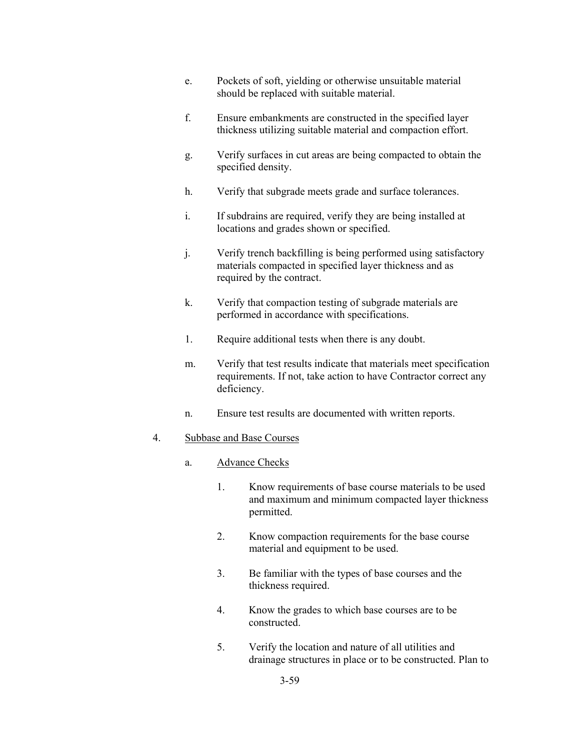e. Pockets of soft, yielding or otherwise unsuitable material should be replaced with suitable material.

f. Ensure embankments are constructed in the specified layer thickness utilizing suitable material and compaction effort.

g. Verify surfaces in cut areas are being compacted to obtain the specified density.

h. Verify that subgrade meets grade and surface tolerances.

i. If subdrains are required, verify they are being installed at locations and grades shown or specified.

j. Verify trench backfilling is being performed using satisfactory materials compacted in specified layer thickness and as required by the contract.

k. Verify that compaction testing of subgrade materials are performed in accordance with specifications.

1. Require additional tests when there is any doubt.

m. Verify that test results indicate that materials meet specification requirements. If not, take action to have Contractor correct any deficiency.

n. Ensure test results are documented with written reports.

4. <u>Subbase and Base Courses</u>

   a. <u>Advance Checks</u>

      1. Know requirements of base course materials to be used and maximum and minimum compacted layer thickness permitted.

      2. Know compaction requirements for the base course material and equipment to be used.

      3. Be familiar with the types of base courses and the thickness required.

      4. Know the grades to which base courses are to be constructed.

      5. Verify the location and nature of all utilities and drainage structures in place or to be constructed. Plan to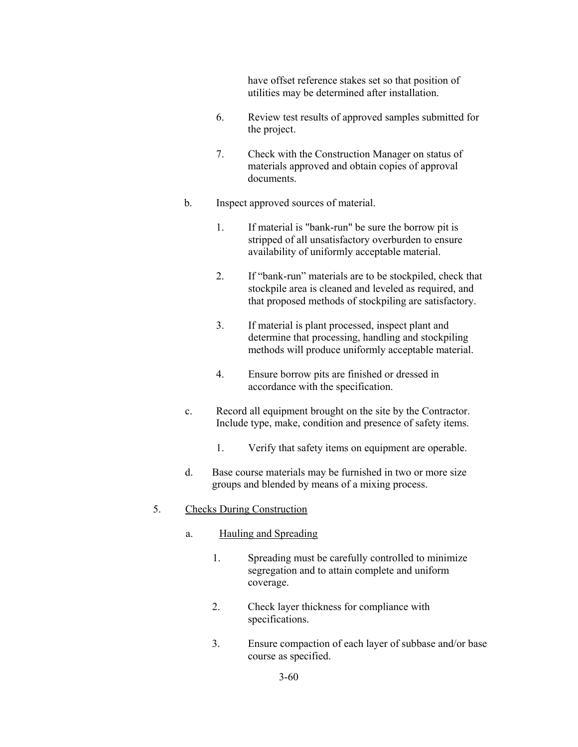have offset reference stakes set so that position of utilities may be determined after installation.

6. Review test results of approved samples submitted for the project.

7. Check with the Construction Manager on status of materials approved and obtain copies of approval documents.

b. Inspect approved sources of material.

1. If material is "bank-run" be sure the borrow pit is stripped of all unsatisfactory overburden to ensure availability of uniformly acceptable material.

2. If “bank-run” materials are to be stockpiled, check that stockpile area is cleaned and leveled as required, and that proposed methods of stockpiling are satisfactory.

3. If material is plant processed, inspect plant and determine that processing, handling and stockpiling methods will produce uniformly acceptable material.

4. Ensure borrow pits are finished or dressed in accordance with the specification.

c. Record all equipment brought on the site by the Contractor. Include type, make, condition and presence of safety items.

1. Verify that safety items on equipment are operable.

d. Base course materials may be furnished in two or more size groups and blended by means of a mixing process.

5. Checks During Construction

a. Hauling and Spreading

1. Spreading must be carefully controlled to minimize segregation and to attain complete and uniform coverage.

2. Check layer thickness for compliance with specifications.

3. Ensure compaction of each layer of subbase and/or base course as specified.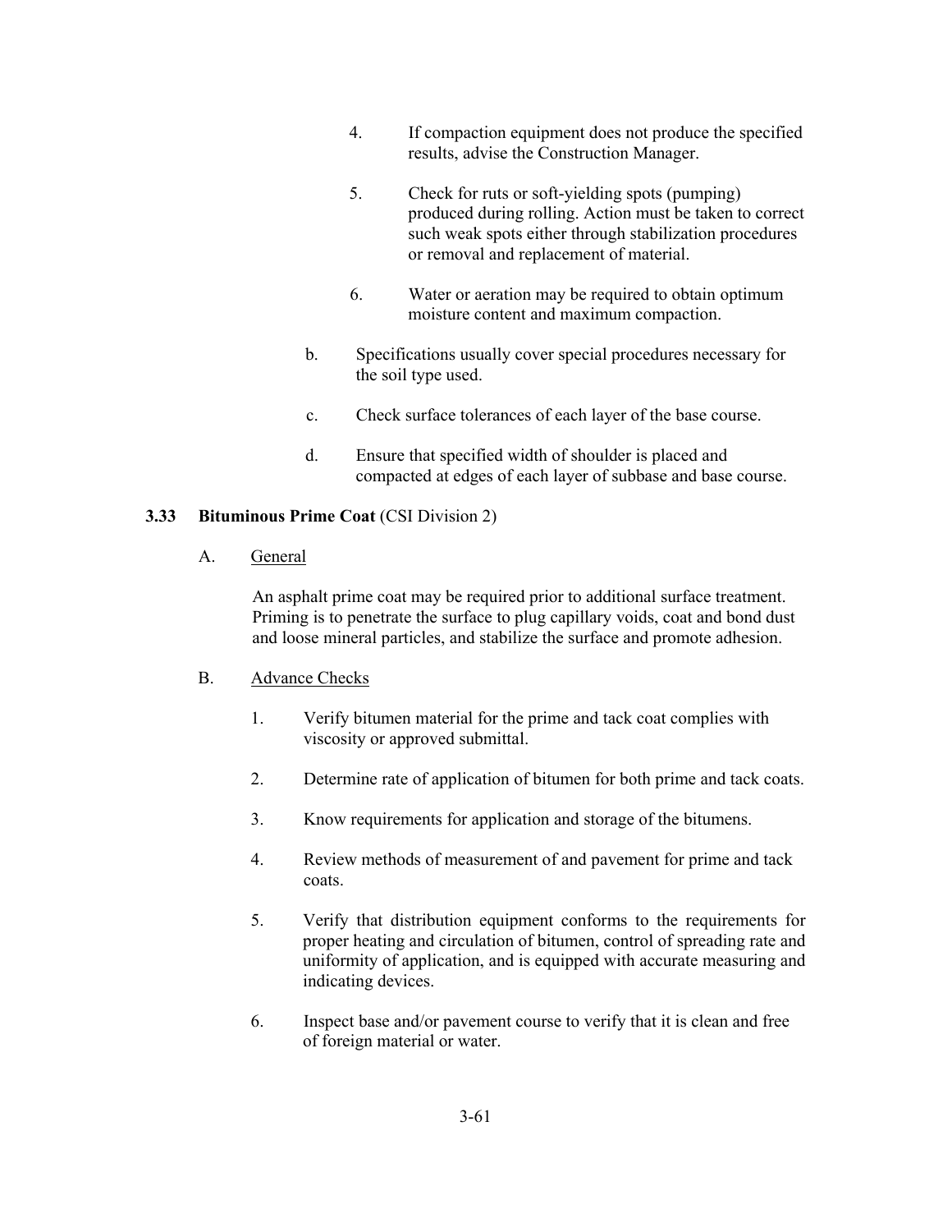4. If compaction equipment does not produce the specified results, advise the Construction Manager.

5. Check for ruts or soft-yielding spots (pumping) produced during rolling. Action must be taken to correct such weak spots either through stabilization procedures or removal and replacement of material.

6. Water or aeration may be required to obtain optimum moisture content and maximum compaction.

b. Specifications usually cover special procedures necessary for the soil type used.

c. Check surface tolerances of each layer of the base course.

d. Ensure that specified width of shoulder is placed and compacted at edges of each layer of subbase and base course.

### 3.33 Bituminous Prime Coat (CSI Division 2)

A. General

An asphalt prime coat may be required prior to additional surface treatment. Priming is to penetrate the surface to plug capillary voids, coat and bond dust and loose mineral particles, and stabilize the surface and promote adhesion.

B. Advance Checks

1. Verify bitumen material for the prime and tack coat complies with viscosity or approved submittal.

2. Determine rate of application of bitumen for both prime and tack coats.

3. Know requirements for application and storage of the bitumens.

4. Review methods of measurement of and pavement for prime and tack coats.

5. Verify that distribution equipment conforms to the requirements for proper heating and circulation of bitumen, control of spreading rate and uniformity of application, and is equipped with accurate measuring and indicating devices.

6. Inspect base and/or pavement course to verify that it is clean and free of foreign material or water.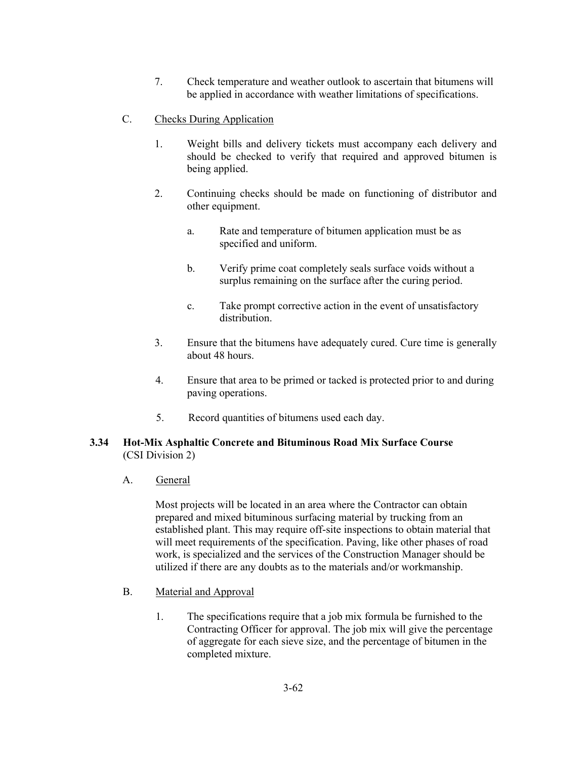7. Check temperature and weather outlook to ascertain that bitumens will be applied in accordance with weather limitations of specifications.

C. Checks During Application

1. Weight bills and delivery tickets must accompany each delivery and should be checked to verify that required and approved bitumen is being applied.

2. Continuing checks should be made on functioning of distributor and other equipment.

   a. Rate and temperature of bitumen application must be as specified and uniform.

   b. Verify prime coat completely seals surface voids without a surplus remaining on the surface after the curing period.

   c. Take prompt corrective action in the event of unsatisfactory distribution.

3. Ensure that the bitumens have adequately cured. Cure time is generally about 48 hours.

4. Ensure that area to be primed or tacked is protected prior to and during paving operations.

5. Record quantities of bitumens used each day.

### 3.34 Hot-Mix Asphaltic Concrete and Bituminous Road Mix Surface Course

(CSI Division 2)

A. General

Most projects will be located in an area where the Contractor can obtain prepared and mixed bituminous surfacing material by trucking from an established plant. This may require off-site inspections to obtain material that will meet requirements of the specification. Paving, like other phases of road work, is specialized and the services of the Construction Manager should be utilized if there are any doubts as to the materials and/or workmanship.

B. Material and Approval

1. The specifications require that a job mix formula be furnished to the Contracting Officer for approval. The job mix will give the percentage of aggregate for each sieve size, and the percentage of bitumen in the completed mixture.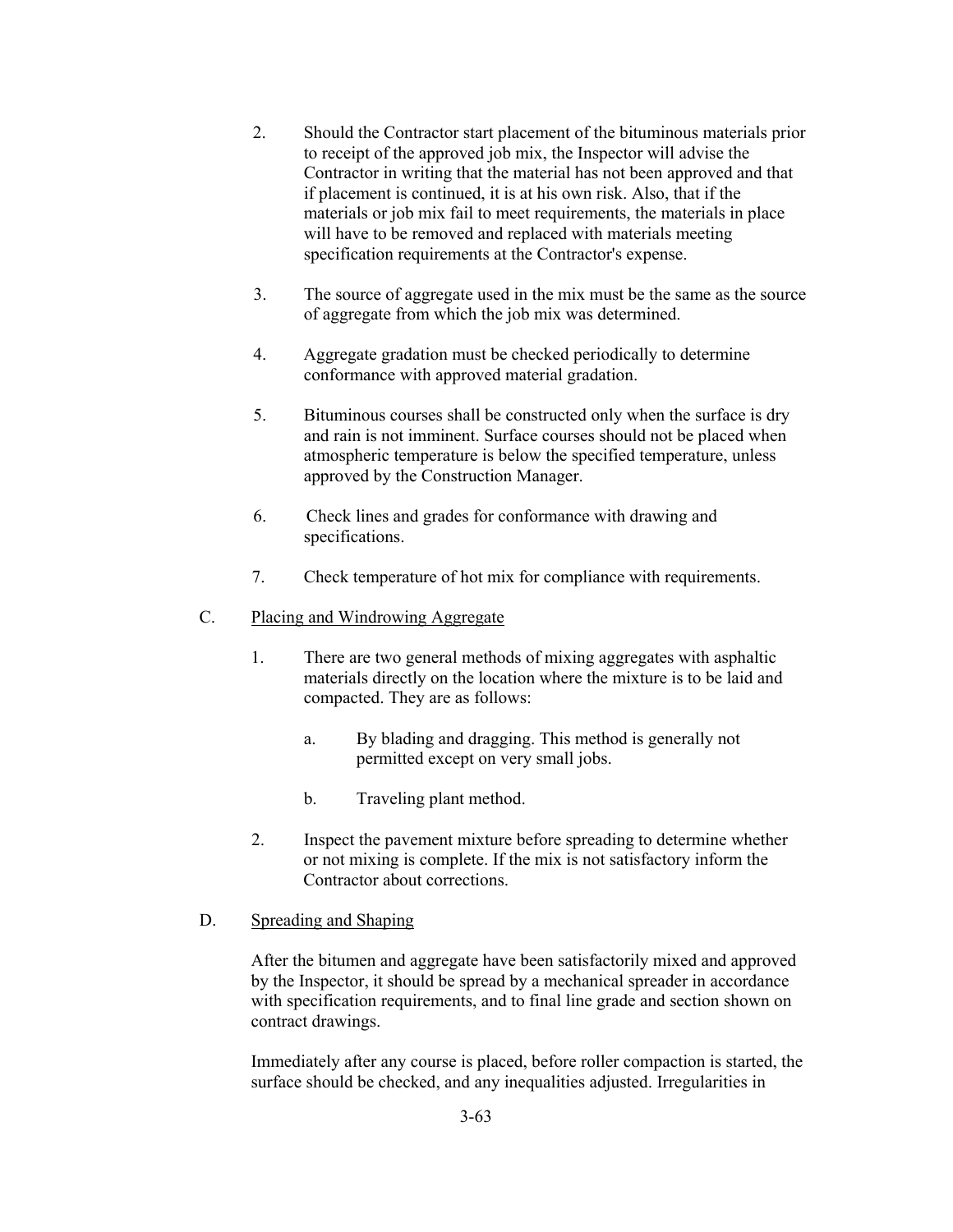2. Should the Contractor start placement of the bituminous materials prior to receipt of the approved job mix, the Inspector will advise the Contractor in writing that the material has not been approved and that if placement is continued, it is at his own risk. Also, that if the materials or job mix fail to meet requirements, the materials in place will have to be removed and replaced with materials meeting specification requirements at the Contractor's expense.

3. The source of aggregate used in the mix must be the same as the source of aggregate from which the job mix was determined.

4. Aggregate gradation must be checked periodically to determine conformance with approved material gradation.

5. Bituminous courses shall be constructed only when the surface is dry and rain is not imminent. Surface courses should not be placed when atmospheric temperature is below the specified temperature, unless approved by the Construction Manager.

6. Check lines and grades for conformance with drawing and specifications.

7. Check temperature of hot mix for compliance with requirements.

C. <u>Placing and Windrowing Aggregate</u>

1. There are two general methods of mixing aggregates with asphaltic materials directly on the location where the mixture is to be laid and compacted. They are as follows:

   a. By blading and dragging. This method is generally not permitted except on very small jobs.

   b. Traveling plant method.

2. Inspect the pavement mixture before spreading to determine whether or not mixing is complete. If the mix is not satisfactory inform the Contractor about corrections.

D. <u>Spreading and Shaping</u>

After the bitumen and aggregate have been satisfactorily mixed and approved by the Inspector, it should be spread by a mechanical spreader in accordance with specification requirements, and to final line grade and section shown on contract drawings.

Immediately after any course is placed, before roller compaction is started, the surface should be checked, and any inequalities adjusted. Irregularities in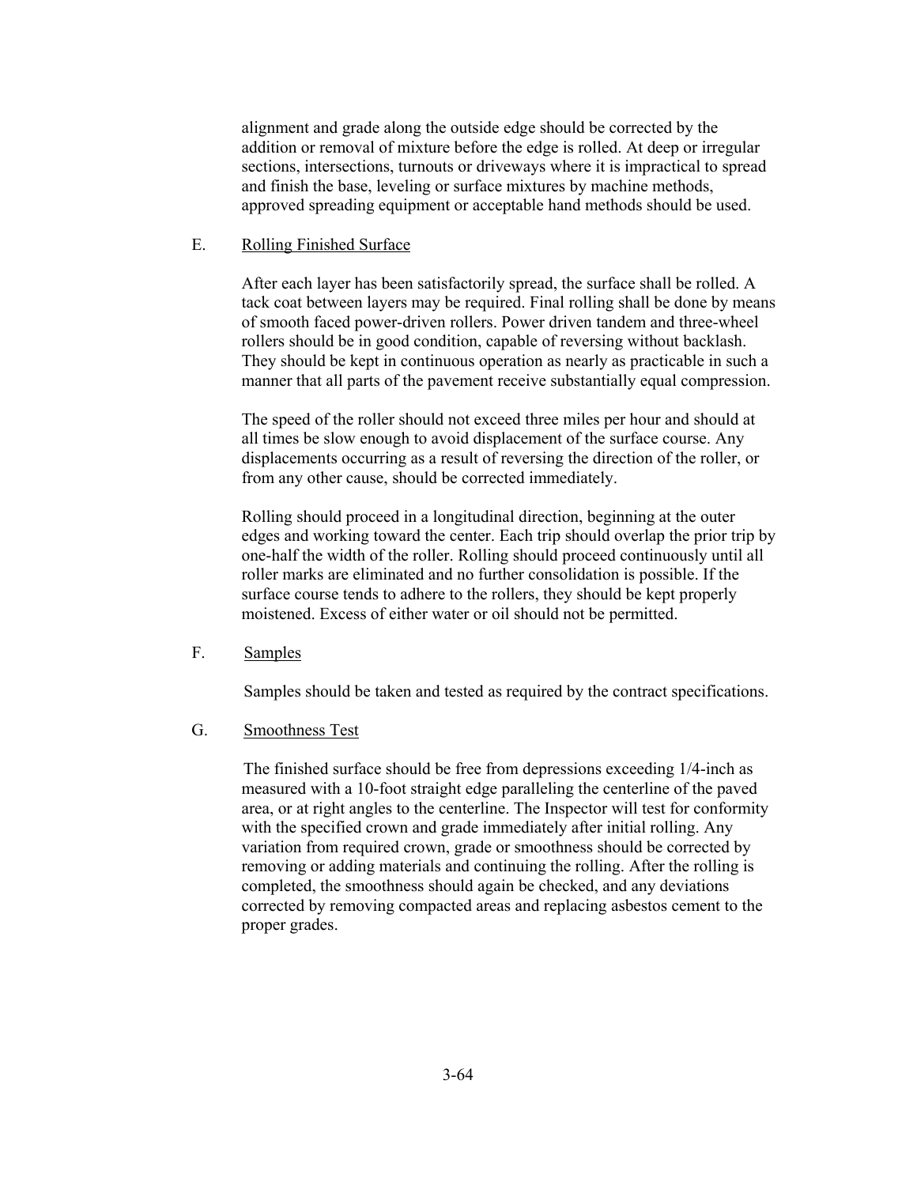alignment and grade along the outside edge should be corrected by the addition or removal of mixture before the edge is rolled. At deep or irregular sections, intersections, turnouts or driveways where it is impractical to spread and finish the base, leveling or surface mixtures by machine methods, approved spreading equipment or acceptable hand methods should be used.

E. <u>Rolling Finished Surface</u>

After each layer has been satisfactorily spread, the surface shall be rolled. A tack coat between layers may be required. Final rolling shall be done by means of smooth faced power-driven rollers. Power driven tandem and three-wheel rollers should be in good condition, capable of reversing without backlash. They should be kept in continuous operation as nearly as practicable in such a manner that all parts of the pavement receive substantially equal compression.

The speed of the roller should not exceed three miles per hour and should at all times be slow enough to avoid displacement of the surface course. Any displacements occurring as a result of reversing the direction of the roller, or from any other cause, should be corrected immediately.

Rolling should proceed in a longitudinal direction, beginning at the outer edges and working toward the center. Each trip should overlap the prior trip by one-half the width of the roller. Rolling should proceed continuously until all roller marks are eliminated and no further consolidation is possible. If the surface course tends to adhere to the rollers, they should be kept properly moistened. Excess of either water or oil should not be permitted.

F. <u>Samples</u>

Samples should be taken and tested as required by the contract specifications.

G. <u>Smoothness Test</u>

The finished surface should be free from depressions exceeding 1/4-inch as measured with a 10-foot straight edge paralleling the centerline of the paved area, or at right angles to the centerline. The Inspector will test for conformity with the specified crown and grade immediately after initial rolling. Any variation from required crown, grade or smoothness should be corrected by removing or adding materials and continuing the rolling. After the rolling is completed, the smoothness should again be checked, and any deviations corrected by removing compacted areas and replacing asbestos cement to the proper grades.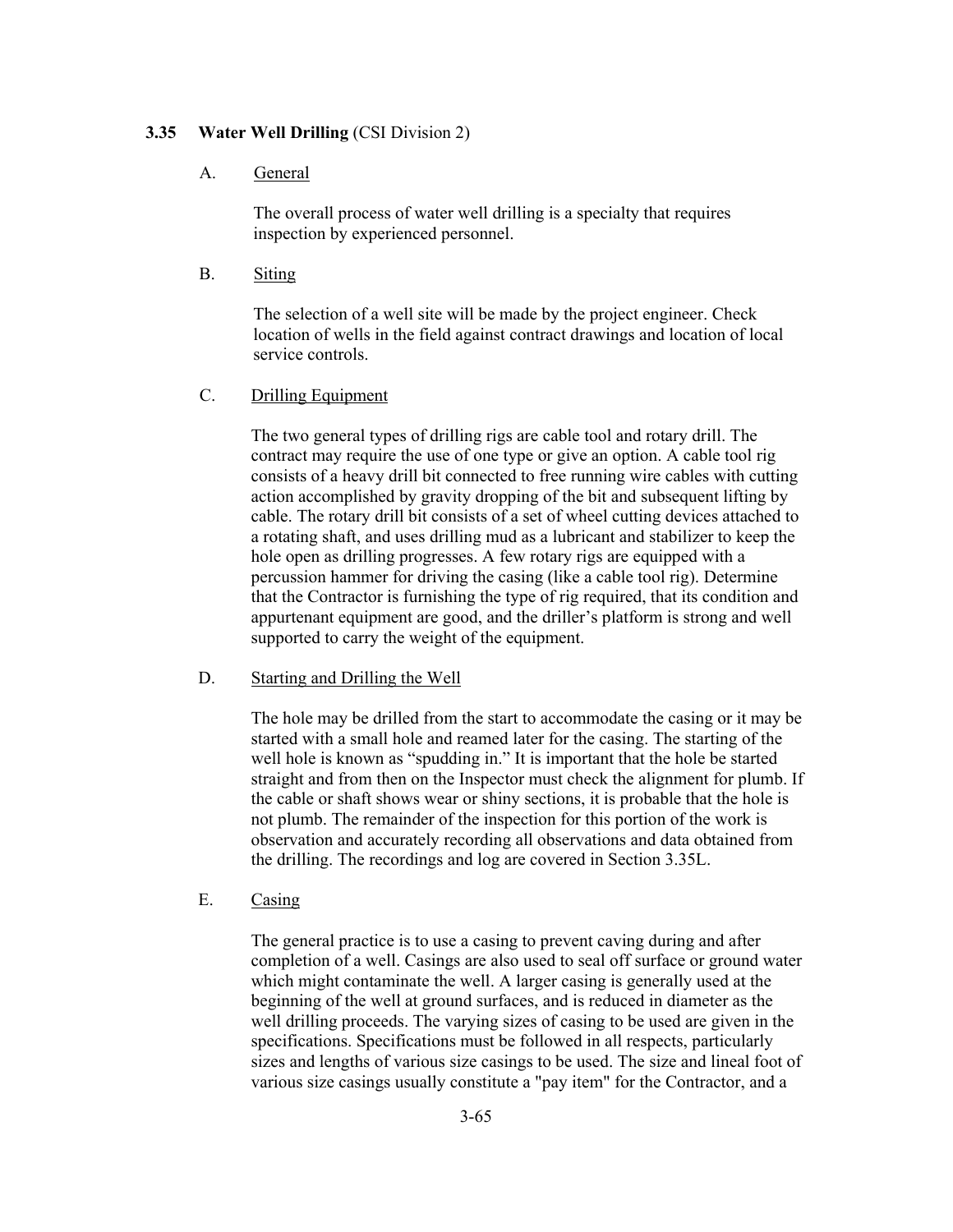### 3.35 Water Well Drilling (CSI Division 2)

A. <u>General</u>

The overall process of water well drilling is a specialty that requires inspection by experienced personnel.

B. <u>Siting</u>

The selection of a well site will be made by the project engineer. Check location of wells in the field against contract drawings and location of local service controls.

C. <u>Drilling Equipment</u>

The two general types of drilling rigs are cable tool and rotary drill. The contract may require the use of one type or give an option. A cable tool rig consists of a heavy drill bit connected to free running wire cables with cutting action accomplished by gravity dropping of the bit and subsequent lifting by cable. The rotary drill bit consists of a set of wheel cutting devices attached to a rotating shaft, and uses drilling mud as a lubricant and stabilizer to keep the hole open as drilling progresses. A few rotary rigs are equipped with a percussion hammer for driving the casing (like a cable tool rig). Determine that the Contractor is furnishing the type of rig required, that its condition and appurtenant equipment are good, and the driller's platform is strong and well supported to carry the weight of the equipment.

D. <u>Starting and Drilling the Well</u>

The hole may be drilled from the start to accommodate the casing or it may be started with a small hole and reamed later for the casing. The starting of the well hole is known as "spudding in." It is important that the hole be started straight and from then on the Inspector must check the alignment for plumb. If the cable or shaft shows wear or shiny sections, it is probable that the hole is not plumb. The remainder of the inspection for this portion of the work is observation and accurately recording all observations and data obtained from the drilling. The recordings and log are covered in Section 3.35L.

E. <u>Casing</u>

The general practice is to use a casing to prevent caving during and after completion of a well. Casings are also used to seal off surface or ground water which might contaminate the well. A larger casing is generally used at the beginning of the well at ground surfaces, and is reduced in diameter as the well drilling proceeds. The varying sizes of casing to be used are given in the specifications. Specifications must be followed in all respects, particularly sizes and lengths of various size casings to be used. The size and lineal foot of various size casings usually constitute a "pay item" for the Contractor, and a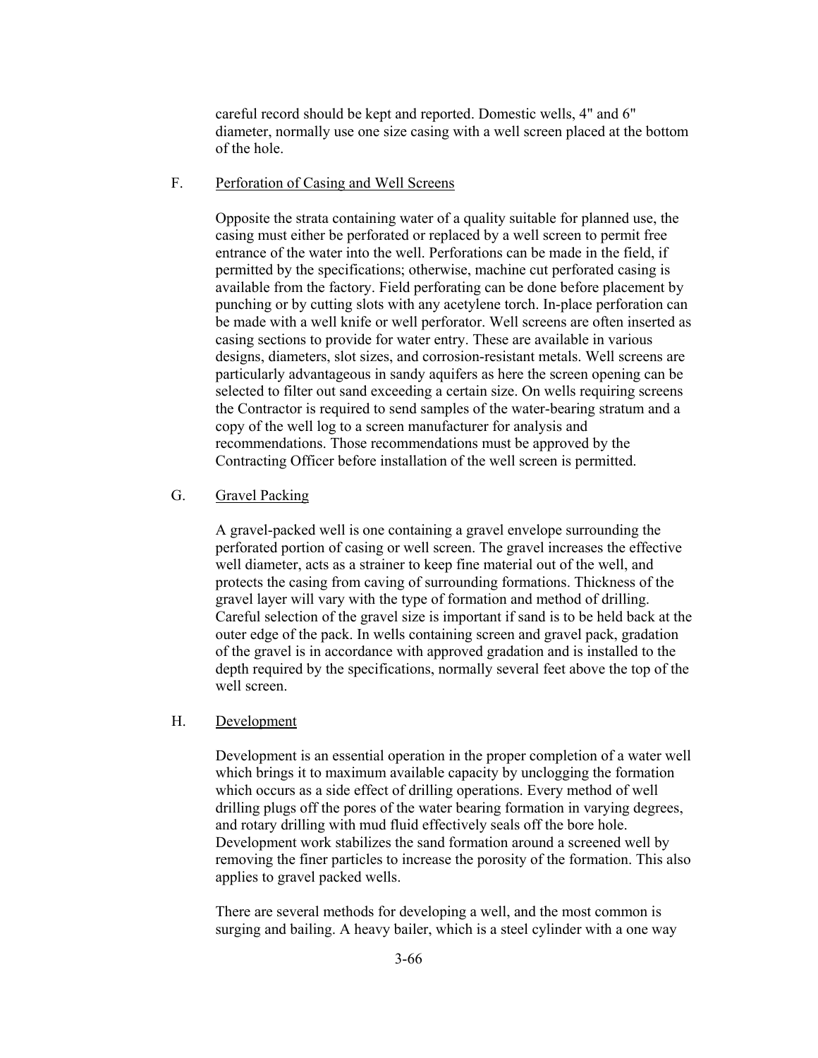careful record should be kept and reported. Domestic wells, 4" and 6" diameter, normally use one size casing with a well screen placed at the bottom of the hole.

F. Perforation of Casing and Well Screens

Opposite the strata containing water of a quality suitable for planned use, the casing must either be perforated or replaced by a well screen to permit free entrance of the water into the well. Perforations can be made in the field, if permitted by the specifications; otherwise, machine cut perforated casing is available from the factory. Field perforating can be done before placement by punching or by cutting slots with any acetylene torch. In-place perforation can be made with a well knife or well perforator. Well screens are often inserted as casing sections to provide for water entry. These are available in various designs, diameters, slot sizes, and corrosion-resistant metals. Well screens are particularly advantageous in sandy aquifers as here the screen opening can be selected to filter out sand exceeding a certain size. On wells requiring screens the Contractor is required to send samples of the water-bearing stratum and a copy of the well log to a screen manufacturer for analysis and recommendations. Those recommendations must be approved by the Contracting Officer before installation of the well screen is permitted.

G. Gravel Packing

A gravel-packed well is one containing a gravel envelope surrounding the perforated portion of casing or well screen. The gravel increases the effective well diameter, acts as a strainer to keep fine material out of the well, and protects the casing from caving of surrounding formations. Thickness of the gravel layer will vary with the type of formation and method of drilling. Careful selection of the gravel size is important if sand is to be held back at the outer edge of the pack. In wells containing screen and gravel pack, gradation of the gravel is in accordance with approved gradation and is installed to the depth required by the specifications, normally several feet above the top of the well screen.

H. Development

Development is an essential operation in the proper completion of a water well which brings it to maximum available capacity by unclogging the formation which occurs as a side effect of drilling operations. Every method of well drilling plugs off the pores of the water bearing formation in varying degrees, and rotary drilling with mud fluid effectively seals off the bore hole. Development work stabilizes the sand formation around a screened well by removing the finer particles to increase the porosity of the formation. This also applies to gravel packed wells.

There are several methods for developing a well, and the most common is surging and bailing. A heavy bailer, which is a steel cylinder with a one way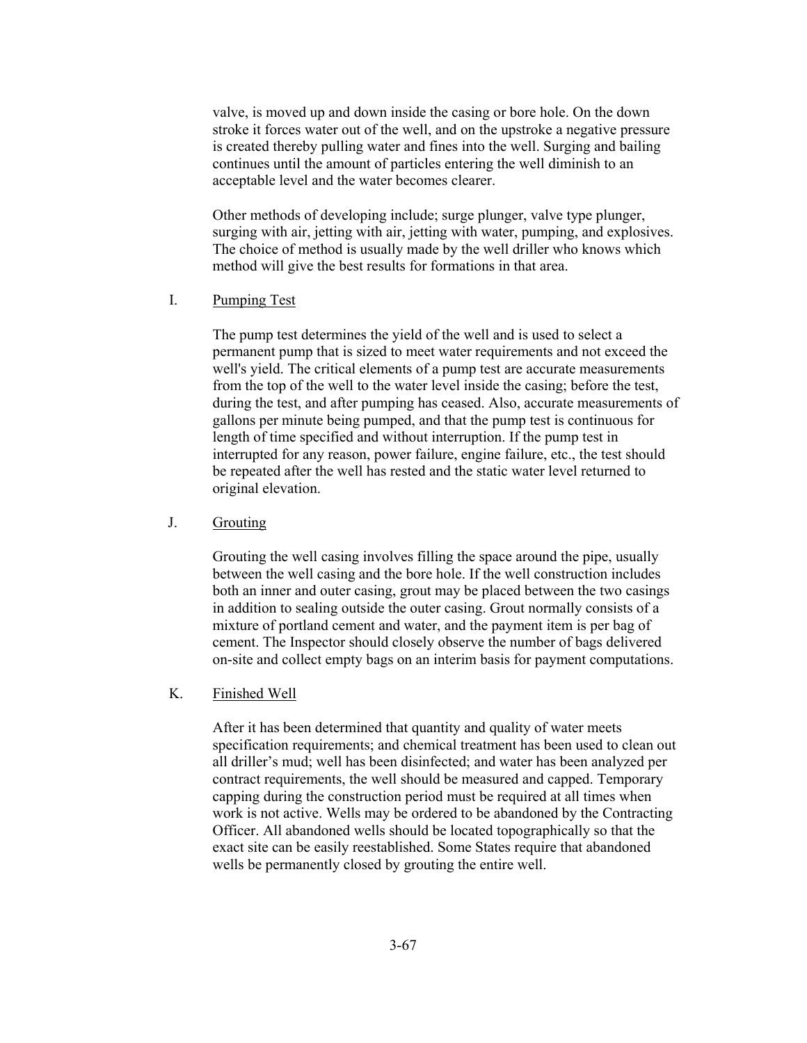valve, is moved up and down inside the casing or bore hole. On the down stroke it forces water out of the well, and on the upstroke a negative pressure is created thereby pulling water and fines into the well. Surging and bailing continues until the amount of particles entering the well diminish to an acceptable level and the water becomes clearer.

Other methods of developing include; surge plunger, valve type plunger, surging with air, jetting with air, jetting with water, pumping, and explosives. The choice of method is usually made by the well driller who knows which method will give the best results for formations in that area.

I. Pumping Test

The pump test determines the yield of the well and is used to select a permanent pump that is sized to meet water requirements and not exceed the well's yield. The critical elements of a pump test are accurate measurements from the top of the well to the water level inside the casing; before the test, during the test, and after pumping has ceased. Also, accurate measurements of gallons per minute being pumped, and that the pump test is continuous for length of time specified and without interruption. If the pump test in interrupted for any reason, power failure, engine failure, etc., the test should be repeated after the well has rested and the static water level returned to original elevation.

J. Grouting

Grouting the well casing involves filling the space around the pipe, usually between the well casing and the bore hole. If the well construction includes both an inner and outer casing, grout may be placed between the two casings in addition to sealing outside the outer casing. Grout normally consists of a mixture of portland cement and water, and the payment item is per bag of cement. The Inspector should closely observe the number of bags delivered on-site and collect empty bags on an interim basis for payment computations.

K. Finished Well

After it has been determined that quantity and quality of water meets specification requirements; and chemical treatment has been used to clean out all driller's mud; well has been disinfected; and water has been analyzed per contract requirements, the well should be measured and capped. Temporary capping during the construction period must be required at all times when work is not active. Wells may be ordered to be abandoned by the Contracting Officer. All abandoned wells should be located topographically so that the exact site can be easily reestablished. Some States require that abandoned wells be permanently closed by grouting the entire well.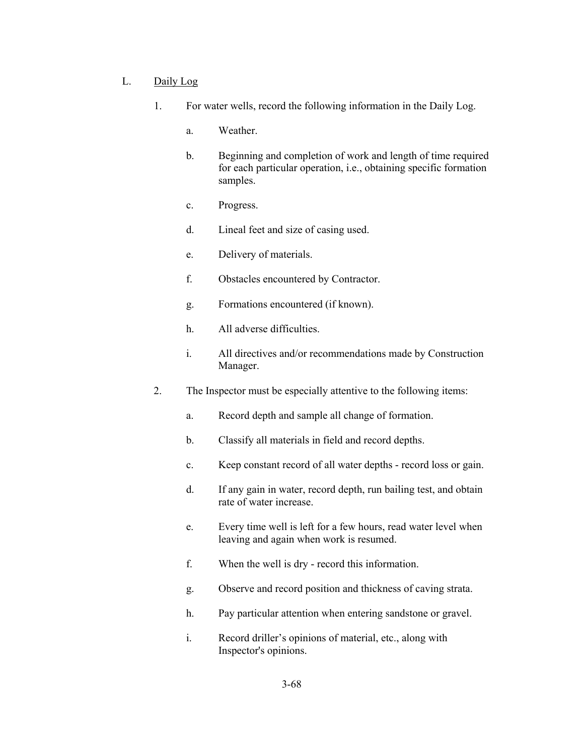L. Daily Log

1. For water wells, record the following information in the Daily Log.

   a. Weather.

   b. Beginning and completion of work and length of time required for each particular operation, i.e., obtaining specific formation samples.

   c. Progress.

   d. Lineal feet and size of casing used.

   e. Delivery of materials.

   f. Obstacles encountered by Contractor.

   g. Formations encountered (if known).

   h. All adverse difficulties.

   i. All directives and/or recommendations made by Construction Manager.

2. The Inspector must be especially attentive to the following items:

   a. Record depth and sample all change of formation.

   b. Classify all materials in field and record depths.

   c. Keep constant record of all water depths - record loss or gain.

   d. If any gain in water, record depth, run bailing test, and obtain rate of water increase.

   e. Every time well is left for a few hours, read water level when leaving and again when work is resumed.

   f. When the well is dry - record this information.

   g. Observe and record position and thickness of caving strata.

   h. Pay particular attention when entering sandstone or gravel.

   i. Record driller's opinions of material, etc., along with Inspector's opinions.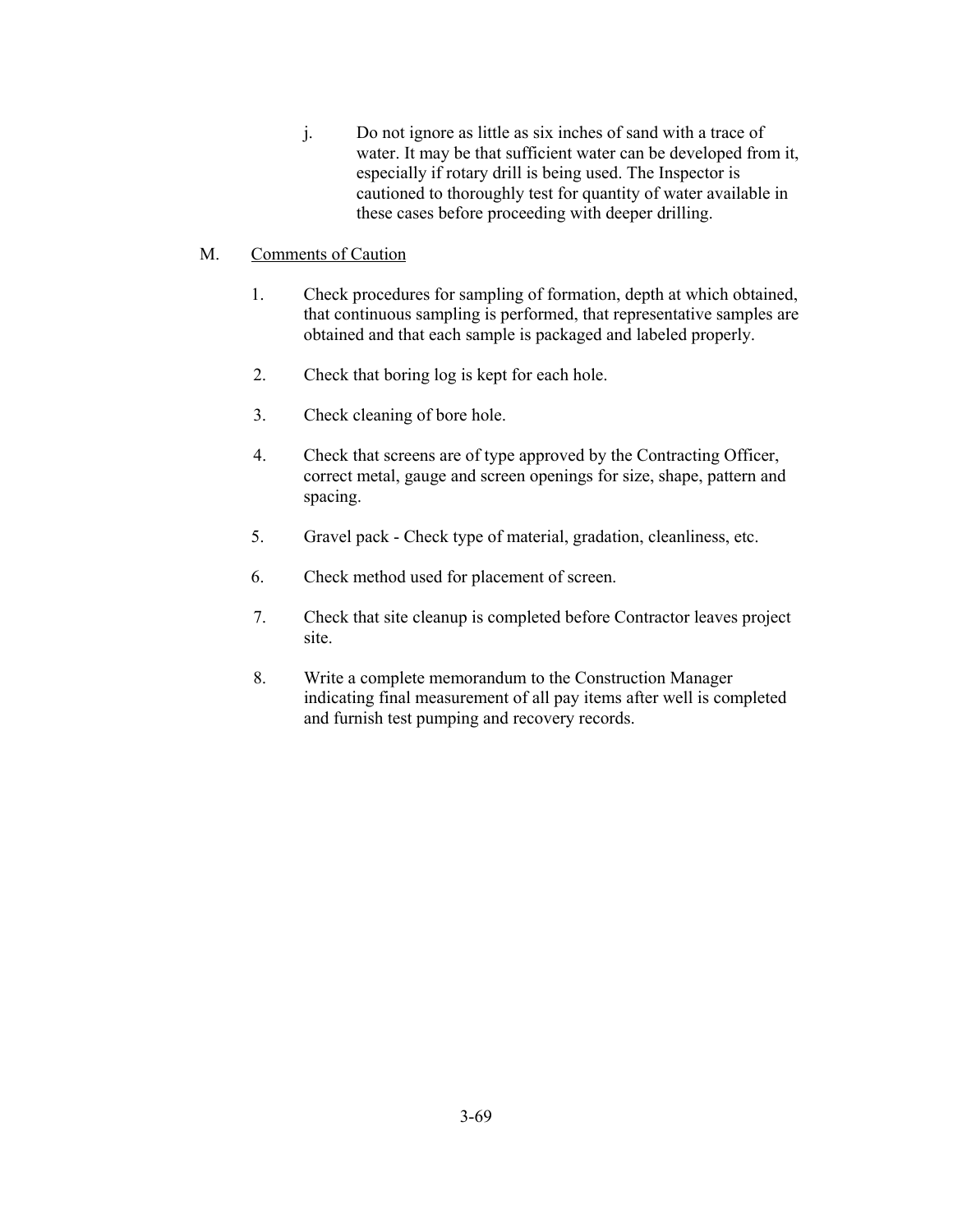j. Do not ignore as little as six inches of sand with a trace of water. It may be that sufficient water can be developed from it, especially if rotary drill is being used. The Inspector is cautioned to thoroughly test for quantity of water available in these cases before proceeding with deeper drilling.

M. <u>Comments of Caution</u>

1. Check procedures for sampling of formation, depth at which obtained, that continuous sampling is performed, that representative samples are obtained and that each sample is packaged and labeled properly.

2. Check that boring log is kept for each hole.

3. Check cleaning of bore hole.

4. Check that screens are of type approved by the Contracting Officer, correct metal, gauge and screen openings for size, shape, pattern and spacing.

5. Gravel pack - Check type of material, gradation, cleanliness, etc.

6. Check method used for placement of screen.

7. Check that site cleanup is completed before Contractor leaves project site.

8. Write a complete memorandum to the Construction Manager indicating final measurement of all pay items after well is completed and furnish test pumping and recovery records.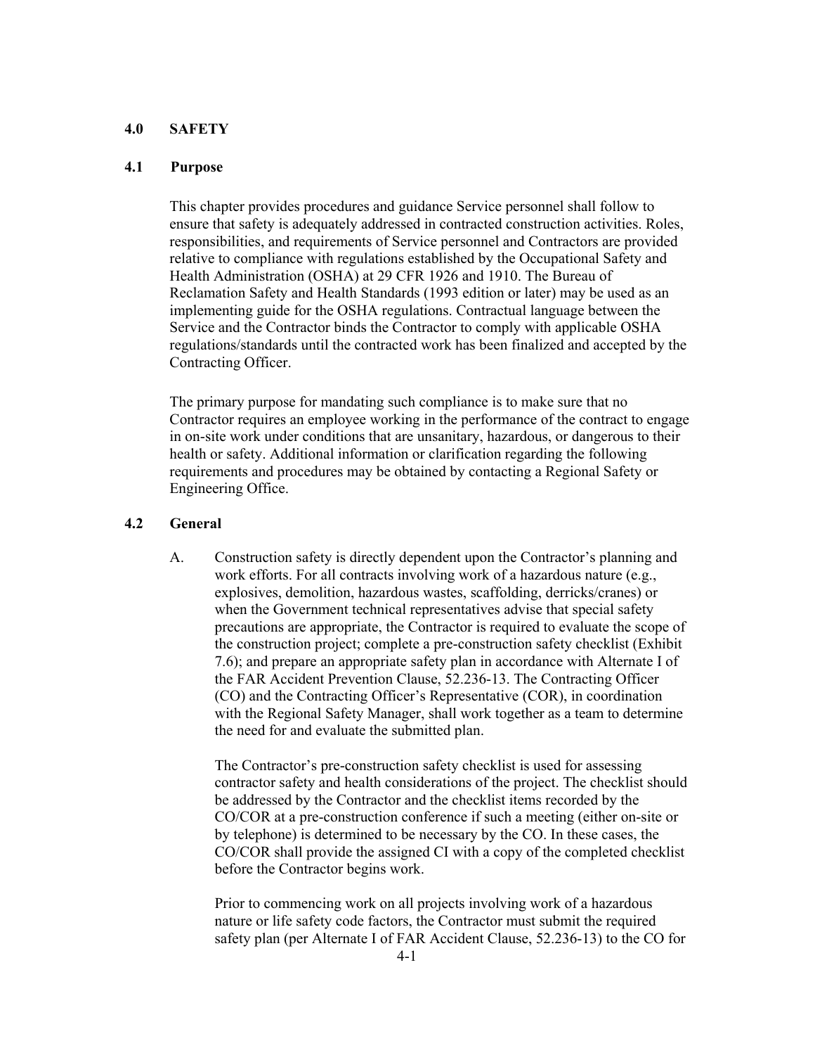# 4.0 SAFETY

## 4.1 Purpose

This chapter provides procedures and guidance Service personnel shall follow to ensure that safety is adequately addressed in contracted construction activities. Roles, responsibilities, and requirements of Service personnel and Contractors are provided relative to compliance with regulations established by the Occupational Safety and Health Administration (OSHA) at 29 CFR 1926 and 1910. The Bureau of Reclamation Safety and Health Standards (1993 edition or later) may be used as an implementing guide for the OSHA regulations. Contractual language between the Service and the Contractor binds the Contractor to comply with applicable OSHA regulations/standards until the contracted work has been finalized and accepted by the Contracting Officer.

The primary purpose for mandating such compliance is to make sure that no Contractor requires an employee working in the performance of the contract to engage in on-site work under conditions that are unsanitary, hazardous, or dangerous to their health or safety. Additional information or clarification regarding the following requirements and procedures may be obtained by contacting a Regional Safety or Engineering Office.

## 4.2 General

A. Construction safety is directly dependent upon the Contractor's planning and work efforts. For all contracts involving work of a hazardous nature (e.g., explosives, demolition, hazardous wastes, scaffolding, derricks/cranes) or when the Government technical representatives advise that special safety precautions are appropriate, the Contractor is required to evaluate the scope of the construction project; complete a pre-construction safety checklist (Exhibit 7.6); and prepare an appropriate safety plan in accordance with Alternate I of the FAR Accident Prevention Clause, 52.236-13. The Contracting Officer (CO) and the Contracting Officer's Representative (COR), in coordination with the Regional Safety Manager, shall work together as a team to determine the need for and evaluate the submitted plan.

The Contractor's pre-construction safety checklist is used for assessing contractor safety and health considerations of the project. The checklist should be addressed by the Contractor and the checklist items recorded by the CO/COR at a pre-construction conference if such a meeting (either on-site or by telephone) is determined to be necessary by the CO. In these cases, the CO/COR shall provide the assigned CI with a copy of the completed checklist before the Contractor begins work.

Prior to commencing work on all projects involving work of a hazardous nature or life safety code factors, the Contractor must submit the required safety plan (per Alternate I of FAR Accident Clause, 52.236-13) to the CO for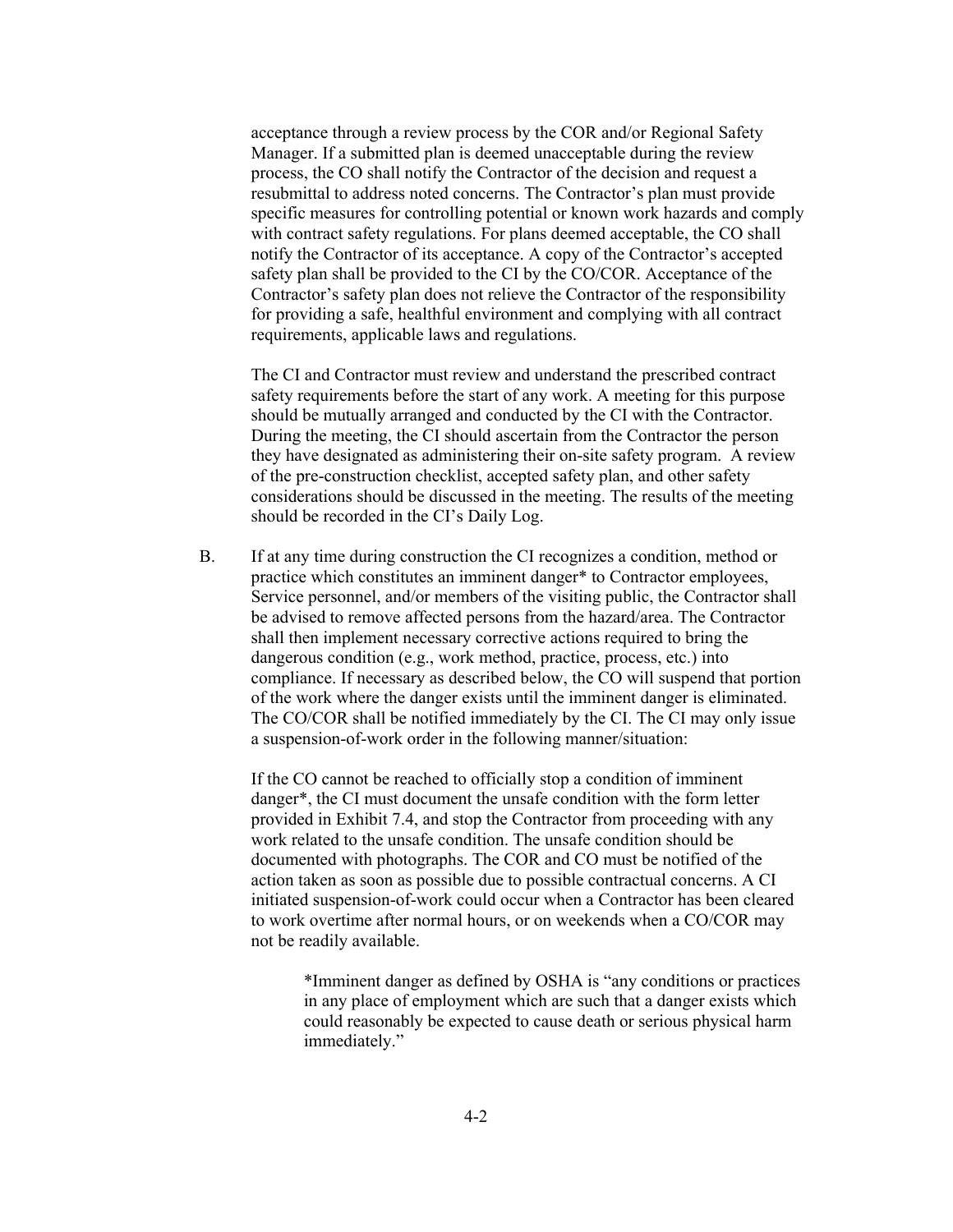acceptance through a review process by the COR and/or Regional Safety Manager. If a submitted plan is deemed unacceptable during the review process, the CO shall notify the Contractor of the decision and request a resubmittal to address noted concerns. The Contractor's plan must provide specific measures for controlling potential or known work hazards and comply with contract safety regulations. For plans deemed acceptable, the CO shall notify the Contractor of its acceptance. A copy of the Contractor's accepted safety plan shall be provided to the CI by the CO/COR. Acceptance of the Contractor's safety plan does not relieve the Contractor of the responsibility for providing a safe, healthful environment and complying with all contract requirements, applicable laws and regulations.

The CI and Contractor must review and understand the prescribed contract safety requirements before the start of any work. A meeting for this purpose should be mutually arranged and conducted by the CI with the Contractor. During the meeting, the CI should ascertain from the Contractor the person they have designated as administering their on-site safety program. A review of the pre-construction checklist, accepted safety plan, and other safety considerations should be discussed in the meeting. The results of the meeting should be recorded in the CI's Daily Log.

B. If at any time during construction the CI recognizes a condition, method or practice which constitutes an imminent danger* to Contractor employees, Service personnel, and/or members of the visiting public, the Contractor shall be advised to remove affected persons from the hazard/area. The Contractor shall then implement necessary corrective actions required to bring the dangerous condition (e.g., work method, practice, process, etc.) into compliance. If necessary as described below, the CO will suspend that portion of the work where the danger exists until the imminent danger is eliminated. The CO/COR shall be notified immediately by the CI. The CI may only issue a suspension-of-work order in the following manner/situation:

If the CO cannot be reached to officially stop a condition of imminent danger*, the CI must document the unsafe condition with the form letter provided in Exhibit 7.4, and stop the Contractor from proceeding with any work related to the unsafe condition. The unsafe condition should be documented with photographs. The COR and CO must be notified of the action taken as soon as possible due to possible contractual concerns. A CI initiated suspension-of-work could occur when a Contractor has been cleared to work overtime after normal hours, or on weekends when a CO/COR may not be readily available.

> *Imminent danger as defined by OSHA is "any conditions or practices in any place of employment which are such that a danger exists which could reasonably be expected to cause death or serious physical harm immediately."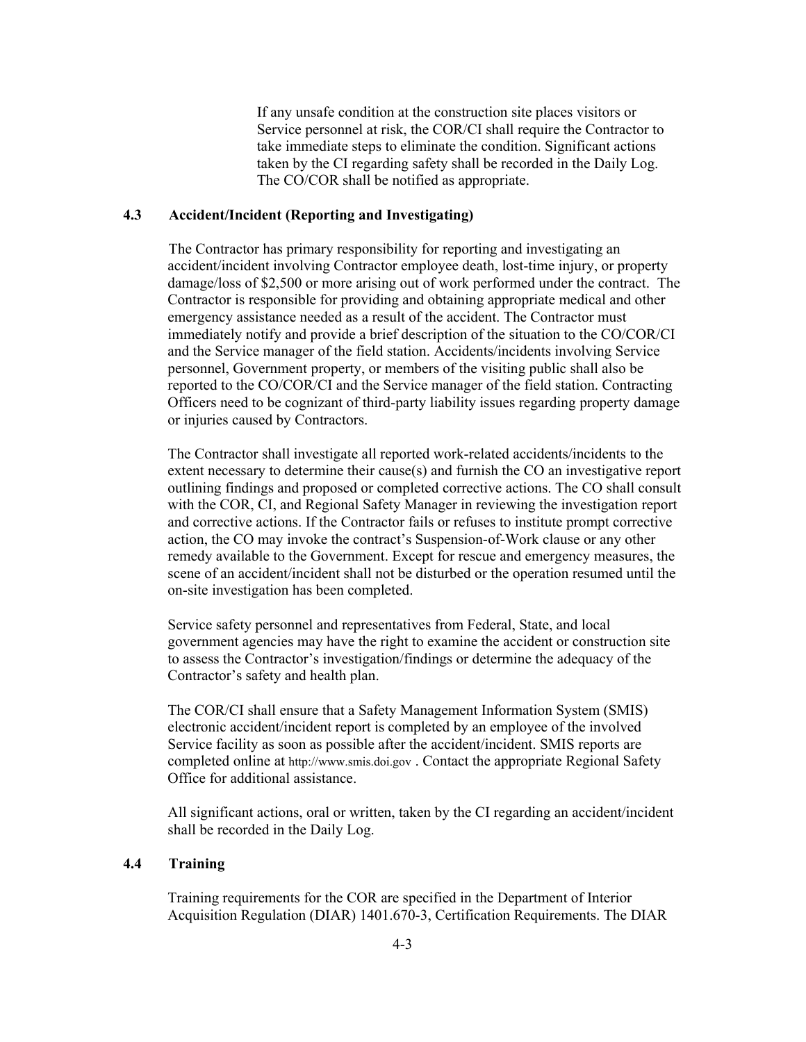If any unsafe condition at the construction site places visitors or Service personnel at risk, the COR/CI shall require the Contractor to take immediate steps to eliminate the condition. Significant actions taken by the CI regarding safety shall be recorded in the Daily Log. The CO/COR shall be notified as appropriate.

### 4.3 Accident/Incident (Reporting and Investigating)

The Contractor has primary responsibility for reporting and investigating an accident/incident involving Contractor employee death, lost-time injury, or property damage/loss of $2,500 or more arising out of work performed under the contract. The Contractor is responsible for providing and obtaining appropriate medical and other emergency assistance needed as a result of the accident. The Contractor must immediately notify and provide a brief description of the situation to the CO/COR/CI and the Service manager of the field station. Accidents/incidents involving Service personnel, Government property, or members of the visiting public shall also be reported to the CO/COR/CI and the Service manager of the field station. Contracting Officers need to be cognizant of third-party liability issues regarding property damage or injuries caused by Contractors.

The Contractor shall investigate all reported work-related accidents/incidents to the extent necessary to determine their cause(s) and furnish the CO an investigative report outlining findings and proposed or completed corrective actions. The CO shall consult with the COR, CI, and Regional Safety Manager in reviewing the investigation report and corrective actions. If the Contractor fails or refuses to institute prompt corrective action, the CO may invoke the contract's Suspension-of-Work clause or any other remedy available to the Government. Except for rescue and emergency measures, the scene of an accident/incident shall not be disturbed or the operation resumed until the on-site investigation has been completed.

Service safety personnel and representatives from Federal, State, and local government agencies may have the right to examine the accident or construction site to assess the Contractor's investigation/findings or determine the adequacy of the Contractor's safety and health plan.

The COR/CI shall ensure that a Safety Management Information System (SMIS) electronic accident/incident report is completed by an employee of the involved Service facility as soon as possible after the accident/incident. SMIS reports are completed online at http://www.smis.doi.gov . Contact the appropriate Regional Safety Office for additional assistance.

All significant actions, oral or written, taken by the CI regarding an accident/incident shall be recorded in the Daily Log.

### 4.4 Training

Training requirements for the COR are specified in the Department of Interior Acquisition Regulation (DIAR) 1401.670-3, Certification Requirements. The DIAR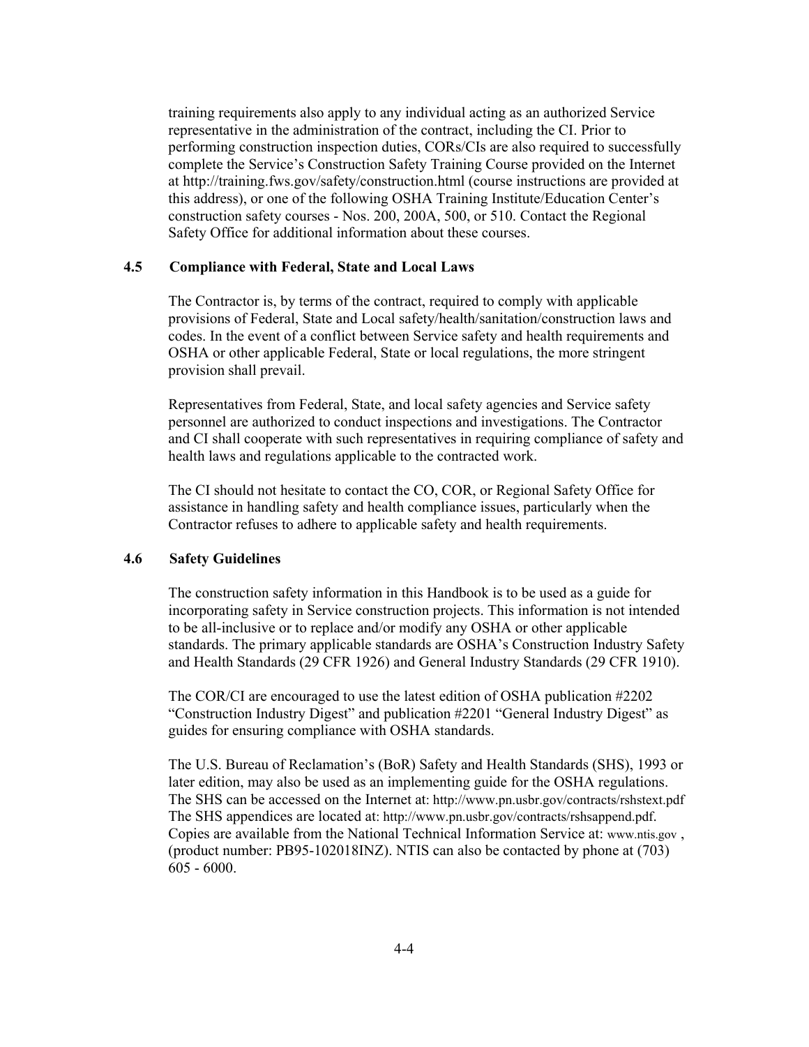training requirements also apply to any individual acting as an authorized Service representative in the administration of the contract, including the CI. Prior to performing construction inspection duties, CORs/CIs are also required to successfully complete the Service's Construction Safety Training Course provided on the Internet at http://training.fws.gov/safety/construction.html (course instructions are provided at this address), or one of the following OSHA Training Institute/Education Center's construction safety courses - Nos. 200, 200A, 500, or 510. Contact the Regional Safety Office for additional information about these courses.

### 4.5 Compliance with Federal, State and Local Laws

The Contractor is, by terms of the contract, required to comply with applicable provisions of Federal, State and Local safety/health/sanitation/construction laws and codes. In the event of a conflict between Service safety and health requirements and OSHA or other applicable Federal, State or local regulations, the more stringent provision shall prevail.

Representatives from Federal, State, and local safety agencies and Service safety personnel are authorized to conduct inspections and investigations. The Contractor and CI shall cooperate with such representatives in requiring compliance of safety and health laws and regulations applicable to the contracted work.

The CI should not hesitate to contact the CO, COR, or Regional Safety Office for assistance in handling safety and health compliance issues, particularly when the Contractor refuses to adhere to applicable safety and health requirements.

### 4.6 Safety Guidelines

The construction safety information in this Handbook is to be used as a guide for incorporating safety in Service construction projects. This information is not intended to be all-inclusive or to replace and/or modify any OSHA or other applicable standards. The primary applicable standards are OSHA's Construction Industry Safety and Health Standards (29 CFR 1926) and General Industry Standards (29 CFR 1910).

The COR/CI are encouraged to use the latest edition of OSHA publication #2202 "Construction Industry Digest" and publication #2201 "General Industry Digest" as guides for ensuring compliance with OSHA standards.

The U.S. Bureau of Reclamation's (BoR) Safety and Health Standards (SHS), 1993 or later edition, may also be used as an implementing guide for the OSHA regulations. The SHS can be accessed on the Internet at: http://www.pn.usbr.gov/contracts/rshstext.pdf The SHS appendices are located at: http://www.pn.usbr.gov/contracts/rshsappend.pdf. Copies are available from the National Technical Information Service at: www.ntis.gov , (product number: PB95-102018INZ). NTIS can also be contacted by phone at (703) 605 - 6000.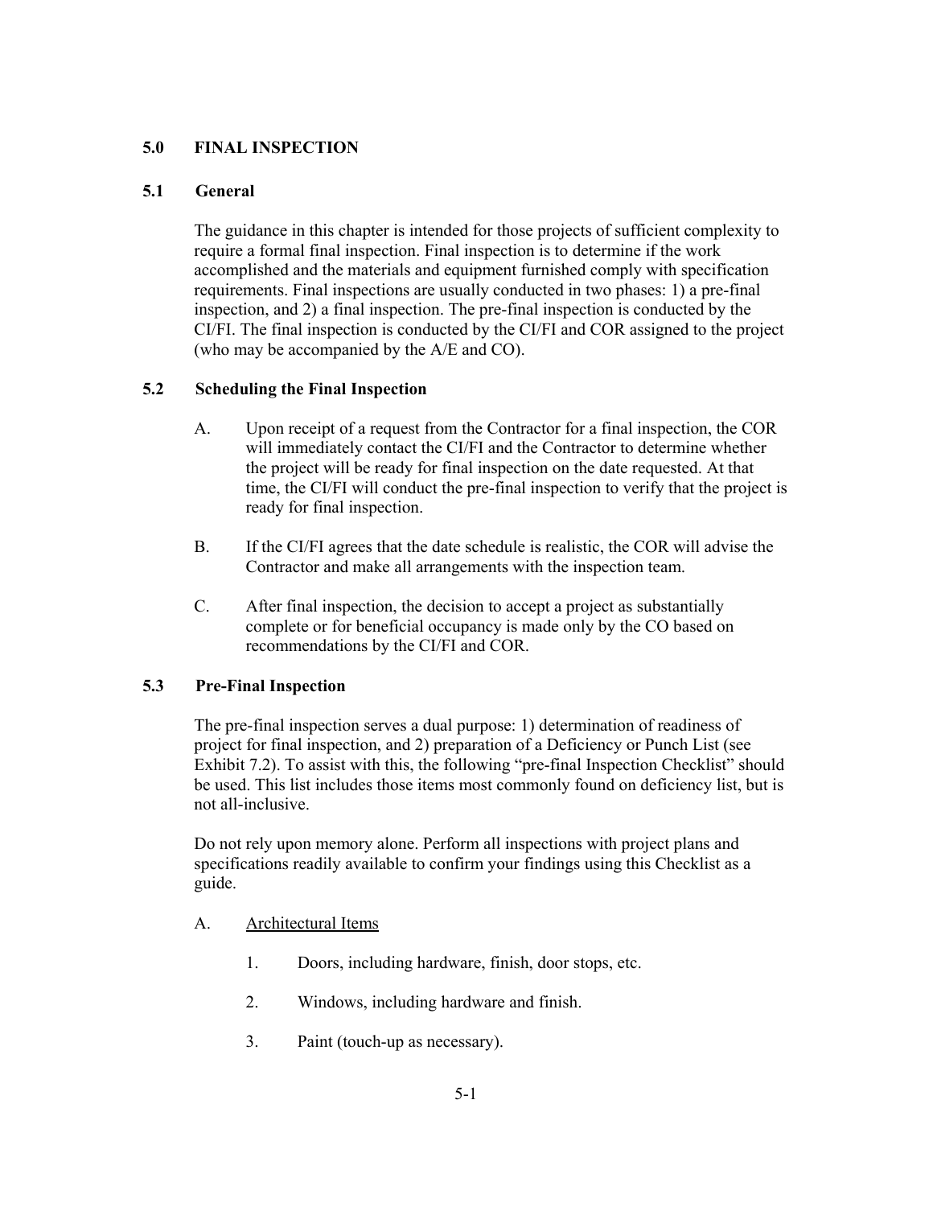# 5.0 FINAL INSPECTION

## 5.1 General

The guidance in this chapter is intended for those projects of sufficient complexity to require a formal final inspection. Final inspection is to determine if the work accomplished and the materials and equipment furnished comply with specification requirements. Final inspections are usually conducted in two phases: 1) a pre-final inspection, and 2) a final inspection. The pre-final inspection is conducted by the CI/FI. The final inspection is conducted by the CI/FI and COR assigned to the project (who may be accompanied by the A/E and CO).

## 5.2 Scheduling the Final Inspection

A. Upon receipt of a request from the Contractor for a final inspection, the COR will immediately contact the CI/FI and the Contractor to determine whether the project will be ready for final inspection on the date requested. At that time, the CI/FI will conduct the pre-final inspection to verify that the project is ready for final inspection.

B. If the CI/FI agrees that the date schedule is realistic, the COR will advise the Contractor and make all arrangements with the inspection team.

C. After final inspection, the decision to accept a project as substantially complete or for beneficial occupancy is made only by the CO based on recommendations by the CI/FI and COR.

## 5.3 Pre-Final Inspection

The pre-final inspection serves a dual purpose: 1) determination of readiness of project for final inspection, and 2) preparation of a Deficiency or Punch List (see Exhibit 7.2). To assist with this, the following "pre-final Inspection Checklist" should be used. This list includes those items most commonly found on deficiency list, but is not all-inclusive.

Do not rely upon memory alone. Perform all inspections with project plans and specifications readily available to confirm your findings using this Checklist as a guide.

A. Architectural Items

1. Doors, including hardware, finish, door stops, etc.

2. Windows, including hardware and finish.

3. Paint (touch-up as necessary).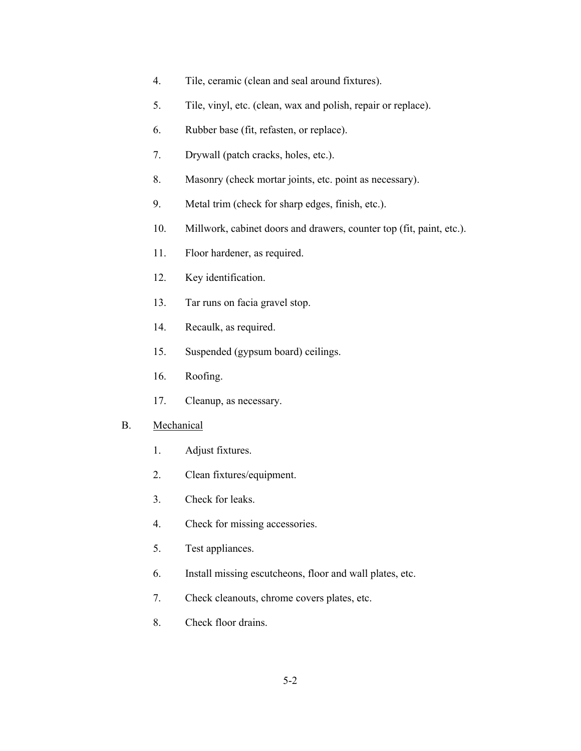4. Tile, ceramic (clean and seal around fixtures).

5. Tile, vinyl, etc. (clean, wax and polish, repair or replace).

6. Rubber base (fit, refasten, or replace).

7. Drywall (patch cracks, holes, etc.).

8. Masonry (check mortar joints, etc. point as necessary).

9. Metal trim (check for sharp edges, finish, etc.).

10. Millwork, cabinet doors and drawers, counter top (fit, paint, etc.).

11. Floor hardener, as required.

12. Key identification.

13. Tar runs on facia gravel stop.

14. Recaulk, as required.

15. Suspended (gypsum board) ceilings.

16. Roofing.

17. Cleanup, as necessary.

B. <u>Mechanical</u>

1. Adjust fixtures.

2. Clean fixtures/equipment.

3. Check for leaks.

4. Check for missing accessories.

5. Test appliances.

6. Install missing escutcheons, floor and wall plates, etc.

7. Check cleanouts, chrome covers plates, etc.

8. Check floor drains.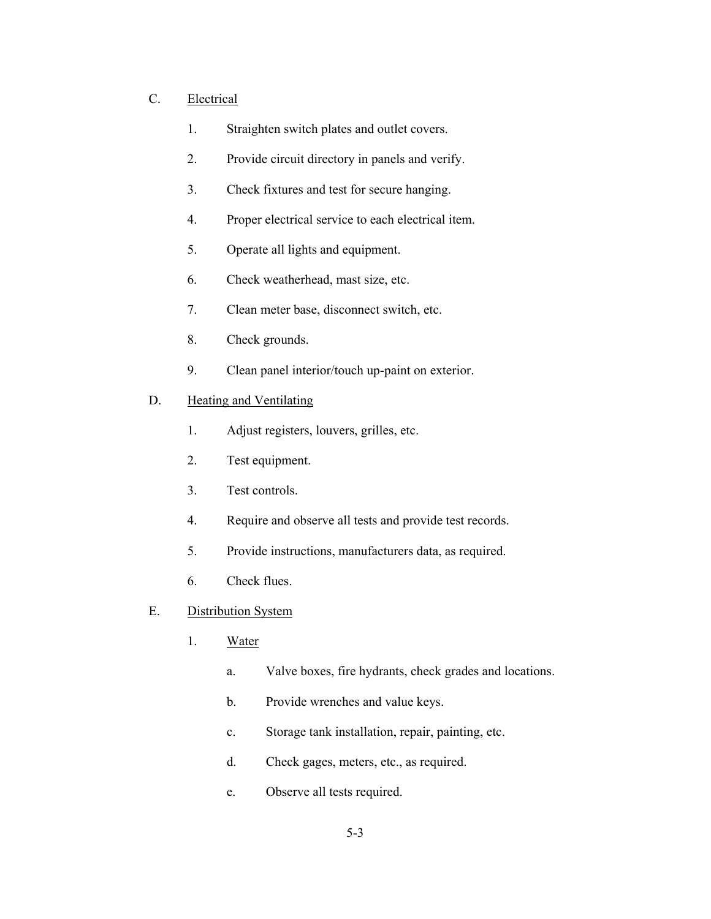C. Electrical

1. Straighten switch plates and outlet covers.
2. Provide circuit directory in panels and verify.
3. Check fixtures and test for secure hanging.
4. Proper electrical service to each electrical item.
5. Operate all lights and equipment.
6. Check weatherhead, mast size, etc.
7. Clean meter base, disconnect switch, etc.
8. Check grounds.
9. Clean panel interior/touch up-paint on exterior.

D. Heating and Ventilating

1. Adjust registers, louvers, grilles, etc.
2. Test equipment.
3. Test controls.
4. Require and observe all tests and provide test records.
5. Provide instructions, manufacturers data, as required.
6. Check flues.

E. Distribution System

1. Water

   a. Valve boxes, fire hydrants, check grades and locations.

   b. Provide wrenches and value keys.

   c. Storage tank installation, repair, painting, etc.

   d. Check gages, meters, etc., as required.

   e. Observe all tests required.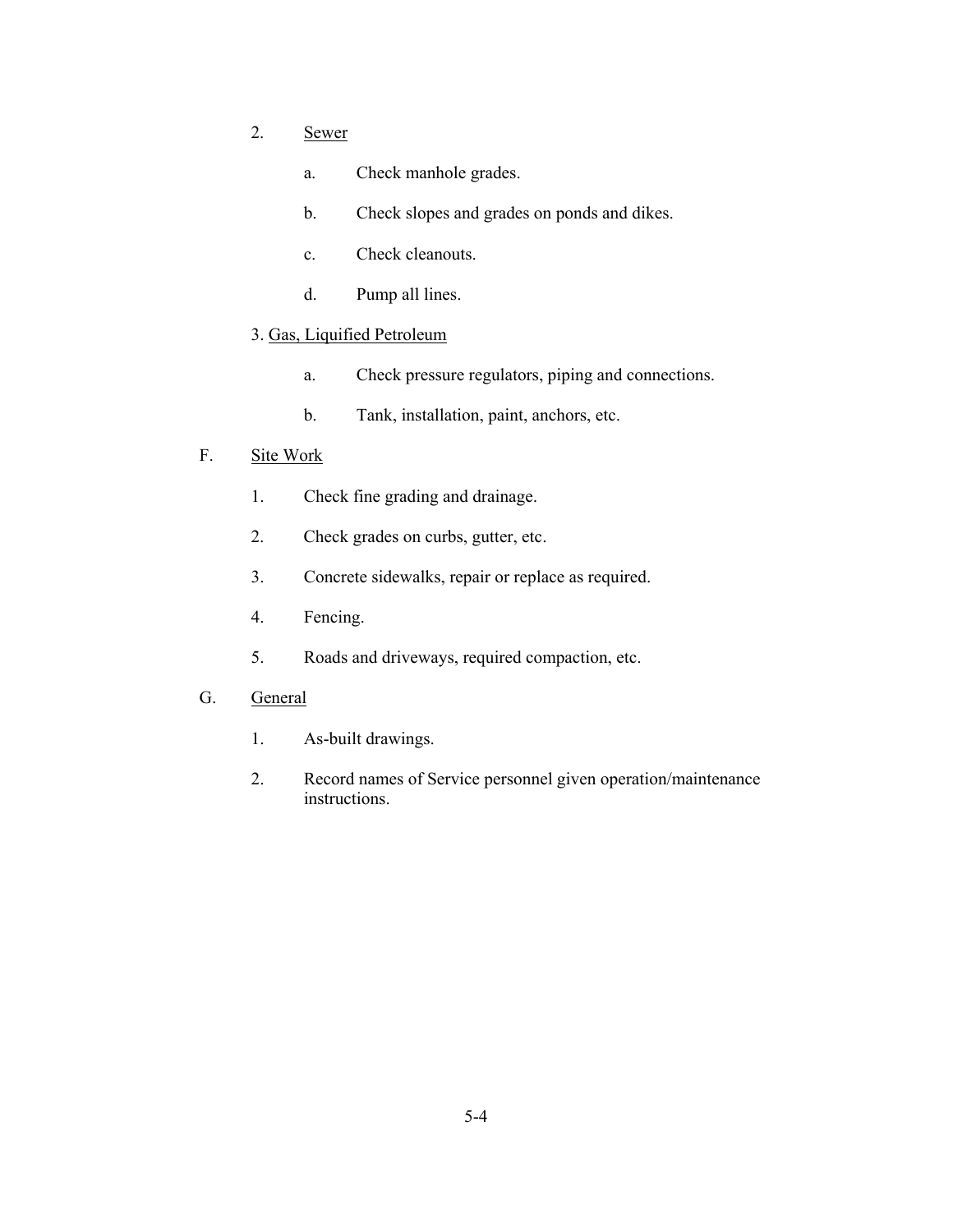2. <u>Sewer</u>

   a. Check manhole grades.

   b. Check slopes and grades on ponds and dikes.

   c. Check cleanouts.

   d. Pump all lines.

3. <u>Gas, Liquified Petroleum</u>

   a. Check pressure regulators, piping and connections.

   b. Tank, installation, paint, anchors, etc.

F. <u>Site Work</u>

   1. Check fine grading and drainage.

   2. Check grades on curbs, gutter, etc.

   3. Concrete sidewalks, repair or replace as required.

   4. Fencing.

   5. Roads and driveways, required compaction, etc.

G. <u>General</u>

   1. As-built drawings.

   2. Record names of Service personnel given operation/maintenance instructions.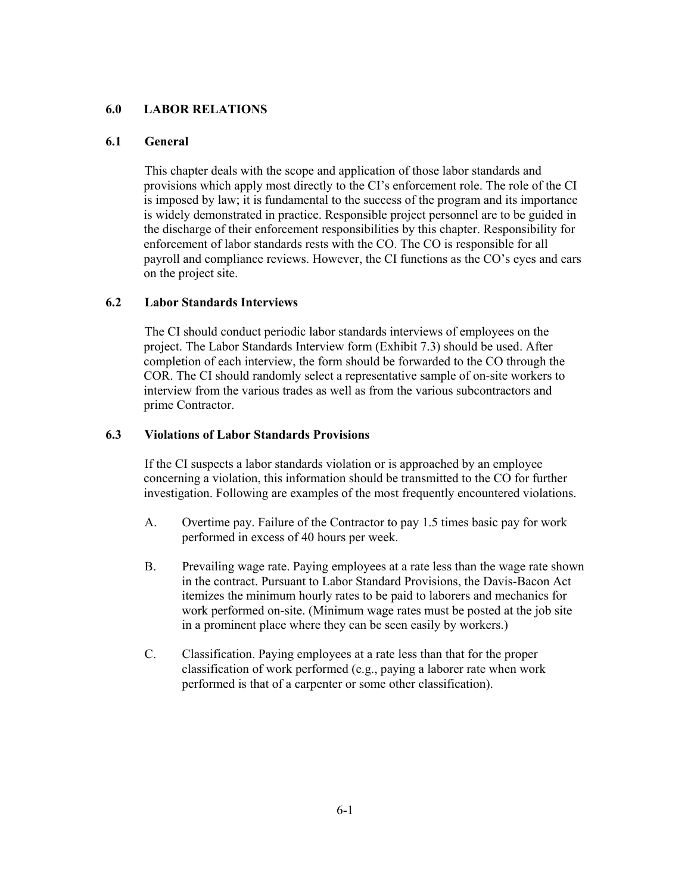# 6.0 LABOR RELATIONS

## 6.1 General

This chapter deals with the scope and application of those labor standards and provisions which apply most directly to the CI's enforcement role. The role of the CI is imposed by law; it is fundamental to the success of the program and its importance is widely demonstrated in practice. Responsible project personnel are to be guided in the discharge of their enforcement responsibilities by this chapter. Responsibility for enforcement of labor standards rests with the CO. The CO is responsible for all payroll and compliance reviews. However, the CI functions as the CO's eyes and ears on the project site.

## 6.2 Labor Standards Interviews

The CI should conduct periodic labor standards interviews of employees on the project. The Labor Standards Interview form (Exhibit 7.3) should be used. After completion of each interview, the form should be forwarded to the CO through the COR. The CI should randomly select a representative sample of on-site workers to interview from the various trades as well as from the various subcontractors and prime Contractor.

## 6.3 Violations of Labor Standards Provisions

If the CI suspects a labor standards violation or is approached by an employee concerning a violation, this information should be transmitted to the CO for further investigation. Following are examples of the most frequently encountered violations.

A. Overtime pay. Failure of the Contractor to pay 1.5 times basic pay for work performed in excess of 40 hours per week.

B. Prevailing wage rate. Paying employees at a rate less than the wage rate shown in the contract. Pursuant to Labor Standard Provisions, the Davis-Bacon Act itemizes the minimum hourly rates to be paid to laborers and mechanics for work performed on-site. (Minimum wage rates must be posted at the job site in a prominent place where they can be seen easily by workers.)

C. Classification. Paying employees at a rate less than that for the proper classification of work performed (e.g., paying a laborer rate when work performed is that of a carpenter or some other classification).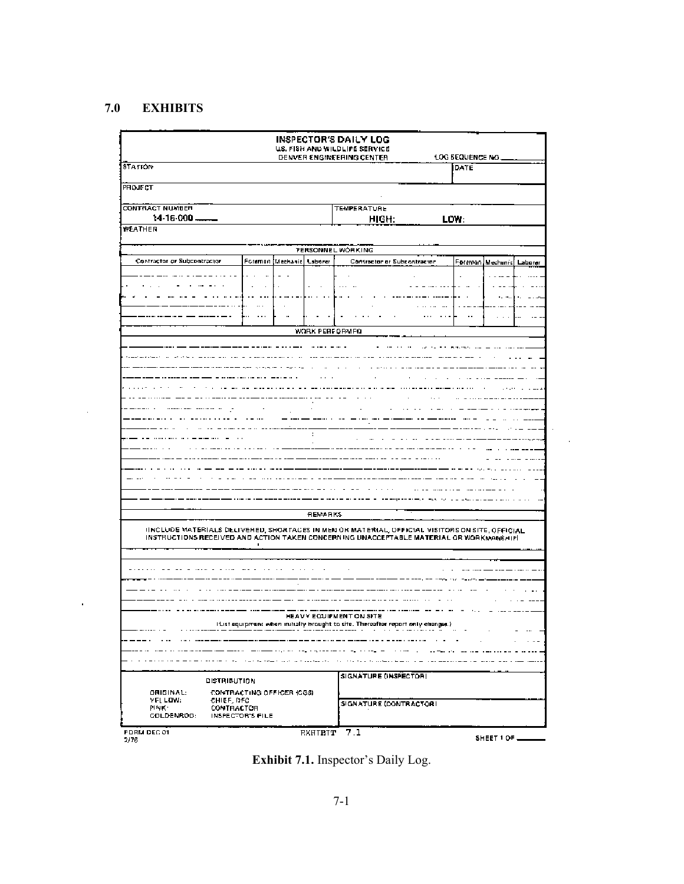# 7.0 EXHIBITS

**INSPECTOR'S DAILY LOG**
U.S. FISH AND WILDLIFE SERVICE
DENVER ENGINEERING CENTER

LOG SEQUENCE NO. ____

| | |
|---|---|
| STATION | DATE |
| PROJECT | |
| CONTRACT NUMBER 14-16-000 ____ | TEMPERATURE HIGH: LOW: |
| WEATHER | |

PERSONNEL WORKING

| Contractor or Subcontractor | Foreman | Mechanic | Laborer | Contractor or Subcontractor | Foreman | Mechanic | Laborer |
|---|---|---|---|---|---|---|---|
| | | | | | | | |
| | | | | | | | |
| | | | | | | | |
| | | | | | | | |
| | | | | | | | |

WORK PERFORMED

REMARKS

(INCLUDE MATERIALS DELIVERED, SHORTAGES IN MEN OR MATERIAL, OFFICIAL VISITORS ON SITE, OFFICIAL INSTRUCTIONS RECEIVED AND ACTION TAKEN CONCERNING UNACCEPTABLE MATERIAL OR WORKMANSHIP)

HEAVY EQUIPMENT ON SITE
(List equipment when initially brought to site. Thereafter report only changes.)

| DISTRIBUTION | |
|---|---|
| ORIGINAL: CONTRACTING OFFICER (CGS) | SIGNATURE (INSPECTOR) |
| YELLOW: CHIEF, DEC | |
| PINK: CONTRACTOR | SIGNATURE (CONTRACTOR) |
| GOLDENROD: INSPECTOR'S FILE | |

FORM DEC 01
2/78

EXHIBIT 7.1

SHEET 1 OF ____

**Exhibit 7.1.** Inspector's Daily Log.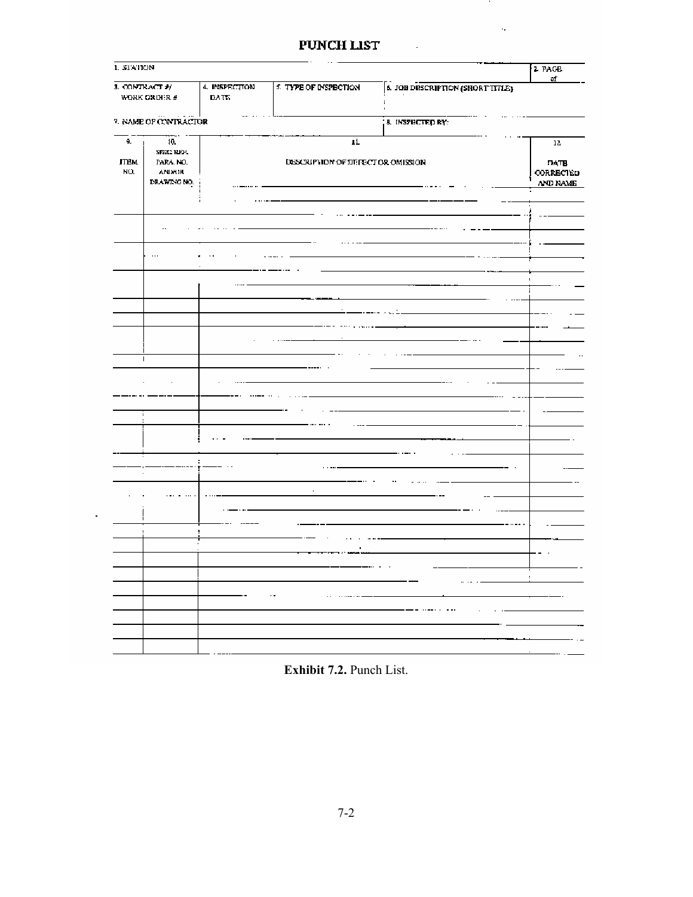# PUNCH LIST

| 1. STATION | | | | 2. PAGE of |
|---|---|---|---|---|
| 3. CONTRACT #/ WORK ORDER # | 4. INSPECTION DATE | 5. TYPE OF INSPECTION | 6. JOB DESCRIPTION (SHORT TITLE) | |
| 7. NAME OF CONTRACTOR | | | 8. INSPECTED BY: | |

| 9. ITEM NO. | 10. SPEC REF. PARA. NO. AND/OR DRAWING NO. | 11. DESCRIPTION OF DEFECT OR OMISSION | 12. DATE CORRECTED AND NAME |
|---|---|---|---|
| | | | |
| | | | |
| | | | |
| | | | |
| | | | |
| | | | |
| | | | |
| | | | |
| | | | |
| | | | |
| | | | |
| | | | |
| | | | |
| | | | |
| | | | |
| | | | |
| | | | |
| | | | |
| | | | |
| | | | |
| | | | |
| | | | |
| | | | |
| | | | |
| | | | |
| | | | |
| | | | |
| | | | |
| | | | |
| | | | |
| | | | |
| | | | |

**Exhibit 7.2.** Punch List.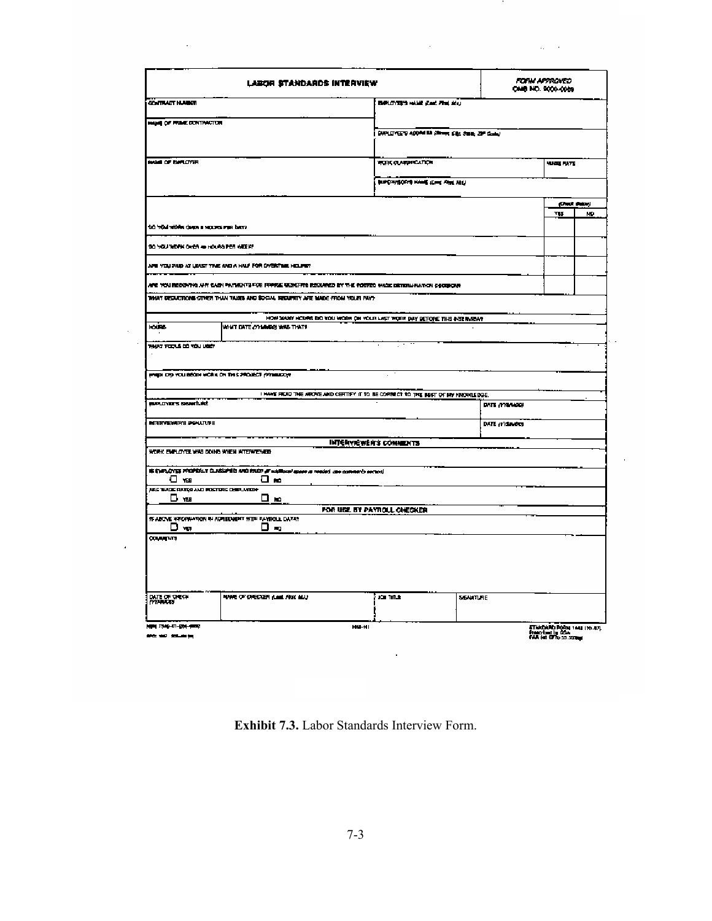# LABOR STANDARDS INTERVIEW

FORM APPROVED
OMB NO. 9000-0089

| | | | |
|---|---|---|---|
| CONTRACT NUMBER | EMPLOYEE'S NAME (Last, First, M.I.) | | |
| NAME OF PRIME CONTRACTOR | EMPLOYEE'S ADDRESS (Street, City, State, ZIP Code) | | |
| NAME OF EMPLOYER | WORK CLASSIFICATION | | WAGE RATE |
| | SUPERVISOR'S NAME (Last, First, M.I.) | | |

| | (Check one) YES | NO |
|---|---|---|
| DO YOU WORK OVER 8 HOURS PER DAY? | | |
| DO YOU WORK OVER 40 HOURS PER WEEK? | | |
| ARE YOU PAID AT LEAST TIME AND A HALF FOR OVERTIME HOURS? | | |
| ARE YOU RECEIVING ANY CASH PAYMENTS FOR FRINGE BENEFITS REQUIRED BY THE POSTED WAGE DETERMINATION DECISION? | | |

WHAT DEDUCTIONS OTHER THAN TAXES AND SOCIAL SECURITY ARE MADE FROM YOUR PAY?

HOW MANY HOURS DID YOU WORK ON YOUR LAST WORK DAY BEFORE THIS INTERVIEW?

| HOURS | WHAT DATE (YYMMDD) WAS THAT? |
|---|---|
| | |

WHAT TOOLS DO YOU USE?

WHEN DID YOU BEGIN WORK ON THIS PROJECT (YYMMDD)?

I HAVE READ THE ABOVE AND CERTIFY IT TO BE CORRECT TO THE BEST OF MY KNOWLEDGE.

| | |
|---|---|
| EMPLOYEE'S SIGNATURE | DATE (YYMMDD) |
| INTERVIEWER'S SIGNATURE | DATE (YYMMDD) |

## INTERVIEWER'S COMMENTS

WORK EMPLOYEE WAS DOING WHEN INTERVIEWED

IS EMPLOYEE PROPERLY CLASSIFIED AND PAID? (If additional space is needed, use comments section)

☐ YES ☐ NO

ARE WAGE RATES AND POSTERS DISPLAYED?

☐ YES ☐ NO

## FOR USE BY PAYROLL CHECKER

IS ABOVE INFORMATION IN AGREEMENT WITH PAYROLL DATA?

☐ YES ☐ NO

COMMENTS

| DATE OF CHECK (YYMMDD) | NAME OF CHECKER (Last, First, M.I.) | JOB TITLE | SIGNATURE |
|---|---|---|---|
| | | | |

NSN 7540-01-224-4950
SPEC 1987 Edition (e)

1445-101

STANDARD FORM 1445 (10-87)
Prescribed by GSA
FAR (48 CFR) 53.222(g)

**Exhibit 7.3.** Labor Standards Interview Form.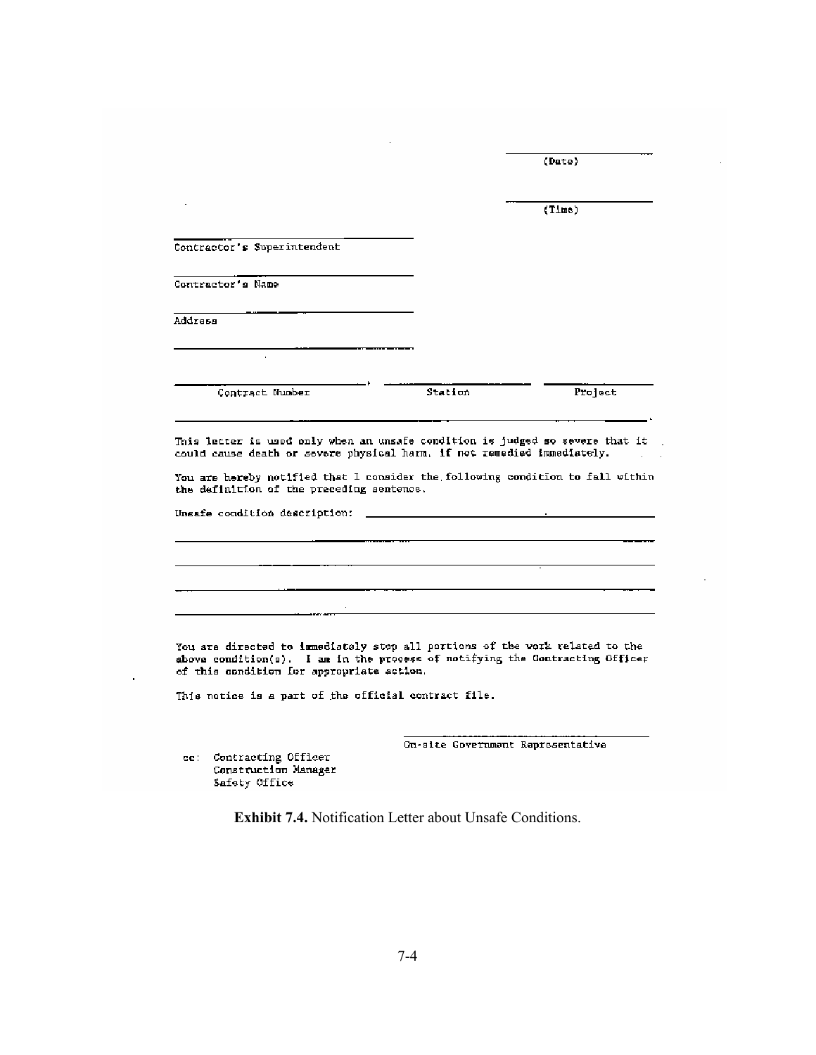\_\_\_\_\_\_\_\_\_\_\_\_\_\_\_\_\_\_\_\_
(Date)

\_\_\_\_\_\_\_\_\_\_\_\_\_\_\_\_\_\_\_\_
(Time)

\_\_\_\_\_\_\_\_\_\_\_\_\_\_\_\_\_\_\_\_\_\_\_\_\_\_\_\_\_\_
Contractor's Superintendent

\_\_\_\_\_\_\_\_\_\_\_\_\_\_\_\_\_\_\_\_\_\_\_\_\_\_\_\_\_\_
Contractor's Name

\_\_\_\_\_\_\_\_\_\_\_\_\_\_\_\_\_\_\_\_\_\_\_\_\_\_\_\_\_\_
Address

\_\_\_\_\_\_\_\_\_\_\_\_\_\_\_\_\_\_\_\_\_\_\_\_\_\_\_\_\_\_

| \_\_\_\_\_\_\_\_\_\_\_\_\_\_\_\_\_\_\_\_ | \_\_\_\_\_\_\_\_\_\_\_\_\_\_\_\_\_\_\_\_ | \_\_\_\_\_\_\_\_\_\_\_\_\_\_\_\_\_\_\_\_ |
|---|---|---|
| Contract Number | Station | Project |

This letter is used only when an unsafe condition is judged so severe that it could cause death or severe physical harm, if not remedied immediately.

You are hereby notified that I consider the following condition to fall within the definition of the preceding sentence.

Unsafe condition description: \_\_\_\_\_\_\_\_\_\_\_\_\_\_\_\_\_\_\_\_\_\_\_\_\_\_\_\_\_\_\_\_\_\_\_\_\_\_\_\_

\_\_\_\_\_\_\_\_\_\_\_\_\_\_\_\_\_\_\_\_\_\_\_\_\_\_\_\_\_\_\_\_\_\_\_\_\_\_\_\_\_\_\_\_\_\_\_\_\_\_\_\_\_\_\_\_\_\_\_\_\_\_\_\_\_\_\_\_

\_\_\_\_\_\_\_\_\_\_\_\_\_\_\_\_\_\_\_\_\_\_\_\_\_\_\_\_\_\_\_\_\_\_\_\_\_\_\_\_\_\_\_\_\_\_\_\_\_\_\_\_\_\_\_\_\_\_\_\_\_\_\_\_\_\_\_\_

\_\_\_\_\_\_\_\_\_\_\_\_\_\_\_\_\_\_\_\_\_\_\_\_\_\_\_\_\_\_\_\_\_\_\_\_\_\_\_\_\_\_\_\_\_\_\_\_\_\_\_\_\_\_\_\_\_\_\_\_\_\_\_\_\_\_\_\_

\_\_\_\_\_\_\_\_\_\_\_\_\_\_\_\_\_\_\_\_\_\_\_\_\_\_\_\_\_\_\_\_\_\_\_\_\_\_\_\_\_\_\_\_\_\_\_\_\_\_\_\_\_\_\_\_\_\_\_\_\_\_\_\_\_\_\_\_

You are directed to immediately stop all portions of the work related to the above condition(s). I am in the process of notifying the Contracting Officer of this condition for appropriate action.

This notice is a part of the official contract file.

\_\_\_\_\_\_\_\_\_\_\_\_\_\_\_\_\_\_\_\_\_\_\_\_\_\_\_\_\_\_
On-site Government Representative

cc: Contracting Officer
Construction Manager
Safety Office

**Exhibit 7.4.** Notification Letter about Unsafe Conditions.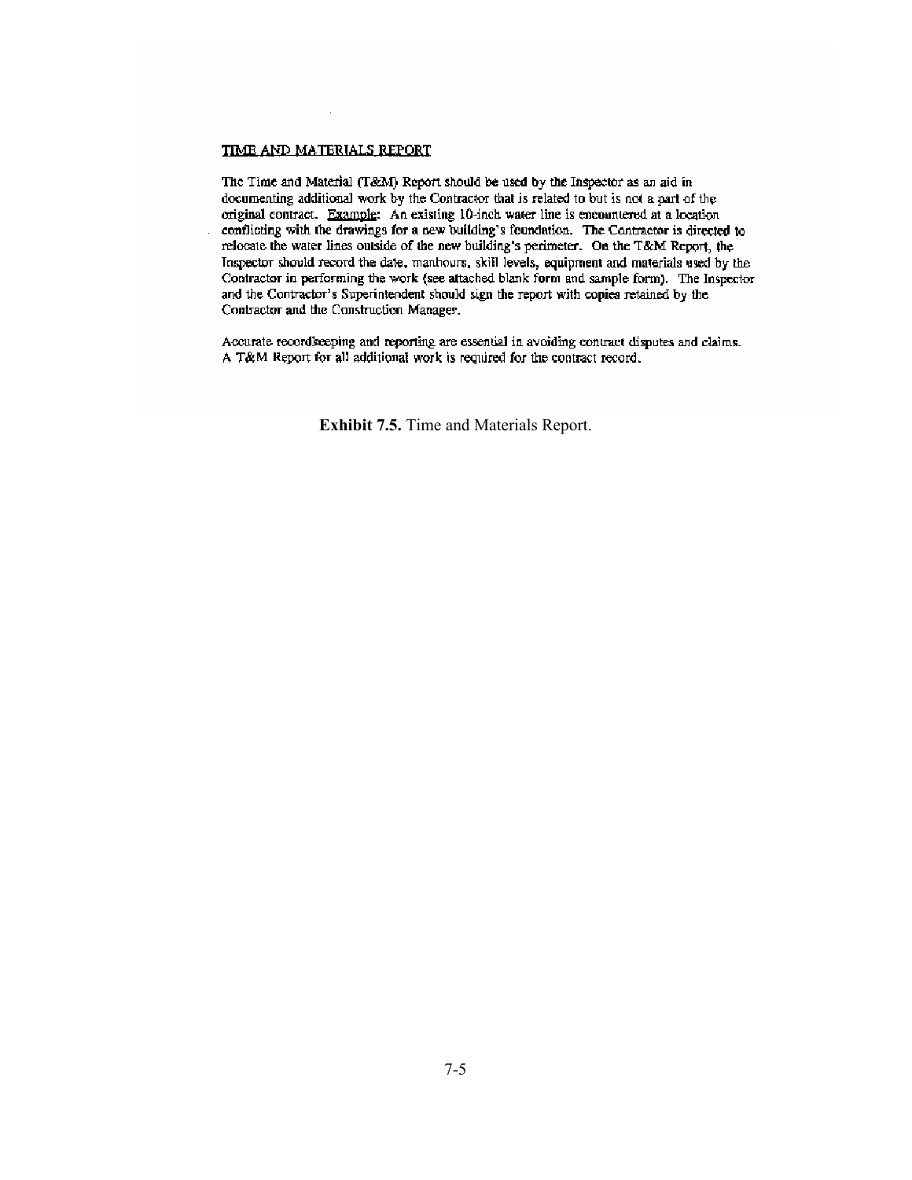## TIME AND MATERIALS REPORT

The Time and Material (T&M) Report should be used by the Inspector as an aid in documenting additional work by the Contractor that is related to but is not a part of the original contract. Example: An existing 10-inch water line is encountered at a location conflicting with the drawings for a new building's foundation. The Contractor is directed to relocate the water lines outside of the new building's perimeter. On the T&M Report, the Inspector should record the date, manhours, skill levels, equipment and materials used by the Contractor in performing the work (see attached blank form and sample form). The Inspector and the Contractor's Superintendent should sign the report with copies retained by the Contractor and the Construction Manager.

Accurate recordkeeping and reporting are essential in avoiding contract disputes and claims. A T&M Report for all additional work is required for the contract record.

**Exhibit 7.5.** Time and Materials Report.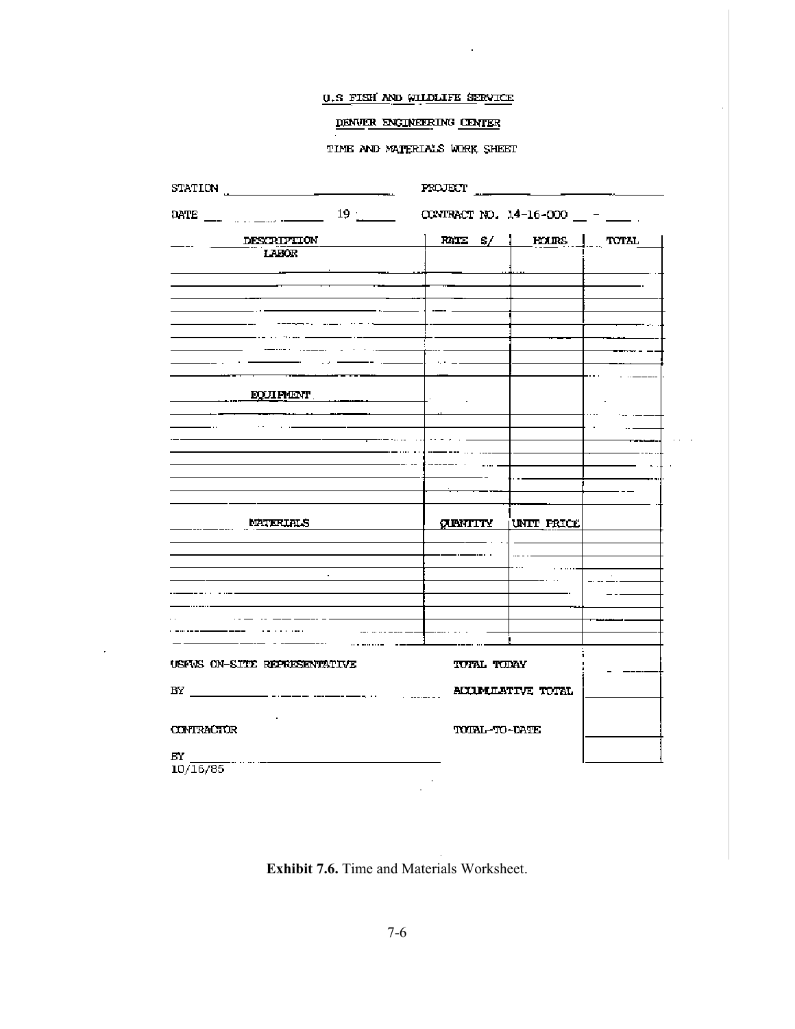U.S FISH AND WILDLIFE SERVICE

DENVER ENGINEERING CENTER

TIME AND MATERIALS WORK SHEET

STATION ______________________ PROJECT ______________________

DATE ______________ 19 ____ CONTRACT NO. 14-16-000 __ - ___

| DESCRIPTION | RATE $/ | HOURS | TOTAL |
|---|---|---|---|
| LABOR | | | |
| | | | |
| | | | |
| | | | |
| | | | |
| | | | |
| | | | |
| | | | |
| | | | |
| EQUIPMENT | | | |
| | | | |
| | | | |
| | | | |
| | | | |
| | | | |
| | | | |
| | | | |
| MATERIALS | QUANTITY | UNIT PRICE | |
| | | | |
| | | | |
| | | | |
| | | | |
| | | | |
| | | | |
| | | | |
| | | | |

USFWS ON-SITE REPRESENTATIVE

BY ______________________

CONTRACTOR

BY ______________________

| | |
|---|---|
| TOTAL TODAY | |
| ACCUMULATIVE TOTAL | |
| TOTAL-TO-DATE | |

10/16/85

**Exhibit 7.6.** Time and Materials Worksheet.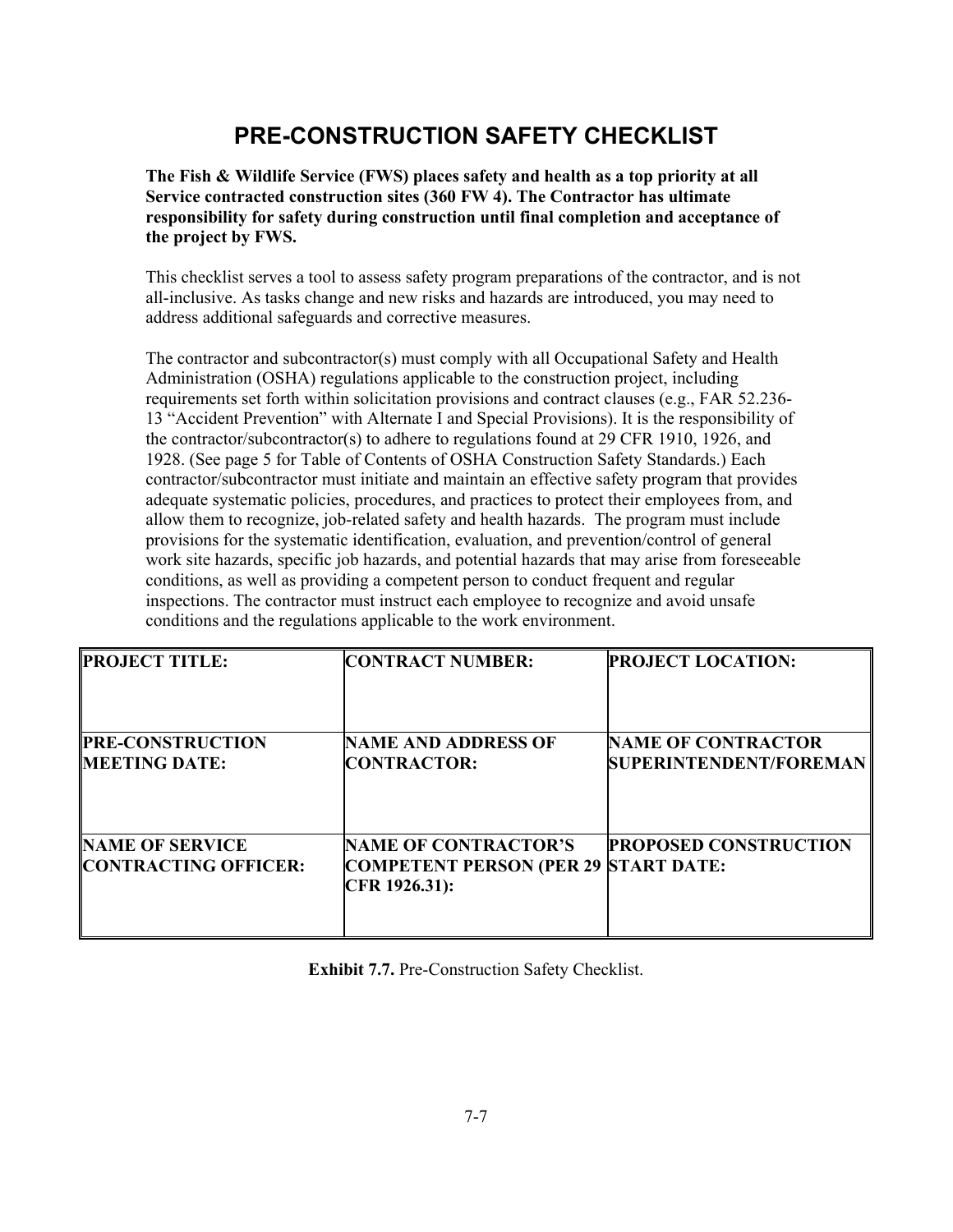# PRE-CONSTRUCTION SAFETY CHECKLIST

**The Fish & Wildlife Service (FWS) places safety and health as a top priority at all Service contracted construction sites (360 FW 4). The Contractor has ultimate responsibility for safety during construction until final completion and acceptance of the project by FWS.**

This checklist serves a tool to assess safety program preparations of the contractor, and is not all-inclusive. As tasks change and new risks and hazards are introduced, you may need to address additional safeguards and corrective measures.

The contractor and subcontractor(s) must comply with all Occupational Safety and Health Administration (OSHA) regulations applicable to the construction project, including requirements set forth within solicitation provisions and contract clauses (e.g., FAR 52.236-13 "Accident Prevention" with Alternate I and Special Provisions). It is the responsibility of the contractor/subcontractor(s) to adhere to regulations found at 29 CFR 1910, 1926, and 1928. (See page 5 for Table of Contents of OSHA Construction Safety Standards.) Each contractor/subcontractor must initiate and maintain an effective safety program that provides adequate systematic policies, procedures, and practices to protect their employees from, and allow them to recognize, job-related safety and health hazards. The program must include provisions for the systematic identification, evaluation, and prevention/control of general work site hazards, specific job hazards, and potential hazards that may arise from foreseeable conditions, as well as providing a competent person to conduct frequent and regular inspections. The contractor must instruct each employee to recognize and avoid unsafe conditions and the regulations applicable to the work environment.

| | | |
|---|---|---|
| **PROJECT TITLE:** | **CONTRACT NUMBER:** | **PROJECT LOCATION:** |
| **PRE-CONSTRUCTION MEETING DATE:** | **NAME AND ADDRESS OF CONTRACTOR:** | **NAME OF CONTRACTOR SUPERINTENDENT/FOREMAN** |
| **NAME OF SERVICE CONTRACTING OFFICER:** | **NAME OF CONTRACTOR'S COMPETENT PERSON (PER 29 CFR 1926.31):** | **PROPOSED CONSTRUCTION START DATE:** |

**Exhibit 7.7.** Pre-Construction Safety Checklist.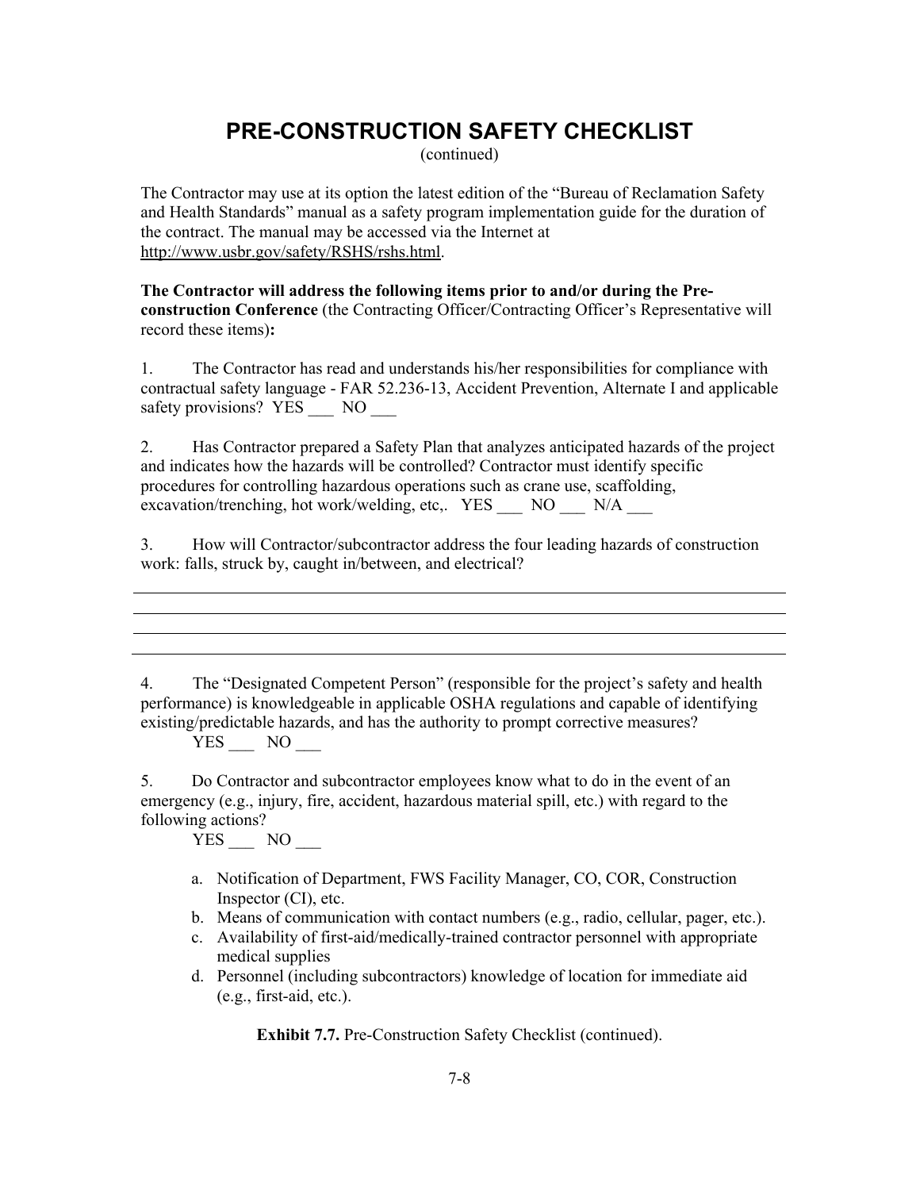# PRE-CONSTRUCTION SAFETY CHECKLIST

(continued)

The Contractor may use at its option the latest edition of the "Bureau of Reclamation Safety and Health Standards" manual as a safety program implementation guide for the duration of the contract. The manual may be accessed via the Internet at http://www.usbr.gov/safety/RSHS/rshs.html.

**The Contractor will address the following items prior to and/or during the Pre-construction Conference** (the Contracting Officer/Contracting Officer's Representative will record these items)**:**

1. The Contractor has read and understands his/her responsibilities for compliance with contractual safety language - FAR 52.236-13, Accident Prevention, Alternate I and applicable safety provisions? YES ___ NO ___

2. Has Contractor prepared a Safety Plan that analyzes anticipated hazards of the project and indicates how the hazards will be controlled? Contractor must identify specific procedures for controlling hazardous operations such as crane use, scaffolding, excavation/trenching, hot work/welding, etc,. YES ___ NO ___ N/A ___

3. How will Contractor/subcontractor address the four leading hazards of construction work: falls, struck by, caught in/between, and electrical?

______________________________________________________________________________

______________________________________________________________________________

______________________________________________________________________________

______________________________________________________________________________

4. The "Designated Competent Person" (responsible for the project's safety and health performance) is knowledgeable in applicable OSHA regulations and capable of identifying existing/predictable hazards, and has the authority to prompt corrective measures?
YES ___ NO ___

5. Do Contractor and subcontractor employees know what to do in the event of an emergency (e.g., injury, fire, accident, hazardous material spill, etc.) with regard to the following actions?
YES ___ NO ___

a. Notification of Department, FWS Facility Manager, CO, COR, Construction Inspector (CI), etc.
b. Means of communication with contact numbers (e.g., radio, cellular, pager, etc.).
c. Availability of first-aid/medically-trained contractor personnel with appropriate medical supplies
d. Personnel (including subcontractors) knowledge of location for immediate aid (e.g., first-aid, etc.).

**Exhibit 7.7.** Pre-Construction Safety Checklist (continued).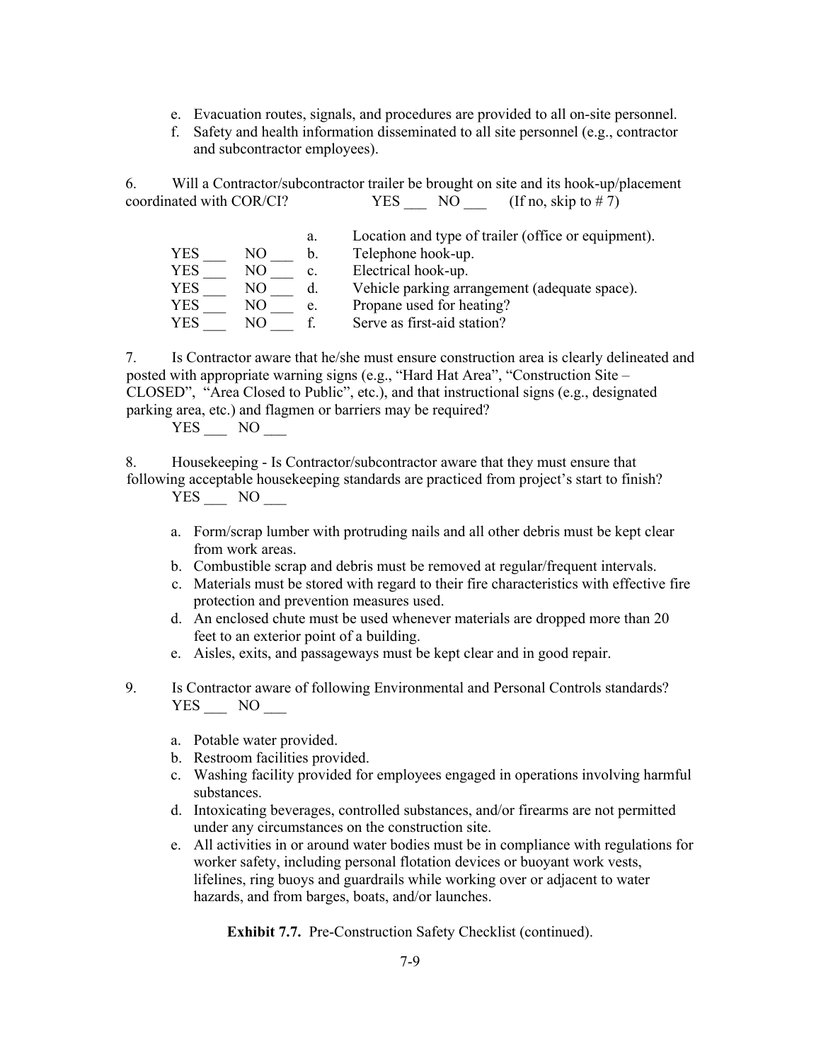e. Evacuation routes, signals, and procedures are provided to all on-site personnel.
f. Safety and health information disseminated to all site personnel (e.g., contractor and subcontractor employees).

6. Will a Contractor/subcontractor trailer be brought on site and its hook-up/placement coordinated with COR/CI? YES ___ NO ___ (If no, skip to # 7)

| | | | |
|---|---|---|---|
| | | a. | Location and type of trailer (office or equipment). |
| YES ___ | NO ___ | b. | Telephone hook-up. |
| YES ___ | NO ___ | c. | Electrical hook-up. |
| YES ___ | NO ___ | d. | Vehicle parking arrangement (adequate space). |
| YES ___ | NO ___ | e. | Propane used for heating? |
| YES ___ | NO ___ | f. | Serve as first-aid station? |

7. Is Contractor aware that he/she must ensure construction area is clearly delineated and posted with appropriate warning signs (e.g., "Hard Hat Area", "Construction Site – CLOSED", "Area Closed to Public", etc.), and that instructional signs (e.g., designated parking area, etc.) and flagmen or barriers may be required?
YES ___ NO ___

8. Housekeeping - Is Contractor/subcontractor aware that they must ensure that following acceptable housekeeping standards are practiced from project's start to finish?
YES ___ NO ___

a. Form/scrap lumber with protruding nails and all other debris must be kept clear from work areas.
b. Combustible scrap and debris must be removed at regular/frequent intervals.
c. Materials must be stored with regard to their fire characteristics with effective fire protection and prevention measures used.
d. An enclosed chute must be used whenever materials are dropped more than 20 feet to an exterior point of a building.
e. Aisles, exits, and passageways must be kept clear and in good repair.

9. Is Contractor aware of following Environmental and Personal Controls standards?
YES ___ NO ___

a. Potable water provided.
b. Restroom facilities provided.
c. Washing facility provided for employees engaged in operations involving harmful substances.
d. Intoxicating beverages, controlled substances, and/or firearms are not permitted under any circumstances on the construction site.
e. All activities in or around water bodies must be in compliance with regulations for worker safety, including personal flotation devices or buoyant work vests, lifelines, ring buoys and guardrails while working over or adjacent to water hazards, and from barges, boats, and/or launches.

**Exhibit 7.7.** Pre-Construction Safety Checklist (continued).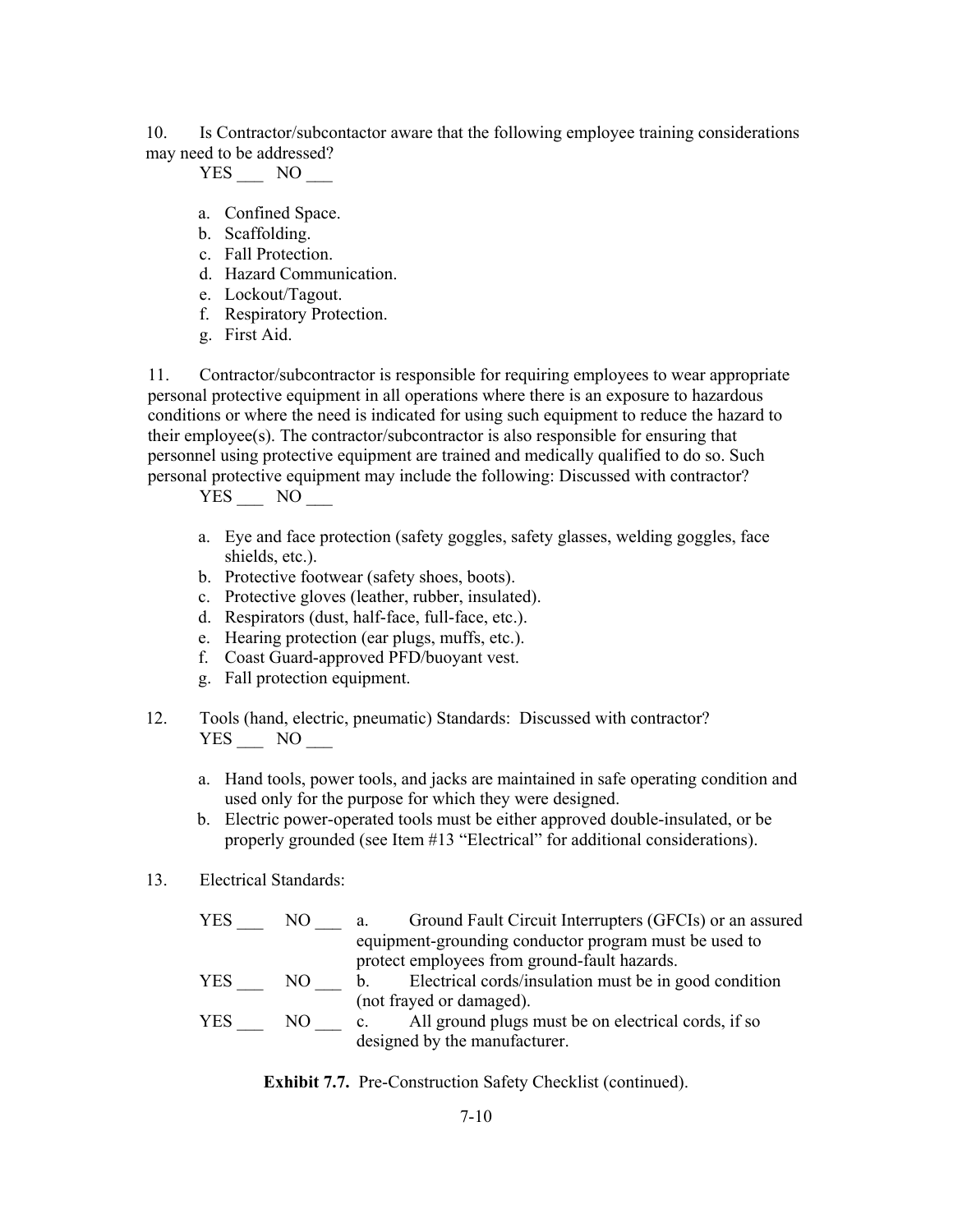10. Is Contractor/subcontactor aware that the following employee training considerations may need to be addressed?
YES ___ NO ___

a. Confined Space.
b. Scaffolding.
c. Fall Protection.
d. Hazard Communication.
e. Lockout/Tagout.
f. Respiratory Protection.
g. First Aid.

11. Contractor/subcontractor is responsible for requiring employees to wear appropriate personal protective equipment in all operations where there is an exposure to hazardous conditions or where the need is indicated for using such equipment to reduce the hazard to their employee(s). The contractor/subcontractor is also responsible for ensuring that personnel using protective equipment are trained and medically qualified to do so. Such personal protective equipment may include the following: Discussed with contractor?
YES ___ NO ___

a. Eye and face protection (safety goggles, safety glasses, welding goggles, face shields, etc.).
b. Protective footwear (safety shoes, boots).
c. Protective gloves (leather, rubber, insulated).
d. Respirators (dust, half-face, full-face, etc.).
e. Hearing protection (ear plugs, muffs, etc.).
f. Coast Guard-approved PFD/buoyant vest.
g. Fall protection equipment.

12. Tools (hand, electric, pneumatic) Standards: Discussed with contractor?
YES ___ NO ___

a. Hand tools, power tools, and jacks are maintained in safe operating condition and used only for the purpose for which they were designed.
b. Electric power-operated tools must be either approved double-insulated, or be properly grounded (see Item #13 "Electrical" for additional considerations).

13. Electrical Standards:

YES ___ NO ___ a. Ground Fault Circuit Interrupters (GFCIs) or an assured equipment-grounding conductor program must be used to protect employees from ground-fault hazards.

YES ___ NO ___ b. Electrical cords/insulation must be in good condition (not frayed or damaged).

YES ___ NO ___ c. All ground plugs must be on electrical cords, if so designed by the manufacturer.

**Exhibit 7.7.** Pre-Construction Safety Checklist (continued).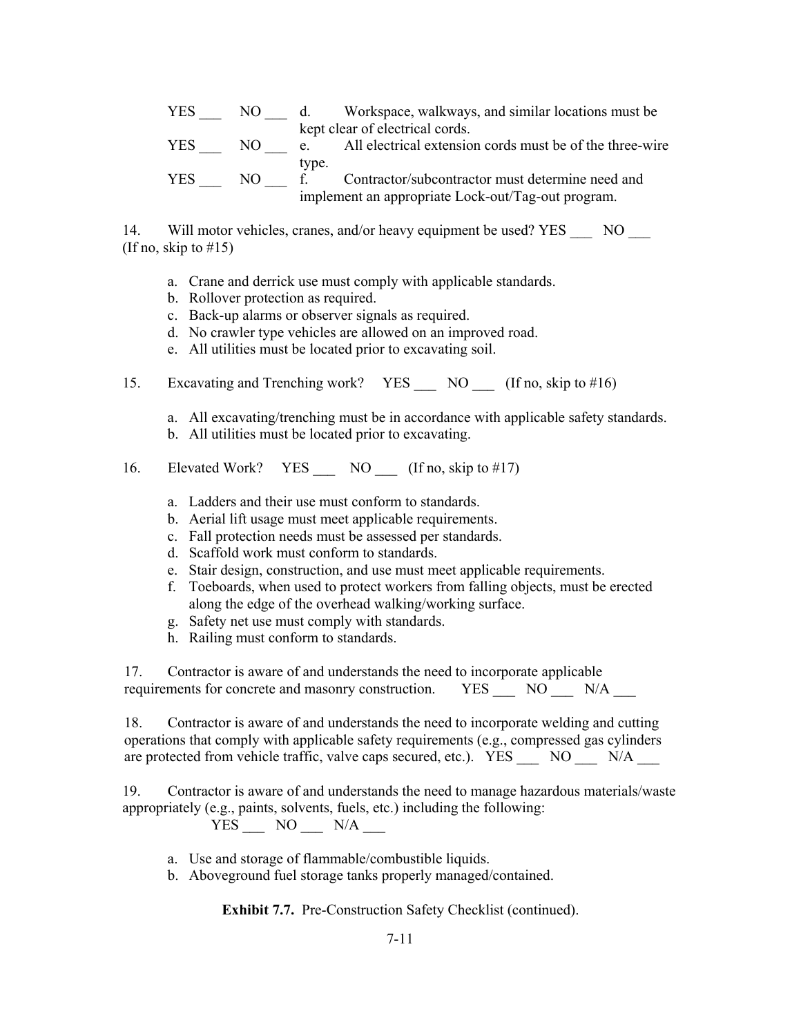YES ___ NO ___ d. Workspace, walkways, and similar locations must be kept clear of electrical cords.

YES ___ NO ___ e. All electrical extension cords must be of the three-wire type.

YES ___ NO ___ f. Contractor/subcontractor must determine need and implement an appropriate Lock-out/Tag-out program.

14. Will motor vehicles, cranes, and/or heavy equipment be used? YES ___ NO ___ (If no, skip to #15)

a. Crane and derrick use must comply with applicable standards.
b. Rollover protection as required.
c. Back-up alarms or observer signals as required.
d. No crawler type vehicles are allowed on an improved road.
e. All utilities must be located prior to excavating soil.

15. Excavating and Trenching work? YES ___ NO ___ (If no, skip to #16)

a. All excavating/trenching must be in accordance with applicable safety standards.
b. All utilities must be located prior to excavating.

16. Elevated Work? YES ___ NO ___ (If no, skip to #17)

a. Ladders and their use must conform to standards.
b. Aerial lift usage must meet applicable requirements.
c. Fall protection needs must be assessed per standards.
d. Scaffold work must conform to standards.
e. Stair design, construction, and use must meet applicable requirements.
f. Toeboards, when used to protect workers from falling objects, must be erected along the edge of the overhead walking/working surface.
g. Safety net use must comply with standards.
h. Railing must conform to standards.

17. Contractor is aware of and understands the need to incorporate applicable requirements for concrete and masonry construction. YES ___ NO ___ N/A ___

18. Contractor is aware of and understands the need to incorporate welding and cutting operations that comply with applicable safety requirements (e.g., compressed gas cylinders are protected from vehicle traffic, valve caps secured, etc.). YES ___ NO ___ N/A ___

19. Contractor is aware of and understands the need to manage hazardous materials/waste appropriately (e.g., paints, solvents, fuels, etc.) including the following:
YES ___ NO ___ N/A ___

a. Use and storage of flammable/combustible liquids.
b. Aboveground fuel storage tanks properly managed/contained.

**Exhibit 7.7.** Pre-Construction Safety Checklist (continued).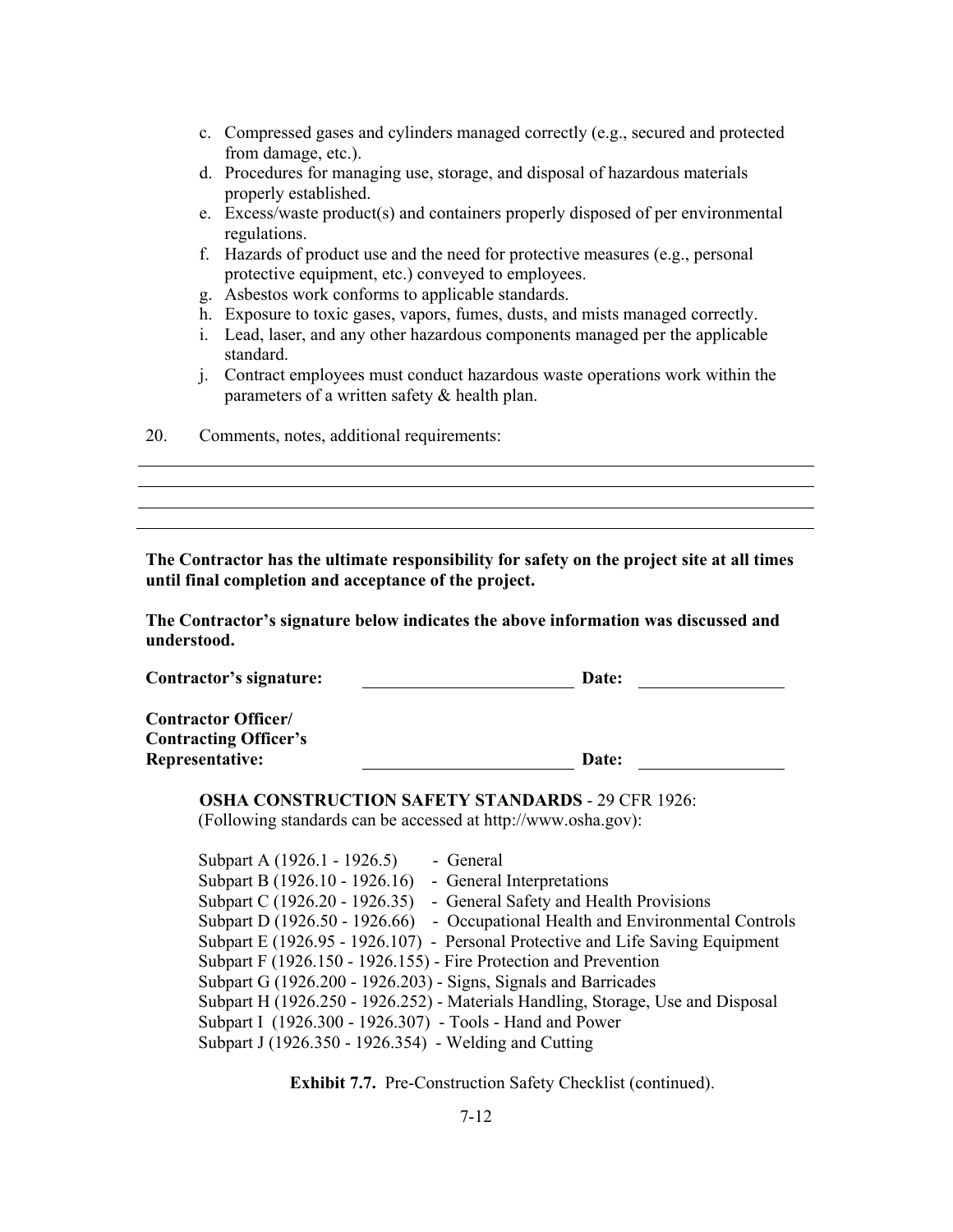c. Compressed gases and cylinders managed correctly (e.g., secured and protected from damage, etc.).
d. Procedures for managing use, storage, and disposal of hazardous materials properly established.
e. Excess/waste product(s) and containers properly disposed of per environmental regulations.
f. Hazards of product use and the need for protective measures (e.g., personal protective equipment, etc.) conveyed to employees.
g. Asbestos work conforms to applicable standards.
h. Exposure to toxic gases, vapors, fumes, dusts, and mists managed correctly.
i. Lead, laser, and any other hazardous components managed per the applicable standard.
j. Contract employees must conduct hazardous waste operations work within the parameters of a written safety & health plan.

20. Comments, notes, additional requirements:

\_\_\_\_\_\_\_\_\_\_\_\_\_\_\_\_\_\_\_\_\_\_\_\_\_\_\_\_\_\_\_\_\_\_\_\_\_\_\_\_\_\_\_\_\_\_\_\_\_\_\_\_\_\_\_\_\_\_\_\_\_\_\_\_\_\_\_\_\_\_

\_\_\_\_\_\_\_\_\_\_\_\_\_\_\_\_\_\_\_\_\_\_\_\_\_\_\_\_\_\_\_\_\_\_\_\_\_\_\_\_\_\_\_\_\_\_\_\_\_\_\_\_\_\_\_\_\_\_\_\_\_\_\_\_\_\_\_\_\_\_

\_\_\_\_\_\_\_\_\_\_\_\_\_\_\_\_\_\_\_\_\_\_\_\_\_\_\_\_\_\_\_\_\_\_\_\_\_\_\_\_\_\_\_\_\_\_\_\_\_\_\_\_\_\_\_\_\_\_\_\_\_\_\_\_\_\_\_\_\_\_

\_\_\_\_\_\_\_\_\_\_\_\_\_\_\_\_\_\_\_\_\_\_\_\_\_\_\_\_\_\_\_\_\_\_\_\_\_\_\_\_\_\_\_\_\_\_\_\_\_\_\_\_\_\_\_\_\_\_\_\_\_\_\_\_\_\_\_\_\_\_

**The Contractor has the ultimate responsibility for safety on the project site at all times until final completion and acceptance of the project.**

**The Contractor's signature below indicates the above information was discussed and understood.**

**Contractor's signature:** \_\_\_\_\_\_\_\_\_\_\_\_\_\_\_\_\_\_\_\_\_\_\_\_ **Date:** \_\_\_\_\_\_\_\_\_\_\_\_\_\_\_\_

**Contractor Officer/**
**Contracting Officer's**
**Representative:** \_\_\_\_\_\_\_\_\_\_\_\_\_\_\_\_\_\_\_\_\_\_\_\_ **Date:** \_\_\_\_\_\_\_\_\_\_\_\_\_\_\_\_

**OSHA CONSTRUCTION SAFETY STANDARDS** - 29 CFR 1926:
(Following standards can be accessed at http://www.osha.gov):

Subpart A (1926.1 - 1926.5) - General
Subpart B (1926.10 - 1926.16) - General Interpretations
Subpart C (1926.20 - 1926.35) - General Safety and Health Provisions
Subpart D (1926.50 - 1926.66) - Occupational Health and Environmental Controls
Subpart E (1926.95 - 1926.107) - Personal Protective and Life Saving Equipment
Subpart F (1926.150 - 1926.155) - Fire Protection and Prevention
Subpart G (1926.200 - 1926.203) - Signs, Signals and Barricades
Subpart H (1926.250 - 1926.252) - Materials Handling, Storage, Use and Disposal
Subpart I (1926.300 - 1926.307) - Tools - Hand and Power
Subpart J (1926.350 - 1926.354) - Welding and Cutting

**Exhibit 7.7.** Pre-Construction Safety Checklist (continued).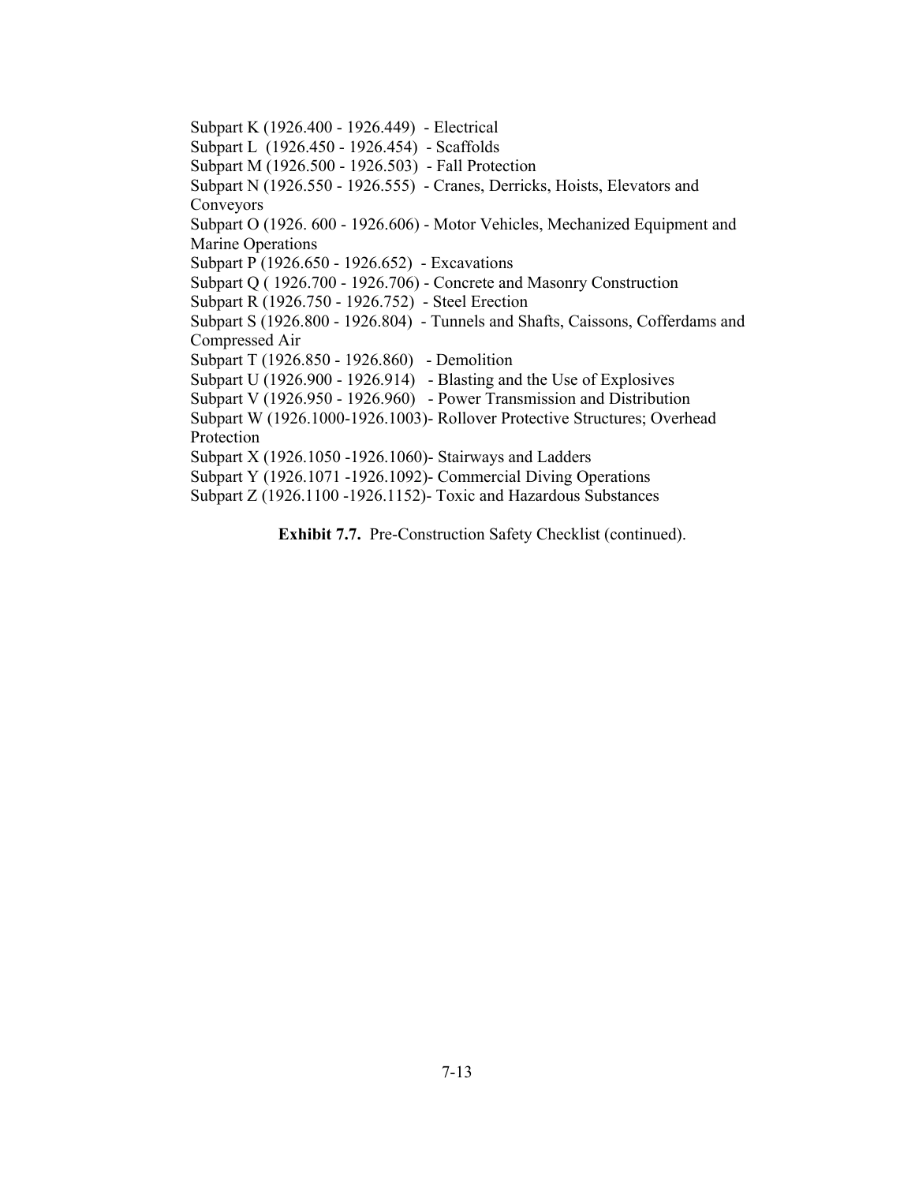Subpart K (1926.400 - 1926.449) - Electrical
Subpart L (1926.450 - 1926.454) - Scaffolds
Subpart M (1926.500 - 1926.503) - Fall Protection
Subpart N (1926.550 - 1926.555) - Cranes, Derricks, Hoists, Elevators and Conveyors
Subpart O (1926. 600 - 1926.606) - Motor Vehicles, Mechanized Equipment and Marine Operations
Subpart P (1926.650 - 1926.652) - Excavations
Subpart Q ( 1926.700 - 1926.706) - Concrete and Masonry Construction
Subpart R (1926.750 - 1926.752) - Steel Erection
Subpart S (1926.800 - 1926.804) - Tunnels and Shafts, Caissons, Cofferdams and Compressed Air
Subpart T (1926.850 - 1926.860) - Demolition
Subpart U (1926.900 - 1926.914) - Blasting and the Use of Explosives
Subpart V (1926.950 - 1926.960) - Power Transmission and Distribution
Subpart W (1926.1000-1926.1003)- Rollover Protective Structures; Overhead Protection
Subpart X (1926.1050 -1926.1060)- Stairways and Ladders
Subpart Y (1926.1071 -1926.1092)- Commercial Diving Operations
Subpart Z (1926.1100 -1926.1152)- Toxic and Hazardous Substances

**Exhibit 7.7.** Pre-Construction Safety Checklist (continued).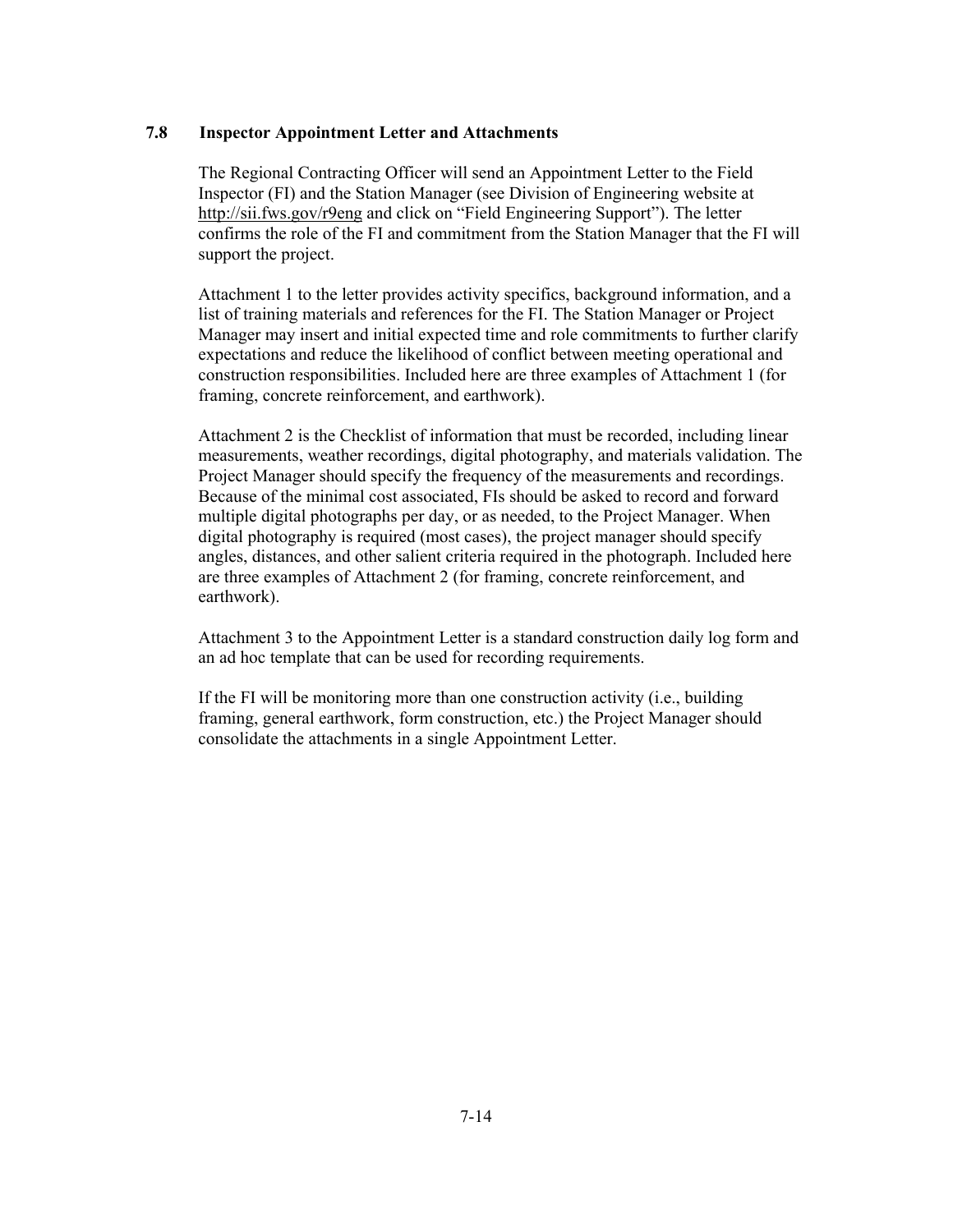### 7.8 Inspector Appointment Letter and Attachments

The Regional Contracting Officer will send an Appointment Letter to the Field Inspector (FI) and the Station Manager (see Division of Engineering website at http://sii.fws.gov/r9eng and click on "Field Engineering Support"). The letter confirms the role of the FI and commitment from the Station Manager that the FI will support the project.

Attachment 1 to the letter provides activity specifics, background information, and a list of training materials and references for the FI. The Station Manager or Project Manager may insert and initial expected time and role commitments to further clarify expectations and reduce the likelihood of conflict between meeting operational and construction responsibilities. Included here are three examples of Attachment 1 (for framing, concrete reinforcement, and earthwork).

Attachment 2 is the Checklist of information that must be recorded, including linear measurements, weather recordings, digital photography, and materials validation. The Project Manager should specify the frequency of the measurements and recordings. Because of the minimal cost associated, FIs should be asked to record and forward multiple digital photographs per day, or as needed, to the Project Manager. When digital photography is required (most cases), the project manager should specify angles, distances, and other salient criteria required in the photograph. Included here are three examples of Attachment 2 (for framing, concrete reinforcement, and earthwork).

Attachment 3 to the Appointment Letter is a standard construction daily log form and an ad hoc template that can be used for recording requirements.

If the FI will be monitoring more than one construction activity (i.e., building framing, general earthwork, form construction, etc.) the Project Manager should consolidate the attachments in a single Appointment Letter.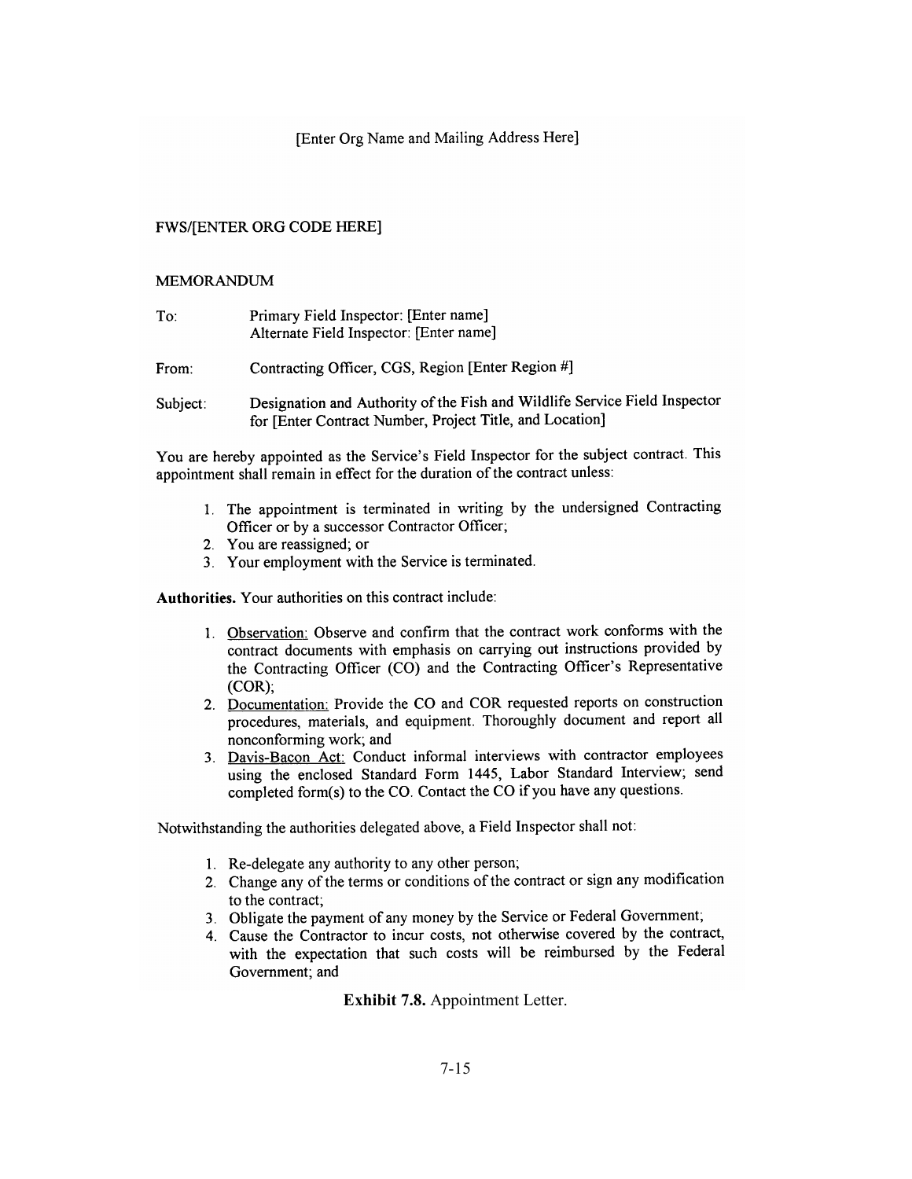[Enter Org Name and Mailing Address Here]

FWS/[ENTER ORG CODE HERE]

MEMORANDUM

To: Primary Field Inspector: [Enter name]
Alternate Field Inspector: [Enter name]

From: Contracting Officer, CGS, Region [Enter Region #]

Subject: Designation and Authority of the Fish and Wildlife Service Field Inspector for [Enter Contract Number, Project Title, and Location]

You are hereby appointed as the Service's Field Inspector for the subject contract. This appointment shall remain in effect for the duration of the contract unless:

1. The appointment is terminated in writing by the undersigned Contracting Officer or by a successor Contractor Officer;
2. You are reassigned; or
3. Your employment with the Service is terminated.

**Authorities.** Your authorities on this contract include:

1. Observation: Observe and confirm that the contract work conforms with the contract documents with emphasis on carrying out instructions provided by the Contracting Officer (CO) and the Contracting Officer's Representative (COR);
2. Documentation: Provide the CO and COR requested reports on construction procedures, materials, and equipment. Thoroughly document and report all nonconforming work; and
3. Davis-Bacon Act: Conduct informal interviews with contractor employees using the enclosed Standard Form 1445, Labor Standard Interview; send completed form(s) to the CO. Contact the CO if you have any questions.

Notwithstanding the authorities delegated above, a Field Inspector shall not:

1. Re-delegate any authority to any other person;
2. Change any of the terms or conditions of the contract or sign any modification to the contract;
3. Obligate the payment of any money by the Service or Federal Government;
4. Cause the Contractor to incur costs, not otherwise covered by the contract, with the expectation that such costs will be reimbursed by the Federal Government; and

**Exhibit 7.8.** Appointment Letter.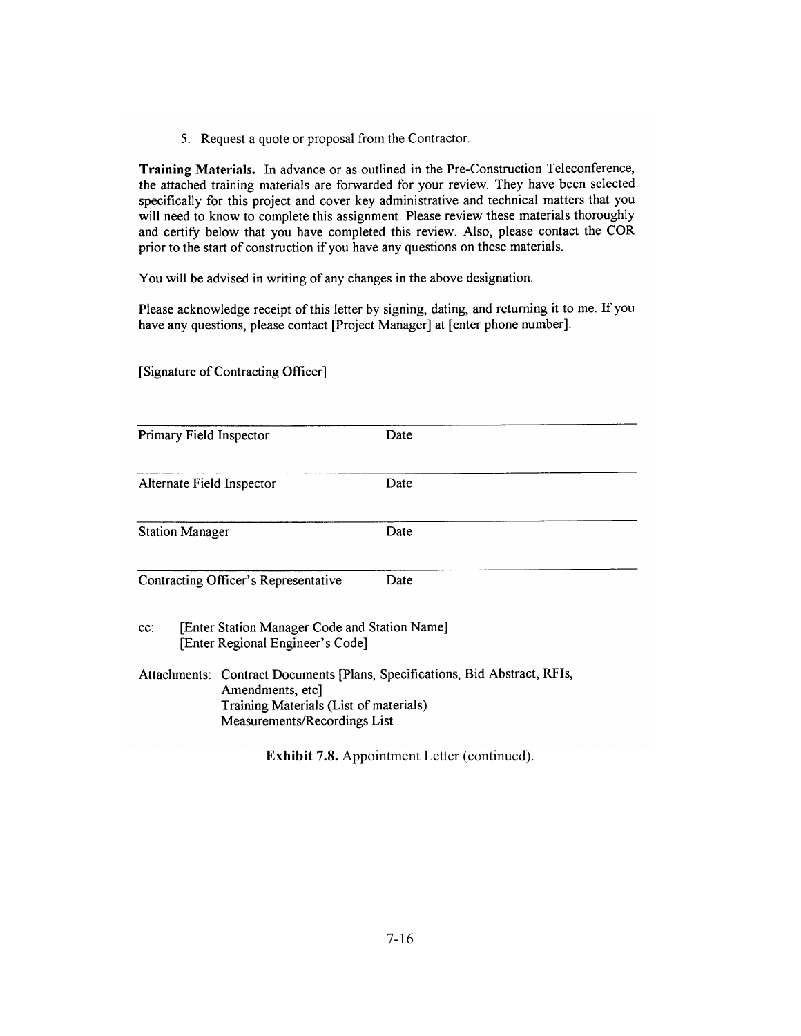5. Request a quote or proposal from the Contractor.

**Training Materials.** In advance or as outlined in the Pre-Construction Teleconference, the attached training materials are forwarded for your review. They have been selected specifically for this project and cover key administrative and technical matters that you will need to know to complete this assignment. Please review these materials thoroughly and certify below that you have completed this review. Also, please contact the COR prior to the start of construction if you have any questions on these materials.

You will be advised in writing of any changes in the above designation.

Please acknowledge receipt of this letter by signing, dating, and returning it to me. If you have any questions, please contact [Project Manager] at [enter phone number].

[Signature of Contracting Officer]

______________________________________________
Primary Field Inspector Date

______________________________________________
Alternate Field Inspector Date

______________________________________________
Station Manager Date

______________________________________________
Contracting Officer's Representative Date

cc: [Enter Station Manager Code and Station Name]
[Enter Regional Engineer's Code]

Attachments: Contract Documents [Plans, Specifications, Bid Abstract, RFIs, Amendments, etc]
Training Materials (List of materials)
Measurements/Recordings List

**Exhibit 7.8.** Appointment Letter (continued).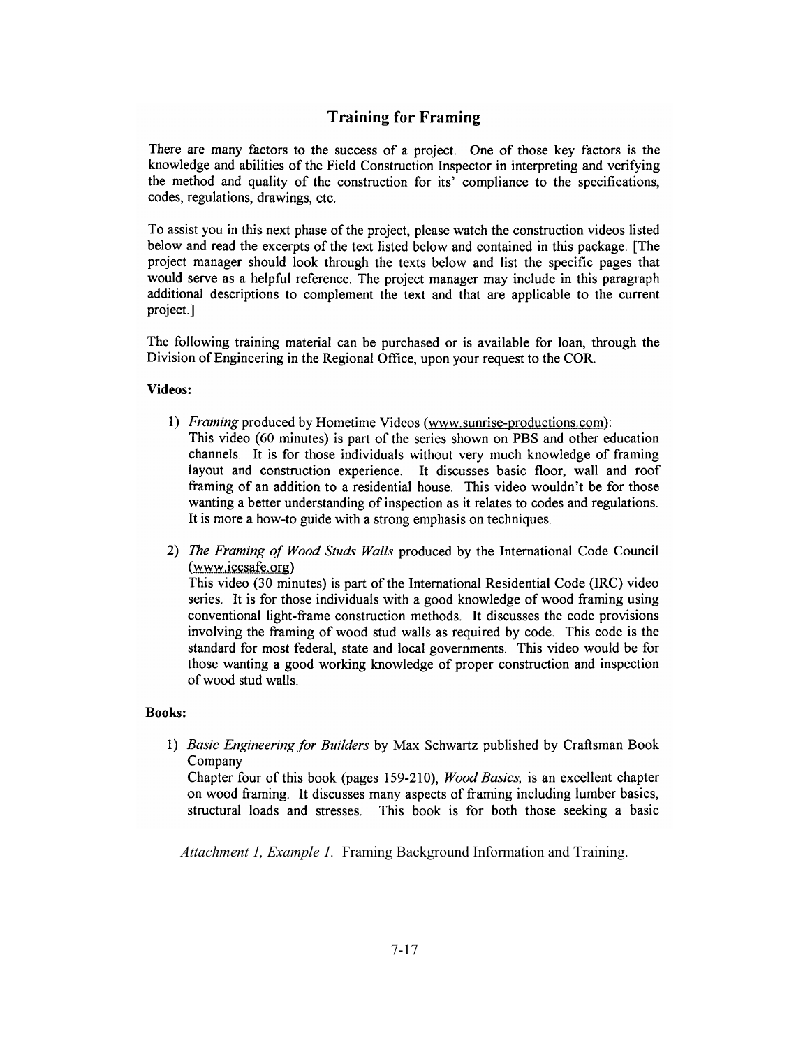## Training for Framing

There are many factors to the success of a project. One of those key factors is the knowledge and abilities of the Field Construction Inspector in interpreting and verifying the method and quality of the construction for its' compliance to the specifications, codes, regulations, drawings, etc.

To assist you in this next phase of the project, please watch the construction videos listed below and read the excerpts of the text listed below and contained in this package. [The project manager should look through the texts below and list the specific pages that would serve as a helpful reference. The project manager may include in this paragraph additional descriptions to complement the text and that are applicable to the current project.]

The following training material can be purchased or is available for loan, through the Division of Engineering in the Regional Office, upon your request to the COR.

**Videos:**

1) *Framing* produced by Hometime Videos (www.sunrise-productions.com):
   This video (60 minutes) is part of the series shown on PBS and other education channels. It is for those individuals without very much knowledge of framing layout and construction experience. It discusses basic floor, wall and roof framing of an addition to a residential house. This video wouldn't be for those wanting a better understanding of inspection as it relates to codes and regulations. It is more a how-to guide with a strong emphasis on techniques.

2) *The Framing of Wood Studs Walls* produced by the International Code Council (www.iccsafe.org)
   This video (30 minutes) is part of the International Residential Code (IRC) video series. It is for those individuals with a good knowledge of wood framing using conventional light-frame construction methods. It discusses the code provisions involving the framing of wood stud walls as required by code. This code is the standard for most federal, state and local governments. This video would be for those wanting a good working knowledge of proper construction and inspection of wood stud walls.

**Books:**

1) *Basic Engineering for Builders* by Max Schwartz published by Craftsman Book Company
   Chapter four of this book (pages 159-210), *Wood Basics,* is an excellent chapter on wood framing. It discusses many aspects of framing including lumber basics, structural loads and stresses. This book is for both those seeking a basic

*Attachment 1, Example 1.* Framing Background Information and Training.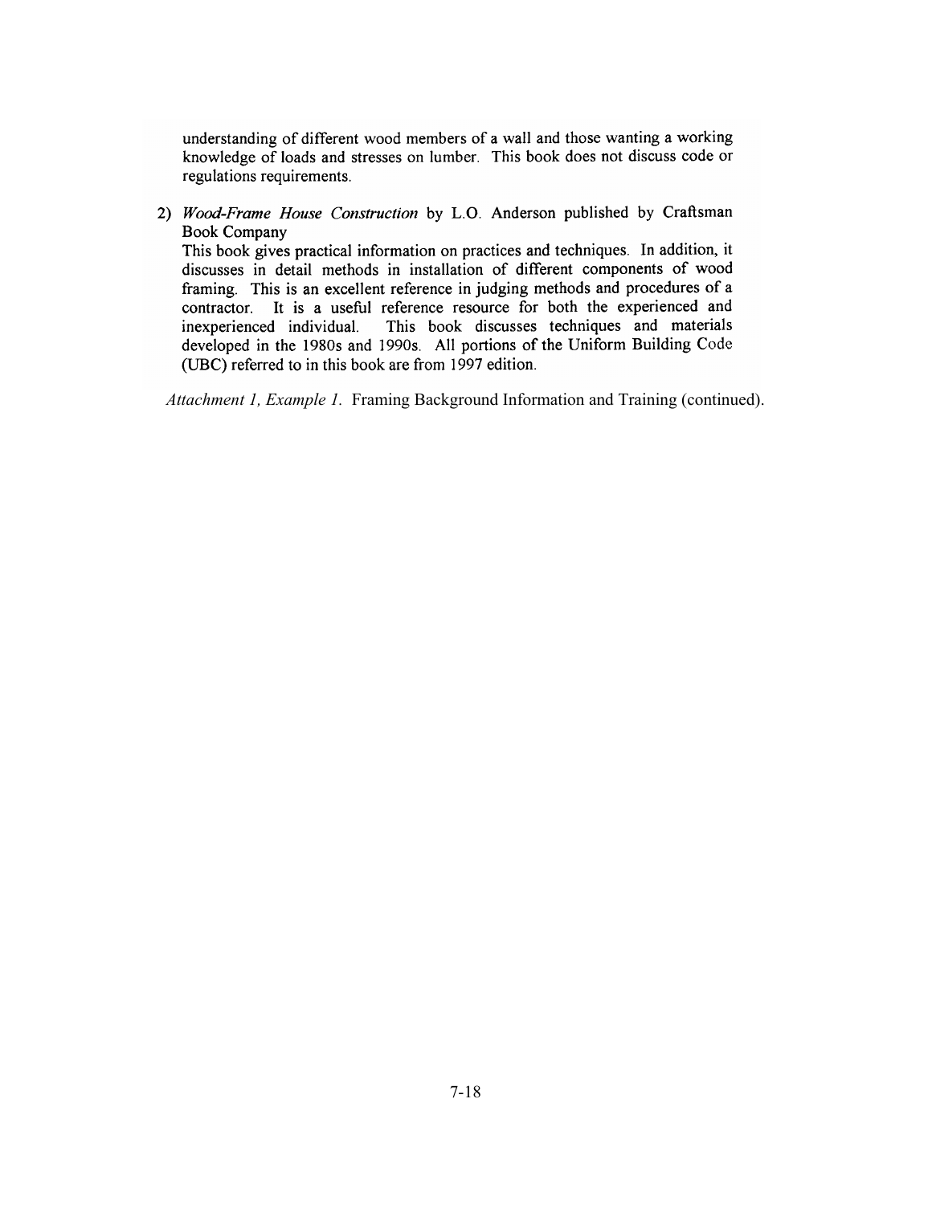understanding of different wood members of a wall and those wanting a working knowledge of loads and stresses on lumber. This book does not discuss code or regulations requirements.

2) *Wood-Frame House Construction* by L.O. Anderson published by Craftsman Book Company
   This book gives practical information on practices and techniques. In addition, it discusses in detail methods in installation of different components of wood framing. This is an excellent reference in judging methods and procedures of a contractor. It is a useful reference resource for both the experienced and inexperienced individual. This book discusses techniques and materials developed in the 1980s and 1990s. All portions of the Uniform Building Code (UBC) referred to in this book are from 1997 edition.

*Attachment 1, Example 1.* Framing Background Information and Training (continued).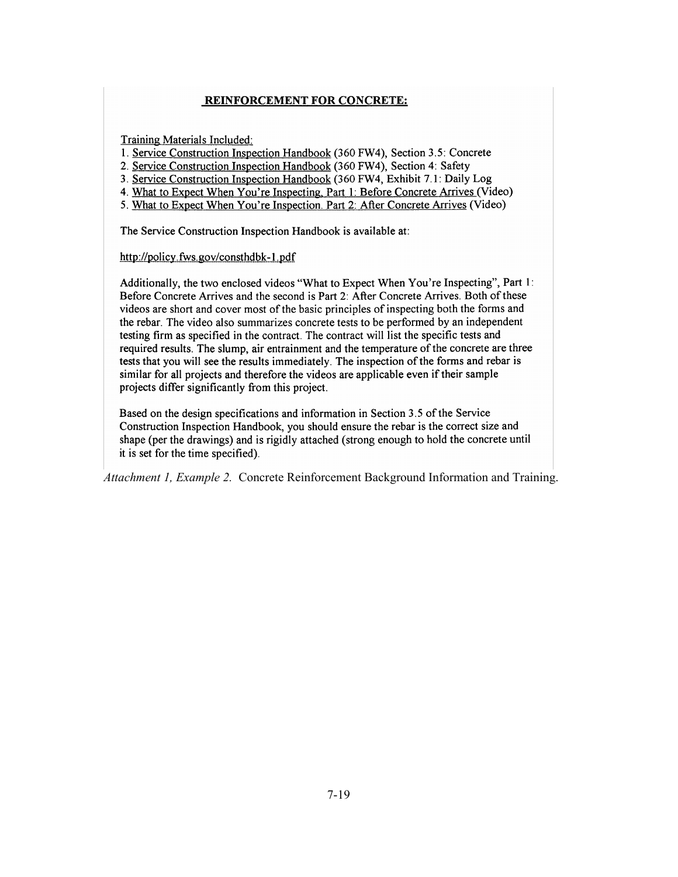## REINFORCEMENT FOR CONCRETE:

Training Materials Included:

1. Service Construction Inspection Handbook (360 FW4), Section 3.5: Concrete
2. Service Construction Inspection Handbook (360 FW4), Section 4: Safety
3. Service Construction Inspection Handbook (360 FW4, Exhibit 7.1: Daily Log
4. What to Expect When You're Inspecting, Part 1: Before Concrete Arrives (Video)
5. What to Expect When You're Inspection. Part 2: After Concrete Arrives (Video)

The Service Construction Inspection Handbook is available at:

http://policy.fws.gov/consthdbk-1.pdf

Additionally, the two enclosed videos "What to Expect When You're Inspecting", Part 1: Before Concrete Arrives and the second is Part 2: After Concrete Arrives. Both of these videos are short and cover most of the basic principles of inspecting both the forms and the rebar. The video also summarizes concrete tests to be performed by an independent testing firm as specified in the contract. The contract will list the specific tests and required results. The slump, air entrainment and the temperature of the concrete are three tests that you will see the results immediately. The inspection of the forms and rebar is similar for all projects and therefore the videos are applicable even if their sample projects differ significantly from this project.

Based on the design specifications and information in Section 3.5 of the Service Construction Inspection Handbook, you should ensure the rebar is the correct size and shape (per the drawings) and is rigidly attached (strong enough to hold the concrete until it is set for the time specified).

*Attachment 1, Example 2.* Concrete Reinforcement Background Information and Training.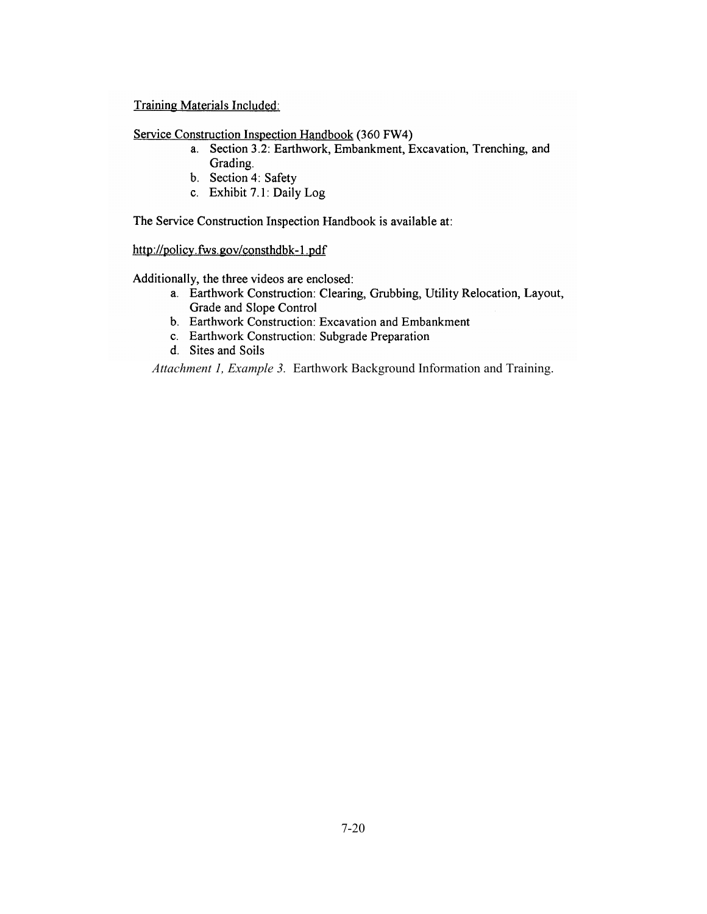Training Materials Included:

Service Construction Inspection Handbook (360 FW4)

a. Section 3.2: Earthwork, Embankment, Excavation, Trenching, and Grading.
b. Section 4: Safety
c. Exhibit 7.1: Daily Log

The Service Construction Inspection Handbook is available at:

http://policy.fws.gov/consthdbk-1.pdf

Additionally, the three videos are enclosed:

a. Earthwork Construction: Clearing, Grubbing, Utility Relocation, Layout, Grade and Slope Control
b. Earthwork Construction: Excavation and Embankment
c. Earthwork Construction: Subgrade Preparation
d. Sites and Soils

*Attachment 1, Example 3.* Earthwork Background Information and Training.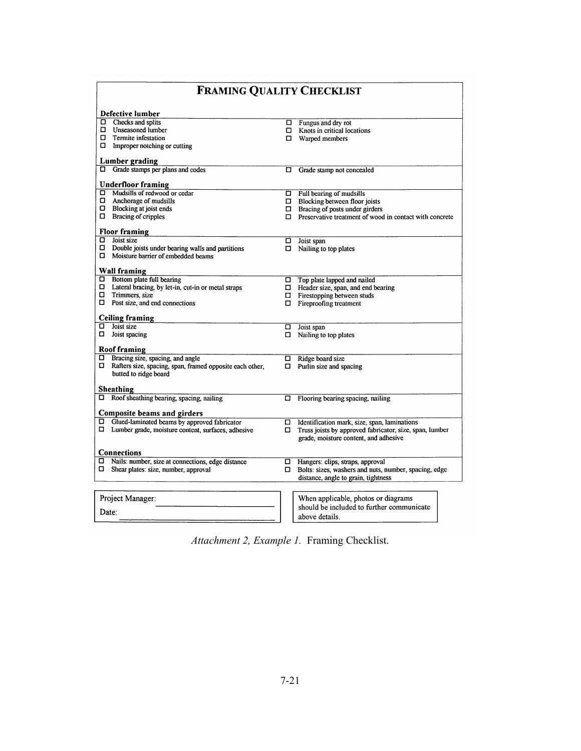# FRAMING QUALITY CHECKLIST

### Defective lumber

- ☐ Checks and splits
- ☐ Unseasoned lumber
- ☐ Termite infestation
- ☐ Improper notching or cutting
- ☐ Fungus and dry rot
- ☐ Knots in critical locations
- ☐ Warped members

### Lumber grading

- ☐ Grade stamps per plans and codes
- ☐ Grade stamp not concealed

### Underfloor framing

- ☐ Mudsills of redwood or cedar
- ☐ Anchorage of mudsills
- ☐ Blocking at joist ends
- ☐ Bracing of cripples
- ☐ Full bearing of mudsills
- ☐ Blocking between floor joists
- ☐ Bracing of posts under girders
- ☐ Preservative treatment of wood in contact with concrete

### Floor framing

- ☐ Joist size
- ☐ Double joists under bearing walls and partitions
- ☐ Moisture barrier of embedded beams
- ☐ Joist span
- ☐ Nailing to top plates

### Wall framing

- ☐ Bottom plate full bearing
- ☐ Lateral bracing, by let-in, cut-in or metal straps
- ☐ Trimmers, size
- ☐ Post size, and end connections
- ☐ Top plate lapped and nailed
- ☐ Header size, span, and end bearing
- ☐ Firestopping between studs
- ☐ Fireproofing treatment

### Ceiling framing

- ☐ Joist size
- ☐ Joist spacing
- ☐ Joist span
- ☐ Nailing to top plates

### Roof framing

- ☐ Bracing size, spacing, and angle
- ☐ Rafters size, spacing, span, framed opposite each other, butted to ridge board
- ☐ Ridge board size
- ☐ Purlin size and spacing

### Sheathing

- ☐ Roof sheathing bearing, spacing, nailing
- ☐ Flooring bearing spacing, nailing

### Composite beams and girders

- ☐ Glued-laminated beams by approved fabricator
- ☐ Lumber grade, moisture content, surfaces, adhesive
- ☐ Identification mark, size, span, laminations
- ☐ Truss joists by approved fabricator, size, span, lumber grade, moisture content, and adhesive

### Connections

- ☐ Nails: number, size at connections, edge distance
- ☐ Shear plates: size, number, approval
- ☐ Hangers: clips, straps, approval
- ☐ Bolts: sizes, washers and nuts, number, spacing, edge distance, angle to grain, tightness

Project Manager: ____________________

Date: ____________________

When applicable, photos or diagrams should be included to further communicate above details.

*Attachment 2, Example 1.* Framing Checklist.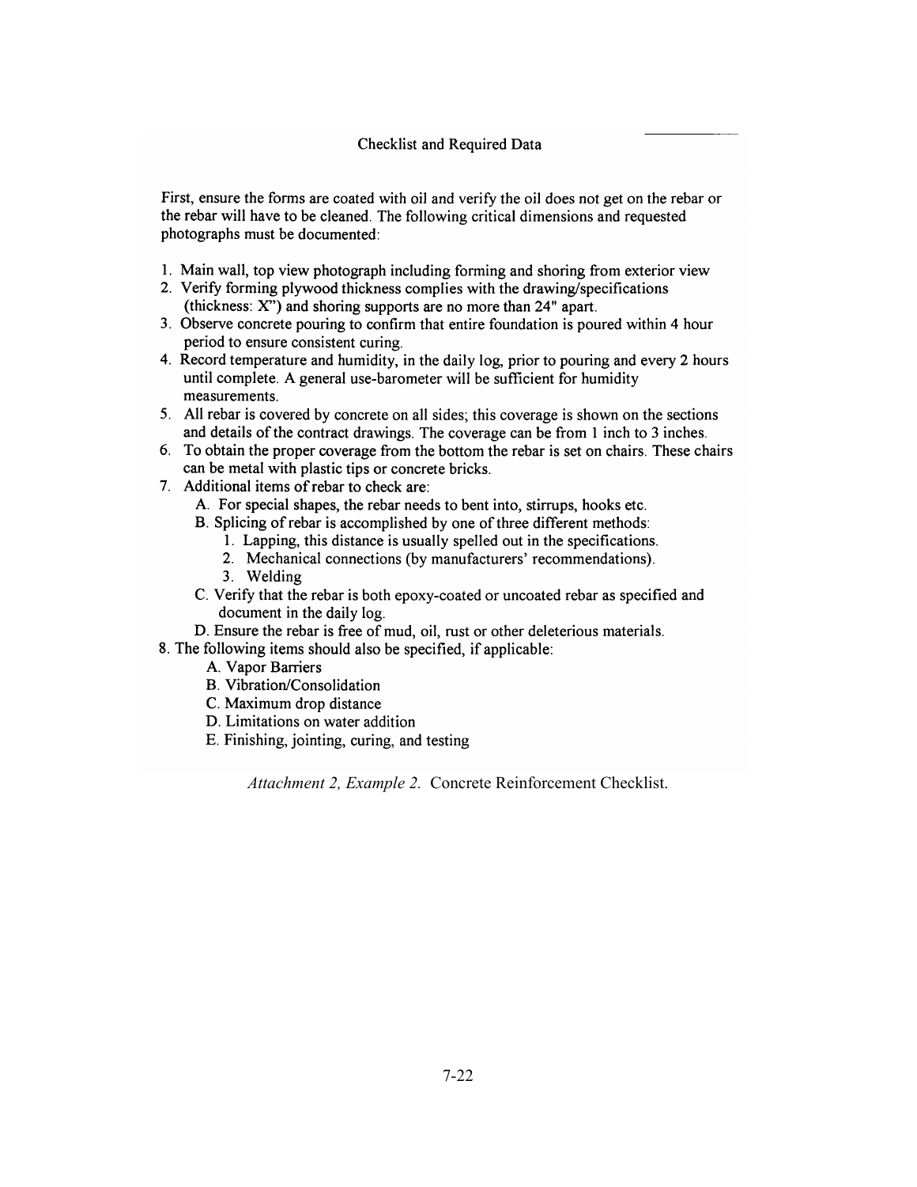## Checklist and Required Data

First, ensure the forms are coated with oil and verify the oil does not get on the rebar or the rebar will have to be cleaned. The following critical dimensions and requested photographs must be documented:

1. Main wall, top view photograph including forming and shoring from exterior view
2. Verify forming plywood thickness complies with the drawing/specifications (thickness: X") and shoring supports are no more than 24" apart.
3. Observe concrete pouring to confirm that entire foundation is poured within 4 hour period to ensure consistent curing.
4. Record temperature and humidity, in the daily log, prior to pouring and every 2 hours until complete. A general use-barometer will be sufficient for humidity measurements.
5. All rebar is covered by concrete on all sides; this coverage is shown on the sections and details of the contract drawings. The coverage can be from 1 inch to 3 inches.
6. To obtain the proper coverage from the bottom the rebar is set on chairs. These chairs can be metal with plastic tips or concrete bricks.
7. Additional items of rebar to check are:
   - A. For special shapes, the rebar needs to bent into, stirrups, hooks etc.
   - B. Splicing of rebar is accomplished by one of three different methods:
     1. Lapping, this distance is usually spelled out in the specifications.
     2. Mechanical connections (by manufacturers' recommendations).
     3. Welding
   - C. Verify that the rebar is both epoxy-coated or uncoated rebar as specified and document in the daily log.
   - D. Ensure the rebar is free of mud, oil, rust or other deleterious materials.
8. The following items should also be specified, if applicable:
   - A. Vapor Barriers
   - B. Vibration/Consolidation
   - C. Maximum drop distance
   - D. Limitations on water addition
   - E. Finishing, jointing, curing, and testing

*Attachment 2, Example 2.* Concrete Reinforcement Checklist.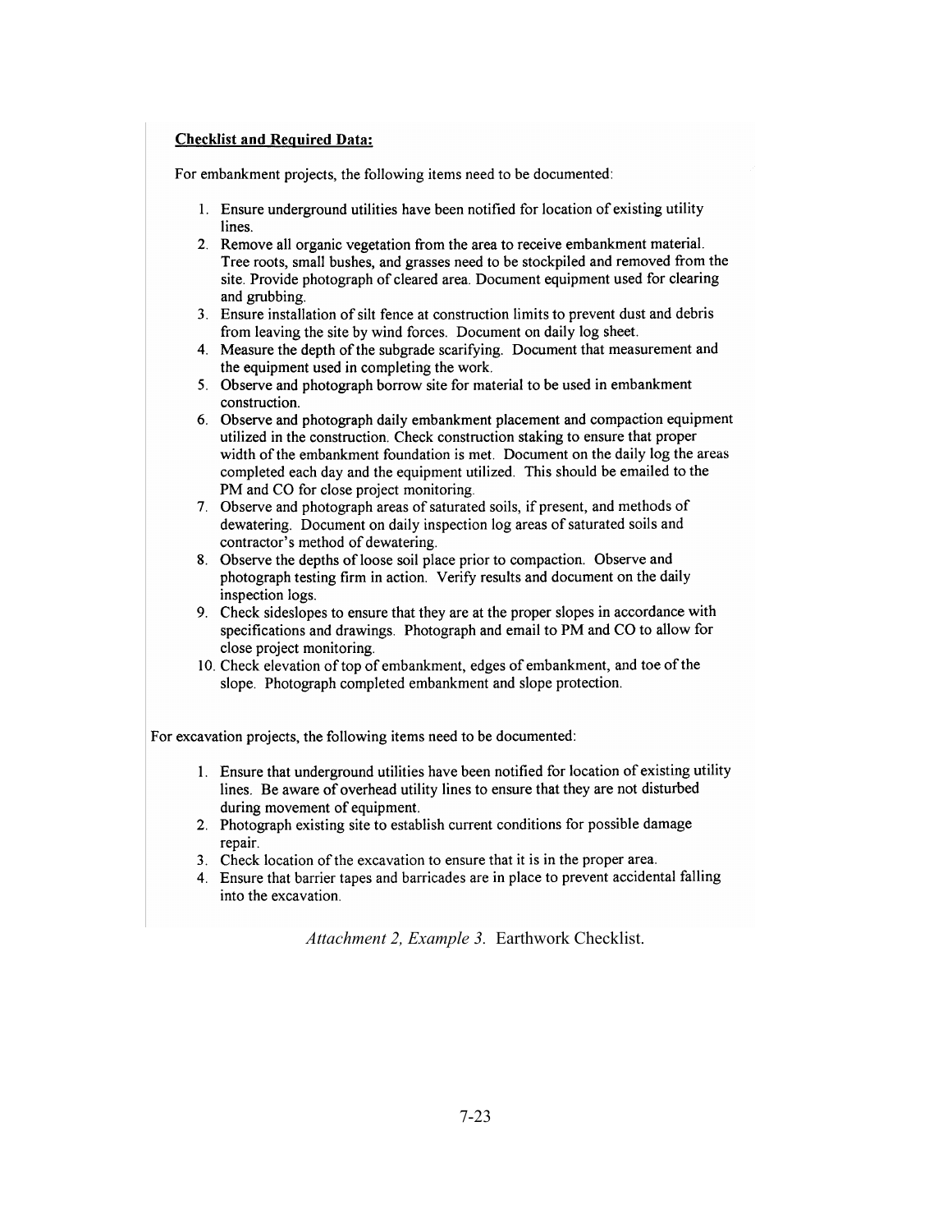**Checklist and Required Data:**

For embankment projects, the following items need to be documented:

1. Ensure underground utilities have been notified for location of existing utility lines.
2. Remove all organic vegetation from the area to receive embankment material. Tree roots, small bushes, and grasses need to be stockpiled and removed from the site. Provide photograph of cleared area. Document equipment used for clearing and grubbing.
3. Ensure installation of silt fence at construction limits to prevent dust and debris from leaving the site by wind forces. Document on daily log sheet.
4. Measure the depth of the subgrade scarifying. Document that measurement and the equipment used in completing the work.
5. Observe and photograph borrow site for material to be used in embankment construction.
6. Observe and photograph daily embankment placement and compaction equipment utilized in the construction. Check construction staking to ensure that proper width of the embankment foundation is met. Document on the daily log the areas completed each day and the equipment utilized. This should be emailed to the PM and CO for close project monitoring.
7. Observe and photograph areas of saturated soils, if present, and methods of dewatering. Document on daily inspection log areas of saturated soils and contractor's method of dewatering.
8. Observe the depths of loose soil place prior to compaction. Observe and photograph testing firm in action. Verify results and document on the daily inspection logs.
9. Check sideslopes to ensure that they are at the proper slopes in accordance with specifications and drawings. Photograph and email to PM and CO to allow for close project monitoring.
10. Check elevation of top of embankment, edges of embankment, and toe of the slope. Photograph completed embankment and slope protection.

For excavation projects, the following items need to be documented:

1. Ensure that underground utilities have been notified for location of existing utility lines. Be aware of overhead utility lines to ensure that they are not disturbed during movement of equipment.
2. Photograph existing site to establish current conditions for possible damage repair.
3. Check location of the excavation to ensure that it is in the proper area.
4. Ensure that barrier tapes and barricades are in place to prevent accidental falling into the excavation.

*Attachment 2, Example 3.* Earthwork Checklist.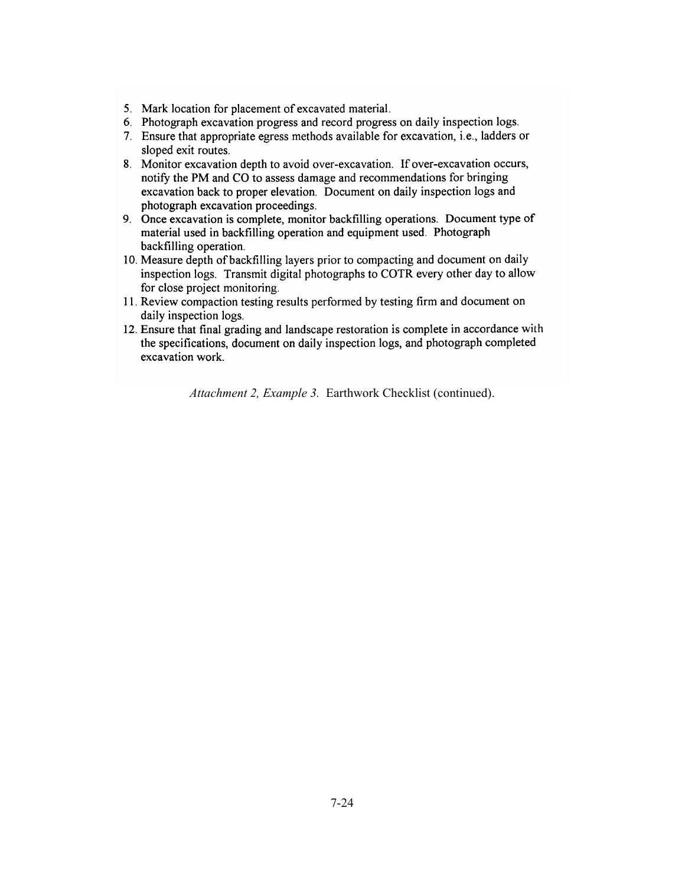5. Mark location for placement of excavated material.
6. Photograph excavation progress and record progress on daily inspection logs.
7. Ensure that appropriate egress methods available for excavation, i.e., ladders or sloped exit routes.
8. Monitor excavation depth to avoid over-excavation. If over-excavation occurs, notify the PM and CO to assess damage and recommendations for bringing excavation back to proper elevation. Document on daily inspection logs and photograph excavation proceedings.
9. Once excavation is complete, monitor backfilling operations. Document type of material used in backfilling operation and equipment used. Photograph backfilling operation.
10. Measure depth of backfilling layers prior to compacting and document on daily inspection logs. Transmit digital photographs to COTR every other day to allow for close project monitoring.
11. Review compaction testing results performed by testing firm and document on daily inspection logs.
12. Ensure that final grading and landscape restoration is complete in accordance with the specifications, document on daily inspection logs, and photograph completed excavation work.

*Attachment 2, Example 3.* Earthwork Checklist (continued).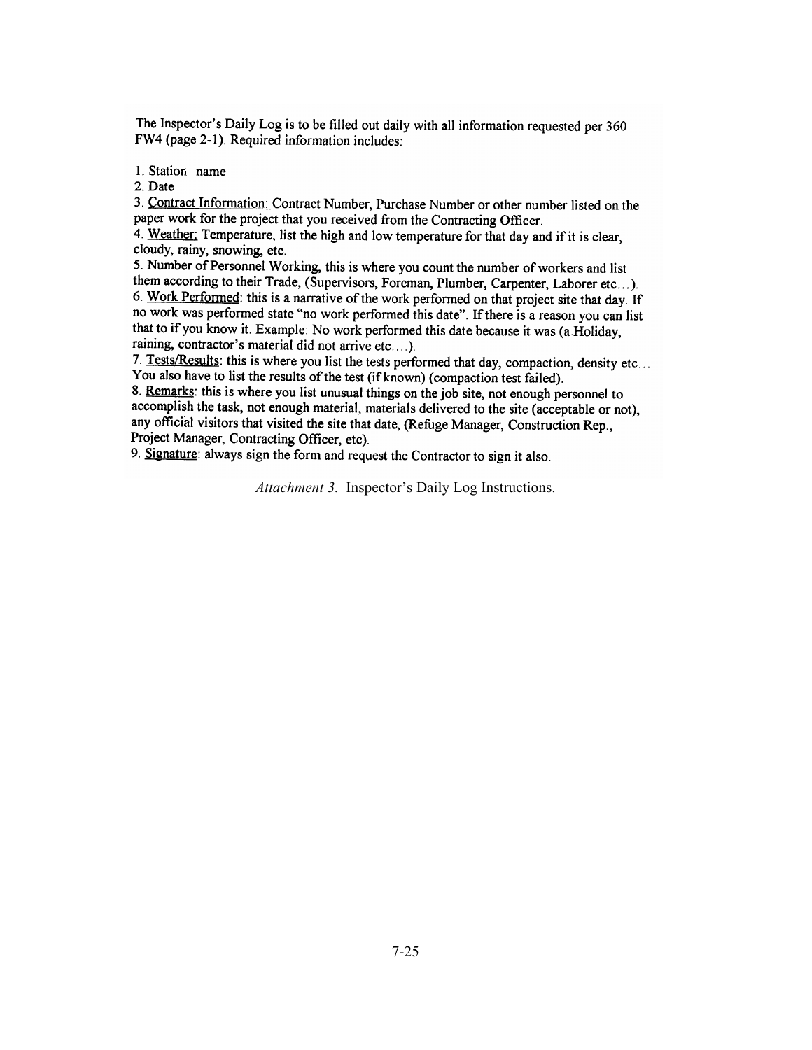The Inspector's Daily Log is to be filled out daily with all information requested per 360 FW4 (page 2-1). Required information includes:

1. Station name
2. Date
3. Contract Information: Contract Number, Purchase Number or other number listed on the paper work for the project that you received from the Contracting Officer.
4. Weather: Temperature, list the high and low temperature for that day and if it is clear, cloudy, rainy, snowing, etc.
5. Number of Personnel Working, this is where you count the number of workers and list them according to their Trade, (Supervisors, Foreman, Plumber, Carpenter, Laborer etc…).
6. Work Performed: this is a narrative of the work performed on that project site that day. If no work was performed state "no work performed this date". If there is a reason you can list that to if you know it. Example: No work performed this date because it was (a Holiday, raining, contractor's material did not arrive etc….).
7. Tests/Results: this is where you list the tests performed that day, compaction, density etc… You also have to list the results of the test (if known) (compaction test failed).
8. Remarks: this is where you list unusual things on the job site, not enough personnel to accomplish the task, not enough material, materials delivered to the site (acceptable or not), any official visitors that visited the site that date, (Refuge Manager, Construction Rep., Project Manager, Contracting Officer, etc).
9. Signature: always sign the form and request the Contractor to sign it also.

*Attachment 3.* Inspector's Daily Log Instructions.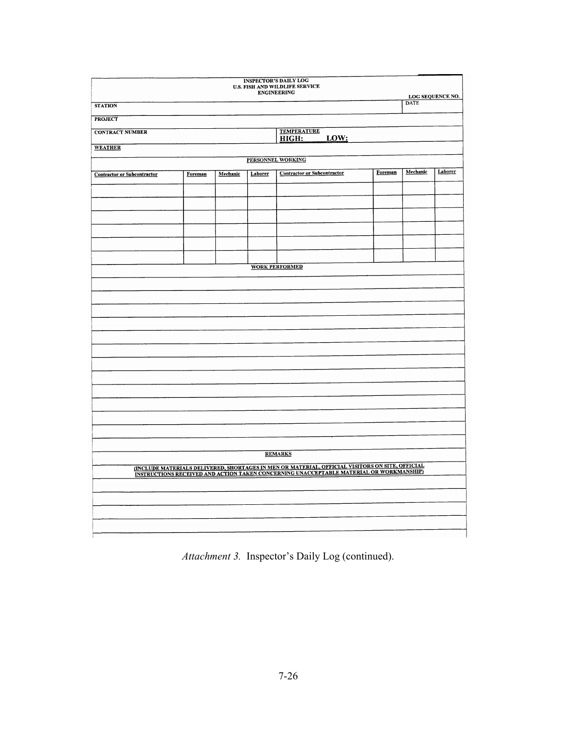**INSPECTOR'S DAILY LOG**
**U.S. FISH AND WILDLIFE SERVICE**
**ENGINEERING**

**LOG SEQUENCE NO.**

| | |
|---|---|
| **STATION** | DATE |
| **PROJECT** | |
| **CONTRACT NUMBER** | **TEMPERATURE** **HIGH: LOW:** |
| **WEATHER** | |

**PERSONNEL WORKING**

| Contractor or Subcontractor | Foreman | Mechanic | Laborer | Contractor or Subcontractor | Foreman | Mechanic | Laborer |
|---|---|---|---|---|---|---|---|
| | | | | | | | |
| | | | | | | | |
| | | | | | | | |
| | | | | | | | |
| | | | | | | | |
| | | | | | | | |

**WORK PERFORMED**

**REMARKS**

**(INCLUDE MATERIALS DELIVERED, SHORTAGES IN MEN OR MATERIAL, OFFICIAL VISITORS ON SITE, OFFICIAL INSTRUCTIONS RECEIVED AND ACTION TAKEN CONCERNING UNACCEPTABLE MATERIAL OR WORKMANSHIP)**

*Attachment 3.* Inspector's Daily Log (continued).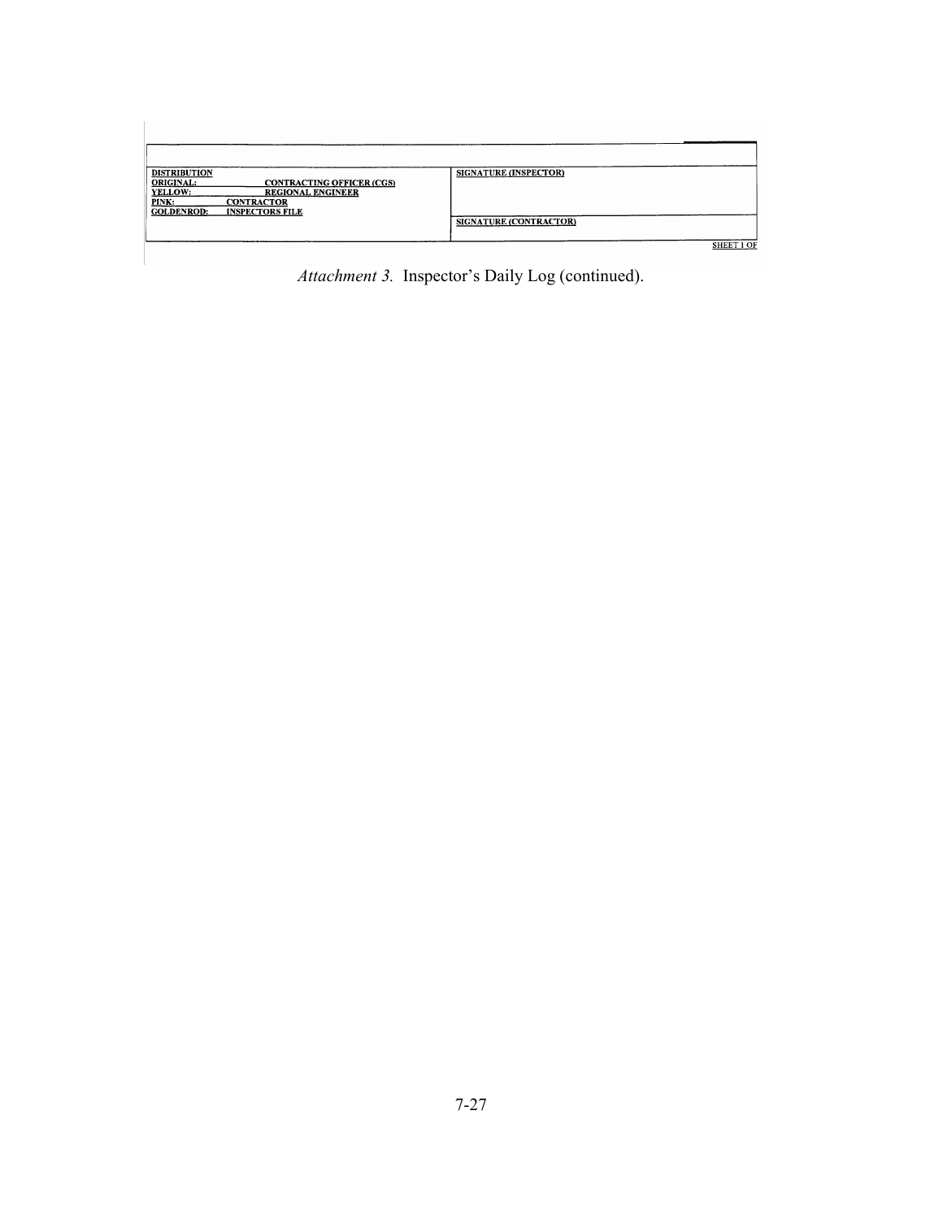| | |
|---|---|
| **DISTRIBUTION**<br>**ORIGINAL:** **CONTRACTING OFFICER (CGS)**<br>**YELLOW:** **REGIONAL ENGINEER**<br>**PINK:** **CONTRACTOR**<br>**GOLDENROD:** **INSPECTORS FILE** | **SIGNATURE (INSPECTOR)**<br><br>**SIGNATURE (CONTRACTOR)** |

SHEET 1 OF

*Attachment 3.* Inspector's Daily Log (continued).